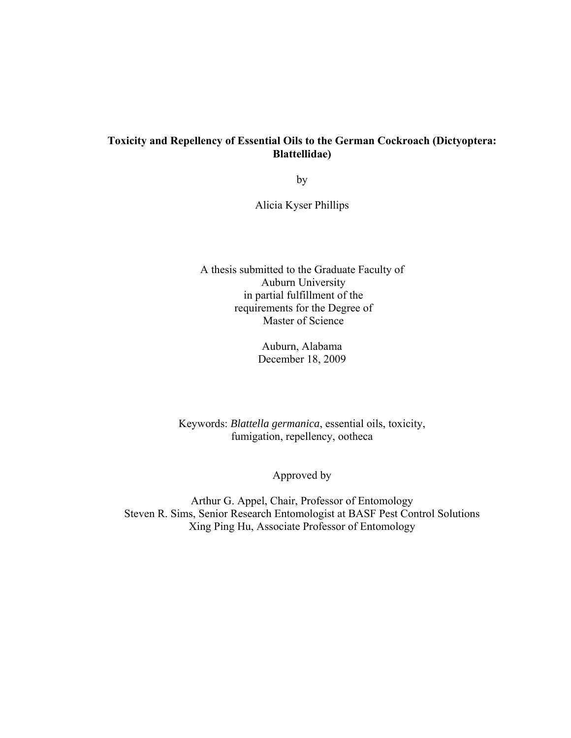**Toxicity and Repellency of Essential Oils to the German Cockroach (Dictyoptera: Blattellidae)**

by

Alicia Kyser Phillips

A thesis submitted to the Graduate Faculty of
Auburn University
in partial fulfillment of the
requirements for the Degree of
Master of Science

Auburn, Alabama
December 18, 2009

Keywords: *Blattella germanica*, essential oils, toxicity,
fumigation, repellency, ootheca

Approved by

Arthur G. Appel, Chair, Professor of Entomology
Steven R. Sims, Senior Research Entomologist at BASF Pest Control Solutions
Xing Ping Hu, Associate Professor of Entomology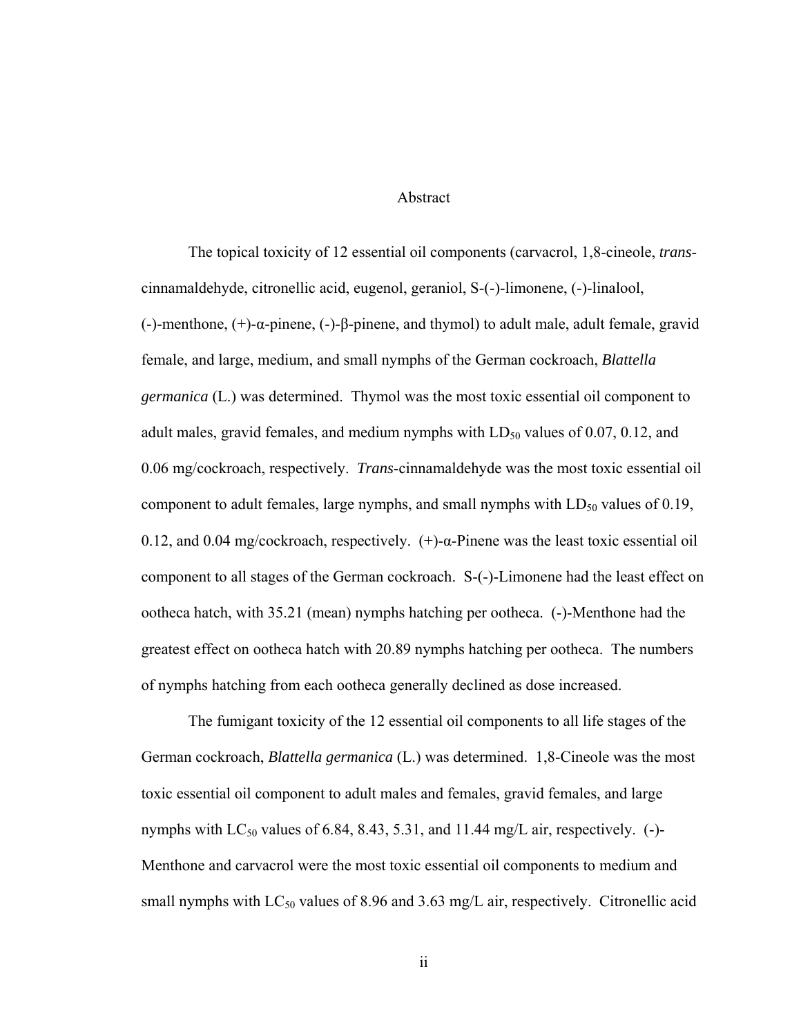# Abstract

The topical toxicity of 12 essential oil components (carvacrol, 1,8-cineole, *trans*-cinnamaldehyde, citronellic acid, eugenol, geraniol, S-(-)-limonene, (-)-linalool, (-)-menthone, (+)-α-pinene, (-)-β-pinene, and thymol) to adult male, adult female, gravid female, and large, medium, and small nymphs of the German cockroach, *Blattella germanica* (L.) was determined. Thymol was the most toxic essential oil component to adult males, gravid females, and medium nymphs with $LD_{50}$ values of 0.07, 0.12, and 0.06 mg/cockroach, respectively. *Trans*-cinnamaldehyde was the most toxic essential oil component to adult females, large nymphs, and small nymphs with $LD_{50}$ values of 0.19, 0.12, and 0.04 mg/cockroach, respectively. (+)-α-Pinene was the least toxic essential oil component to all stages of the German cockroach. S-(-)-Limonene had the least effect on ootheca hatch, with 35.21 (mean) nymphs hatching per ootheca. (-)-Menthone had the greatest effect on ootheca hatch with 20.89 nymphs hatching per ootheca. The numbers of nymphs hatching from each ootheca generally declined as dose increased.

The fumigant toxicity of the 12 essential oil components to all life stages of the German cockroach, *Blattella germanica* (L.) was determined. 1,8-Cineole was the most toxic essential oil component to adult males and females, gravid females, and large nymphs with $LC_{50}$ values of 6.84, 8.43, 5.31, and 11.44 mg/L air, respectively. (-)-Menthone and carvacrol were the most toxic essential oil components to medium and small nymphs with $LC_{50}$ values of 8.96 and 3.63 mg/L air, respectively. Citronellic acid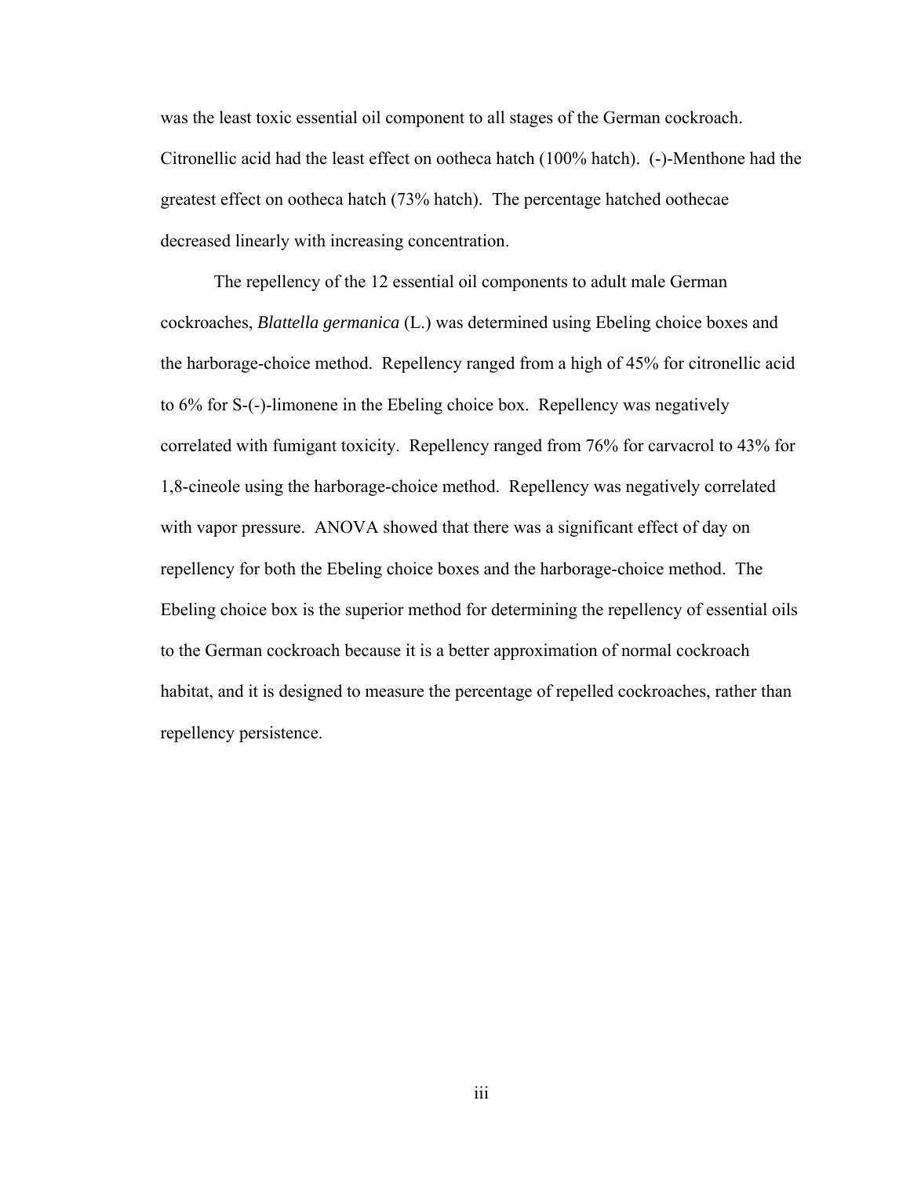was the least toxic essential oil component to all stages of the German cockroach. Citronellic acid had the least effect on ootheca hatch (100% hatch). (-)-Menthone had the greatest effect on ootheca hatch (73% hatch). The percentage hatched oothecae decreased linearly with increasing concentration.

The repellency of the 12 essential oil components to adult male German cockroaches, *Blattella germanica* (L.) was determined using Ebeling choice boxes and the harborage-choice method. Repellency ranged from a high of 45% for citronellic acid to 6% for S-(-)-limonene in the Ebeling choice box. Repellency was negatively correlated with fumigant toxicity. Repellency ranged from 76% for carvacrol to 43% for 1,8-cineole using the harborage-choice method. Repellency was negatively correlated with vapor pressure. ANOVA showed that there was a significant effect of day on repellency for both the Ebeling choice boxes and the harborage-choice method. The Ebeling choice box is the superior method for determining the repellency of essential oils to the German cockroach because it is a better approximation of normal cockroach habitat, and it is designed to measure the percentage of repelled cockroaches, rather than repellency persistence.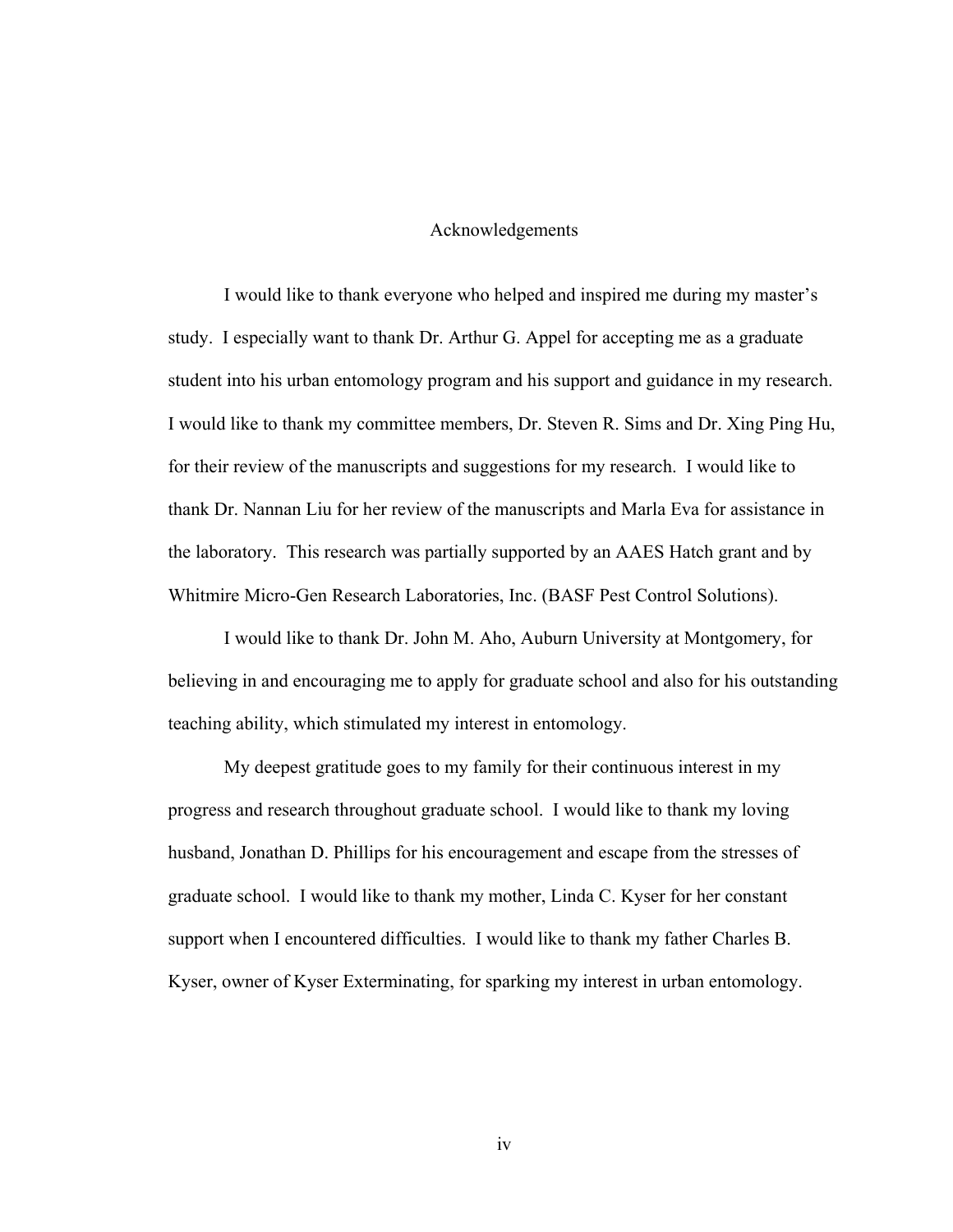# Acknowledgements

I would like to thank everyone who helped and inspired me during my master's study. I especially want to thank Dr. Arthur G. Appel for accepting me as a graduate student into his urban entomology program and his support and guidance in my research. I would like to thank my committee members, Dr. Steven R. Sims and Dr. Xing Ping Hu, for their review of the manuscripts and suggestions for my research. I would like to thank Dr. Nannan Liu for her review of the manuscripts and Marla Eva for assistance in the laboratory. This research was partially supported by an AAES Hatch grant and by Whitmire Micro-Gen Research Laboratories, Inc. (BASF Pest Control Solutions).

I would like to thank Dr. John M. Aho, Auburn University at Montgomery, for believing in and encouraging me to apply for graduate school and also for his outstanding teaching ability, which stimulated my interest in entomology.

My deepest gratitude goes to my family for their continuous interest in my progress and research throughout graduate school. I would like to thank my loving husband, Jonathan D. Phillips for his encouragement and escape from the stresses of graduate school. I would like to thank my mother, Linda C. Kyser for her constant support when I encountered difficulties. I would like to thank my father Charles B. Kyser, owner of Kyser Exterminating, for sparking my interest in urban entomology.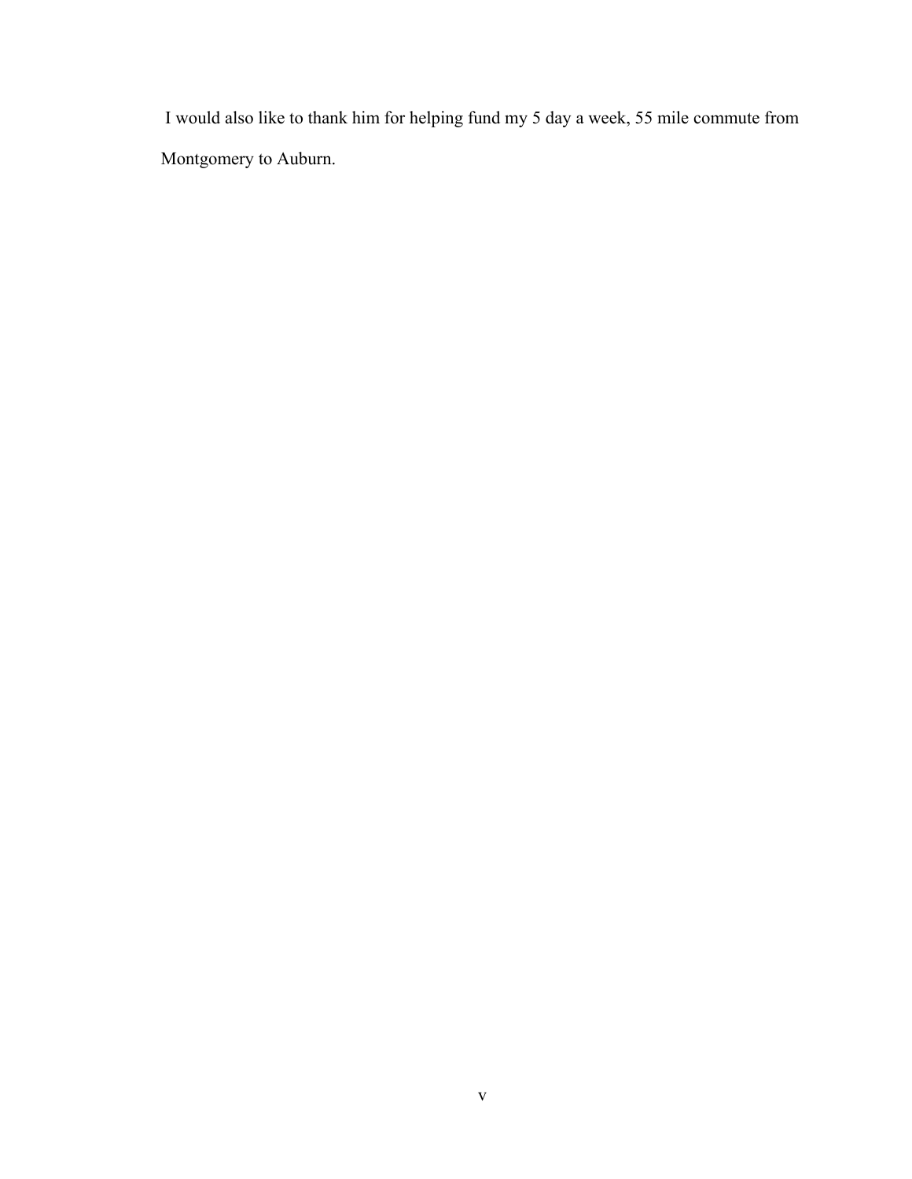I would also like to thank him for helping fund my 5 day a week, 55 mile commute from Montgomery to Auburn.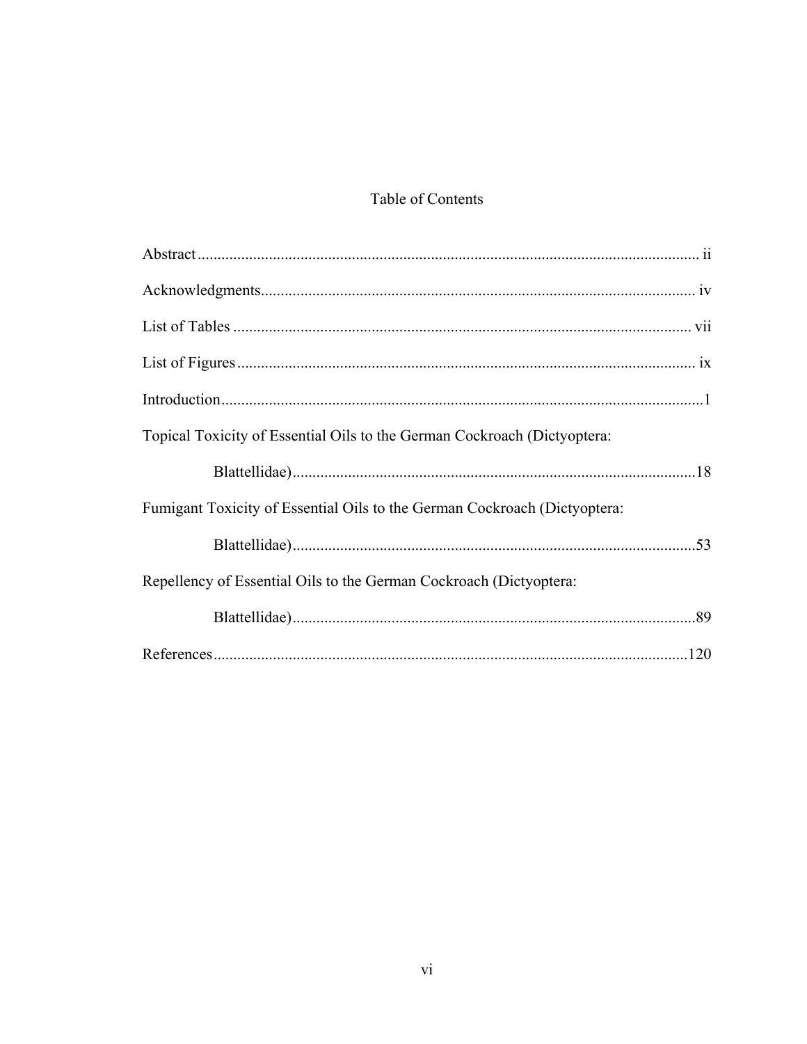# Table of Contents

Abstract ............................................................................................................................. ii

Acknowledgments............................................................................................................ iv

List of Tables .................................................................................................................. vii

List of Figures .................................................................................................................. ix

Introduction........................................................................................................................1

Topical Toxicity of Essential Oils to the German Cockroach (Dictyoptera: Blattellidae).....................................................................................................18

Fumigant Toxicity of Essential Oils to the German Cockroach (Dictyoptera: Blattellidae).....................................................................................................53

Repellency of Essential Oils to the German Cockroach (Dictyoptera: Blattellidae).....................................................................................................89

References......................................................................................................................120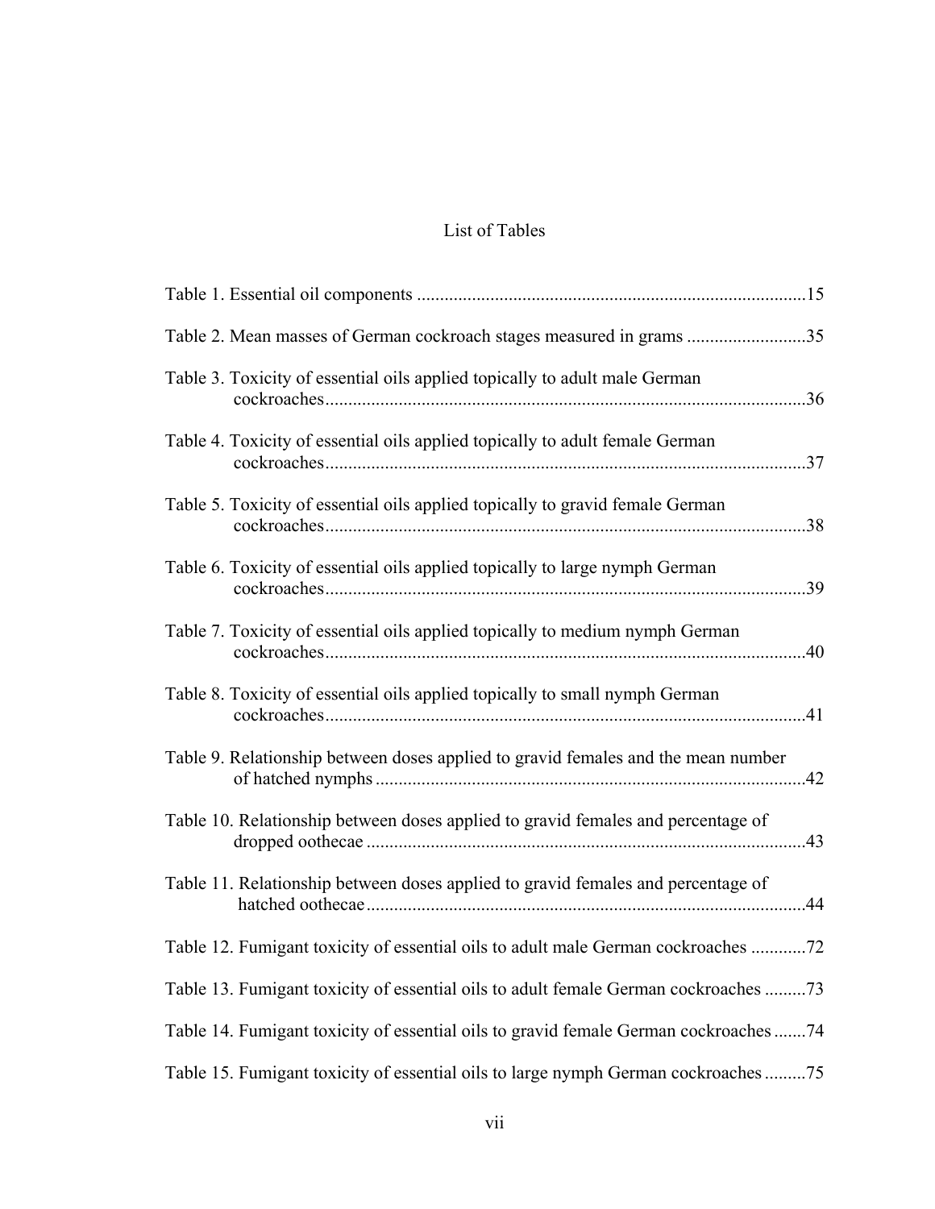# List of Tables

Table 1. Essential oil components ....................................................................................15

Table 2. Mean masses of German cockroach stages measured in grams ..........................35

Table 3. Toxicity of essential oils applied topically to adult male German cockroaches.........................................................................................................36

Table 4. Toxicity of essential oils applied topically to adult female German cockroaches.........................................................................................................37

Table 5. Toxicity of essential oils applied topically to gravid female German cockroaches.........................................................................................................38

Table 6. Toxicity of essential oils applied topically to large nymph German cockroaches.........................................................................................................39

Table 7. Toxicity of essential oils applied topically to medium nymph German cockroaches.........................................................................................................40

Table 8. Toxicity of essential oils applied topically to small nymph German cockroaches.........................................................................................................41

Table 9. Relationship between doses applied to gravid females and the mean number of hatched nymphs.............................................................................................42

Table 10. Relationship between doses applied to gravid females and percentage of dropped oothecae ...............................................................................................43

Table 11. Relationship between doses applied to gravid females and percentage of hatched oothecae...............................................................................................44

Table 12. Fumigant toxicity of essential oils to adult male German cockroaches ............72

Table 13. Fumigant toxicity of essential oils to adult female German cockroaches .........73

Table 14. Fumigant toxicity of essential oils to gravid female German cockroaches .......74

Table 15. Fumigant toxicity of essential oils to large nymph German cockroaches .........75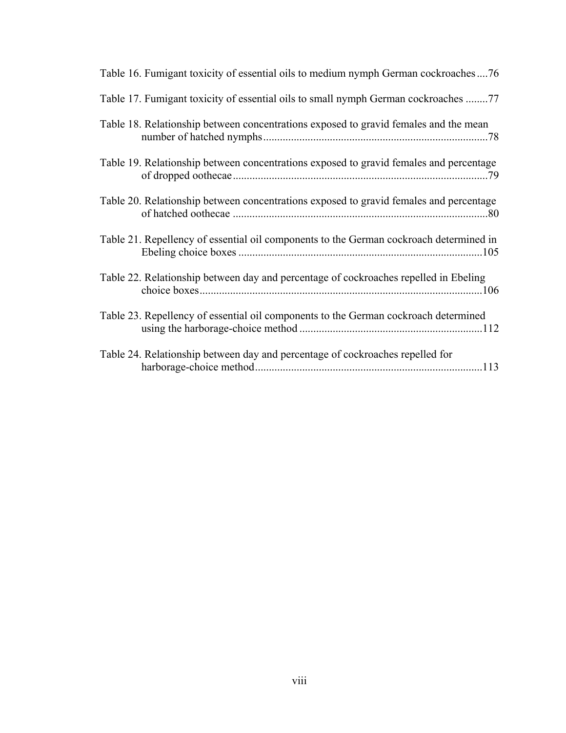Table 16. Fumigant toxicity of essential oils to medium nymph German cockroaches ....76

Table 17. Fumigant toxicity of essential oils to small nymph German cockroaches ........77

Table 18. Relationship between concentrations exposed to gravid females and the mean number of hatched nymphs ................................................................................78

Table 19. Relationship between concentrations exposed to gravid females and percentage of dropped oothecae ...........................................................................................79

Table 20. Relationship between concentrations exposed to gravid females and percentage of hatched oothecae ...........................................................................................80

Table 21. Repellency of essential oil components to the German cockroach determined in Ebeling choice boxes .......................................................................................105

Table 22. Relationship between day and percentage of cockroaches repelled in Ebeling choice boxes.....................................................................................................106

Table 23. Repellency of essential oil components to the German cockroach determined using the harborage-choice method .................................................................112

Table 24. Relationship between day and percentage of cockroaches repelled for harborage-choice method.................................................................................113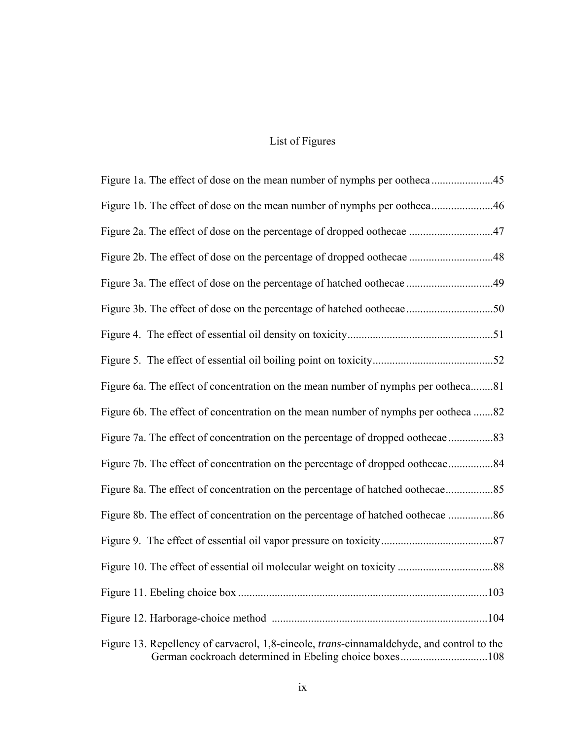# List of Figures

Figure 1a. The effect of dose on the mean number of nymphs per ootheca......................45

Figure 1b. The effect of dose on the mean number of nymphs per ootheca......................46

Figure 2a. The effect of dose on the percentage of dropped oothecae ..............................47

Figure 2b. The effect of dose on the percentage of dropped oothecae ..............................48

Figure 3a. The effect of dose on the percentage of hatched oothecae ...............................49

Figure 3b. The effect of dose on the percentage of hatched oothecae...............................50

Figure 4. The effect of essential oil density on toxicity....................................................51

Figure 5. The effect of essential oil boiling point on toxicity...........................................52

Figure 6a. The effect of concentration on the mean number of nymphs per ootheca........81

Figure 6b. The effect of concentration on the mean number of nymphs per ootheca .......82

Figure 7a. The effect of concentration on the percentage of dropped oothecae ................83

Figure 7b. The effect of concentration on the percentage of dropped oothecae................84

Figure 8a. The effect of concentration on the percentage of hatched oothecae.................85

Figure 8b. The effect of concentration on the percentage of hatched oothecae ................86

Figure 9. The effect of essential oil vapor pressure on toxicity........................................87

Figure 10. The effect of essential oil molecular weight on toxicity ..................................88

Figure 11. Ebeling choice box ........................................................................................103

Figure 12. Harborage-choice method ............................................................................104

Figure 13. Repellency of carvacrol, 1,8-cineole, *trans*-cinnamaldehyde, and control to the German cockroach determined in Ebeling choice boxes...............................108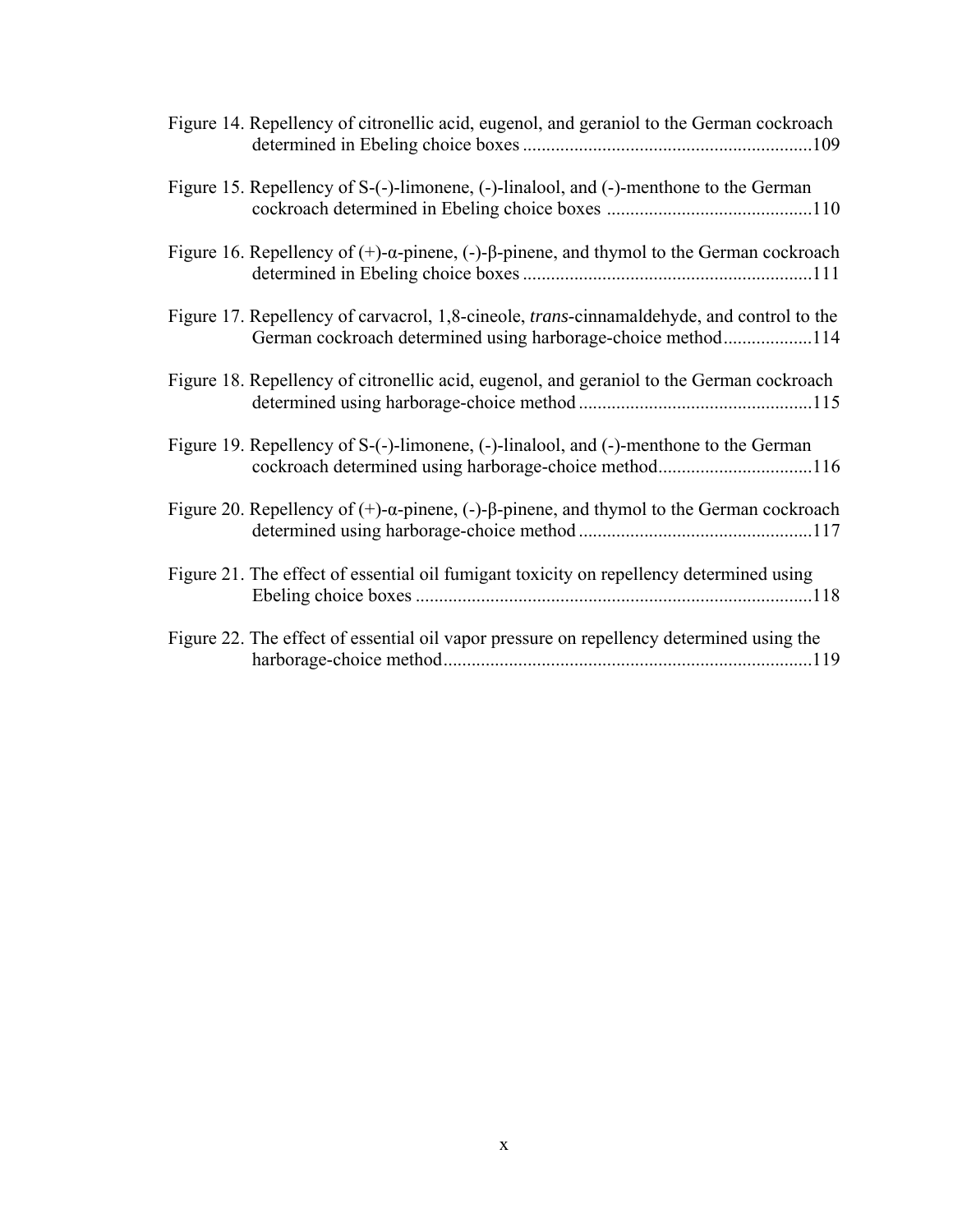Figure 14. Repellency of citronellic acid, eugenol, and geraniol to the German cockroach determined in Ebeling choice boxes ............................................................109

Figure 15. Repellency of S-(-)-limonene, (-)-linalool, and (-)-menthone to the German cockroach determined in Ebeling choice boxes ............................................110

Figure 16. Repellency of (+)-α-pinene, (-)-β-pinene, and thymol to the German cockroach determined in Ebeling choice boxes ............................................................111

Figure 17. Repellency of carvacrol, 1,8-cineole, *trans*-cinnamaldehyde, and control to the German cockroach determined using harborage-choice method...................114

Figure 18. Repellency of citronellic acid, eugenol, and geraniol to the German cockroach determined using harborage-choice method .................................................115

Figure 19. Repellency of S-(-)-limonene, (-)-linalool, and (-)-menthone to the German cockroach determined using harborage-choice method.................................116

Figure 20. Repellency of (+)-α-pinene, (-)-β-pinene, and thymol to the German cockroach determined using harborage-choice method .................................................117

Figure 21. The effect of essential oil fumigant toxicity on repellency determined using Ebeling choice boxes ....................................................................................118

Figure 22. The effect of essential oil vapor pressure on repellency determined using the harborage-choice method..............................................................................119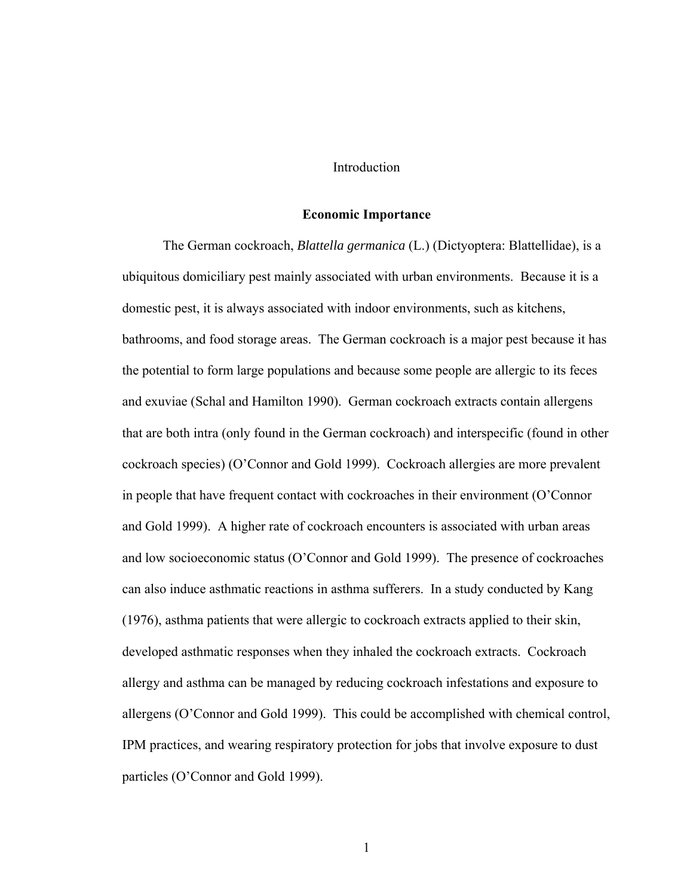# Introduction

## Economic Importance

The German cockroach, *Blattella germanica* (L.) (Dictyoptera: Blattellidae), is a ubiquitous domiciliary pest mainly associated with urban environments. Because it is a domestic pest, it is always associated with indoor environments, such as kitchens, bathrooms, and food storage areas. The German cockroach is a major pest because it has the potential to form large populations and because some people are allergic to its feces and exuviae (Schal and Hamilton 1990). German cockroach extracts contain allergens that are both intra (only found in the German cockroach) and interspecific (found in other cockroach species) (O'Connor and Gold 1999). Cockroach allergies are more prevalent in people that have frequent contact with cockroaches in their environment (O'Connor and Gold 1999). A higher rate of cockroach encounters is associated with urban areas and low socioeconomic status (O'Connor and Gold 1999). The presence of cockroaches can also induce asthmatic reactions in asthma sufferers. In a study conducted by Kang (1976), asthma patients that were allergic to cockroach extracts applied to their skin, developed asthmatic responses when they inhaled the cockroach extracts. Cockroach allergy and asthma can be managed by reducing cockroach infestations and exposure to allergens (O'Connor and Gold 1999). This could be accomplished with chemical control, IPM practices, and wearing respiratory protection for jobs that involve exposure to dust particles (O'Connor and Gold 1999).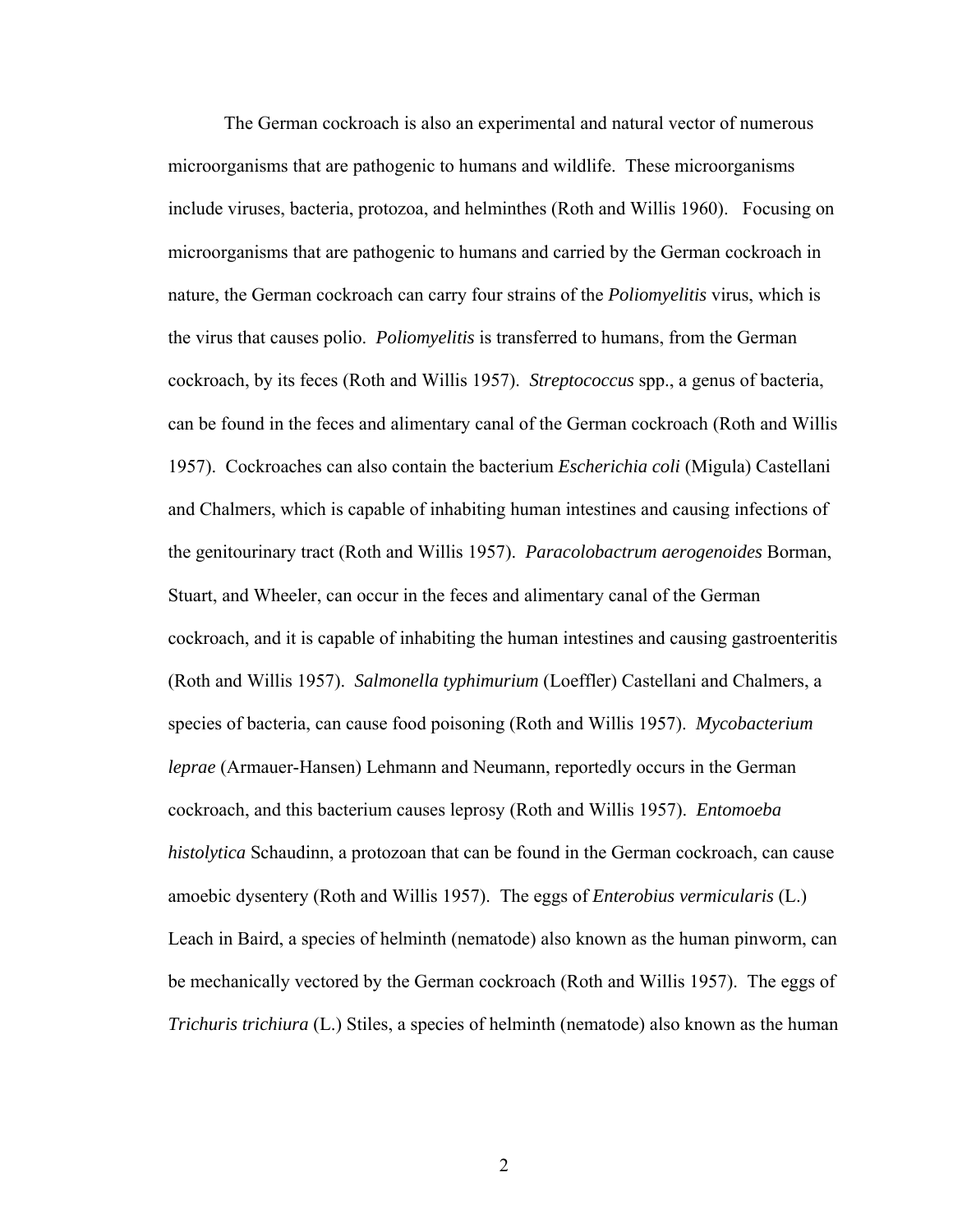The German cockroach is also an experimental and natural vector of numerous microorganisms that are pathogenic to humans and wildlife. These microorganisms include viruses, bacteria, protozoa, and helminthes (Roth and Willis 1960). Focusing on microorganisms that are pathogenic to humans and carried by the German cockroach in nature, the German cockroach can carry four strains of the *Poliomyelitis* virus, which is the virus that causes polio. *Poliomyelitis* is transferred to humans, from the German cockroach, by its feces (Roth and Willis 1957). *Streptococcus* spp., a genus of bacteria, can be found in the feces and alimentary canal of the German cockroach (Roth and Willis 1957). Cockroaches can also contain the bacterium *Escherichia coli* (Migula) Castellani and Chalmers, which is capable of inhabiting human intestines and causing infections of the genitourinary tract (Roth and Willis 1957). *Paracolobactrum aerogenoides* Borman, Stuart, and Wheeler, can occur in the feces and alimentary canal of the German cockroach, and it is capable of inhabiting the human intestines and causing gastroenteritis (Roth and Willis 1957). *Salmonella typhimurium* (Loeffler) Castellani and Chalmers, a species of bacteria, can cause food poisoning (Roth and Willis 1957). *Mycobacterium leprae* (Armauer-Hansen) Lehmann and Neumann, reportedly occurs in the German cockroach, and this bacterium causes leprosy (Roth and Willis 1957). *Entomoeba histolytica* Schaudinn, a protozoan that can be found in the German cockroach, can cause amoebic dysentery (Roth and Willis 1957). The eggs of *Enterobius vermicularis* (L.) Leach in Baird, a species of helminth (nematode) also known as the human pinworm, can be mechanically vectored by the German cockroach (Roth and Willis 1957). The eggs of *Trichuris trichiura* (L.) Stiles, a species of helminth (nematode) also known as the human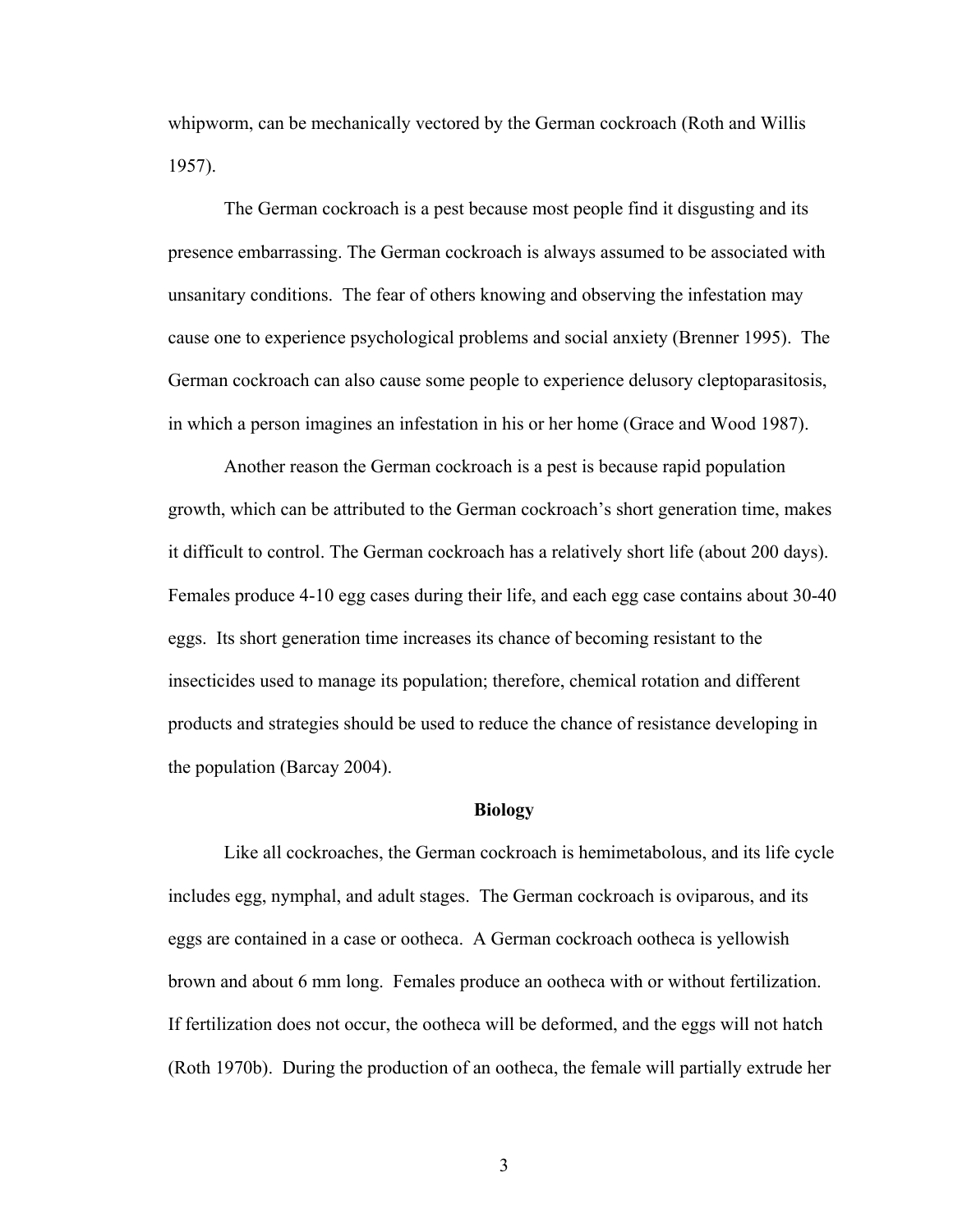whipworm, can be mechanically vectored by the German cockroach (Roth and Willis 1957).

The German cockroach is a pest because most people find it disgusting and its presence embarrassing. The German cockroach is always assumed to be associated with unsanitary conditions. The fear of others knowing and observing the infestation may cause one to experience psychological problems and social anxiety (Brenner 1995). The German cockroach can also cause some people to experience delusory cleptoparasitosis, in which a person imagines an infestation in his or her home (Grace and Wood 1987).

Another reason the German cockroach is a pest is because rapid population growth, which can be attributed to the German cockroach's short generation time, makes it difficult to control. The German cockroach has a relatively short life (about 200 days). Females produce 4-10 egg cases during their life, and each egg case contains about 30-40 eggs. Its short generation time increases its chance of becoming resistant to the insecticides used to manage its population; therefore, chemical rotation and different products and strategies should be used to reduce the chance of resistance developing in the population (Barcay 2004).

## Biology

Like all cockroaches, the German cockroach is hemimetabolous, and its life cycle includes egg, nymphal, and adult stages. The German cockroach is oviparous, and its eggs are contained in a case or ootheca. A German cockroach ootheca is yellowish brown and about 6 mm long. Females produce an ootheca with or without fertilization. If fertilization does not occur, the ootheca will be deformed, and the eggs will not hatch (Roth 1970b). During the production of an ootheca, the female will partially extrude her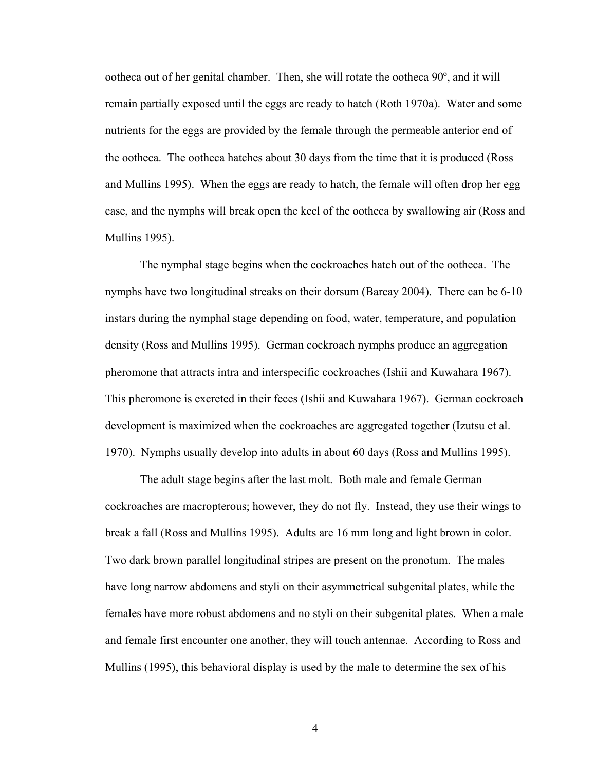ootheca out of her genital chamber. Then, she will rotate the ootheca 90º, and it will remain partially exposed until the eggs are ready to hatch (Roth 1970a). Water and some nutrients for the eggs are provided by the female through the permeable anterior end of the ootheca. The ootheca hatches about 30 days from the time that it is produced (Ross and Mullins 1995). When the eggs are ready to hatch, the female will often drop her egg case, and the nymphs will break open the keel of the ootheca by swallowing air (Ross and Mullins 1995).

The nymphal stage begins when the cockroaches hatch out of the ootheca. The nymphs have two longitudinal streaks on their dorsum (Barcay 2004). There can be 6-10 instars during the nymphal stage depending on food, water, temperature, and population density (Ross and Mullins 1995). German cockroach nymphs produce an aggregation pheromone that attracts intra and interspecific cockroaches (Ishii and Kuwahara 1967). This pheromone is excreted in their feces (Ishii and Kuwahara 1967). German cockroach development is maximized when the cockroaches are aggregated together (Izutsu et al. 1970). Nymphs usually develop into adults in about 60 days (Ross and Mullins 1995).

The adult stage begins after the last molt. Both male and female German cockroaches are macropterous; however, they do not fly. Instead, they use their wings to break a fall (Ross and Mullins 1995). Adults are 16 mm long and light brown in color. Two dark brown parallel longitudinal stripes are present on the pronotum. The males have long narrow abdomens and styli on their asymmetrical subgenital plates, while the females have more robust abdomens and no styli on their subgenital plates. When a male and female first encounter one another, they will touch antennae. According to Ross and Mullins (1995), this behavioral display is used by the male to determine the sex of his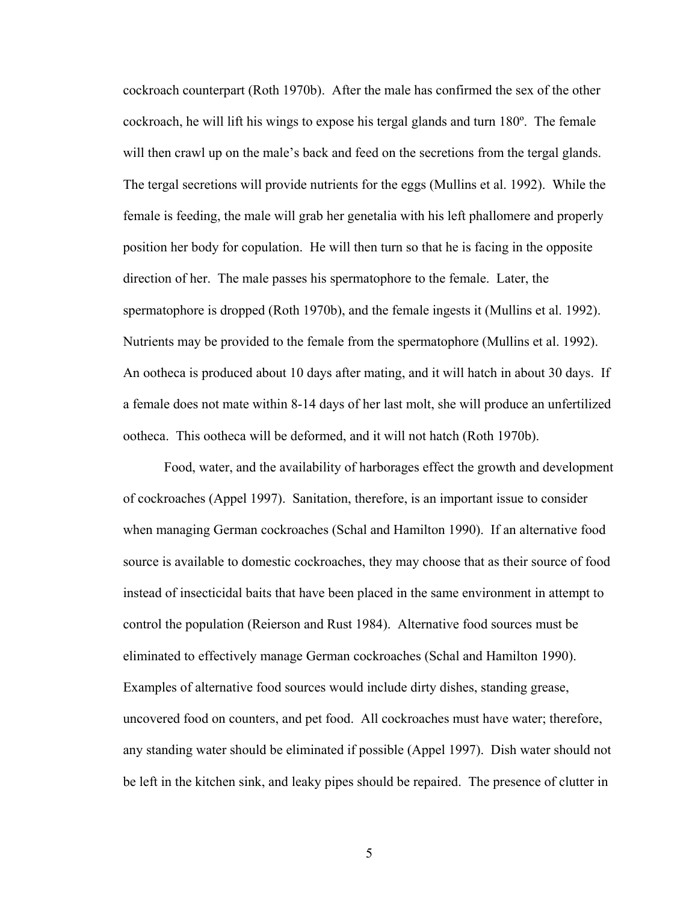cockroach counterpart (Roth 1970b). After the male has confirmed the sex of the other cockroach, he will lift his wings to expose his tergal glands and turn 180º. The female will then crawl up on the male's back and feed on the secretions from the tergal glands. The tergal secretions will provide nutrients for the eggs (Mullins et al. 1992). While the female is feeding, the male will grab her genetalia with his left phallomere and properly position her body for copulation. He will then turn so that he is facing in the opposite direction of her. The male passes his spermatophore to the female. Later, the spermatophore is dropped (Roth 1970b), and the female ingests it (Mullins et al. 1992). Nutrients may be provided to the female from the spermatophore (Mullins et al. 1992). An ootheca is produced about 10 days after mating, and it will hatch in about 30 days. If a female does not mate within 8-14 days of her last molt, she will produce an unfertilized ootheca. This ootheca will be deformed, and it will not hatch (Roth 1970b).

Food, water, and the availability of harborages effect the growth and development of cockroaches (Appel 1997). Sanitation, therefore, is an important issue to consider when managing German cockroaches (Schal and Hamilton 1990). If an alternative food source is available to domestic cockroaches, they may choose that as their source of food instead of insecticidal baits that have been placed in the same environment in attempt to control the population (Reierson and Rust 1984). Alternative food sources must be eliminated to effectively manage German cockroaches (Schal and Hamilton 1990). Examples of alternative food sources would include dirty dishes, standing grease, uncovered food on counters, and pet food. All cockroaches must have water; therefore, any standing water should be eliminated if possible (Appel 1997). Dish water should not be left in the kitchen sink, and leaky pipes should be repaired. The presence of clutter in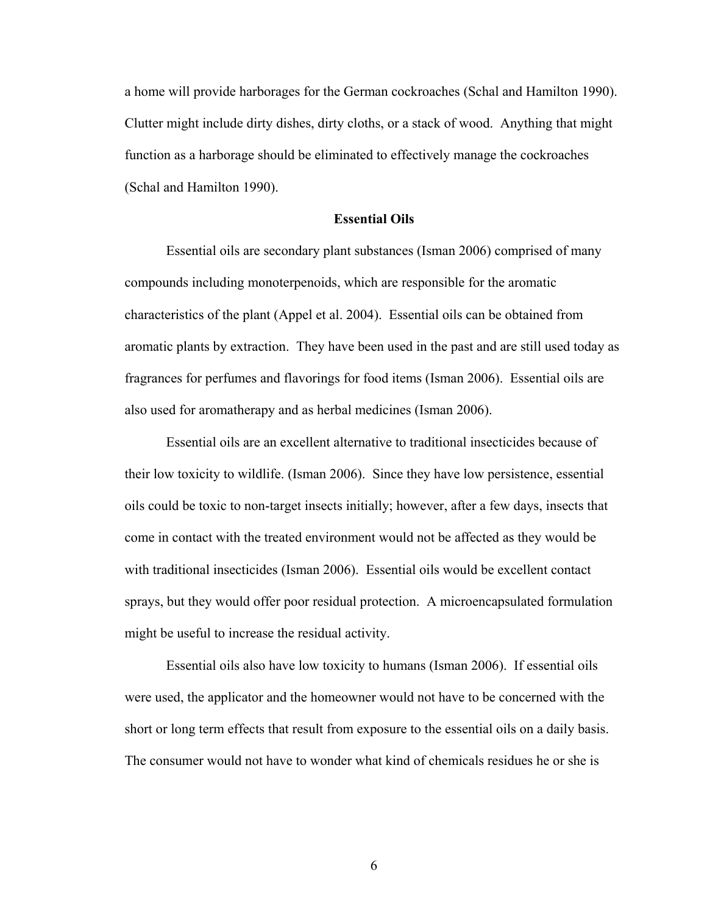a home will provide harborages for the German cockroaches (Schal and Hamilton 1990). Clutter might include dirty dishes, dirty cloths, or a stack of wood. Anything that might function as a harborage should be eliminated to effectively manage the cockroaches (Schal and Hamilton 1990).

## Essential Oils

Essential oils are secondary plant substances (Isman 2006) comprised of many compounds including monoterpenoids, which are responsible for the aromatic characteristics of the plant (Appel et al. 2004). Essential oils can be obtained from aromatic plants by extraction. They have been used in the past and are still used today as fragrances for perfumes and flavorings for food items (Isman 2006). Essential oils are also used for aromatherapy and as herbal medicines (Isman 2006).

Essential oils are an excellent alternative to traditional insecticides because of their low toxicity to wildlife. (Isman 2006). Since they have low persistence, essential oils could be toxic to non-target insects initially; however, after a few days, insects that come in contact with the treated environment would not be affected as they would be with traditional insecticides (Isman 2006). Essential oils would be excellent contact sprays, but they would offer poor residual protection. A microencapsulated formulation might be useful to increase the residual activity.

Essential oils also have low toxicity to humans (Isman 2006). If essential oils were used, the applicator and the homeowner would not have to be concerned with the short or long term effects that result from exposure to the essential oils on a daily basis. The consumer would not have to wonder what kind of chemicals residues he or she is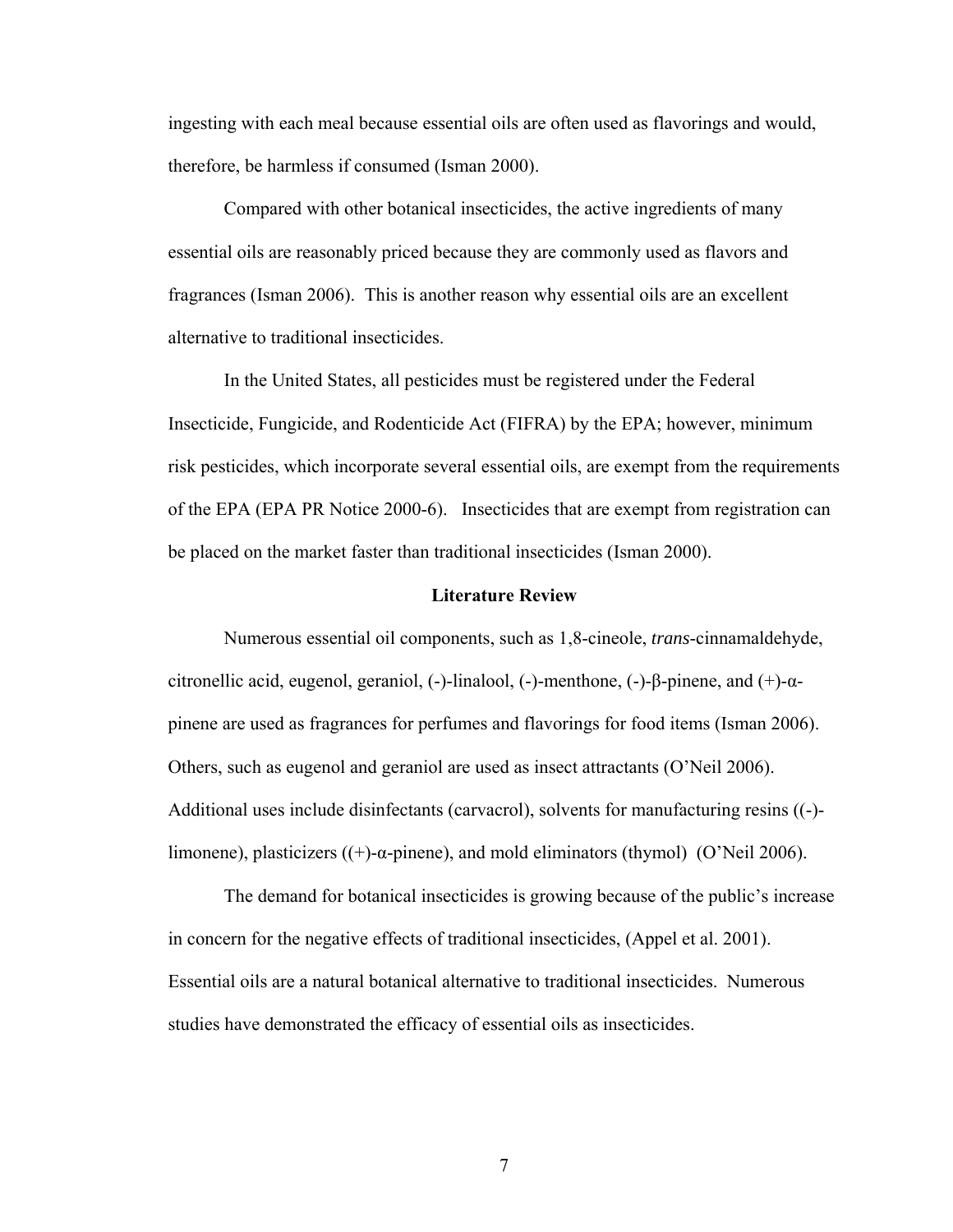ingesting with each meal because essential oils are often used as flavorings and would, therefore, be harmless if consumed (Isman 2000).

Compared with other botanical insecticides, the active ingredients of many essential oils are reasonably priced because they are commonly used as flavors and fragrances (Isman 2006). This is another reason why essential oils are an excellent alternative to traditional insecticides.

In the United States, all pesticides must be registered under the Federal Insecticide, Fungicide, and Rodenticide Act (FIFRA) by the EPA; however, minimum risk pesticides, which incorporate several essential oils, are exempt from the requirements of the EPA (EPA PR Notice 2000-6). Insecticides that are exempt from registration can be placed on the market faster than traditional insecticides (Isman 2000).

## Literature Review

Numerous essential oil components, such as 1,8-cineole, *trans*-cinnamaldehyde, citronellic acid, eugenol, geraniol, (-)-linalool, (-)-menthone, (-)-β-pinene, and (+)-α-pinene are used as fragrances for perfumes and flavorings for food items (Isman 2006). Others, such as eugenol and geraniol are used as insect attractants (O'Neil 2006). Additional uses include disinfectants (carvacrol), solvents for manufacturing resins ((-)-limonene), plasticizers ((+)-α-pinene), and mold eliminators (thymol) (O'Neil 2006).

The demand for botanical insecticides is growing because of the public's increase in concern for the negative effects of traditional insecticides, (Appel et al. 2001). Essential oils are a natural botanical alternative to traditional insecticides. Numerous studies have demonstrated the efficacy of essential oils as insecticides.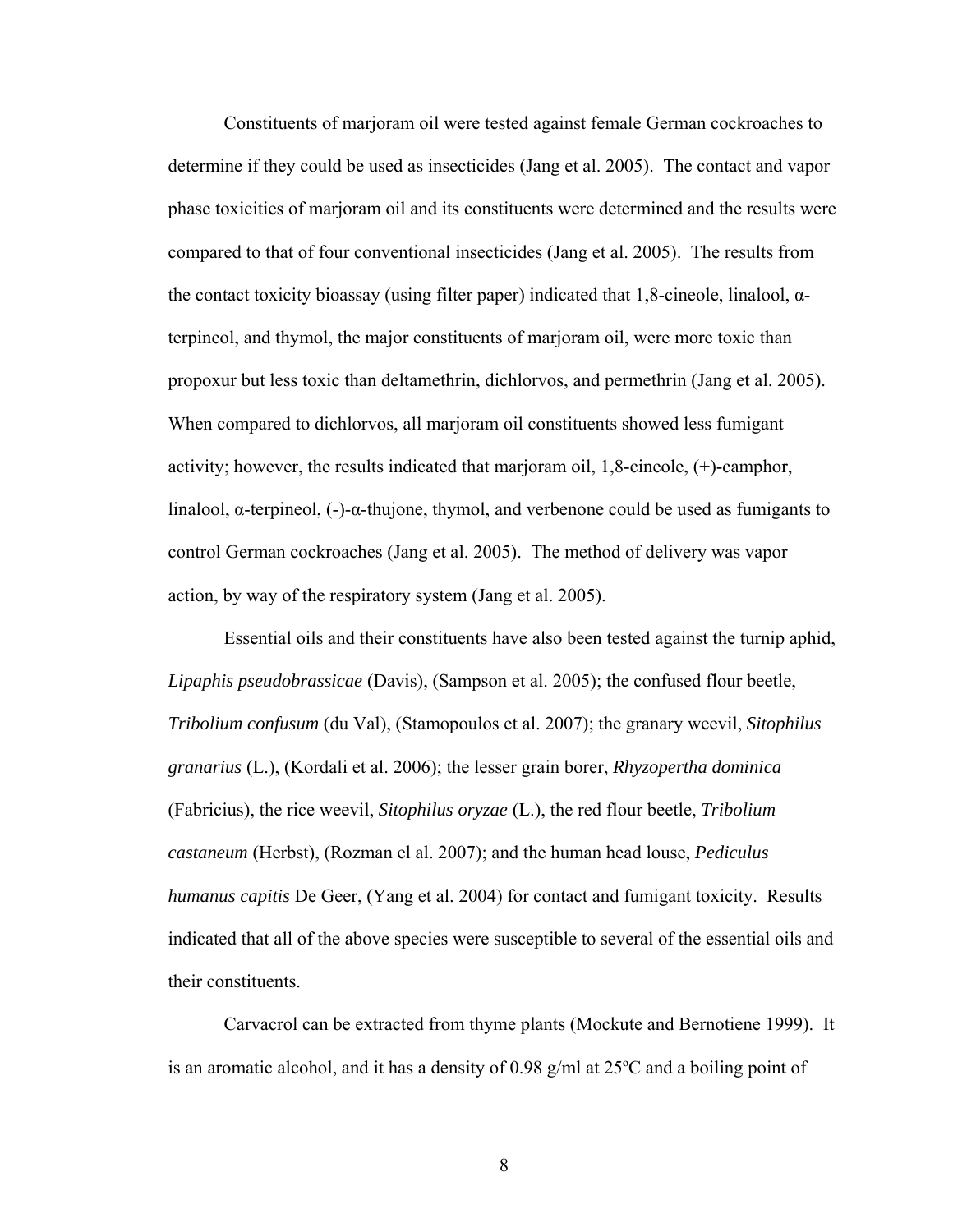Constituents of marjoram oil were tested against female German cockroaches to determine if they could be used as insecticides (Jang et al. 2005). The contact and vapor phase toxicities of marjoram oil and its constituents were determined and the results were compared to that of four conventional insecticides (Jang et al. 2005). The results from the contact toxicity bioassay (using filter paper) indicated that 1,8-cineole, linalool, α-terpineol, and thymol, the major constituents of marjoram oil, were more toxic than propoxur but less toxic than deltamethrin, dichlorvos, and permethrin (Jang et al. 2005). When compared to dichlorvos, all marjoram oil constituents showed less fumigant activity; however, the results indicated that marjoram oil, 1,8-cineole, (+)-camphor, linalool, α-terpineol, (-)-α-thujone, thymol, and verbenone could be used as fumigants to control German cockroaches (Jang et al. 2005). The method of delivery was vapor action, by way of the respiratory system (Jang et al. 2005).

Essential oils and their constituents have also been tested against the turnip aphid, *Lipaphis pseudobrassicae* (Davis), (Sampson et al. 2005); the confused flour beetle, *Tribolium confusum* (du Val), (Stamopoulos et al. 2007); the granary weevil, *Sitophilus granarius* (L.), (Kordali et al. 2006); the lesser grain borer, *Rhyzopertha dominica* (Fabricius), the rice weevil, *Sitophilus oryzae* (L.), the red flour beetle, *Tribolium castaneum* (Herbst), (Rozman el al. 2007); and the human head louse, *Pediculus humanus capitis* De Geer, (Yang et al. 2004) for contact and fumigant toxicity. Results indicated that all of the above species were susceptible to several of the essential oils and their constituents.

Carvacrol can be extracted from thyme plants (Mockute and Bernotiene 1999). It is an aromatic alcohol, and it has a density of 0.98 g/ml at 25ºC and a boiling point of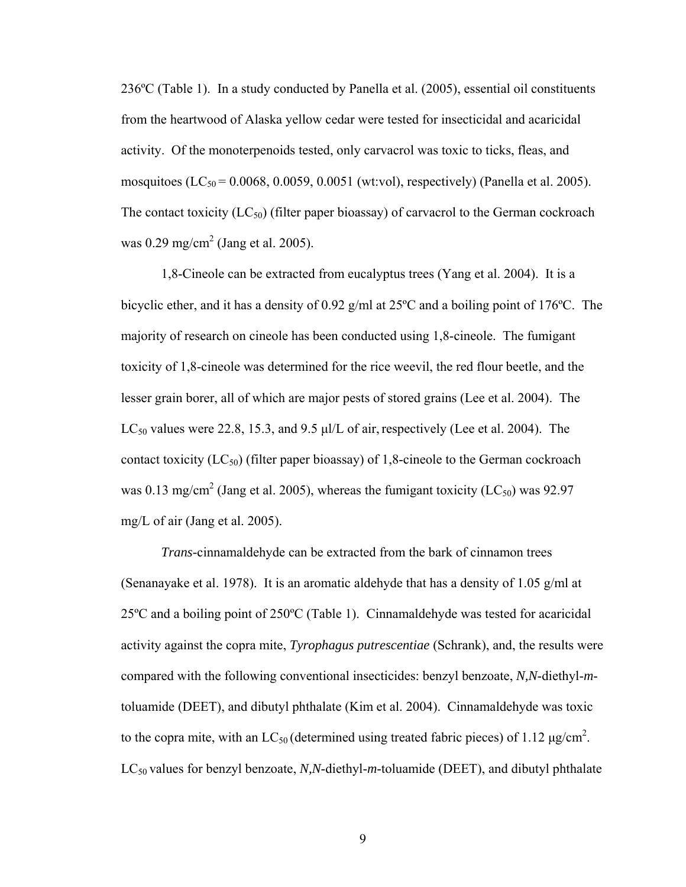236ºC (Table 1). In a study conducted by Panella et al. (2005), essential oil constituents from the heartwood of Alaska yellow cedar were tested for insecticidal and acaricidal activity. Of the monoterpenoids tested, only carvacrol was toxic to ticks, fleas, and mosquitoes ($LC_{50}$ = 0.0068, 0.0059, 0.0051 (wt:vol), respectively) (Panella et al. 2005). The contact toxicity ($LC_{50}$) (filter paper bioassay) of carvacrol to the German cockroach was 0.29 mg/cm$^2$ (Jang et al. 2005).

1,8-Cineole can be extracted from eucalyptus trees (Yang et al. 2004). It is a bicyclic ether, and it has a density of 0.92 g/ml at 25ºC and a boiling point of 176ºC. The majority of research on cineole has been conducted using 1,8-cineole. The fumigant toxicity of 1,8-cineole was determined for the rice weevil, the red flour beetle, and the lesser grain borer, all of which are major pests of stored grains (Lee et al. 2004). The $LC_{50}$ values were 22.8, 15.3, and 9.5 µl/L of air, respectively (Lee et al. 2004). The contact toxicity ($LC_{50}$) (filter paper bioassay) of 1,8-cineole to the German cockroach was 0.13 mg/cm$^2$ (Jang et al. 2005), whereas the fumigant toxicity ($LC_{50}$) was 92.97 mg/L of air (Jang et al. 2005).

*Trans*-cinnamaldehyde can be extracted from the bark of cinnamon trees (Senanayake et al. 1978). It is an aromatic aldehyde that has a density of 1.05 g/ml at 25ºC and a boiling point of 250ºC (Table 1). Cinnamaldehyde was tested for acaricidal activity against the copra mite, ***Tyrophagus putrescentiae*** (Schrank), and, the results were compared with the following conventional insecticides: benzyl benzoate, ***N,N***-diethyl-***m***-toluamide (DEET), and dibutyl phthalate (Kim et al. 2004). Cinnamaldehyde was toxic to the copra mite, with an $LC_{50}$ (determined using treated fabric pieces) of 1.12 µg/cm$^2$. $LC_{50}$ values for benzyl benzoate, ***N,N***-diethyl-***m***-toluamide (DEET), and dibutyl phthalate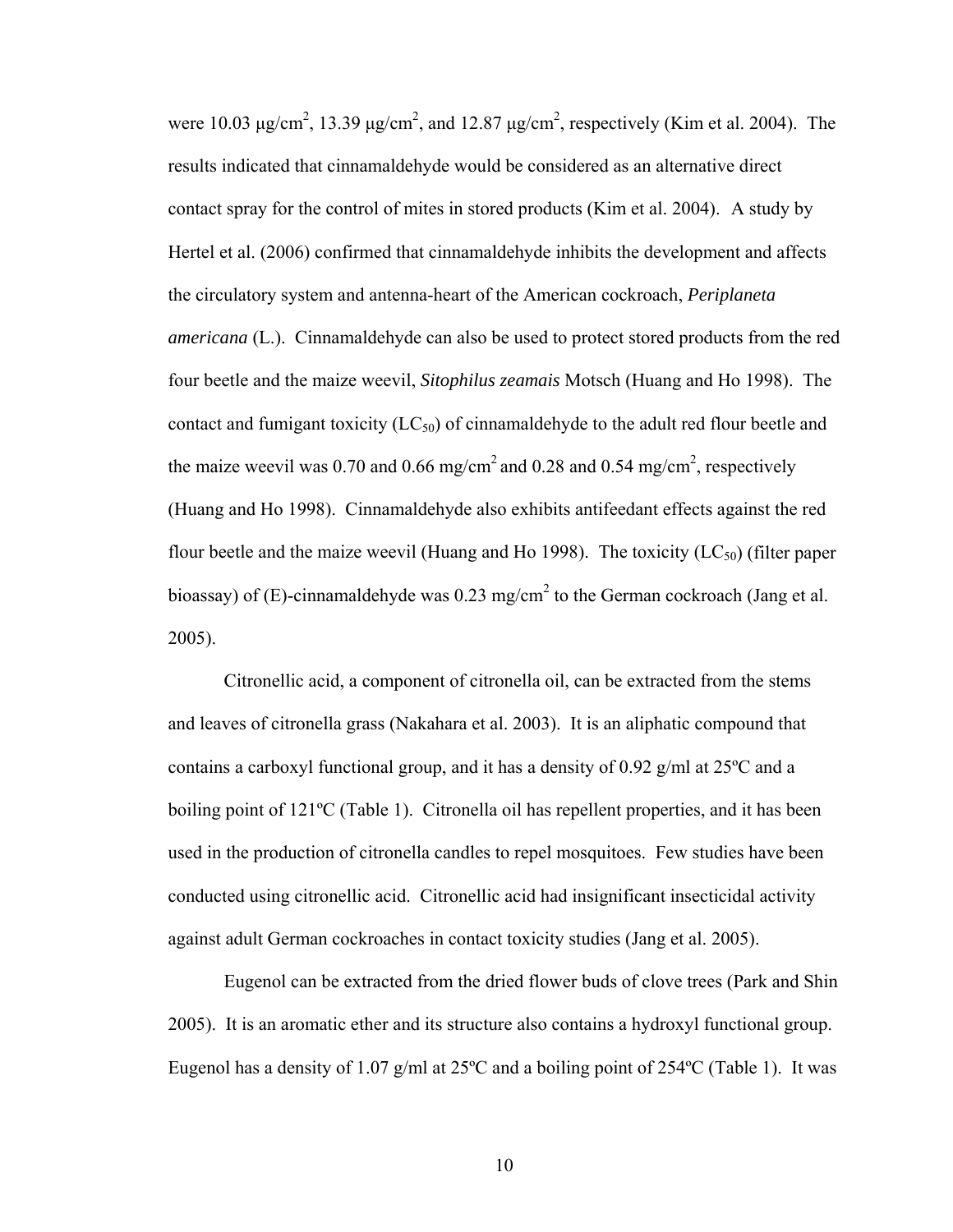were 10.03 μg/cm$^2$, 13.39 μg/cm$^2$, and 12.87 μg/cm$^2$, respectively (Kim et al. 2004). The results indicated that cinnamaldehyde would be considered as an alternative direct contact spray for the control of mites in stored products (Kim et al. 2004). A study by Hertel et al. (2006) confirmed that cinnamaldehyde inhibits the development and affects the circulatory system and antenna-heart of the American cockroach, *Periplaneta americana* (L.). Cinnamaldehyde can also be used to protect stored products from the red four beetle and the maize weevil, *Sitophilus zeamais* Motsch (Huang and Ho 1998). The contact and fumigant toxicity ($LC_{50}$) of cinnamaldehyde to the adult red flour beetle and the maize weevil was 0.70 and 0.66 mg/cm$^2$ and 0.28 and 0.54 mg/cm$^2$, respectively (Huang and Ho 1998). Cinnamaldehyde also exhibits antifeedant effects against the red flour beetle and the maize weevil (Huang and Ho 1998). The toxicity ($LC_{50}$) (filter paper bioassay) of (E)-cinnamaldehyde was 0.23 mg/cm$^2$ to the German cockroach (Jang et al. 2005).

Citronellic acid, a component of citronella oil, can be extracted from the stems and leaves of citronella grass (Nakahara et al. 2003). It is an aliphatic compound that contains a carboxyl functional group, and it has a density of 0.92 g/ml at 25ºC and a boiling point of 121ºC (Table 1). Citronella oil has repellent properties, and it has been used in the production of citronella candles to repel mosquitoes. Few studies have been conducted using citronellic acid. Citronellic acid had insignificant insecticidal activity against adult German cockroaches in contact toxicity studies (Jang et al. 2005).

Eugenol can be extracted from the dried flower buds of clove trees (Park and Shin 2005). It is an aromatic ether and its structure also contains a hydroxyl functional group. Eugenol has a density of 1.07 g/ml at 25ºC and a boiling point of 254ºC (Table 1). It was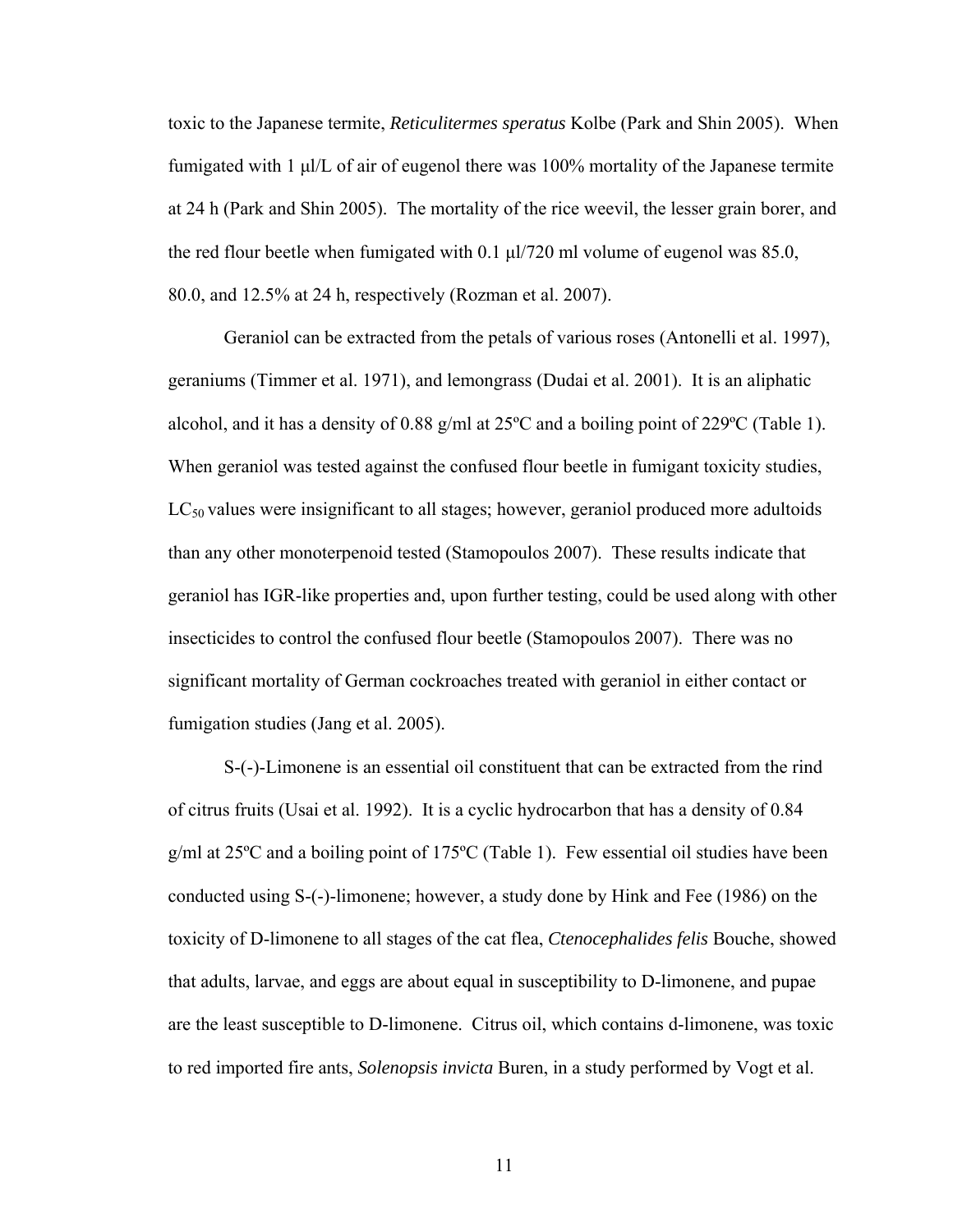toxic to the Japanese termite, *Reticulitermes speratus* Kolbe (Park and Shin 2005). When fumigated with 1 μl/L of air of eugenol there was 100% mortality of the Japanese termite at 24 h (Park and Shin 2005). The mortality of the rice weevil, the lesser grain borer, and the red flour beetle when fumigated with 0.1 μl/720 ml volume of eugenol was 85.0, 80.0, and 12.5% at 24 h, respectively (Rozman et al. 2007).

Geraniol can be extracted from the petals of various roses (Antonelli et al. 1997), geraniums (Timmer et al. 1971), and lemongrass (Dudai et al. 2001). It is an aliphatic alcohol, and it has a density of 0.88 g/ml at 25ºC and a boiling point of 229ºC (Table 1). When geraniol was tested against the confused flour beetle in fumigant toxicity studies, $LC_{50}$ values were insignificant to all stages; however, geraniol produced more adultoids than any other monoterpenoid tested (Stamopoulos 2007). These results indicate that geraniol has IGR-like properties and, upon further testing, could be used along with other insecticides to control the confused flour beetle (Stamopoulos 2007). There was no significant mortality of German cockroaches treated with geraniol in either contact or fumigation studies (Jang et al. 2005).

S-(-)-Limonene is an essential oil constituent that can be extracted from the rind of citrus fruits (Usai et al. 1992). It is a cyclic hydrocarbon that has a density of 0.84 g/ml at 25ºC and a boiling point of 175ºC (Table 1). Few essential oil studies have been conducted using S-(-)-limonene; however, a study done by Hink and Fee (1986) on the toxicity of D-limonene to all stages of the cat flea, *Ctenocephalides felis* Bouche, showed that adults, larvae, and eggs are about equal in susceptibility to D-limonene, and pupae are the least susceptible to D-limonene. Citrus oil, which contains d-limonene, was toxic to red imported fire ants, *Solenopsis invicta* Buren, in a study performed by Vogt et al.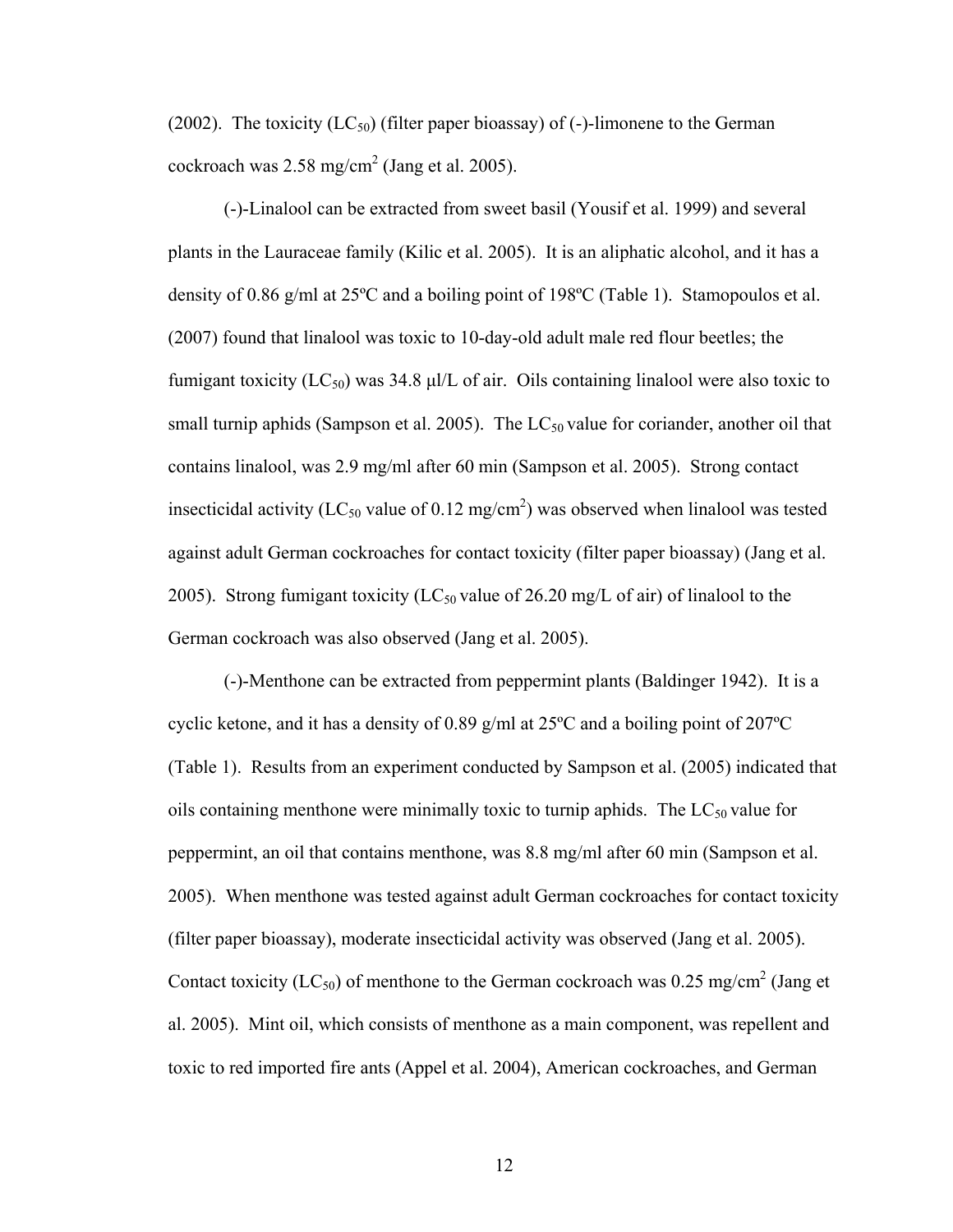(2002). The toxicity ($LC_{50}$) (filter paper bioassay) of (-)-limonene to the German cockroach was 2.58 mg/$cm^2$ (Jang et al. 2005).

(-)-Linalool can be extracted from sweet basil (Yousif et al. 1999) and several plants in the Lauraceae family (Kilic et al. 2005). It is an aliphatic alcohol, and it has a density of 0.86 g/ml at 25ºC and a boiling point of 198ºC (Table 1). Stamopoulos et al. (2007) found that linalool was toxic to 10-day-old adult male red flour beetles; the fumigant toxicity ($LC_{50}$) was 34.8 μl/L of air. Oils containing linalool were also toxic to small turnip aphids (Sampson et al. 2005). The $LC_{50}$ value for coriander, another oil that contains linalool, was 2.9 mg/ml after 60 min (Sampson et al. 2005). Strong contact insecticidal activity ($LC_{50}$ value of 0.12 mg/$cm^2$) was observed when linalool was tested against adult German cockroaches for contact toxicity (filter paper bioassay) (Jang et al. 2005). Strong fumigant toxicity ($LC_{50}$ value of 26.20 mg/L of air) of linalool to the German cockroach was also observed (Jang et al. 2005).

(-)-Menthone can be extracted from peppermint plants (Baldinger 1942). It is a cyclic ketone, and it has a density of 0.89 g/ml at 25ºC and a boiling point of 207ºC (Table 1). Results from an experiment conducted by Sampson et al. (2005) indicated that oils containing menthone were minimally toxic to turnip aphids. The $LC_{50}$ value for peppermint, an oil that contains menthone, was 8.8 mg/ml after 60 min (Sampson et al. 2005). When menthone was tested against adult German cockroaches for contact toxicity (filter paper bioassay), moderate insecticidal activity was observed (Jang et al. 2005). Contact toxicity ($LC_{50}$) of menthone to the German cockroach was 0.25 mg/$cm^2$ (Jang et al. 2005). Mint oil, which consists of menthone as a main component, was repellent and toxic to red imported fire ants (Appel et al. 2004), American cockroaches, and German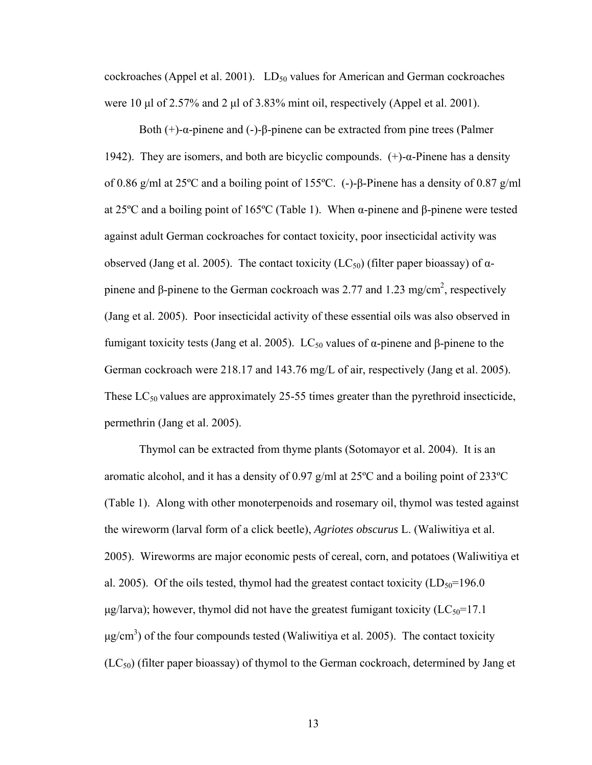cockroaches (Appel et al. 2001). $LD_{50}$ values for American and German cockroaches were 10 μl of 2.57% and 2 μl of 3.83% mint oil, respectively (Appel et al. 2001).

Both (+)-α-pinene and (-)-β-pinene can be extracted from pine trees (Palmer 1942). They are isomers, and both are bicyclic compounds. (+)-α-Pinene has a density of 0.86 g/ml at 25ºC and a boiling point of 155ºC. (-)-β-Pinene has a density of 0.87 g/ml at 25ºC and a boiling point of 165ºC (Table 1). When α-pinene and β-pinene were tested against adult German cockroaches for contact toxicity, poor insecticidal activity was observed (Jang et al. 2005). The contact toxicity ($LC_{50}$) (filter paper bioassay) of α-pinene and β-pinene to the German cockroach was 2.77 and 1.23 mg/cm$^2$, respectively (Jang et al. 2005). Poor insecticidal activity of these essential oils was also observed in fumigant toxicity tests (Jang et al. 2005). $LC_{50}$ values of α-pinene and β-pinene to the German cockroach were 218.17 and 143.76 mg/L of air, respectively (Jang et al. 2005). These $LC_{50}$ values are approximately 25-55 times greater than the pyrethroid insecticide, permethrin (Jang et al. 2005).

Thymol can be extracted from thyme plants (Sotomayor et al. 2004). It is an aromatic alcohol, and it has a density of 0.97 g/ml at 25ºC and a boiling point of 233ºC (Table 1). Along with other monoterpenoids and rosemary oil, thymol was tested against the wireworm (larval form of a click beetle), *Agriotes obscurus* L. (Waliwitiya et al. 2005). Wireworms are major economic pests of cereal, corn, and potatoes (Waliwitiya et al. 2005). Of the oils tested, thymol had the greatest contact toxicity ($LD_{50}$=196.0 μg/larva); however, thymol did not have the greatest fumigant toxicity ($LC_{50}$=17.1 μg/cm$^3$) of the four compounds tested (Waliwitiya et al. 2005). The contact toxicity ($LC_{50}$) (filter paper bioassay) of thymol to the German cockroach, determined by Jang et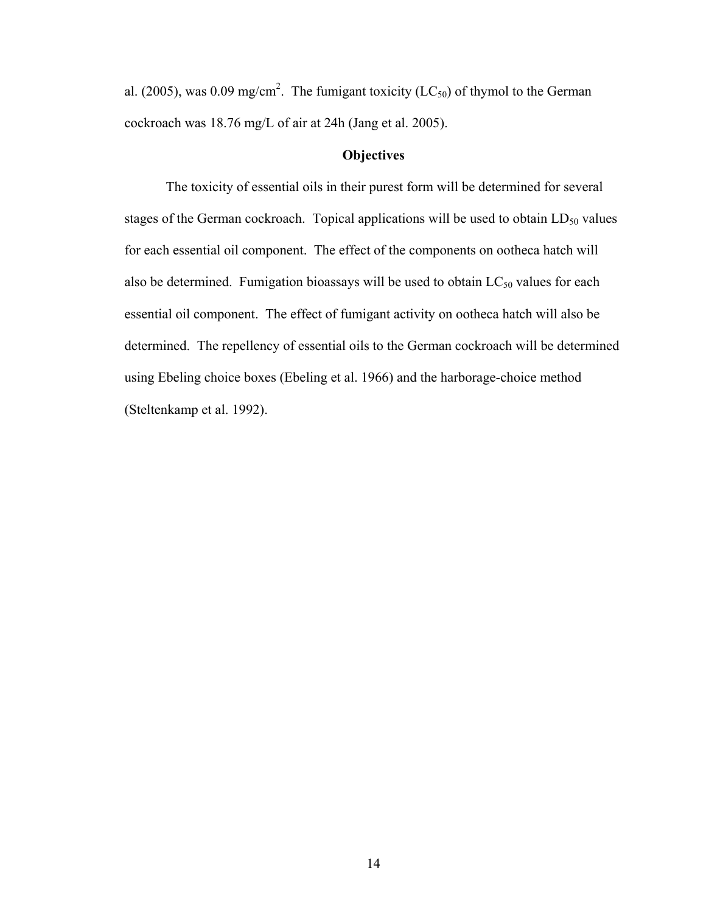al. (2005), was 0.09 mg/cm$^2$. The fumigant toxicity ($LC_{50}$) of thymol to the German cockroach was 18.76 mg/L of air at 24h (Jang et al. 2005).

## Objectives

The toxicity of essential oils in their purest form will be determined for several stages of the German cockroach. Topical applications will be used to obtain $LD_{50}$ values for each essential oil component. The effect of the components on ootheca hatch will also be determined. Fumigation bioassays will be used to obtain $LC_{50}$ values for each essential oil component. The effect of fumigant activity on ootheca hatch will also be determined. The repellency of essential oils to the German cockroach will be determined using Ebeling choice boxes (Ebeling et al. 1966) and the harborage-choice method (Steltenkamp et al. 1992).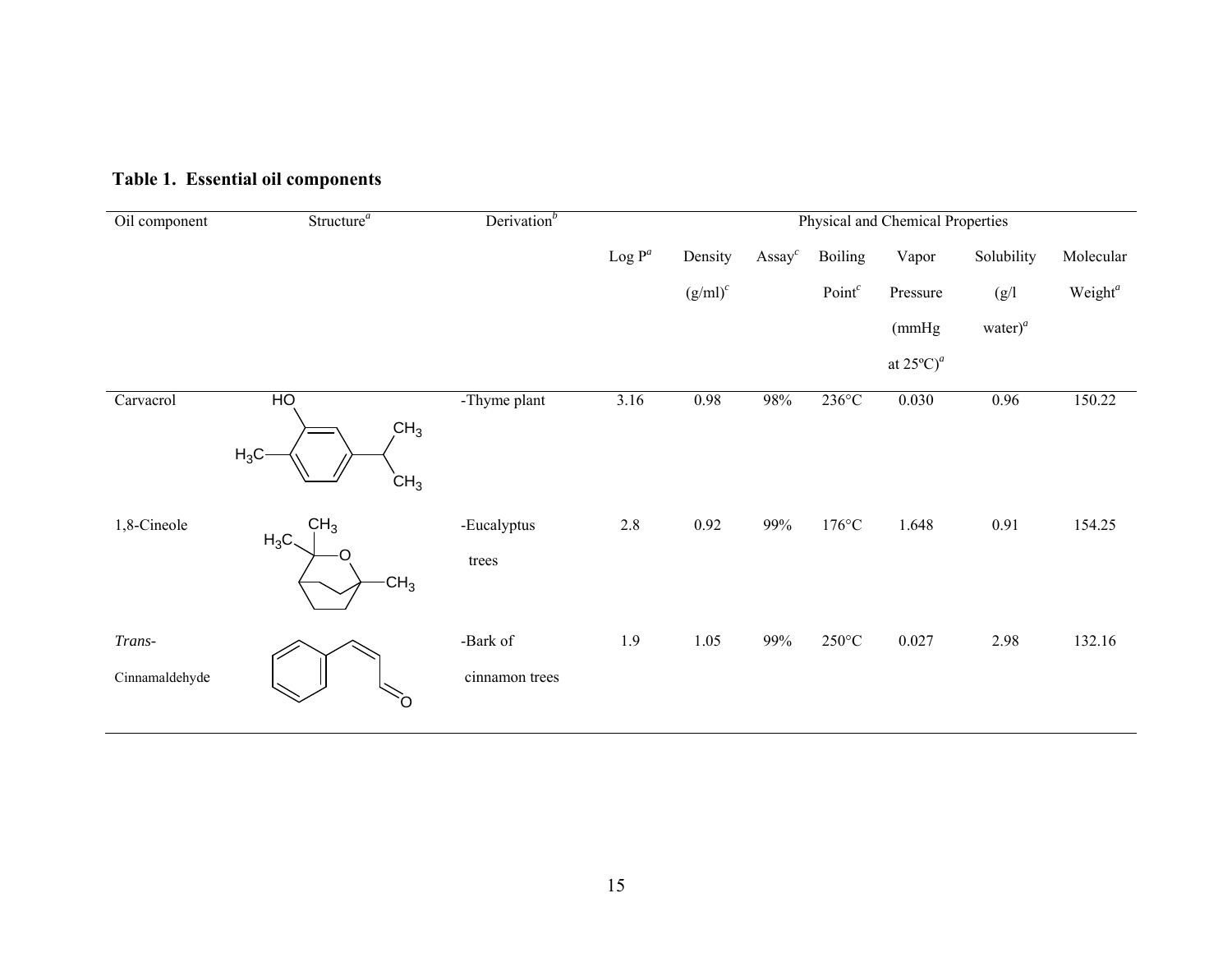**Table 1. Essential oil components**

| Oil component | Structure[a] | Derivation[b] | Physical and Chemical Properties | | | | | | |
|---|---|---|---|---|---|---|---|---|---|
| | | | Log P[a] | Density (g/ml)[c] | Assay[c] | Boiling Point[c] | Vapor Pressure (mmHg at 25ºC)[a] | Solubility (g/l water)[a] | Molecular Weight[a] |
| Carvacrol | | -Thyme plant | 3.16 | 0.98 | 98% | 236°C | 0.030 | 0.96 | 150.22 |
| 1,8-Cineole | | -Eucalyptus trees | 2.8 | 0.92 | 99% | 176°C | 1.648 | 0.91 | 154.25 |
| *Trans*-Cinnamaldehyde | | -Bark of cinnamon trees | 1.9 | 1.05 | 99% | 250°C | 0.027 | 2.98 | 132.16 |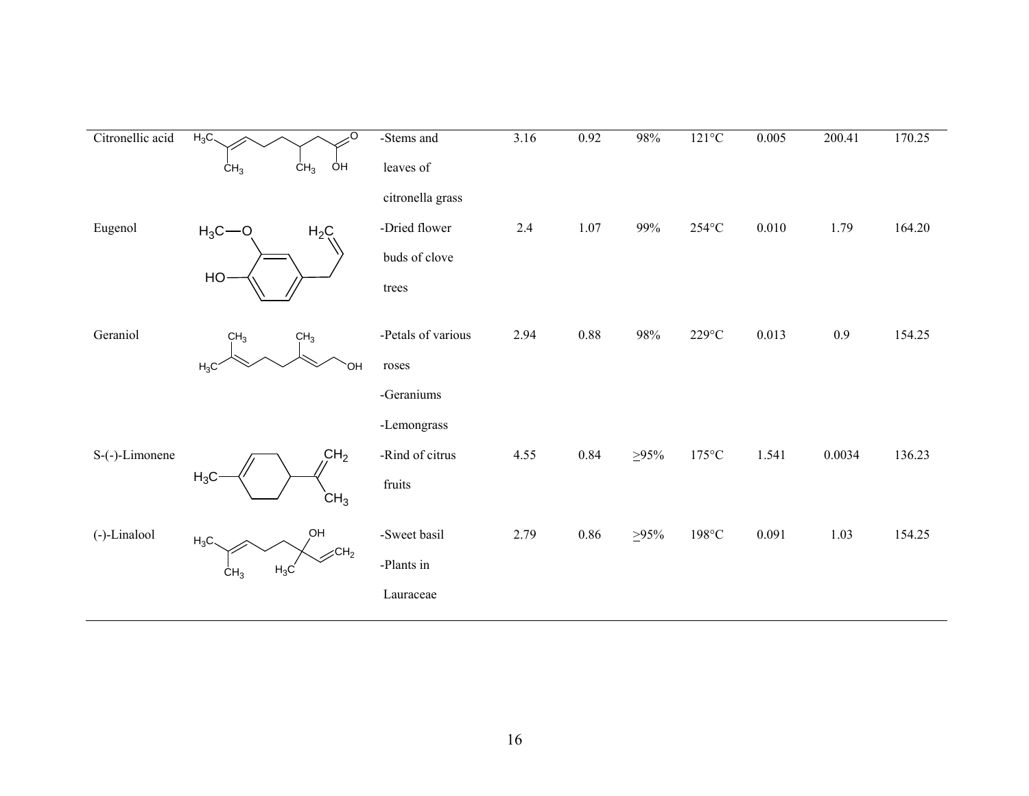| | | | | | | | | | |
|---|---|---|---|---|---|---|---|---|---|
| Citronellic acid | | -Stems and leaves of citronella grass | 3.16 | 0.92 | 98% | 121°C | 0.005 | 200.41 | 170.25 |
| Eugenol | | -Dried flower buds of clove trees | 2.4 | 1.07 | 99% | 254°C | 0.010 | 1.79 | 164.20 |
| Geraniol | | -Petals of various roses<br>-Geraniums<br>-Lemongrass | 2.94 | 0.88 | 98% | 229°C | 0.013 | 0.9 | 154.25 |
| S-(-)-Limonene | | -Rind of citrus fruits | 4.55 | 0.84 | ≥95% | 175°C | 1.541 | 0.0034 | 136.23 |
| (-)-Linalool | | -Sweet basil<br>-Plants in Lauraceae | 2.79 | 0.86 | ≥95% | 198°C | 0.091 | 1.03 | 154.25 |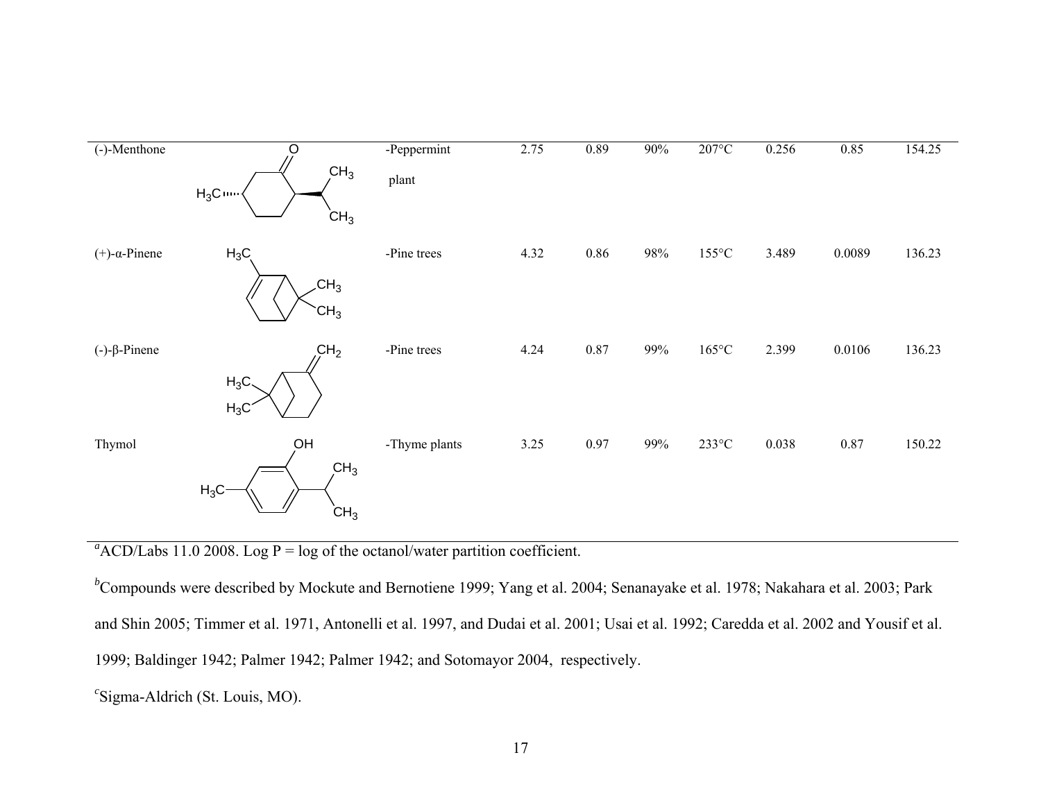| | | | | | | | | | |
|---|---|---|---|---|---|---|---|---|---|
| (-)-Menthone | | -Peppermint plant | 2.75 | 0.89 | 90% | 207°C | 0.256 | 0.85 | 154.25 |
| (+)-α-Pinene | | -Pine trees | 4.32 | 0.86 | 98% | 155°C | 3.489 | 0.0089 | 136.23 |
| (-)-β-Pinene | | -Pine trees | 4.24 | 0.87 | 99% | 165°C | 2.399 | 0.0106 | 136.23 |
| Thymol | | -Thyme plants | 3.25 | 0.97 | 99% | 233°C | 0.038 | 0.87 | 150.22 |

[a]ACD/Labs 11.0 2008. Log P = log of the octanol/water partition coefficient.

[b]Compounds were described by Mockute and Bernotiene 1999; Yang et al. 2004; Senanayake et al. 1978; Nakahara et al. 2003; Park and Shin 2005; Timmer et al. 1971, Antonelli et al. 1997, and Dudai et al. 2001; Usai et al. 1992; Caredda et al. 2002 and Yousif et al. 1999; Baldinger 1942; Palmer 1942; Palmer 1942; and Sotomayor 2004, respectively.

[c]Sigma-Aldrich (St. Louis, MO).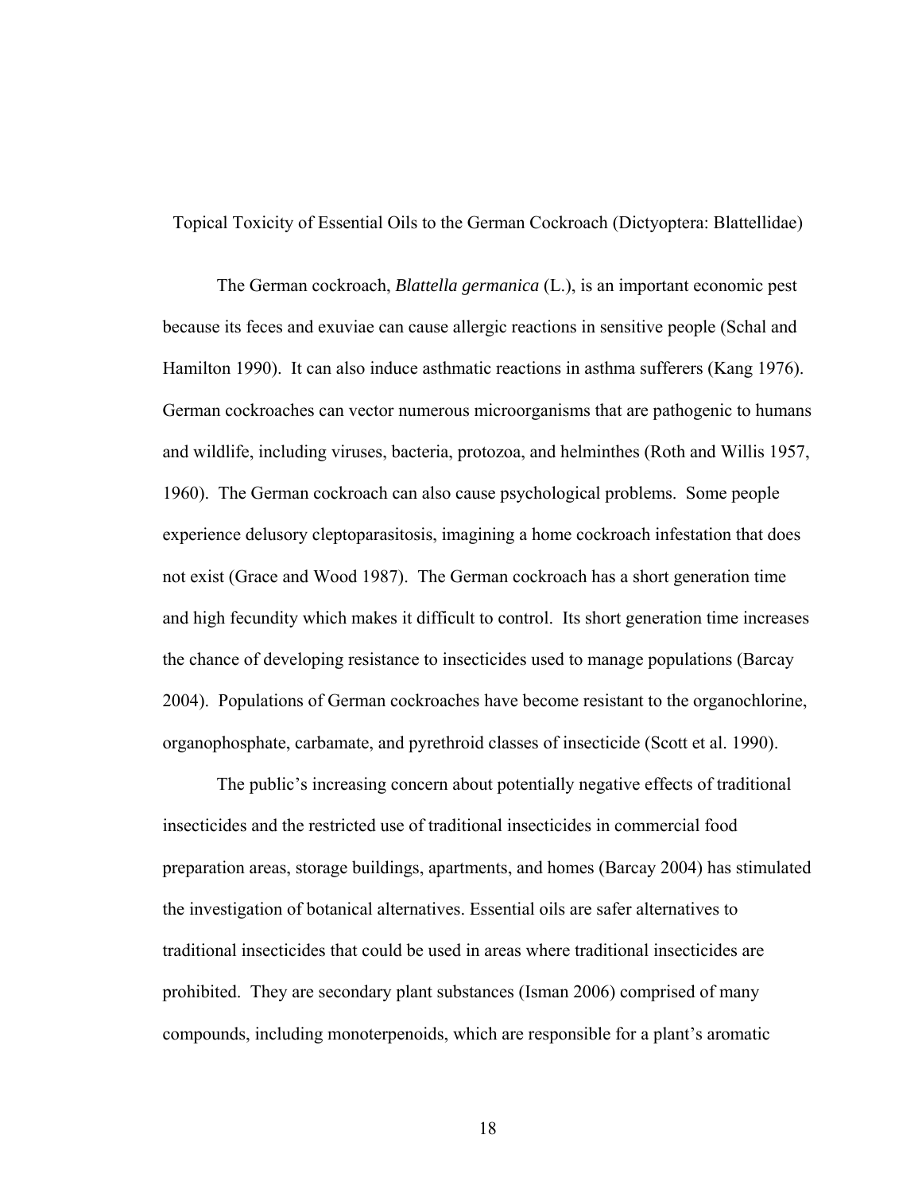## Topical Toxicity of Essential Oils to the German Cockroach (Dictyoptera: Blattellidae)

The German cockroach, *Blattella germanica* (L.), is an important economic pest because its feces and exuviae can cause allergic reactions in sensitive people (Schal and Hamilton 1990). It can also induce asthmatic reactions in asthma sufferers (Kang 1976). German cockroaches can vector numerous microorganisms that are pathogenic to humans and wildlife, including viruses, bacteria, protozoa, and helminthes (Roth and Willis 1957, 1960). The German cockroach can also cause psychological problems. Some people experience delusory cleptoparasitosis, imagining a home cockroach infestation that does not exist (Grace and Wood 1987). The German cockroach has a short generation time and high fecundity which makes it difficult to control. Its short generation time increases the chance of developing resistance to insecticides used to manage populations (Barcay 2004). Populations of German cockroaches have become resistant to the organochlorine, organophosphate, carbamate, and pyrethroid classes of insecticide (Scott et al. 1990).

The public's increasing concern about potentially negative effects of traditional insecticides and the restricted use of traditional insecticides in commercial food preparation areas, storage buildings, apartments, and homes (Barcay 2004) has stimulated the investigation of botanical alternatives. Essential oils are safer alternatives to traditional insecticides that could be used in areas where traditional insecticides are prohibited. They are secondary plant substances (Isman 2006) comprised of many compounds, including monoterpenoids, which are responsible for a plant's aromatic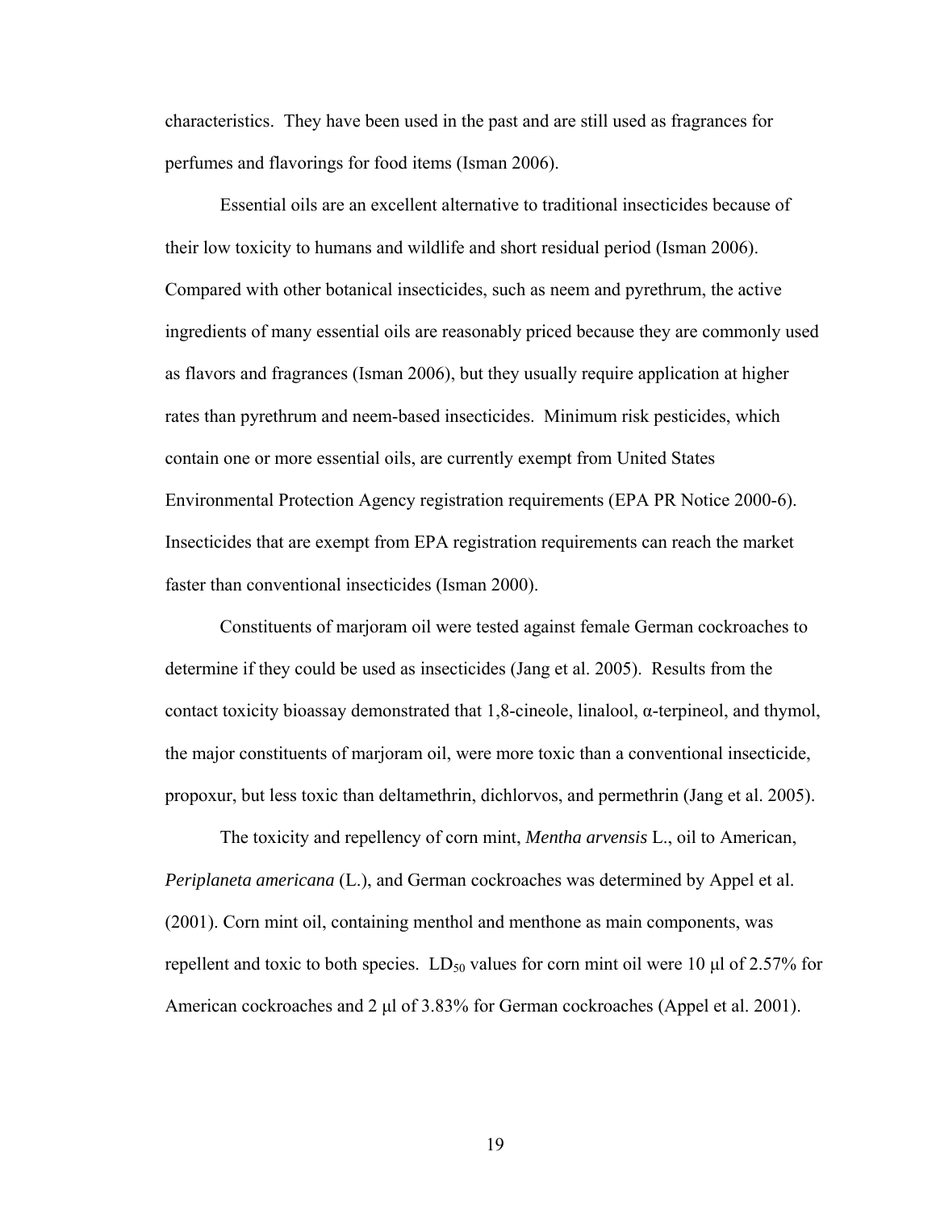characteristics. They have been used in the past and are still used as fragrances for perfumes and flavorings for food items (Isman 2006).

Essential oils are an excellent alternative to traditional insecticides because of their low toxicity to humans and wildlife and short residual period (Isman 2006). Compared with other botanical insecticides, such as neem and pyrethrum, the active ingredients of many essential oils are reasonably priced because they are commonly used as flavors and fragrances (Isman 2006), but they usually require application at higher rates than pyrethrum and neem-based insecticides. Minimum risk pesticides, which contain one or more essential oils, are currently exempt from United States Environmental Protection Agency registration requirements (EPA PR Notice 2000-6). Insecticides that are exempt from EPA registration requirements can reach the market faster than conventional insecticides (Isman 2000).

Constituents of marjoram oil were tested against female German cockroaches to determine if they could be used as insecticides (Jang et al. 2005). Results from the contact toxicity bioassay demonstrated that 1,8-cineole, linalool, α-terpineol, and thymol, the major constituents of marjoram oil, were more toxic than a conventional insecticide, propoxur, but less toxic than deltamethrin, dichlorvos, and permethrin (Jang et al. 2005).

The toxicity and repellency of corn mint, *Mentha arvensis* L., oil to American, *Periplaneta americana* (L.), and German cockroaches was determined by Appel et al. (2001). Corn mint oil, containing menthol and menthone as main components, was repellent and toxic to both species. $LD_{50}$ values for corn mint oil were 10 μl of 2.57% for American cockroaches and 2 μl of 3.83% for German cockroaches (Appel et al. 2001).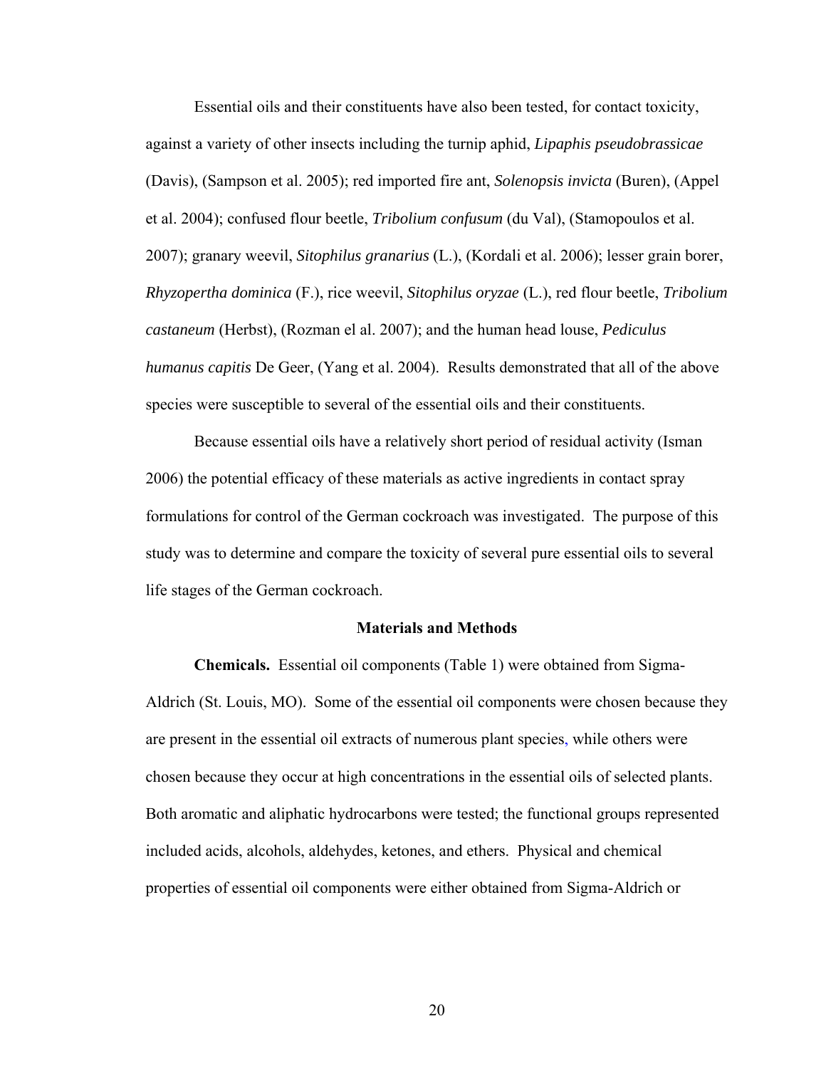Essential oils and their constituents have also been tested, for contact toxicity, against a variety of other insects including the turnip aphid, *Lipaphis pseudobrassicae* (Davis), (Sampson et al. 2005); red imported fire ant, *Solenopsis invicta* (Buren), (Appel et al. 2004); confused flour beetle, *Tribolium confusum* (du Val), (Stamopoulos et al. 2007); granary weevil, *Sitophilus granarius* (L.), (Kordali et al. 2006); lesser grain borer, *Rhyzopertha dominica* (F.), rice weevil, *Sitophilus oryzae* (L.), red flour beetle, *Tribolium castaneum* (Herbst), (Rozman el al. 2007); and the human head louse, *Pediculus humanus capitis* De Geer, (Yang et al. 2004). Results demonstrated that all of the above species were susceptible to several of the essential oils and their constituents.

Because essential oils have a relatively short period of residual activity (Isman 2006) the potential efficacy of these materials as active ingredients in contact spray formulations for control of the German cockroach was investigated. The purpose of this study was to determine and compare the toxicity of several pure essential oils to several life stages of the German cockroach.

## Materials and Methods

**Chemicals.** Essential oil components (Table 1) were obtained from Sigma-Aldrich (St. Louis, MO). Some of the essential oil components were chosen because they are present in the essential oil extracts of numerous plant species, while others were chosen because they occur at high concentrations in the essential oils of selected plants. Both aromatic and aliphatic hydrocarbons were tested; the functional groups represented included acids, alcohols, aldehydes, ketones, and ethers. Physical and chemical properties of essential oil components were either obtained from Sigma-Aldrich or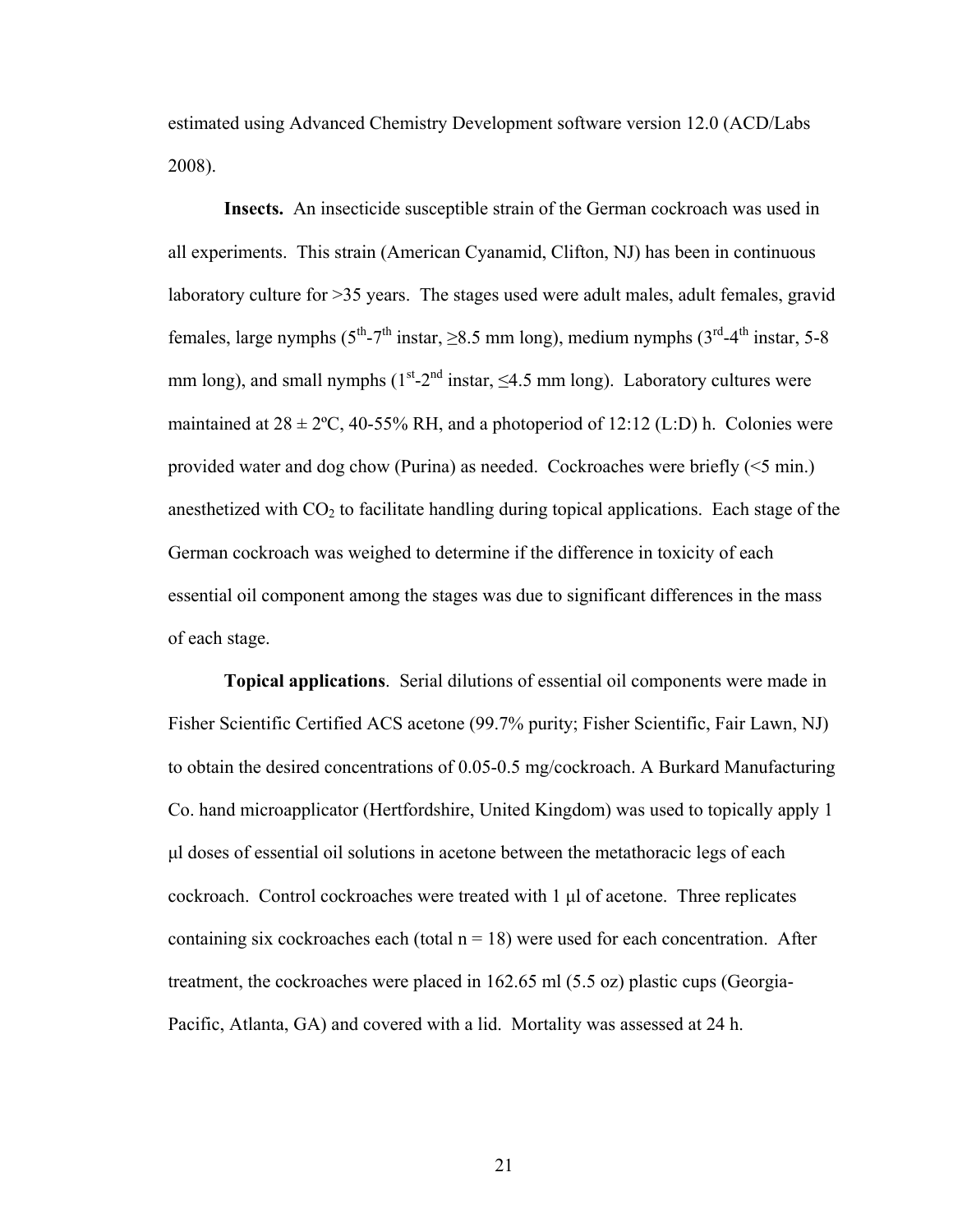estimated using Advanced Chemistry Development software version 12.0 (ACD/Labs 2008).

**Insects.** An insecticide susceptible strain of the German cockroach was used in all experiments. This strain (American Cyanamid, Clifton, NJ) has been in continuous laboratory culture for >35 years. The stages used were adult males, adult females, gravid females, large nymphs ($5^{th}$-$7^{th}$ instar, ≥8.5 mm long), medium nymphs ($3^{rd}$-$4^{th}$ instar, 5-8 mm long), and small nymphs ($1^{st}$-$2^{nd}$ instar, ≤4.5 mm long). Laboratory cultures were maintained at 28 ± 2ºC, 40-55% RH, and a photoperiod of 12:12 (L:D) h. Colonies were provided water and dog chow (Purina) as needed. Cockroaches were briefly (<5 min.) anesthetized with $CO_2$ to facilitate handling during topical applications. Each stage of the German cockroach was weighed to determine if the difference in toxicity of each essential oil component among the stages was due to significant differences in the mass of each stage.

**Topical applications**. Serial dilutions of essential oil components were made in Fisher Scientific Certified ACS acetone (99.7% purity; Fisher Scientific, Fair Lawn, NJ) to obtain the desired concentrations of 0.05-0.5 mg/cockroach. A Burkard Manufacturing Co. hand microapplicator (Hertfordshire, United Kingdom) was used to topically apply 1 µl doses of essential oil solutions in acetone between the metathoracic legs of each cockroach. Control cockroaches were treated with 1 µl of acetone. Three replicates containing six cockroaches each (total n = 18) were used for each concentration. After treatment, the cockroaches were placed in 162.65 ml (5.5 oz) plastic cups (Georgia-Pacific, Atlanta, GA) and covered with a lid. Mortality was assessed at 24 h.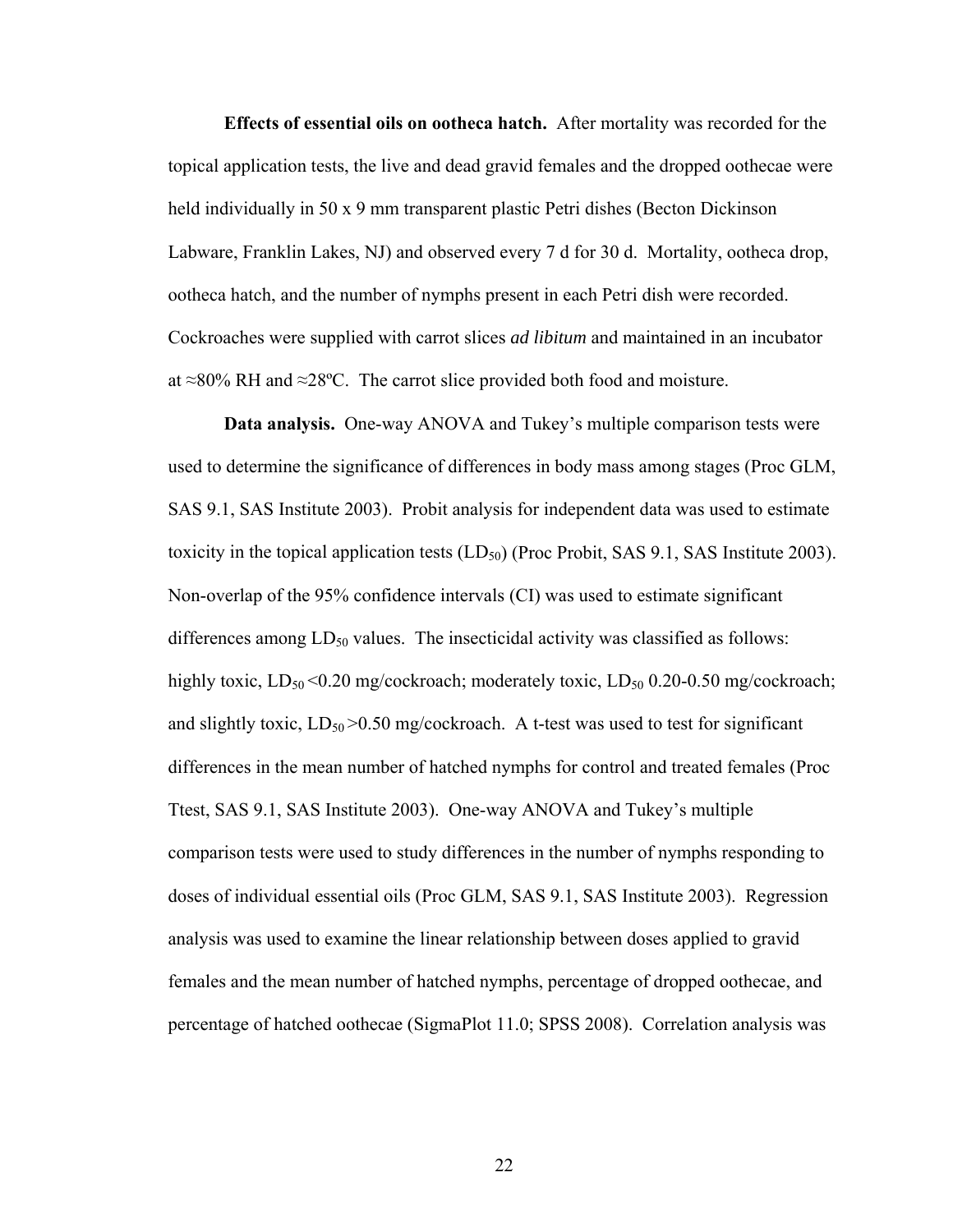**Effects of essential oils on ootheca hatch.** After mortality was recorded for the topical application tests, the live and dead gravid females and the dropped oothecae were held individually in 50 x 9 mm transparent plastic Petri dishes (Becton Dickinson Labware, Franklin Lakes, NJ) and observed every 7 d for 30 d. Mortality, ootheca drop, ootheca hatch, and the number of nymphs present in each Petri dish were recorded. Cockroaches were supplied with carrot slices *ad libitum* and maintained in an incubator at ≈80% RH and ≈28ºC. The carrot slice provided both food and moisture.

**Data analysis.** One-way ANOVA and Tukey's multiple comparison tests were used to determine the significance of differences in body mass among stages (Proc GLM, SAS 9.1, SAS Institute 2003). Probit analysis for independent data was used to estimate toxicity in the topical application tests ($LD_{50}$) (Proc Probit, SAS 9.1, SAS Institute 2003). Non-overlap of the 95% confidence intervals (CI) was used to estimate significant differences among $LD_{50}$ values. The insecticidal activity was classified as follows: highly toxic, $LD_{50}$ <0.20 mg/cockroach; moderately toxic, $LD_{50}$ 0.20-0.50 mg/cockroach; and slightly toxic, $LD_{50}$ >0.50 mg/cockroach. A t-test was used to test for significant differences in the mean number of hatched nymphs for control and treated females (Proc Ttest, SAS 9.1, SAS Institute 2003). One-way ANOVA and Tukey's multiple comparison tests were used to study differences in the number of nymphs responding to doses of individual essential oils (Proc GLM, SAS 9.1, SAS Institute 2003). Regression analysis was used to examine the linear relationship between doses applied to gravid females and the mean number of hatched nymphs, percentage of dropped oothecae, and percentage of hatched oothecae (SigmaPlot 11.0; SPSS 2008). Correlation analysis was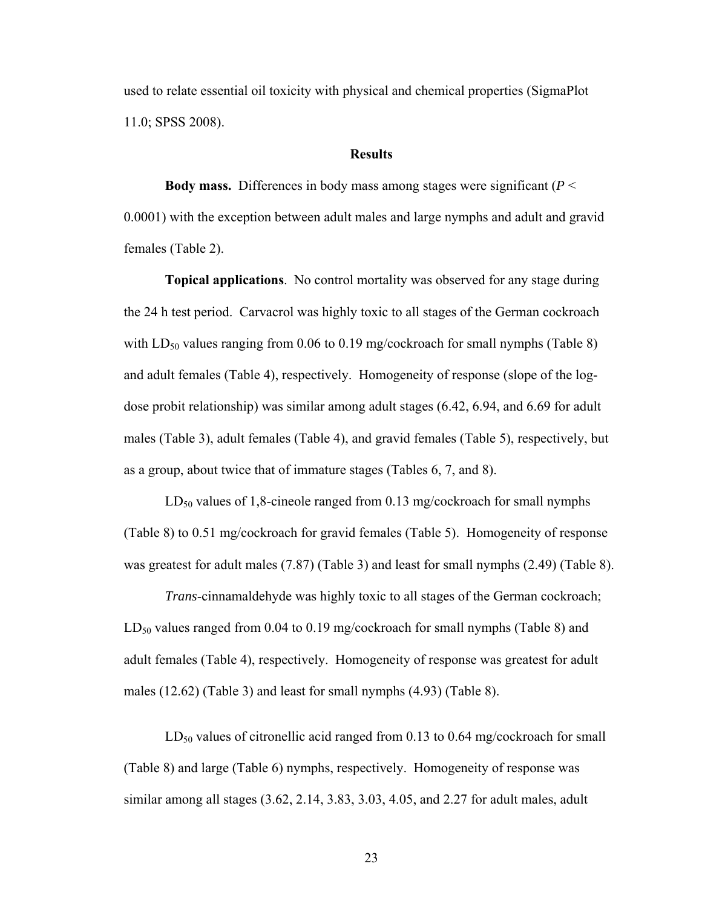used to relate essential oil toxicity with physical and chemical properties (SigmaPlot 11.0; SPSS 2008).

## Results

**Body mass.** Differences in body mass among stages were significant (*P* < 0.0001) with the exception between adult males and large nymphs and adult and gravid females (Table 2).

**Topical applications**. No control mortality was observed for any stage during the 24 h test period. Carvacrol was highly toxic to all stages of the German cockroach with $LD_{50}$ values ranging from 0.06 to 0.19 mg/cockroach for small nymphs (Table 8) and adult females (Table 4), respectively. Homogeneity of response (slope of the log-dose probit relationship) was similar among adult stages (6.42, 6.94, and 6.69 for adult males (Table 3), adult females (Table 4), and gravid females (Table 5), respectively, but as a group, about twice that of immature stages (Tables 6, 7, and 8).

$LD_{50}$ values of 1,8-cineole ranged from 0.13 mg/cockroach for small nymphs (Table 8) to 0.51 mg/cockroach for gravid females (Table 5). Homogeneity of response was greatest for adult males (7.87) (Table 3) and least for small nymphs (2.49) (Table 8).

*Trans*-cinnamaldehyde was highly toxic to all stages of the German cockroach; $LD_{50}$ values ranged from 0.04 to 0.19 mg/cockroach for small nymphs (Table 8) and adult females (Table 4), respectively. Homogeneity of response was greatest for adult males (12.62) (Table 3) and least for small nymphs (4.93) (Table 8).

$LD_{50}$ values of citronellic acid ranged from 0.13 to 0.64 mg/cockroach for small (Table 8) and large (Table 6) nymphs, respectively. Homogeneity of response was similar among all stages (3.62, 2.14, 3.83, 3.03, 4.05, and 2.27 for adult males, adult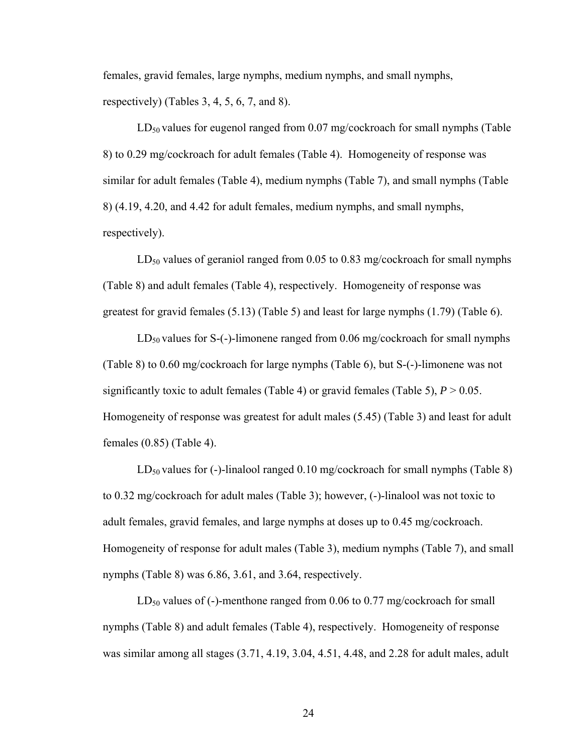females, gravid females, large nymphs, medium nymphs, and small nymphs, respectively) (Tables 3, 4, 5, 6, 7, and 8).

$LD_{50}$ values for eugenol ranged from 0.07 mg/cockroach for small nymphs (Table 8) to 0.29 mg/cockroach for adult females (Table 4). Homogeneity of response was similar for adult females (Table 4), medium nymphs (Table 7), and small nymphs (Table 8) (4.19, 4.20, and 4.42 for adult females, medium nymphs, and small nymphs, respectively).

$LD_{50}$ values of geraniol ranged from 0.05 to 0.83 mg/cockroach for small nymphs (Table 8) and adult females (Table 4), respectively. Homogeneity of response was greatest for gravid females (5.13) (Table 5) and least for large nymphs (1.79) (Table 6).

$LD_{50}$ values for S-(-)-limonene ranged from 0.06 mg/cockroach for small nymphs (Table 8) to 0.60 mg/cockroach for large nymphs (Table 6), but S-(-)-limonene was not significantly toxic to adult females (Table 4) or gravid females (Table 5), $P > 0.05$. Homogeneity of response was greatest for adult males (5.45) (Table 3) and least for adult females (0.85) (Table 4).

$LD_{50}$ values for (-)-linalool ranged 0.10 mg/cockroach for small nymphs (Table 8) to 0.32 mg/cockroach for adult males (Table 3); however, (-)-linalool was not toxic to adult females, gravid females, and large nymphs at doses up to 0.45 mg/cockroach. Homogeneity of response for adult males (Table 3), medium nymphs (Table 7), and small nymphs (Table 8) was 6.86, 3.61, and 3.64, respectively.

$LD_{50}$ values of (-)-menthone ranged from 0.06 to 0.77 mg/cockroach for small nymphs (Table 8) and adult females (Table 4), respectively. Homogeneity of response was similar among all stages (3.71, 4.19, 3.04, 4.51, 4.48, and 2.28 for adult males, adult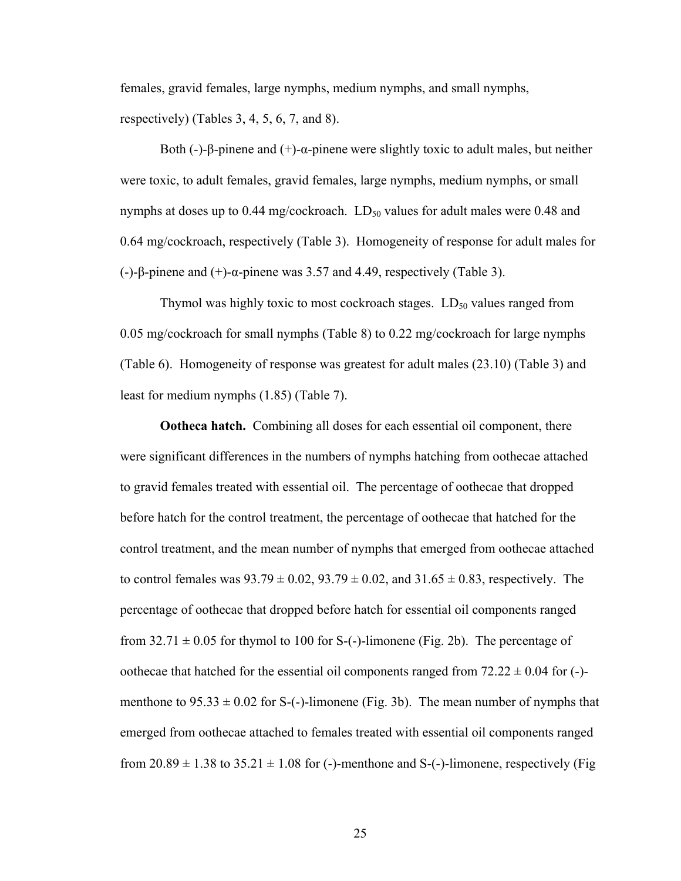females, gravid females, large nymphs, medium nymphs, and small nymphs, respectively) (Tables 3, 4, 5, 6, 7, and 8).

Both (-)-β-pinene and (+)-α-pinene were slightly toxic to adult males, but neither were toxic, to adult females, gravid females, large nymphs, medium nymphs, or small nymphs at doses up to 0.44 mg/cockroach. $LD_{50}$ values for adult males were 0.48 and 0.64 mg/cockroach, respectively (Table 3). Homogeneity of response for adult males for (-)-β-pinene and (+)-α-pinene was 3.57 and 4.49, respectively (Table 3).

Thymol was highly toxic to most cockroach stages. $LD_{50}$ values ranged from 0.05 mg/cockroach for small nymphs (Table 8) to 0.22 mg/cockroach for large nymphs (Table 6). Homogeneity of response was greatest for adult males (23.10) (Table 3) and least for medium nymphs (1.85) (Table 7).

**Ootheca hatch.** Combining all doses for each essential oil component, there were significant differences in the numbers of nymphs hatching from oothecae attached to gravid females treated with essential oil. The percentage of oothecae that dropped before hatch for the control treatment, the percentage of oothecae that hatched for the control treatment, and the mean number of nymphs that emerged from oothecae attached to control females was $93.79 \pm 0.02$, $93.79 \pm 0.02$, and $31.65 \pm 0.83$, respectively. The percentage of oothecae that dropped before hatch for essential oil components ranged from $32.71 \pm 0.05$ for thymol to 100 for S-(-)-limonene (Fig. 2b). The percentage of oothecae that hatched for the essential oil components ranged from $72.22 \pm 0.04$ for (-)-menthone to $95.33 \pm 0.02$ for S-(-)-limonene (Fig. 3b). The mean number of nymphs that emerged from oothecae attached to females treated with essential oil components ranged from $20.89 \pm 1.38$ to $35.21 \pm 1.08$ for (-)-menthone and S-(-)-limonene, respectively (Fig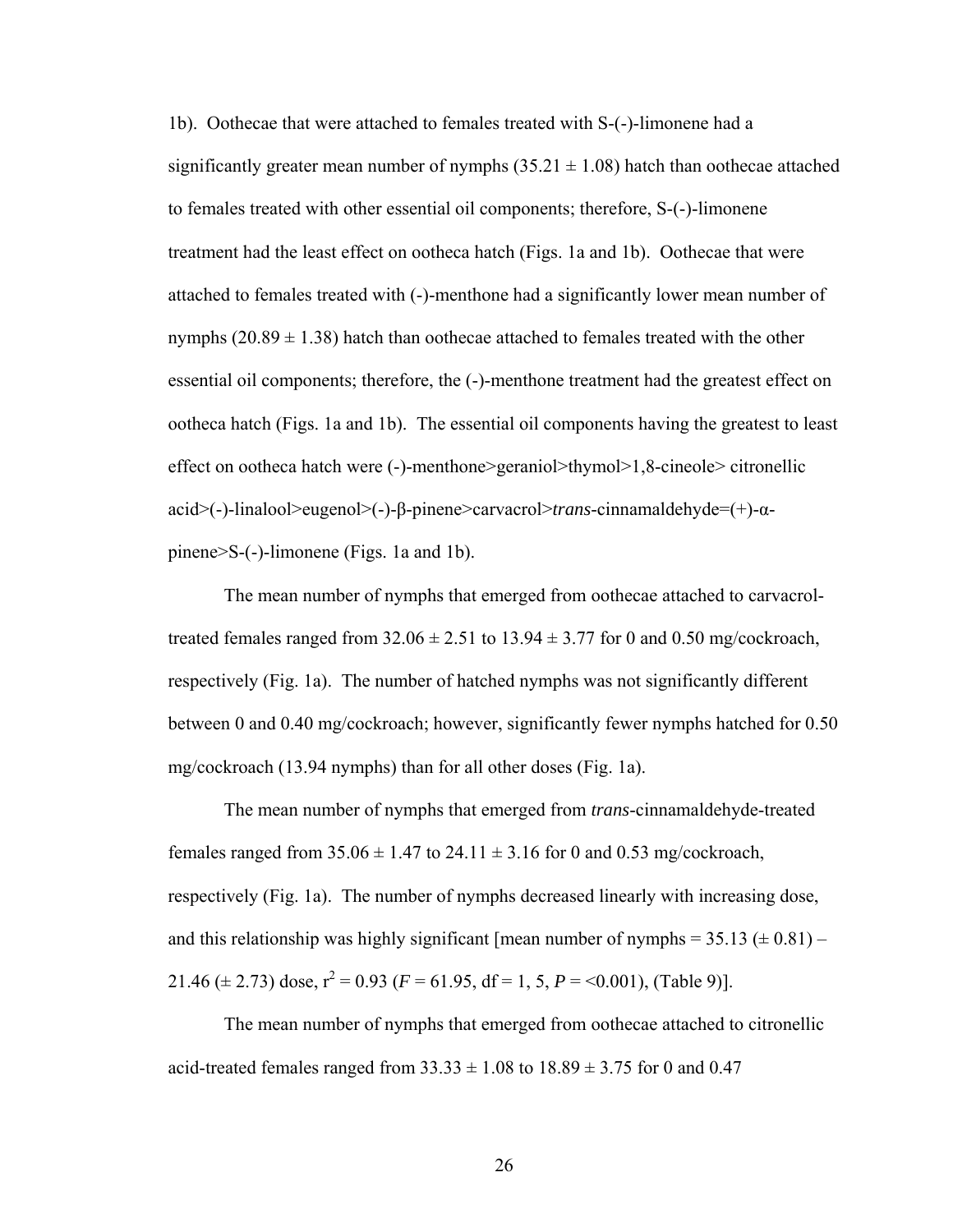1b). Oothecae that were attached to females treated with S-(-)-limonene had a significantly greater mean number of nymphs (35.21 ± 1.08) hatch than oothecae attached to females treated with other essential oil components; therefore, S-(-)-limonene treatment had the least effect on ootheca hatch (Figs. 1a and 1b). Oothecae that were attached to females treated with (-)-menthone had a significantly lower mean number of nymphs (20.89 ± 1.38) hatch than oothecae attached to females treated with the other essential oil components; therefore, the (-)-menthone treatment had the greatest effect on ootheca hatch (Figs. 1a and 1b). The essential oil components having the greatest to least effect on ootheca hatch were (-)-menthone>geraniol>thymol>1,8-cineole> citronellic acid>(-)-linalool>eugenol>(-)-β-pinene>carvacrol>*trans*-cinnamaldehyde=(+)-α-pinene>S-(-)-limonene (Figs. 1a and 1b).

The mean number of nymphs that emerged from oothecae attached to carvacrol-treated females ranged from 32.06 ± 2.51 to 13.94 ± 3.77 for 0 and 0.50 mg/cockroach, respectively (Fig. 1a). The number of hatched nymphs was not significantly different between 0 and 0.40 mg/cockroach; however, significantly fewer nymphs hatched for 0.50 mg/cockroach (13.94 nymphs) than for all other doses (Fig. 1a).

The mean number of nymphs that emerged from *trans*-cinnamaldehyde-treated females ranged from 35.06 ± 1.47 to 24.11 ± 3.16 for 0 and 0.53 mg/cockroach, respectively (Fig. 1a). The number of nymphs decreased linearly with increasing dose, and this relationship was highly significant [mean number of nymphs = 35.13 (± 0.81) – 21.46 (± 2.73) dose, $r^2 = 0.93$ ($F = 61.95$, df = 1, 5, $P = <0.001$), (Table 9)].

The mean number of nymphs that emerged from oothecae attached to citronellic acid-treated females ranged from 33.33 ± 1.08 to 18.89 ± 3.75 for 0 and 0.47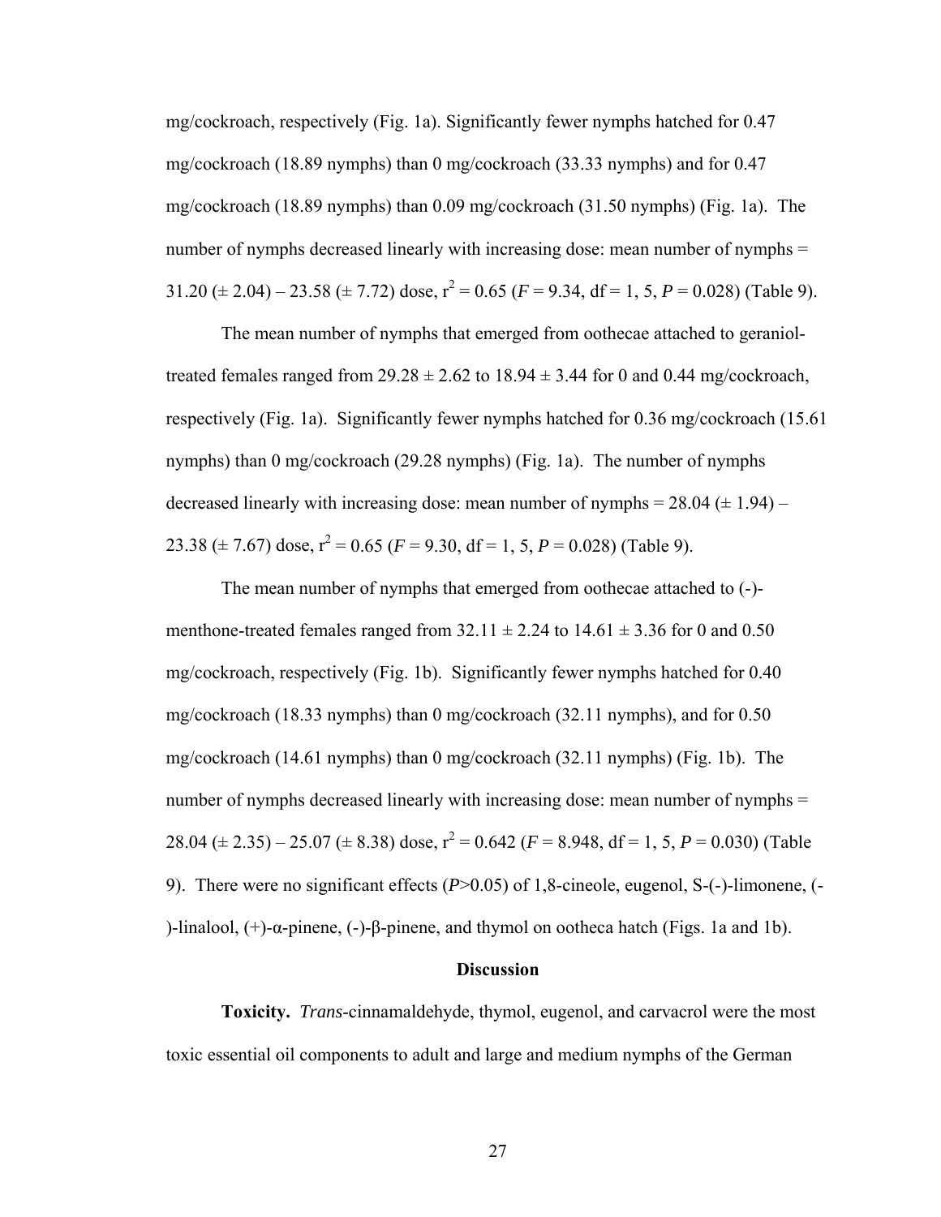mg/cockroach, respectively (Fig. 1a). Significantly fewer nymphs hatched for 0.47 mg/cockroach (18.89 nymphs) than 0 mg/cockroach (33.33 nymphs) and for 0.47 mg/cockroach (18.89 nymphs) than 0.09 mg/cockroach (31.50 nymphs) (Fig. 1a). The number of nymphs decreased linearly with increasing dose: mean number of nymphs = 31.20 (± 2.04) – 23.58 (± 7.72) dose, $r^2 = 0.65$ ($F = 9.34$, df = 1, 5, $P = 0.028$) (Table 9).

The mean number of nymphs that emerged from oothecae attached to geraniol-treated females ranged from 29.28 ± 2.62 to 18.94 ± 3.44 for 0 and 0.44 mg/cockroach, respectively (Fig. 1a). Significantly fewer nymphs hatched for 0.36 mg/cockroach (15.61 nymphs) than 0 mg/cockroach (29.28 nymphs) (Fig. 1a). The number of nymphs decreased linearly with increasing dose: mean number of nymphs = 28.04 (± 1.94) – 23.38 (± 7.67) dose, $r^2 = 0.65$ ($F = 9.30$, df = 1, 5, $P = 0.028$) (Table 9).

The mean number of nymphs that emerged from oothecae attached to (-)-menthone-treated females ranged from 32.11 ± 2.24 to 14.61 ± 3.36 for 0 and 0.50 mg/cockroach, respectively (Fig. 1b). Significantly fewer nymphs hatched for 0.40 mg/cockroach (18.33 nymphs) than 0 mg/cockroach (32.11 nymphs), and for 0.50 mg/cockroach (14.61 nymphs) than 0 mg/cockroach (32.11 nymphs) (Fig. 1b). The number of nymphs decreased linearly with increasing dose: mean number of nymphs = 28.04 (± 2.35) – 25.07 (± 8.38) dose, $r^2 = 0.642$ ($F = 8.948$, df = 1, 5, $P = 0.030$) (Table 9). There were no significant effects ($P > 0.05$) of 1,8-cineole, eugenol, S-(-)-limonene, (-)-linalool, (+)-α-pinene, (-)-β-pinene, and thymol on ootheca hatch (Figs. 1a and 1b).

## Discussion

**Toxicity.** *Trans*-cinnamaldehyde, thymol, eugenol, and carvacrol were the most toxic essential oil components to adult and large and medium nymphs of the German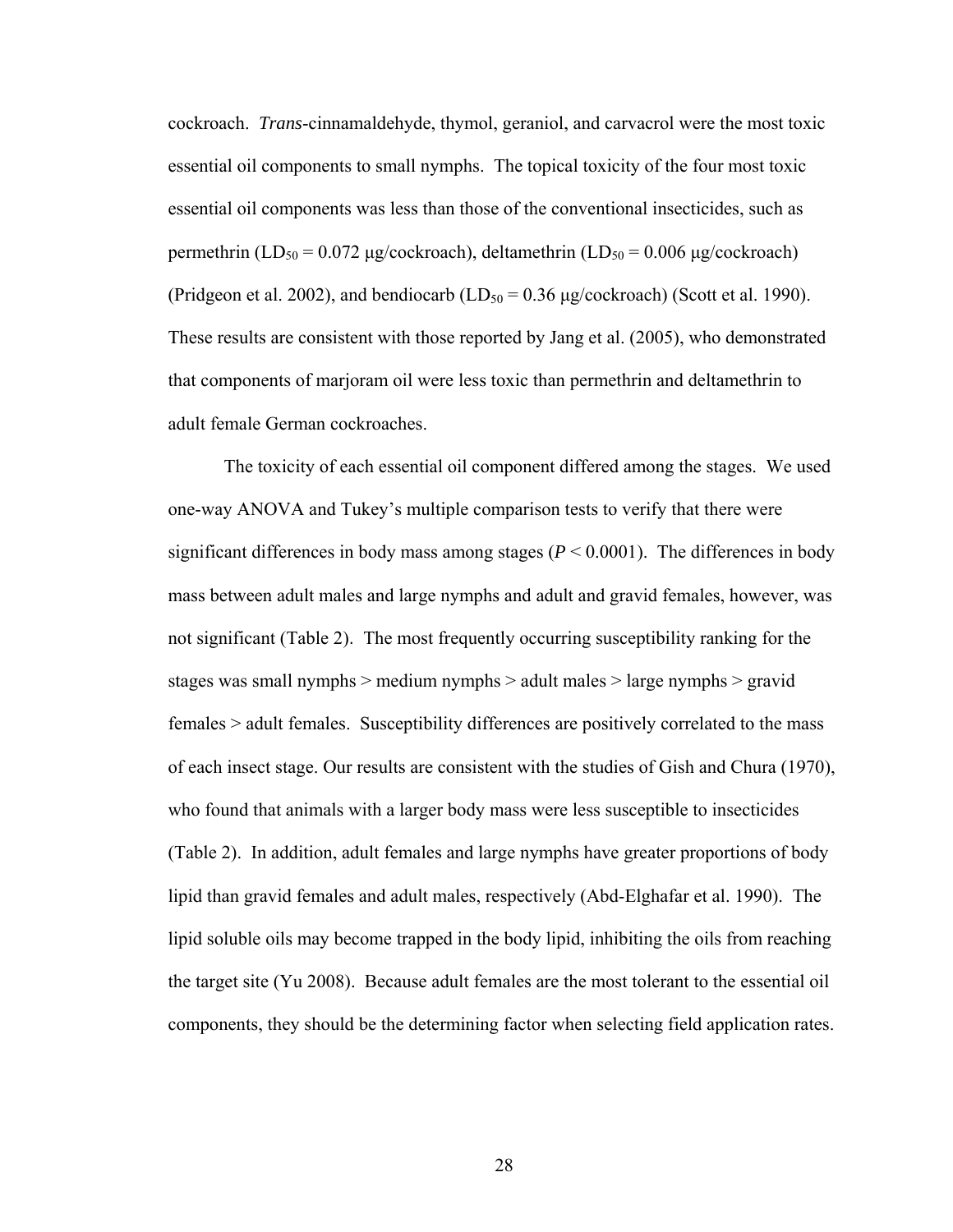cockroach. *Trans*-cinnamaldehyde, thymol, geraniol, and carvacrol were the most toxic essential oil components to small nymphs. The topical toxicity of the four most toxic essential oil components was less than those of the conventional insecticides, such as permethrin ($LD_{50}$ = 0.072 μg/cockroach), deltamethrin ($LD_{50}$ = 0.006 μg/cockroach) (Pridgeon et al. 2002), and bendiocarb ($LD_{50}$ = 0.36 μg/cockroach) (Scott et al. 1990). These results are consistent with those reported by Jang et al. (2005), who demonstrated that components of marjoram oil were less toxic than permethrin and deltamethrin to adult female German cockroaches.

The toxicity of each essential oil component differed among the stages. We used one-way ANOVA and Tukey's multiple comparison tests to verify that there were significant differences in body mass among stages ($P < 0.0001$). The differences in body mass between adult males and large nymphs and adult and gravid females, however, was not significant (Table 2). The most frequently occurring susceptibility ranking for the stages was small nymphs > medium nymphs > adult males > large nymphs > gravid females > adult females. Susceptibility differences are positively correlated to the mass of each insect stage. Our results are consistent with the studies of Gish and Chura (1970), who found that animals with a larger body mass were less susceptible to insecticides (Table 2). In addition, adult females and large nymphs have greater proportions of body lipid than gravid females and adult males, respectively (Abd-Elghafar et al. 1990). The lipid soluble oils may become trapped in the body lipid, inhibiting the oils from reaching the target site (Yu 2008). Because adult females are the most tolerant to the essential oil components, they should be the determining factor when selecting field application rates.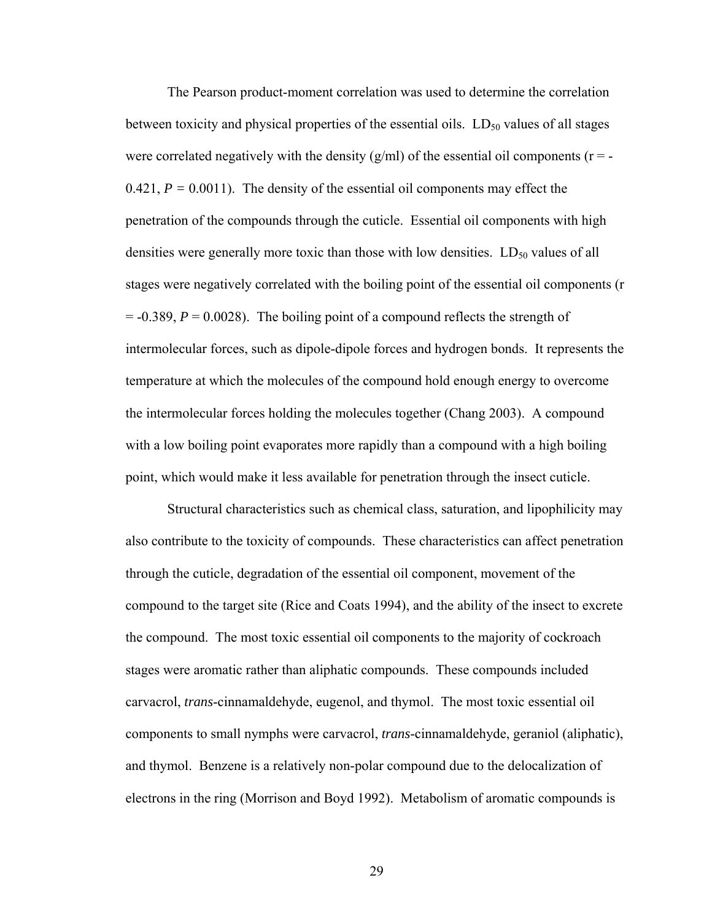The Pearson product-moment correlation was used to determine the correlation between toxicity and physical properties of the essential oils. $LD_{50}$ values of all stages were correlated negatively with the density (g/ml) of the essential oil components ($r = -0.421$, $P = 0.0011$). The density of the essential oil components may effect the penetration of the compounds through the cuticle. Essential oil components with high densities were generally more toxic than those with low densities. $LD_{50}$ values of all stages were negatively correlated with the boiling point of the essential oil components ($r = -0.389$, $P = 0.0028$). The boiling point of a compound reflects the strength of intermolecular forces, such as dipole-dipole forces and hydrogen bonds. It represents the temperature at which the molecules of the compound hold enough energy to overcome the intermolecular forces holding the molecules together (Chang 2003). A compound with a low boiling point evaporates more rapidly than a compound with a high boiling point, which would make it less available for penetration through the insect cuticle.

Structural characteristics such as chemical class, saturation, and lipophilicity may also contribute to the toxicity of compounds. These characteristics can affect penetration through the cuticle, degradation of the essential oil component, movement of the compound to the target site (Rice and Coats 1994), and the ability of the insect to excrete the compound. The most toxic essential oil components to the majority of cockroach stages were aromatic rather than aliphatic compounds. These compounds included carvacrol, *trans*-cinnamaldehyde, eugenol, and thymol. The most toxic essential oil components to small nymphs were carvacrol, *trans*-cinnamaldehyde, geraniol (aliphatic), and thymol. Benzene is a relatively non-polar compound due to the delocalization of electrons in the ring (Morrison and Boyd 1992). Metabolism of aromatic compounds is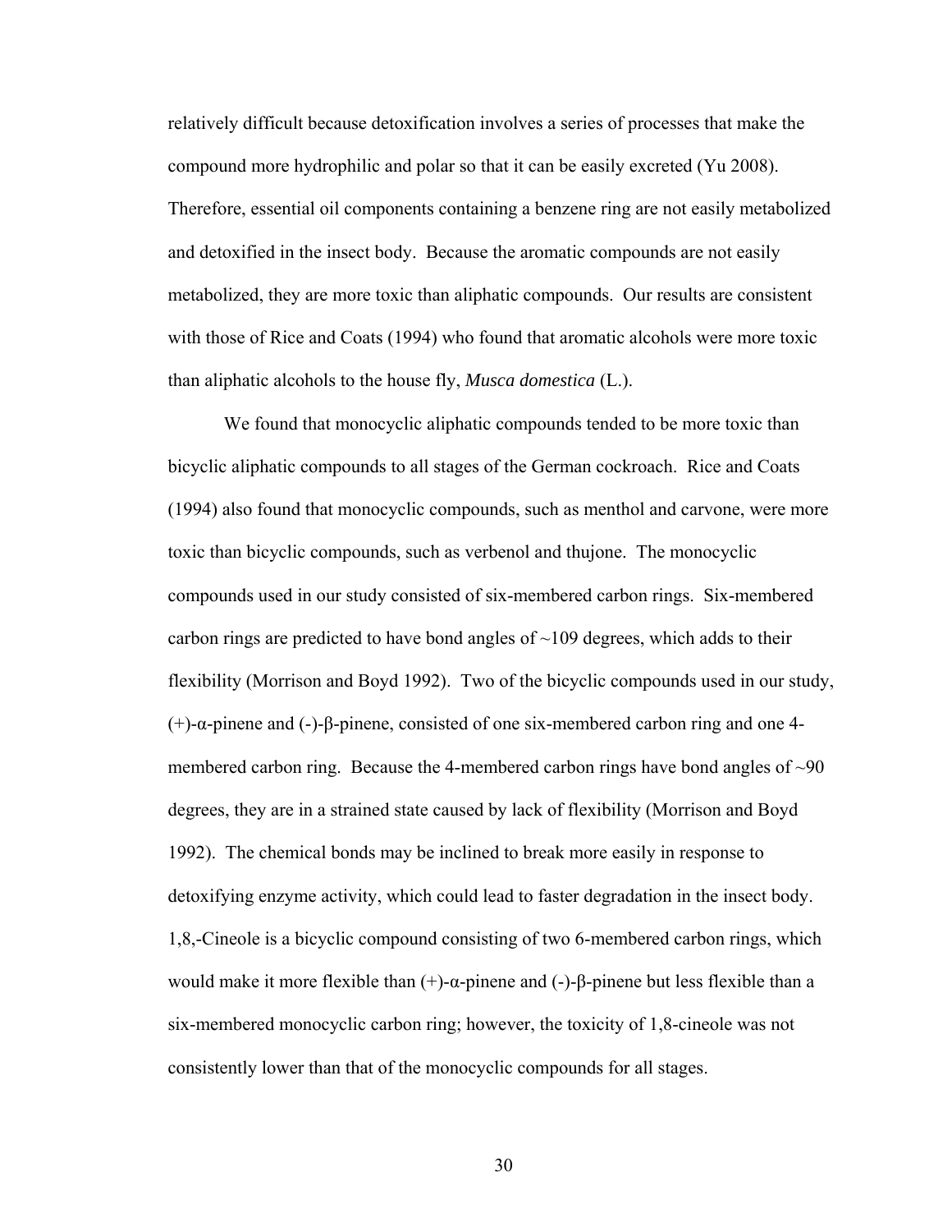relatively difficult because detoxification involves a series of processes that make the compound more hydrophilic and polar so that it can be easily excreted (Yu 2008). Therefore, essential oil components containing a benzene ring are not easily metabolized and detoxified in the insect body. Because the aromatic compounds are not easily metabolized, they are more toxic than aliphatic compounds. Our results are consistent with those of Rice and Coats (1994) who found that aromatic alcohols were more toxic than aliphatic alcohols to the house fly, *Musca domestica* (L.).

We found that monocyclic aliphatic compounds tended to be more toxic than bicyclic aliphatic compounds to all stages of the German cockroach. Rice and Coats (1994) also found that monocyclic compounds, such as menthol and carvone, were more toxic than bicyclic compounds, such as verbenol and thujone. The monocyclic compounds used in our study consisted of six-membered carbon rings. Six-membered carbon rings are predicted to have bond angles of ~109 degrees, which adds to their flexibility (Morrison and Boyd 1992). Two of the bicyclic compounds used in our study, (+)-α-pinene and (-)-β-pinene, consisted of one six-membered carbon ring and one 4-membered carbon ring. Because the 4-membered carbon rings have bond angles of ~90 degrees, they are in a strained state caused by lack of flexibility (Morrison and Boyd 1992). The chemical bonds may be inclined to break more easily in response to detoxifying enzyme activity, which could lead to faster degradation in the insect body. 1,8,-Cineole is a bicyclic compound consisting of two 6-membered carbon rings, which would make it more flexible than (+)-α-pinene and (-)-β-pinene but less flexible than a six-membered monocyclic carbon ring; however, the toxicity of 1,8-cineole was not consistently lower than that of the monocyclic compounds for all stages.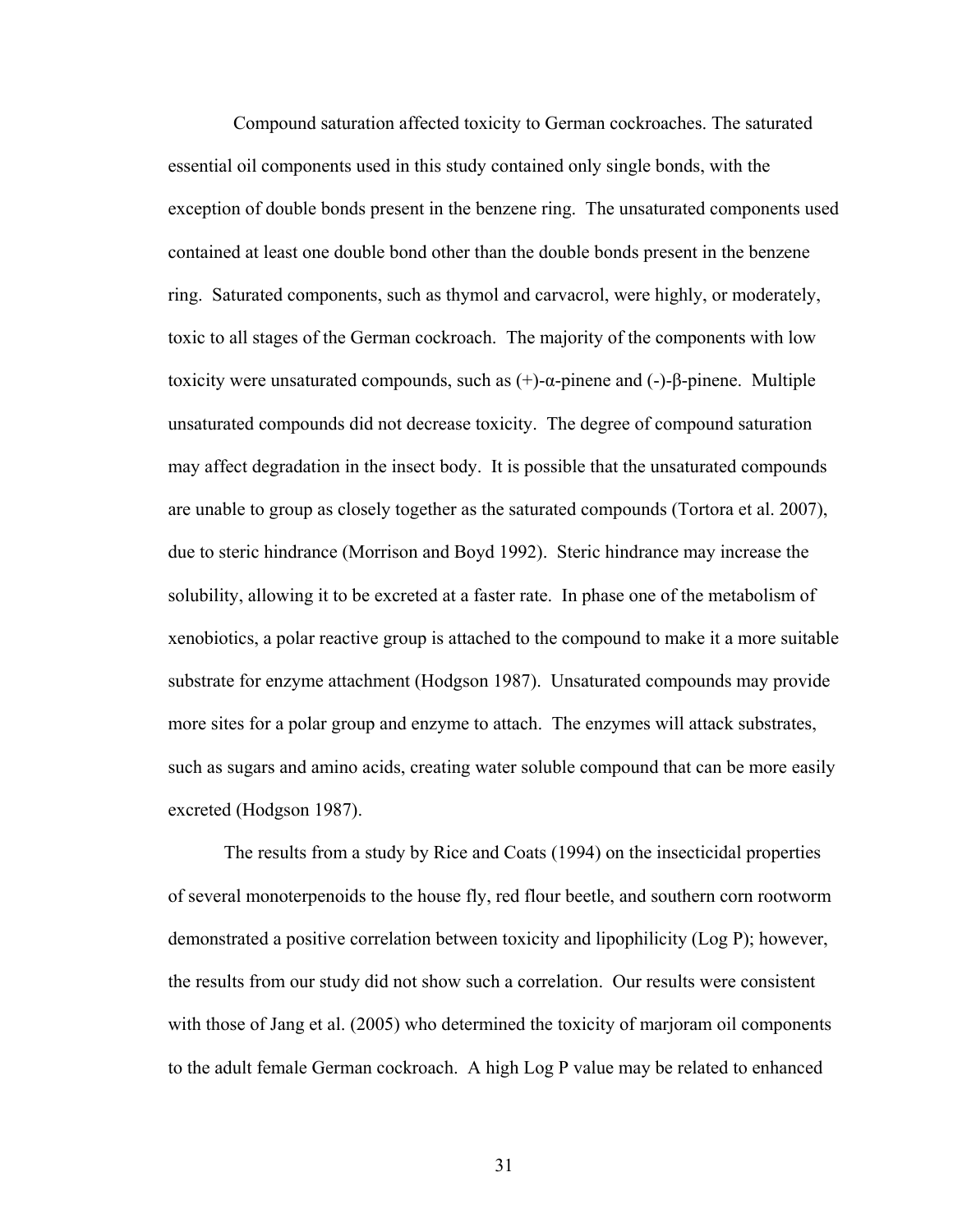Compound saturation affected toxicity to German cockroaches. The saturated essential oil components used in this study contained only single bonds, with the exception of double bonds present in the benzene ring. The unsaturated components used contained at least one double bond other than the double bonds present in the benzene ring. Saturated components, such as thymol and carvacrol, were highly, or moderately, toxic to all stages of the German cockroach. The majority of the components with low toxicity were unsaturated compounds, such as (+)-α-pinene and (-)-β-pinene. Multiple unsaturated compounds did not decrease toxicity. The degree of compound saturation may affect degradation in the insect body. It is possible that the unsaturated compounds are unable to group as closely together as the saturated compounds (Tortora et al. 2007), due to steric hindrance (Morrison and Boyd 1992). Steric hindrance may increase the solubility, allowing it to be excreted at a faster rate. In phase one of the metabolism of xenobiotics, a polar reactive group is attached to the compound to make it a more suitable substrate for enzyme attachment (Hodgson 1987). Unsaturated compounds may provide more sites for a polar group and enzyme to attach. The enzymes will attack substrates, such as sugars and amino acids, creating water soluble compound that can be more easily excreted (Hodgson 1987).

The results from a study by Rice and Coats (1994) on the insecticidal properties of several monoterpenoids to the house fly, red flour beetle, and southern corn rootworm demonstrated a positive correlation between toxicity and lipophilicity (Log P); however, the results from our study did not show such a correlation. Our results were consistent with those of Jang et al. (2005) who determined the toxicity of marjoram oil components to the adult female German cockroach. A high Log P value may be related to enhanced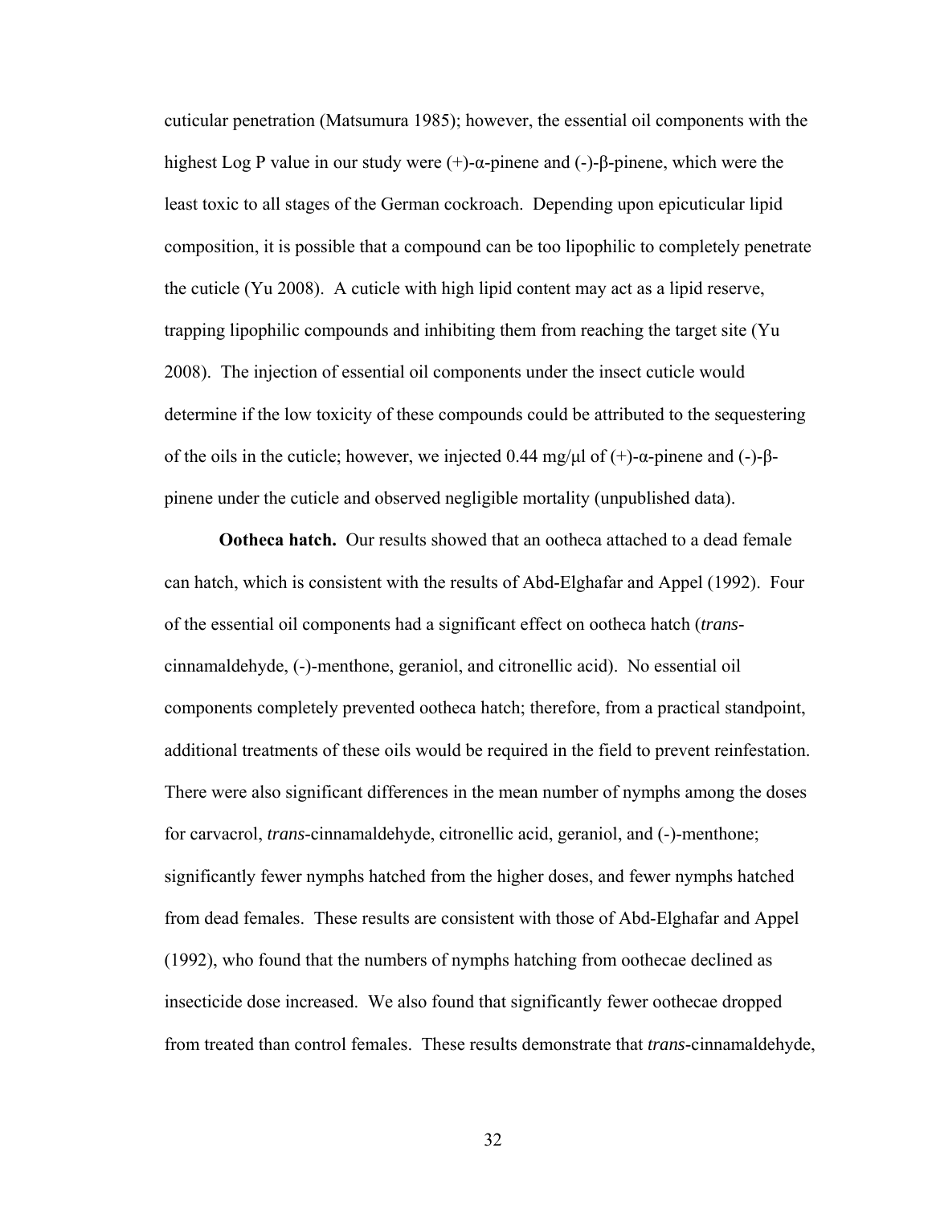cuticular penetration (Matsumura 1985); however, the essential oil components with the highest Log P value in our study were (+)-α-pinene and (-)-β-pinene, which were the least toxic to all stages of the German cockroach. Depending upon epicuticular lipid composition, it is possible that a compound can be too lipophilic to completely penetrate the cuticle (Yu 2008). A cuticle with high lipid content may act as a lipid reserve, trapping lipophilic compounds and inhibiting them from reaching the target site (Yu 2008). The injection of essential oil components under the insect cuticle would determine if the low toxicity of these compounds could be attributed to the sequestering of the oils in the cuticle; however, we injected 0.44 mg/μl of (+)-α-pinene and (-)-β-pinene under the cuticle and observed negligible mortality (unpublished data).

**Ootheca hatch.** Our results showed that an ootheca attached to a dead female can hatch, which is consistent with the results of Abd-Elghafar and Appel (1992). Four of the essential oil components had a significant effect on ootheca hatch (*trans*-cinnamaldehyde, (-)-menthone, geraniol, and citronellic acid). No essential oil components completely prevented ootheca hatch; therefore, from a practical standpoint, additional treatments of these oils would be required in the field to prevent reinfestation. There were also significant differences in the mean number of nymphs among the doses for carvacrol, *trans*-cinnamaldehyde, citronellic acid, geraniol, and (-)-menthone; significantly fewer nymphs hatched from the higher doses, and fewer nymphs hatched from dead females. These results are consistent with those of Abd-Elghafar and Appel (1992), who found that the numbers of nymphs hatching from oothecae declined as insecticide dose increased. We also found that significantly fewer oothecae dropped from treated than control females. These results demonstrate that *trans*-cinnamaldehyde,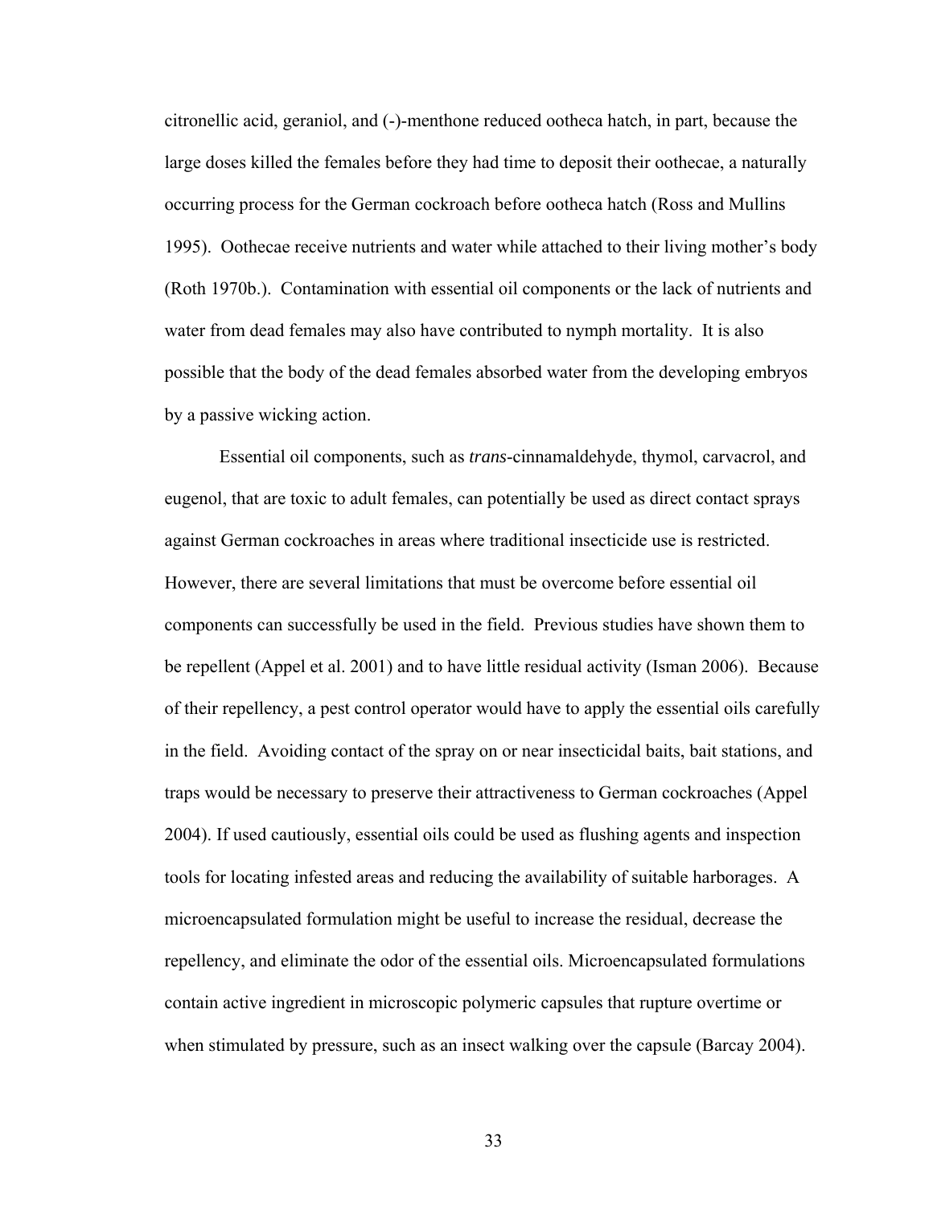citronellic acid, geraniol, and (-)-menthone reduced ootheca hatch, in part, because the large doses killed the females before they had time to deposit their oothecae, a naturally occurring process for the German cockroach before ootheca hatch (Ross and Mullins 1995). Oothecae receive nutrients and water while attached to their living mother's body (Roth 1970b.). Contamination with essential oil components or the lack of nutrients and water from dead females may also have contributed to nymph mortality. It is also possible that the body of the dead females absorbed water from the developing embryos by a passive wicking action.

Essential oil components, such as *trans*-cinnamaldehyde, thymol, carvacrol, and eugenol, that are toxic to adult females, can potentially be used as direct contact sprays against German cockroaches in areas where traditional insecticide use is restricted. However, there are several limitations that must be overcome before essential oil components can successfully be used in the field. Previous studies have shown them to be repellent (Appel et al. 2001) and to have little residual activity (Isman 2006). Because of their repellency, a pest control operator would have to apply the essential oils carefully in the field. Avoiding contact of the spray on or near insecticidal baits, bait stations, and traps would be necessary to preserve their attractiveness to German cockroaches (Appel 2004). If used cautiously, essential oils could be used as flushing agents and inspection tools for locating infested areas and reducing the availability of suitable harborages. A microencapsulated formulation might be useful to increase the residual, decrease the repellency, and eliminate the odor of the essential oils. Microencapsulated formulations contain active ingredient in microscopic polymeric capsules that rupture overtime or when stimulated by pressure, such as an insect walking over the capsule (Barcay 2004).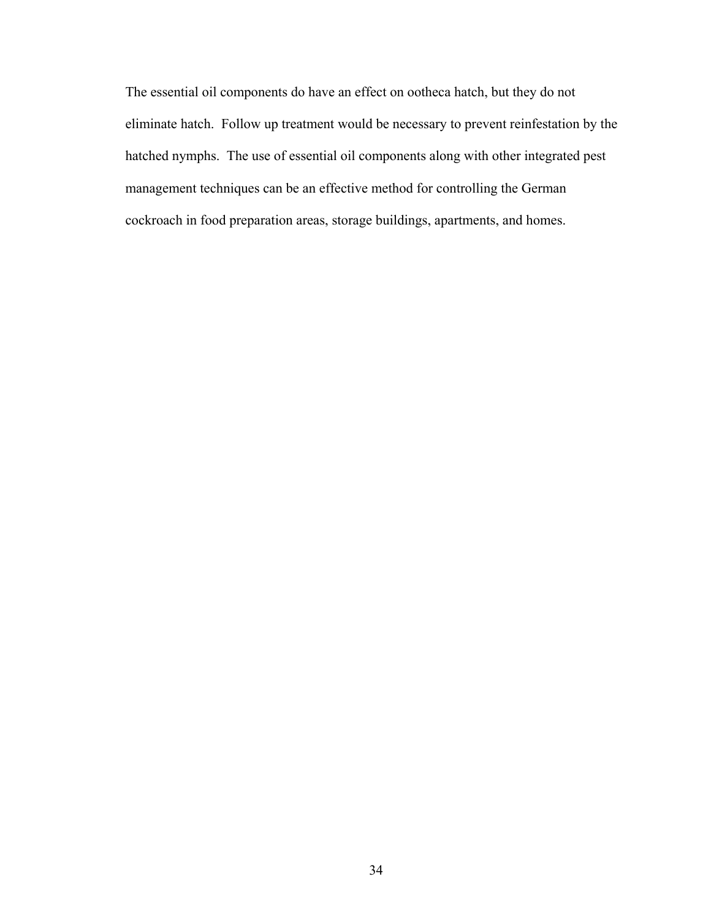The essential oil components do have an effect on ootheca hatch, but they do not eliminate hatch. Follow up treatment would be necessary to prevent reinfestation by the hatched nymphs. The use of essential oil components along with other integrated pest management techniques can be an effective method for controlling the German cockroach in food preparation areas, storage buildings, apartments, and homes.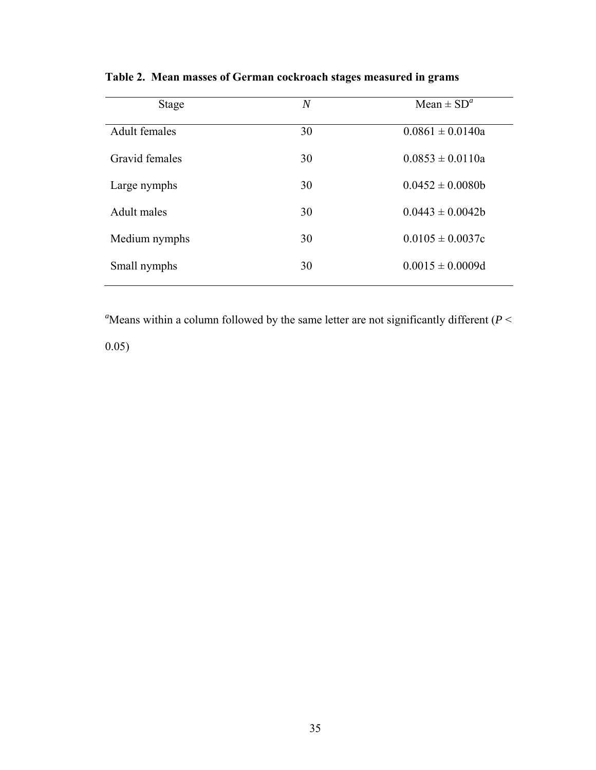**Table 2. Mean masses of German cockroach stages measured in grams**

| Stage | *N* | Mean ± SD[a] |
| --- | --- | --- |
| Adult females | 30 | 0.0861 ± 0.0140a |
| Gravid females | 30 | 0.0853 ± 0.0110a |
| Large nymphs | 30 | 0.0452 ± 0.0080b |
| Adult males | 30 | 0.0443 ± 0.0042b |
| Medium nymphs | 30 | 0.0105 ± 0.0037c |
| Small nymphs | 30 | 0.0015 ± 0.0009d |

[a]Means within a column followed by the same letter are not significantly different ($P < 0.05$)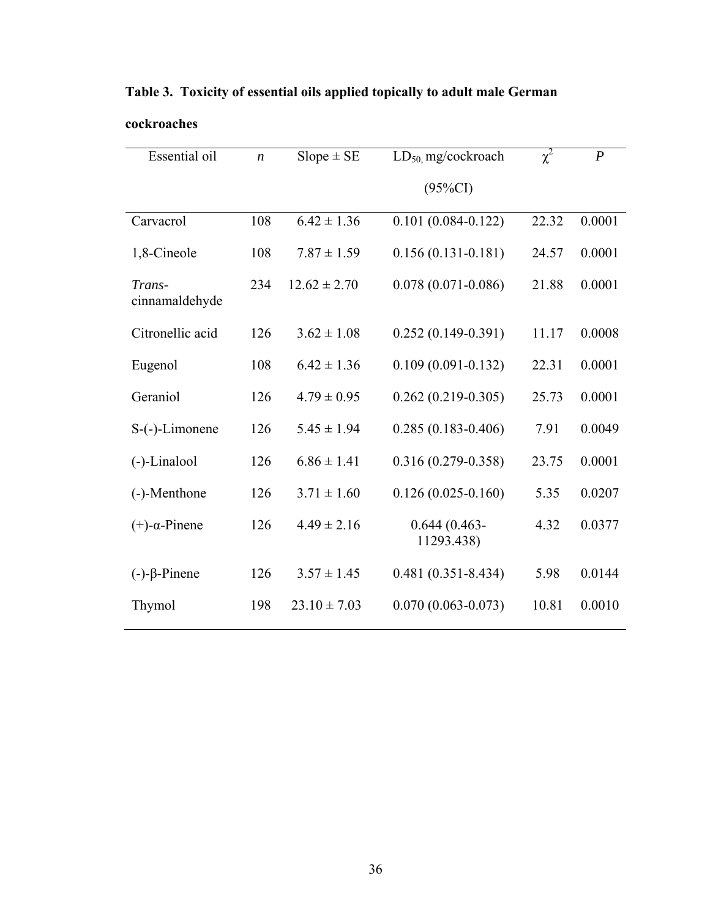**Table 3. Toxicity of essential oils applied topically to adult male German cockroaches**

| Essential oil | $n$ | Slope ± SE | $LD_{50}$, mg/cockroach (95%CI) | $\chi^2$ | $P$ |
|---|---|---|---|---|---|
| Carvacrol | 108 | 6.42 ± 1.36 | 0.101 (0.084-0.122) | 22.32 | 0.0001 |
| 1,8-Cineole | 108 | 7.87 ± 1.59 | 0.156 (0.131-0.181) | 24.57 | 0.0001 |
| *Trans*-cinnamaldehyde | 234 | 12.62 ± 2.70 | 0.078 (0.071-0.086) | 21.88 | 0.0001 |
| Citronellic acid | 126 | 3.62 ± 1.08 | 0.252 (0.149-0.391) | 11.17 | 0.0008 |
| Eugenol | 108 | 6.42 ± 1.36 | 0.109 (0.091-0.132) | 22.31 | 0.0001 |
| Geraniol | 126 | 4.79 ± 0.95 | 0.262 (0.219-0.305) | 25.73 | 0.0001 |
| S-(-)-Limonene | 126 | 5.45 ± 1.94 | 0.285 (0.183-0.406) | 7.91 | 0.0049 |
| (-)-Linalool | 126 | 6.86 ± 1.41 | 0.316 (0.279-0.358) | 23.75 | 0.0001 |
| (-)-Menthone | 126 | 3.71 ± 1.60 | 0.126 (0.025-0.160) | 5.35 | 0.0207 |
| (+)-α-Pinene | 126 | 4.49 ± 2.16 | 0.644 (0.463-11293.438) | 4.32 | 0.0377 |
| (-)-β-Pinene | 126 | 3.57 ± 1.45 | 0.481 (0.351-8.434) | 5.98 | 0.0144 |
| Thymol | 198 | 23.10 ± 7.03 | 0.070 (0.063-0.073) | 10.81 | 0.0010 |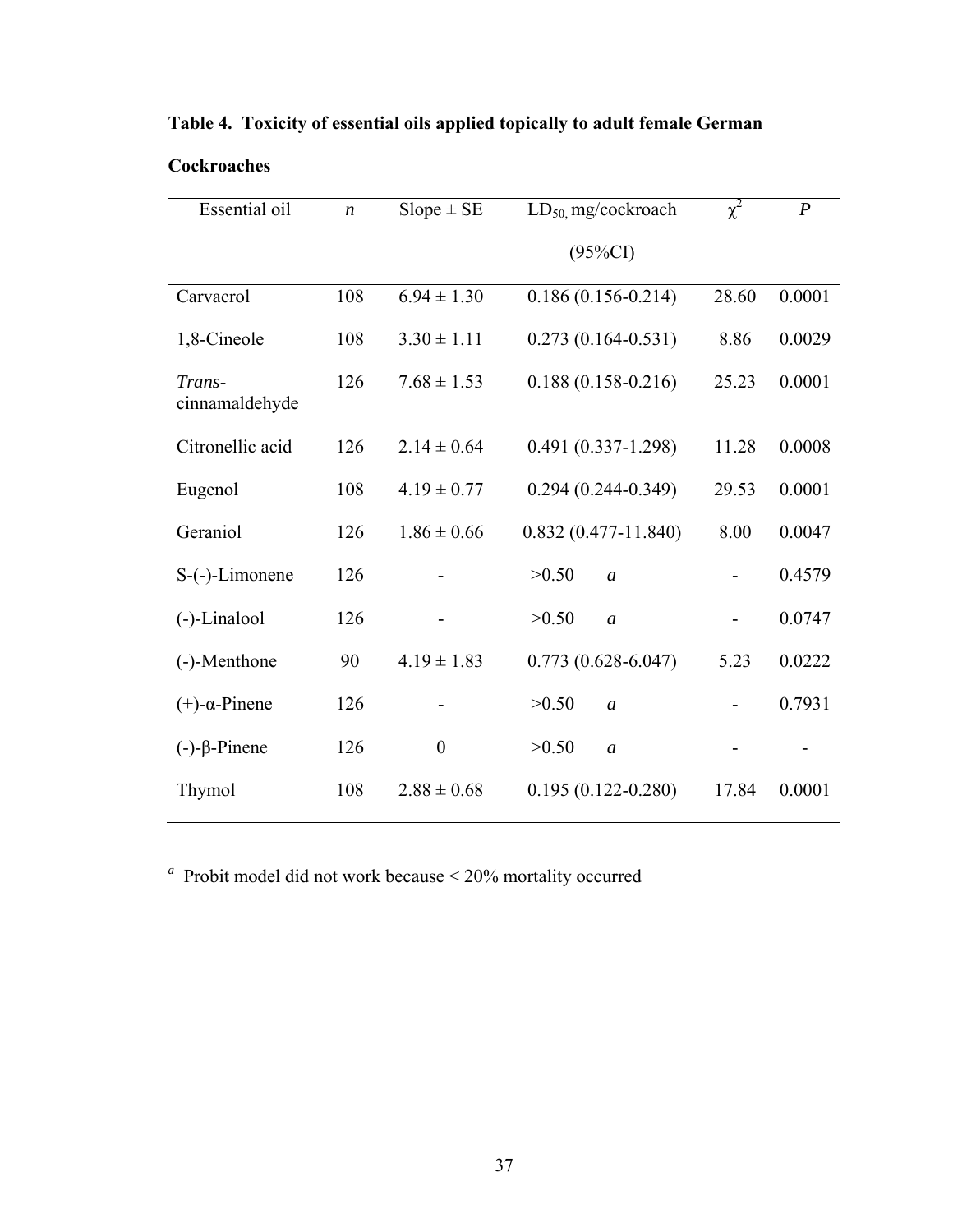**Table 4. Toxicity of essential oils applied topically to adult female German Cockroaches**

| Essential oil | $n$ | Slope ± SE | $LD_{50}$, mg/cockroach (95%CI) | $\chi^2$ | $P$ |
|---|---|---|---|---|---|
| Carvacrol | 108 | 6.94 ± 1.30 | 0.186 (0.156-0.214) | 28.60 | 0.0001 |
| 1,8-Cineole | 108 | 3.30 ± 1.11 | 0.273 (0.164-0.531) | 8.86 | 0.0029 |
| *Trans*-cinnamaldehyde | 126 | 7.68 ± 1.53 | 0.188 (0.158-0.216) | 25.23 | 0.0001 |
| Citronellic acid | 126 | 2.14 ± 0.64 | 0.491 (0.337-1.298) | 11.28 | 0.0008 |
| Eugenol | 108 | 4.19 ± 0.77 | 0.294 (0.244-0.349) | 29.53 | 0.0001 |
| Geraniol | 126 | 1.86 ± 0.66 | 0.832 (0.477-11.840) | 8.00 | 0.0047 |
| S-(-)-Limonene | 126 | - | >0.50 [a] | - | 0.4579 |
| (-)-Linalool | 126 | - | >0.50 [a] | - | 0.0747 |
| (-)-Menthone | 90 | 4.19 ± 1.83 | 0.773 (0.628-6.047) | 5.23 | 0.0222 |
| (+)-α-Pinene | 126 | - | >0.50 [a] | - | 0.7931 |
| (-)-β-Pinene | 126 | 0 | >0.50 [a] | - | - |
| Thymol | 108 | 2.88 ± 0.68 | 0.195 (0.122-0.280) | 17.84 | 0.0001 |

[a] Probit model did not work because < 20% mortality occurred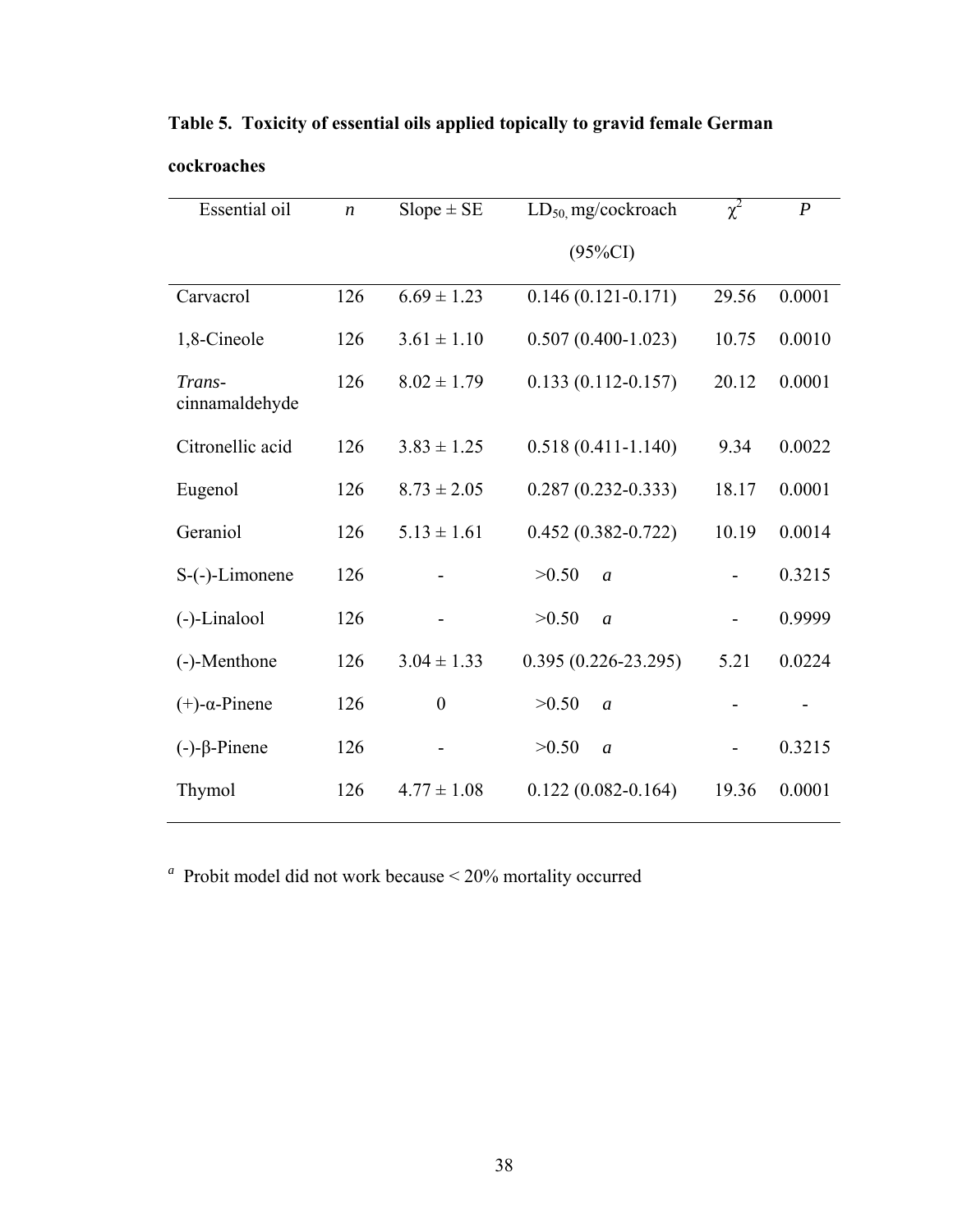**Table 5. Toxicity of essential oils applied topically to gravid female German cockroaches**

| Essential oil | $n$ | Slope ± SE | $LD_{50}$, mg/cockroach (95%CI) | $\chi^2$ | $P$ |
|---|---|---|---|---|---|
| Carvacrol | 126 | 6.69 ± 1.23 | 0.146 (0.121-0.171) | 29.56 | 0.0001 |
| 1,8-Cineole | 126 | 3.61 ± 1.10 | 0.507 (0.400-1.023) | 10.75 | 0.0010 |
| *Trans*-cinnamaldehyde | 126 | 8.02 ± 1.79 | 0.133 (0.112-0.157) | 20.12 | 0.0001 |
| Citronellic acid | 126 | 3.83 ± 1.25 | 0.518 (0.411-1.140) | 9.34 | 0.0022 |
| Eugenol | 126 | 8.73 ± 2.05 | 0.287 (0.232-0.333) | 18.17 | 0.0001 |
| Geraniol | 126 | 5.13 ± 1.61 | 0.452 (0.382-0.722) | 10.19 | 0.0014 |
| S-(-)-Limonene | 126 | - | >0.50 *a* | - | 0.3215 |
| (-)-Linalool | 126 | - | >0.50 *a* | - | 0.9999 |
| (-)-Menthone | 126 | 3.04 ± 1.33 | 0.395 (0.226-23.295) | 5.21 | 0.0224 |
| (+)-α-Pinene | 126 | 0 | >0.50 *a* | - | - |
| (-)-β-Pinene | 126 | - | >0.50 *a* | - | 0.3215 |
| Thymol | 126 | 4.77 ± 1.08 | 0.122 (0.082-0.164) | 19.36 | 0.0001 |

[a] Probit model did not work because < 20% mortality occurred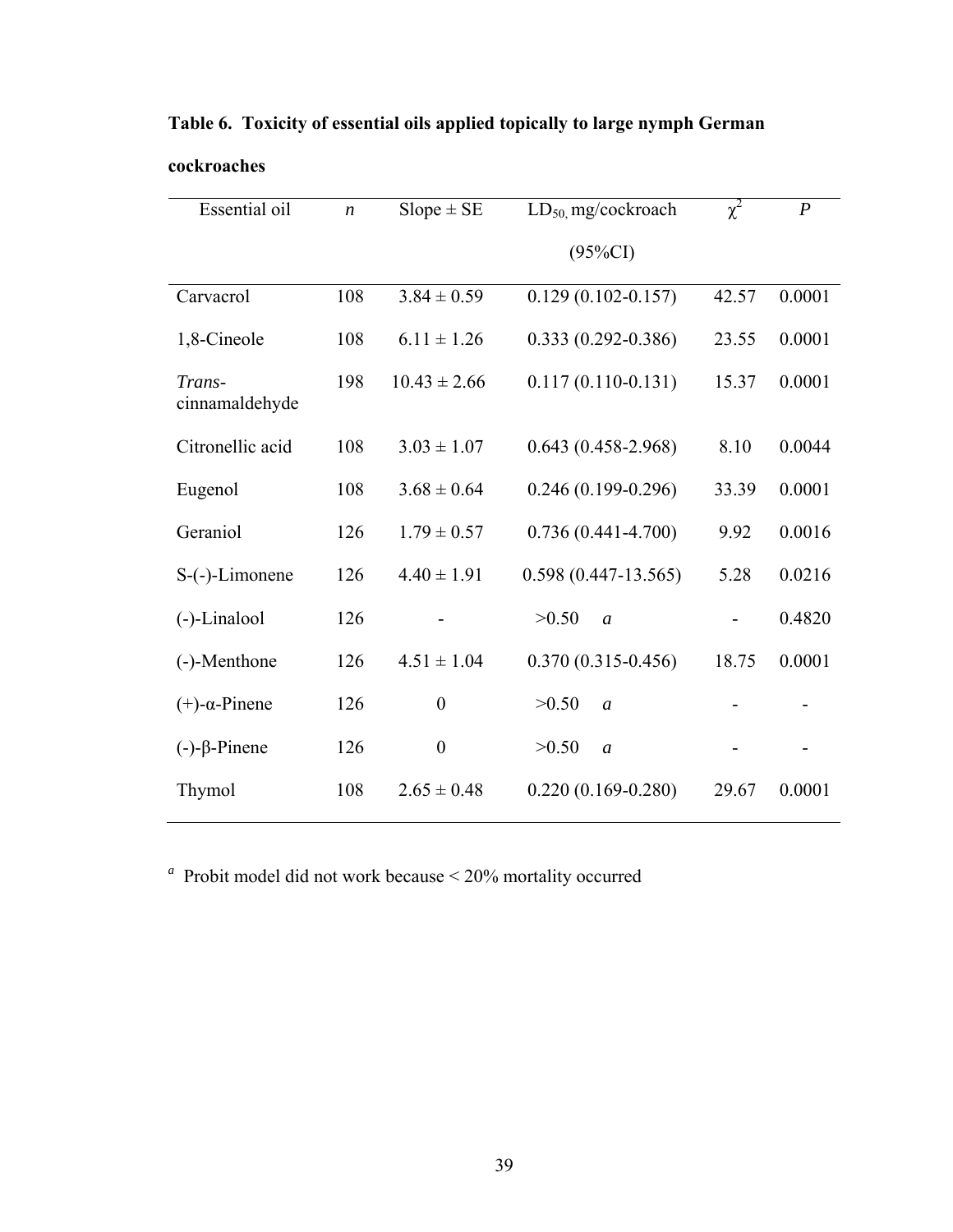**Table 6. Toxicity of essential oils applied topically to large nymph German cockroaches**

| Essential oil | *n* | Slope ± SE | $LD_{50}$, mg/cockroach (95%CI) | $\chi^2$ | *P* |
|---|---|---|---|---|---|
| Carvacrol | 108 | 3.84 ± 0.59 | 0.129 (0.102-0.157) | 42.57 | 0.0001 |
| 1,8-Cineole | 108 | 6.11 ± 1.26 | 0.333 (0.292-0.386) | 23.55 | 0.0001 |
| *Trans*-cinnamaldehyde | 198 | 10.43 ± 2.66 | 0.117 (0.110-0.131) | 15.37 | 0.0001 |
| Citronellic acid | 108 | 3.03 ± 1.07 | 0.643 (0.458-2.968) | 8.10 | 0.0044 |
| Eugenol | 108 | 3.68 ± 0.64 | 0.246 (0.199-0.296) | 33.39 | 0.0001 |
| Geraniol | 126 | 1.79 ± 0.57 | 0.736 (0.441-4.700) | 9.92 | 0.0016 |
| S-(-)-Limonene | 126 | 4.40 ± 1.91 | 0.598 (0.447-13.565) | 5.28 | 0.0216 |
| (-)-Linalool | 126 | - | >0.50 *a* | - | 0.4820 |
| (-)-Menthone | 126 | 4.51 ± 1.04 | 0.370 (0.315-0.456) | 18.75 | 0.0001 |
| (+)-α-Pinene | 126 | 0 | >0.50 *a* | - | - |
| (-)-β-Pinene | 126 | 0 | >0.50 *a* | - | - |
| Thymol | 108 | 2.65 ± 0.48 | 0.220 (0.169-0.280) | 29.67 | 0.0001 |

[a] Probit model did not work because < 20% mortality occurred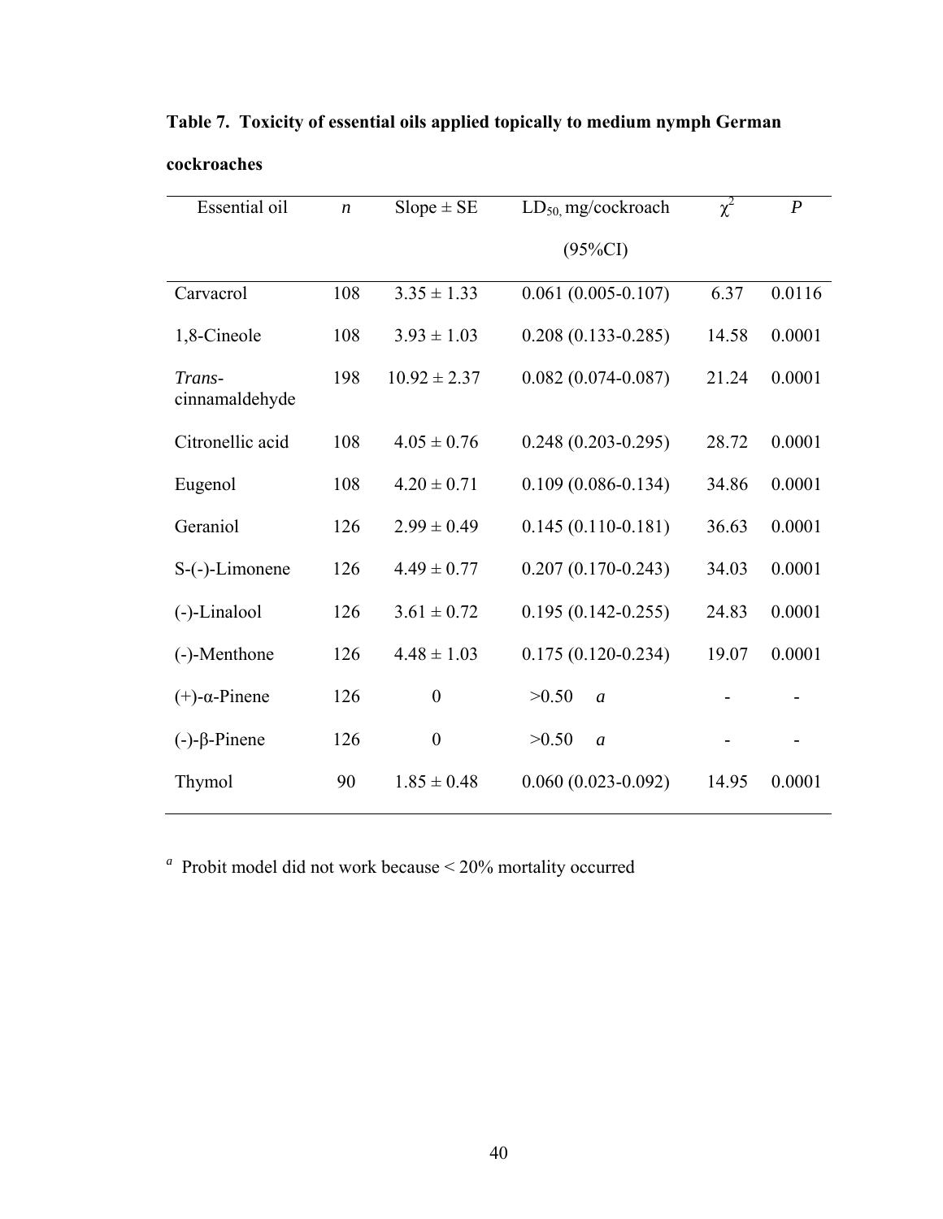**Table 7. Toxicity of essential oils applied topically to medium nymph German cockroaches**

| Essential oil | *n* | Slope ± SE | $LD_{50}$, mg/cockroach (95%CI) | $\chi^2$ | *P* |
|---|---|---|---|---|---|
| Carvacrol | 108 | 3.35 ± 1.33 | 0.061 (0.005-0.107) | 6.37 | 0.0116 |
| 1,8-Cineole | 108 | 3.93 ± 1.03 | 0.208 (0.133-0.285) | 14.58 | 0.0001 |
| *Trans*-cinnamaldehyde | 198 | 10.92 ± 2.37 | 0.082 (0.074-0.087) | 21.24 | 0.0001 |
| Citronellic acid | 108 | 4.05 ± 0.76 | 0.248 (0.203-0.295) | 28.72 | 0.0001 |
| Eugenol | 108 | 4.20 ± 0.71 | 0.109 (0.086-0.134) | 34.86 | 0.0001 |
| Geraniol | 126 | 2.99 ± 0.49 | 0.145 (0.110-0.181) | 36.63 | 0.0001 |
| S-(-)-Limonene | 126 | 4.49 ± 0.77 | 0.207 (0.170-0.243) | 34.03 | 0.0001 |
| (-)-Linalool | 126 | 3.61 ± 0.72 | 0.195 (0.142-0.255) | 24.83 | 0.0001 |
| (-)-Menthone | 126 | 4.48 ± 1.03 | 0.175 (0.120-0.234) | 19.07 | 0.0001 |
| (+)-α-Pinene | 126 | 0 | >0.50 *a* | - | - |
| (-)-β-Pinene | 126 | 0 | >0.50 *a* | - | - |
| Thymol | 90 | 1.85 ± 0.48 | 0.060 (0.023-0.092) | 14.95 | 0.0001 |

[a] Probit model did not work because < 20% mortality occurred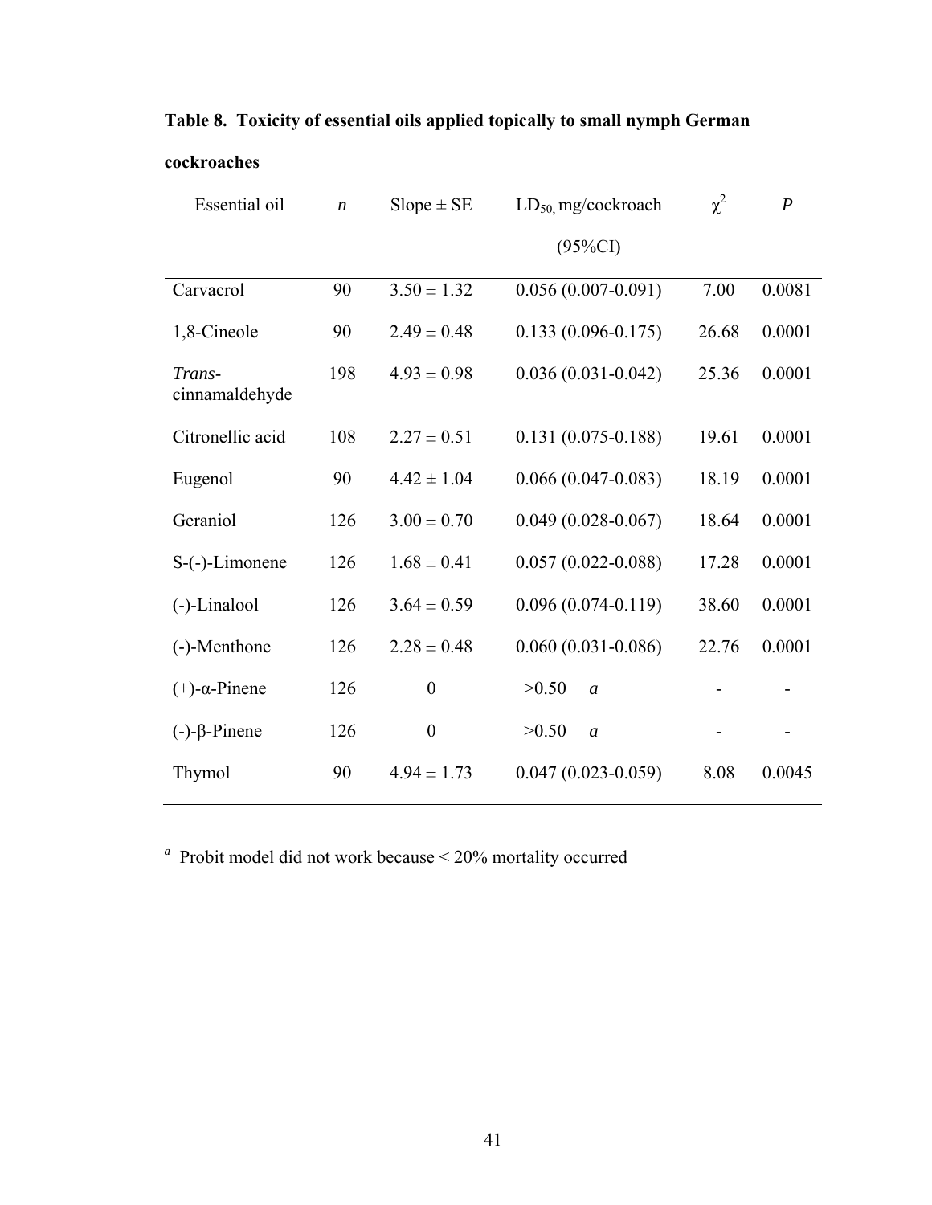**Table 8. Toxicity of essential oils applied topically to small nymph German cockroaches**

| Essential oil | $n$ | Slope ± SE | $LD_{50}$, mg/cockroach (95%CI) | $\chi^2$ | $P$ |
|---|---|---|---|---|---|
| Carvacrol | 90 | 3.50 ± 1.32 | 0.056 (0.007-0.091) | 7.00 | 0.0081 |
| 1,8-Cineole | 90 | 2.49 ± 0.48 | 0.133 (0.096-0.175) | 26.68 | 0.0001 |
| *Trans*-cinnamaldehyde | 198 | 4.93 ± 0.98 | 0.036 (0.031-0.042) | 25.36 | 0.0001 |
| Citronellic acid | 108 | 2.27 ± 0.51 | 0.131 (0.075-0.188) | 19.61 | 0.0001 |
| Eugenol | 90 | 4.42 ± 1.04 | 0.066 (0.047-0.083) | 18.19 | 0.0001 |
| Geraniol | 126 | 3.00 ± 0.70 | 0.049 (0.028-0.067) | 18.64 | 0.0001 |
| S-(-)-Limonene | 126 | 1.68 ± 0.41 | 0.057 (0.022-0.088) | 17.28 | 0.0001 |
| (-)-Linalool | 126 | 3.64 ± 0.59 | 0.096 (0.074-0.119) | 38.60 | 0.0001 |
| (-)-Menthone | 126 | 2.28 ± 0.48 | 0.060 (0.031-0.086) | 22.76 | 0.0001 |
| (+)-α-Pinene | 126 | 0 | >0.50 *a* | - | - |
| (-)-β-Pinene | 126 | 0 | >0.50 *a* | - | - |
| Thymol | 90 | 4.94 ± 1.73 | 0.047 (0.023-0.059) | 8.08 | 0.0045 |

[a] Probit model did not work because < 20% mortality occurred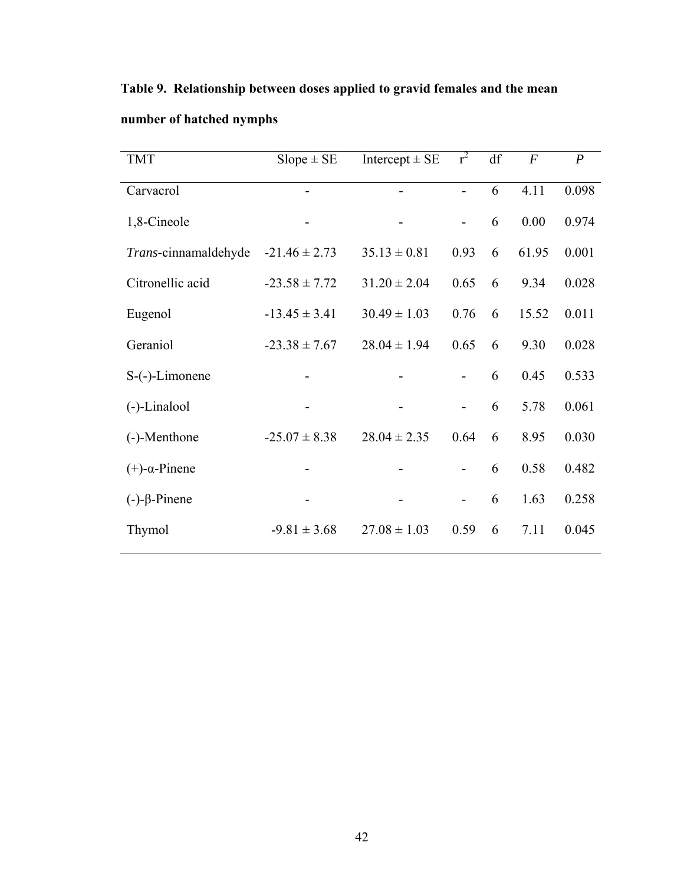**Table 9. Relationship between doses applied to gravid females and the mean number of hatched nymphs**

| TMT | Slope ± SE | Intercept ± SE | $r^2$ | df | *F* | *P* |
|---|---|---|---|---|---|---|
| Carvacrol | - | - | - | 6 | 4.11 | 0.098 |
| 1,8-Cineole | - | - | - | 6 | 0.00 | 0.974 |
| *Trans*-cinnamaldehyde | -21.46 ± 2.73 | 35.13 ± 0.81 | 0.93 | 6 | 61.95 | 0.001 |
| Citronellic acid | -23.58 ± 7.72 | 31.20 ± 2.04 | 0.65 | 6 | 9.34 | 0.028 |
| Eugenol | -13.45 ± 3.41 | 30.49 ± 1.03 | 0.76 | 6 | 15.52 | 0.011 |
| Geraniol | -23.38 ± 7.67 | 28.04 ± 1.94 | 0.65 | 6 | 9.30 | 0.028 |
| S-(-)-Limonene | - | - | - | 6 | 0.45 | 0.533 |
| (-)-Linalool | - | - | - | 6 | 5.78 | 0.061 |
| (-)-Menthone | -25.07 ± 8.38 | 28.04 ± 2.35 | 0.64 | 6 | 8.95 | 0.030 |
| (+)-α-Pinene | - | - | - | 6 | 0.58 | 0.482 |
| (-)-β-Pinene | - | - | - | 6 | 1.63 | 0.258 |
| Thymol | -9.81 ± 3.68 | 27.08 ± 1.03 | 0.59 | 6 | 7.11 | 0.045 |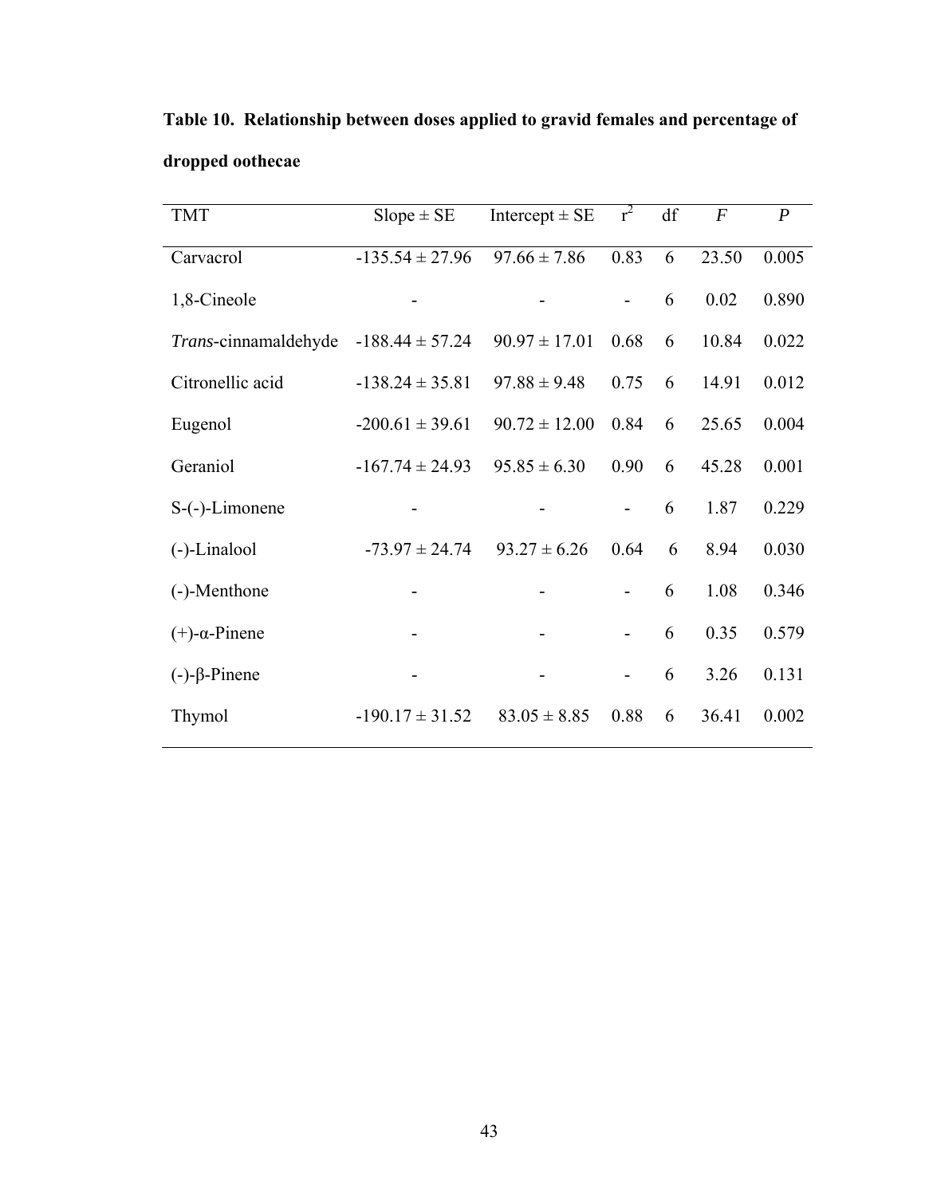**Table 10. Relationship between doses applied to gravid females and percentage of dropped oothecae**

| TMT | Slope ± SE | Intercept ± SE | $r^2$ | df | $F$ | $P$ |
|---|---|---|---|---|---|---|
| Carvacrol | -135.54 ± 27.96 | 97.66 ± 7.86 | 0.83 | 6 | 23.50 | 0.005 |
| 1,8-Cineole | - | - | - | 6 | 0.02 | 0.890 |
| *Trans*-cinnamaldehyde | -188.44 ± 57.24 | 90.97 ± 17.01 | 0.68 | 6 | 10.84 | 0.022 |
| Citronellic acid | -138.24 ± 35.81 | 97.88 ± 9.48 | 0.75 | 6 | 14.91 | 0.012 |
| Eugenol | -200.61 ± 39.61 | 90.72 ± 12.00 | 0.84 | 6 | 25.65 | 0.004 |
| Geraniol | -167.74 ± 24.93 | 95.85 ± 6.30 | 0.90 | 6 | 45.28 | 0.001 |
| S-(-)-Limonene | - | - | - | 6 | 1.87 | 0.229 |
| (-)-Linalool | -73.97 ± 24.74 | 93.27 ± 6.26 | 0.64 | 6 | 8.94 | 0.030 |
| (-)-Menthone | - | - | - | 6 | 1.08 | 0.346 |
| (+)-α-Pinene | - | - | - | 6 | 0.35 | 0.579 |
| (-)-β-Pinene | - | - | - | 6 | 3.26 | 0.131 |
| Thymol | -190.17 ± 31.52 | 83.05 ± 8.85 | 0.88 | 6 | 36.41 | 0.002 |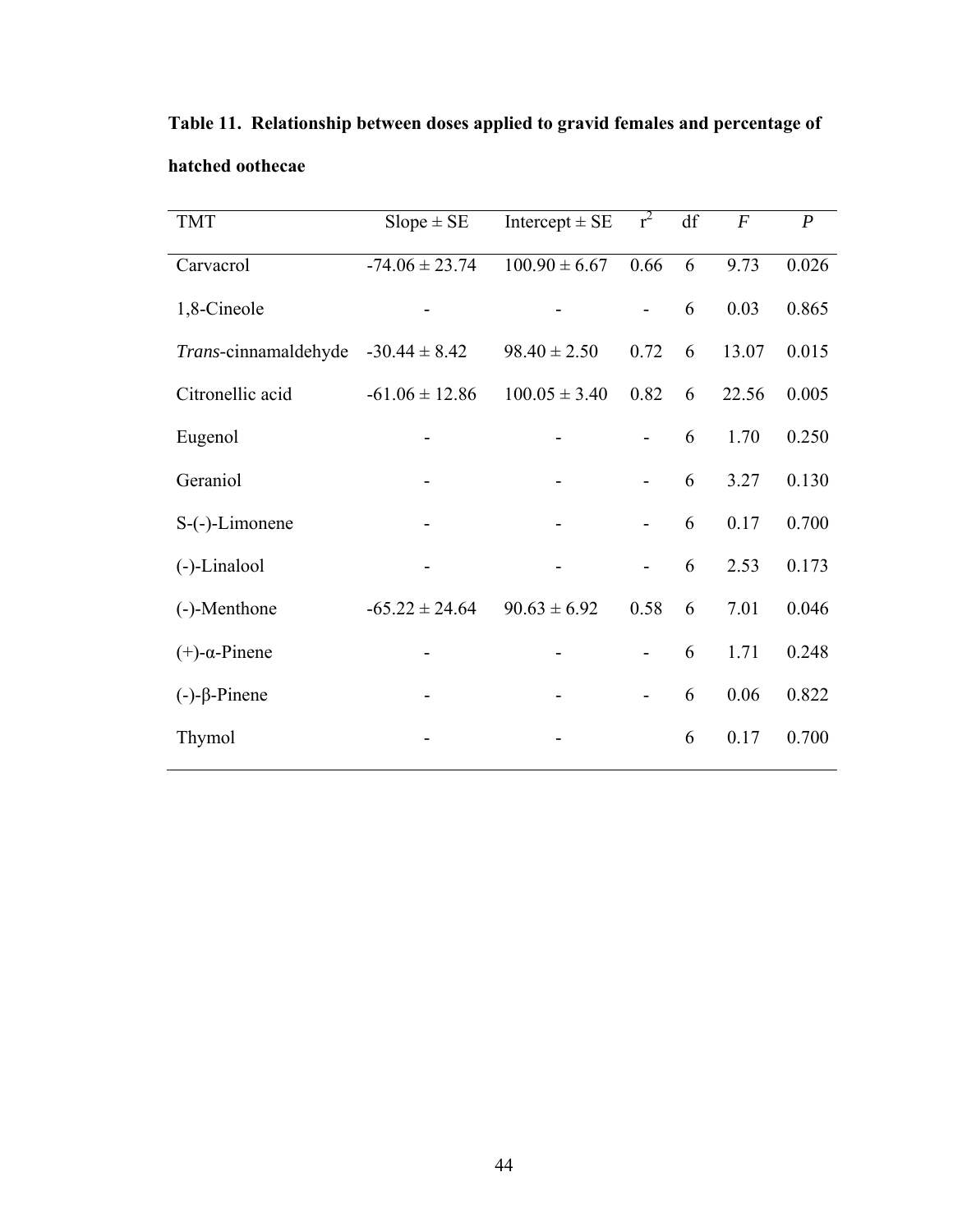**Table 11. Relationship between doses applied to gravid females and percentage of hatched oothecae**

| TMT | Slope ± SE | Intercept ± SE | $r^2$ | df | $F$ | $P$ |
|---|---|---|---|---|---|---|
| Carvacrol | -74.06 ± 23.74 | 100.90 ± 6.67 | 0.66 | 6 | 9.73 | 0.026 |
| 1,8-Cineole | - | - | - | 6 | 0.03 | 0.865 |
| *Trans*-cinnamaldehyde | -30.44 ± 8.42 | 98.40 ± 2.50 | 0.72 | 6 | 13.07 | 0.015 |
| Citronellic acid | -61.06 ± 12.86 | 100.05 ± 3.40 | 0.82 | 6 | 22.56 | 0.005 |
| Eugenol | - | - | - | 6 | 1.70 | 0.250 |
| Geraniol | - | - | - | 6 | 3.27 | 0.130 |
| S-(-)-Limonene | - | - | - | 6 | 0.17 | 0.700 |
| (-)-Linalool | - | - | - | 6 | 2.53 | 0.173 |
| (-)-Menthone | -65.22 ± 24.64 | 90.63 ± 6.92 | 0.58 | 6 | 7.01 | 0.046 |
| (+)-α-Pinene | - | - | - | 6 | 1.71 | 0.248 |
| (-)-β-Pinene | - | - | - | 6 | 0.06 | 0.822 |
| Thymol | - | - | | 6 | 0.17 | 0.700 |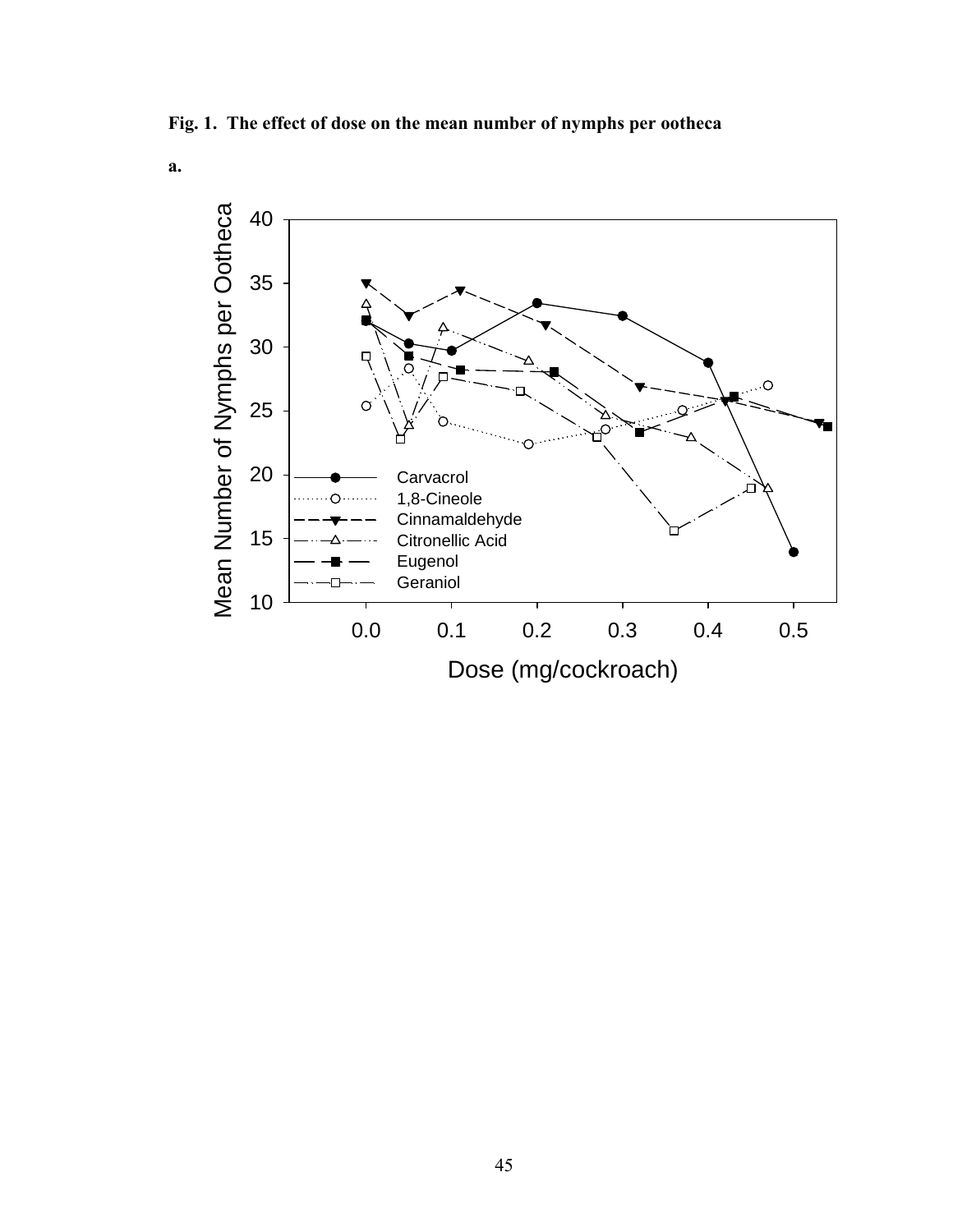**Fig. 1. The effect of dose on the mean number of nymphs per ootheca**

**a.**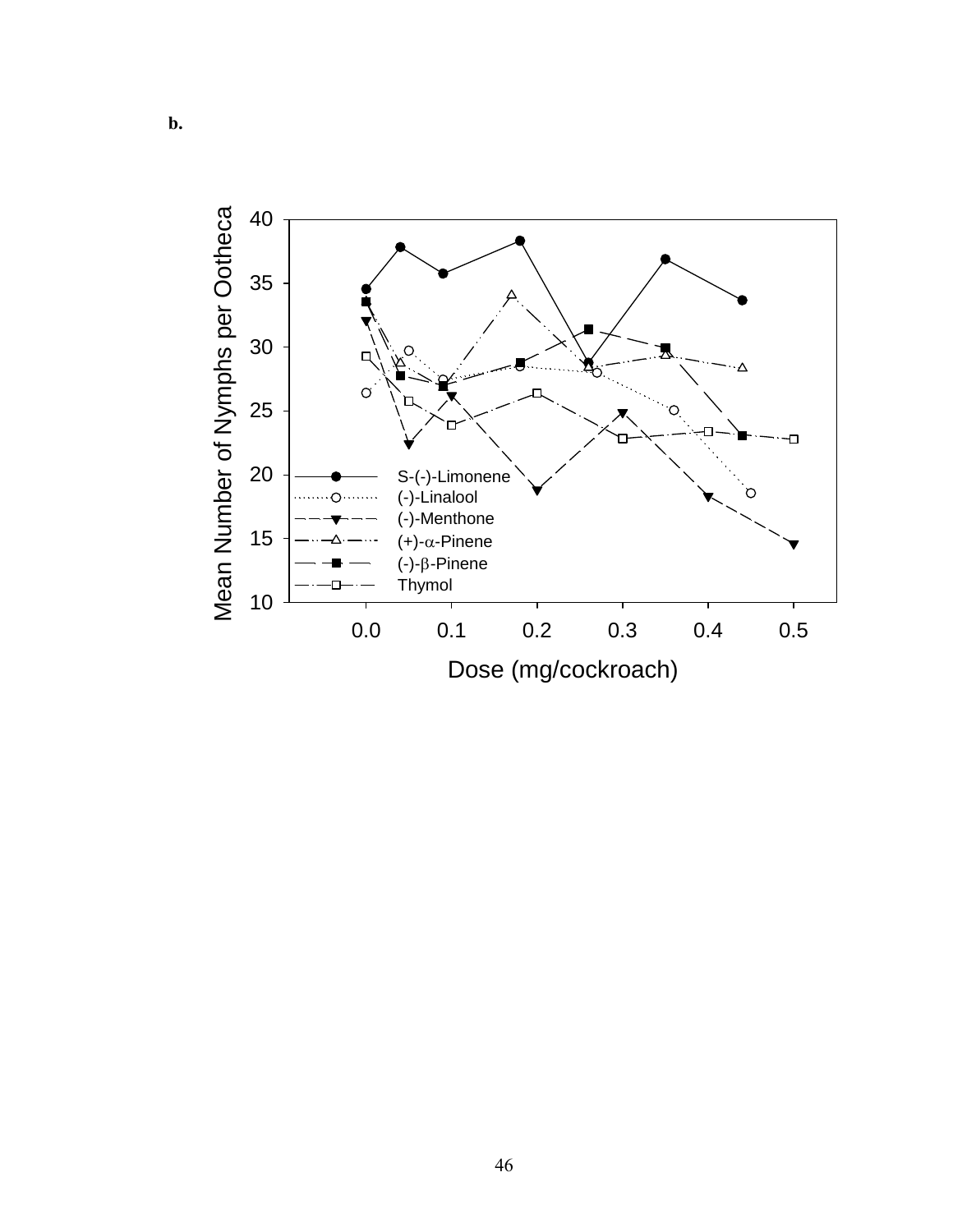**b.**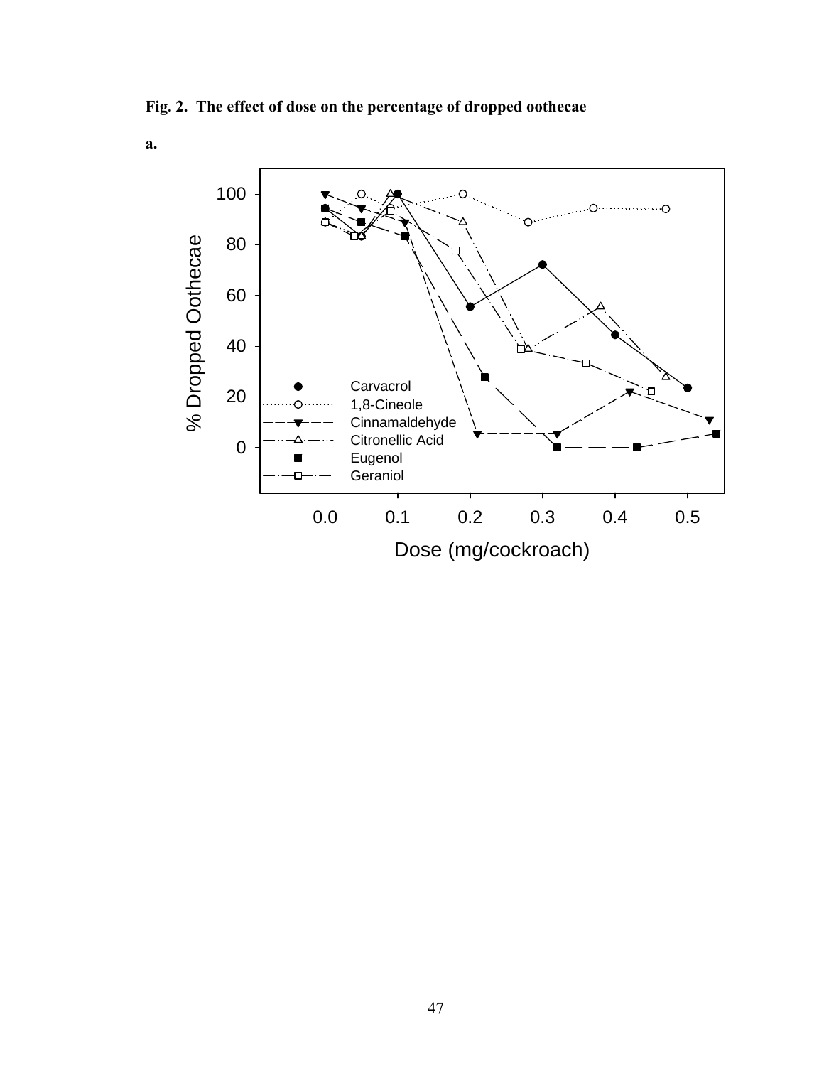**Fig. 2. The effect of dose on the percentage of dropped oothecae**

**a.**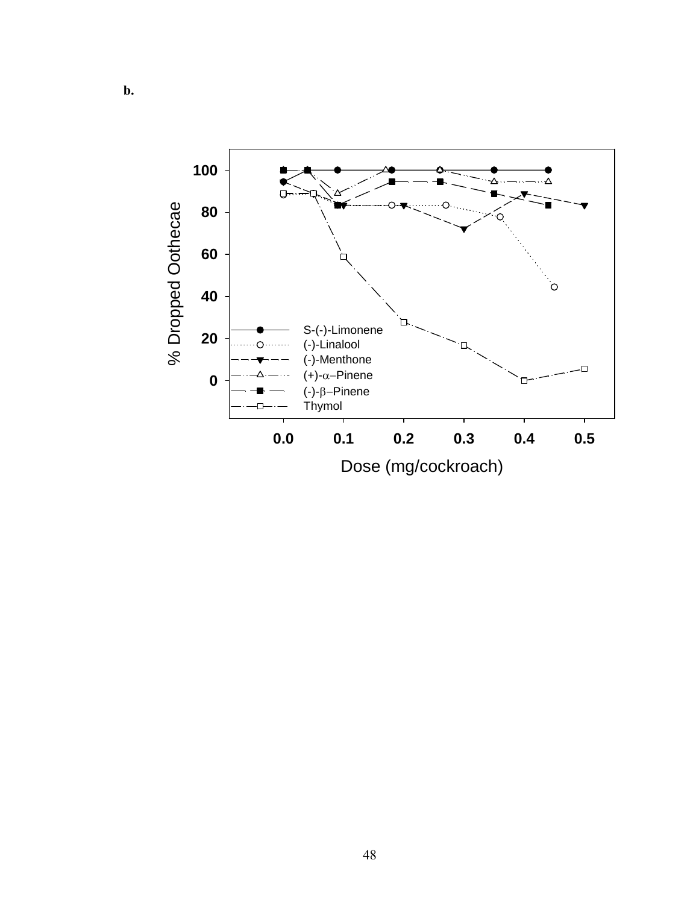**b.**

% Dropped Oothecae

Dose (mg/cockroach)

- S-(-)-Limonene
- (-)-Linalool
- (-)-Menthone
- (+)-$\alpha$-Pinene
- (-)-$\beta$-Pinene
- Thymol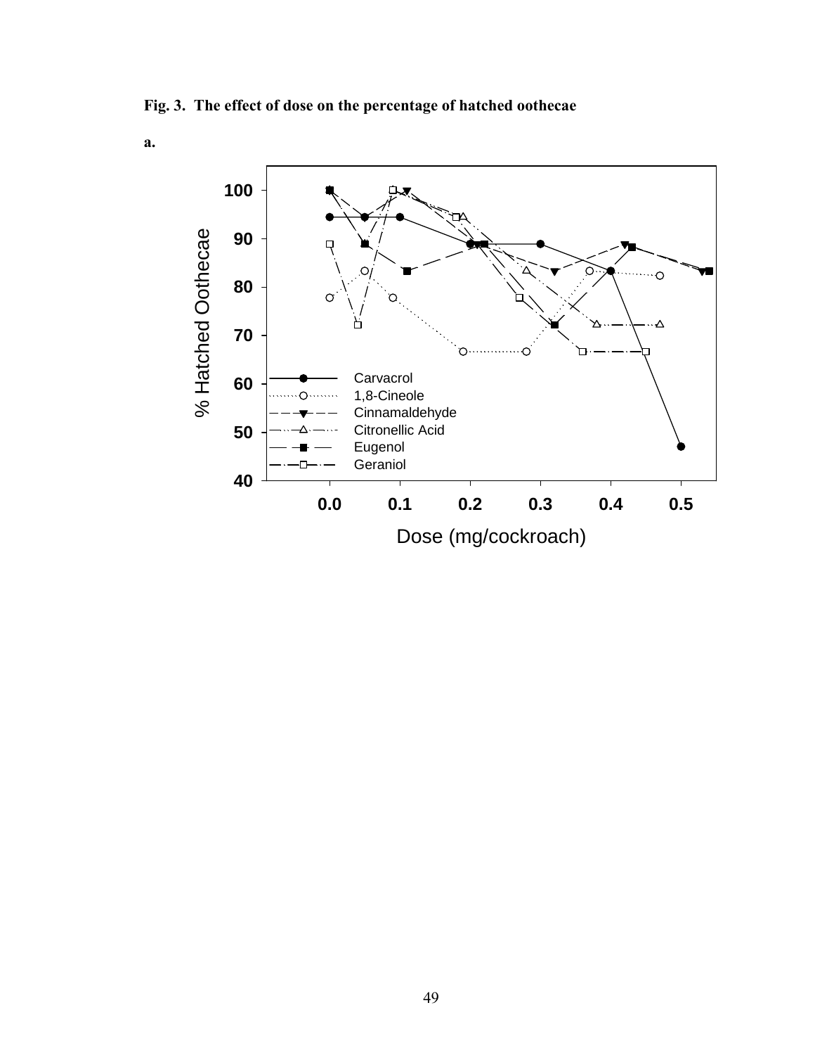**Fig. 3. The effect of dose on the percentage of hatched oothecae**

**a.**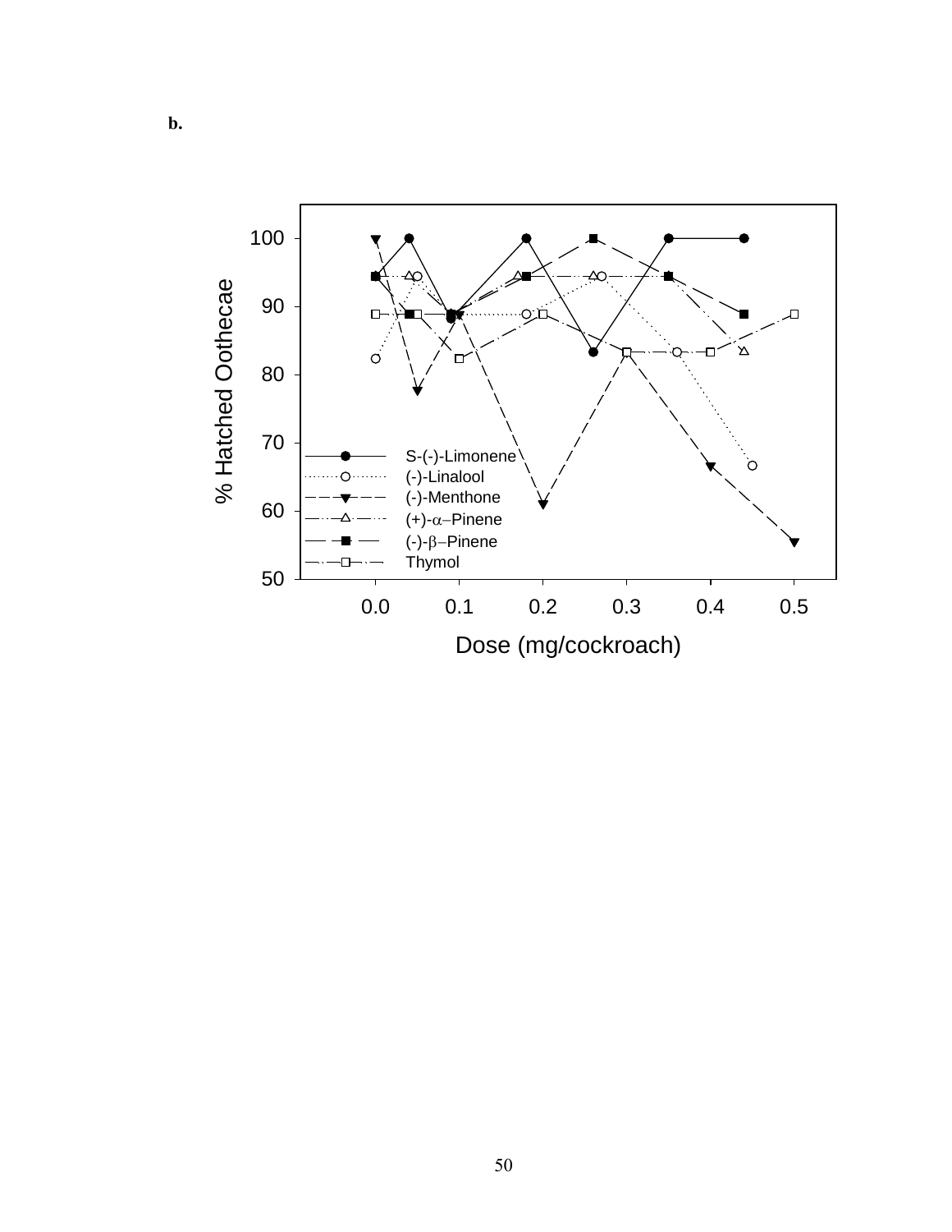**b.**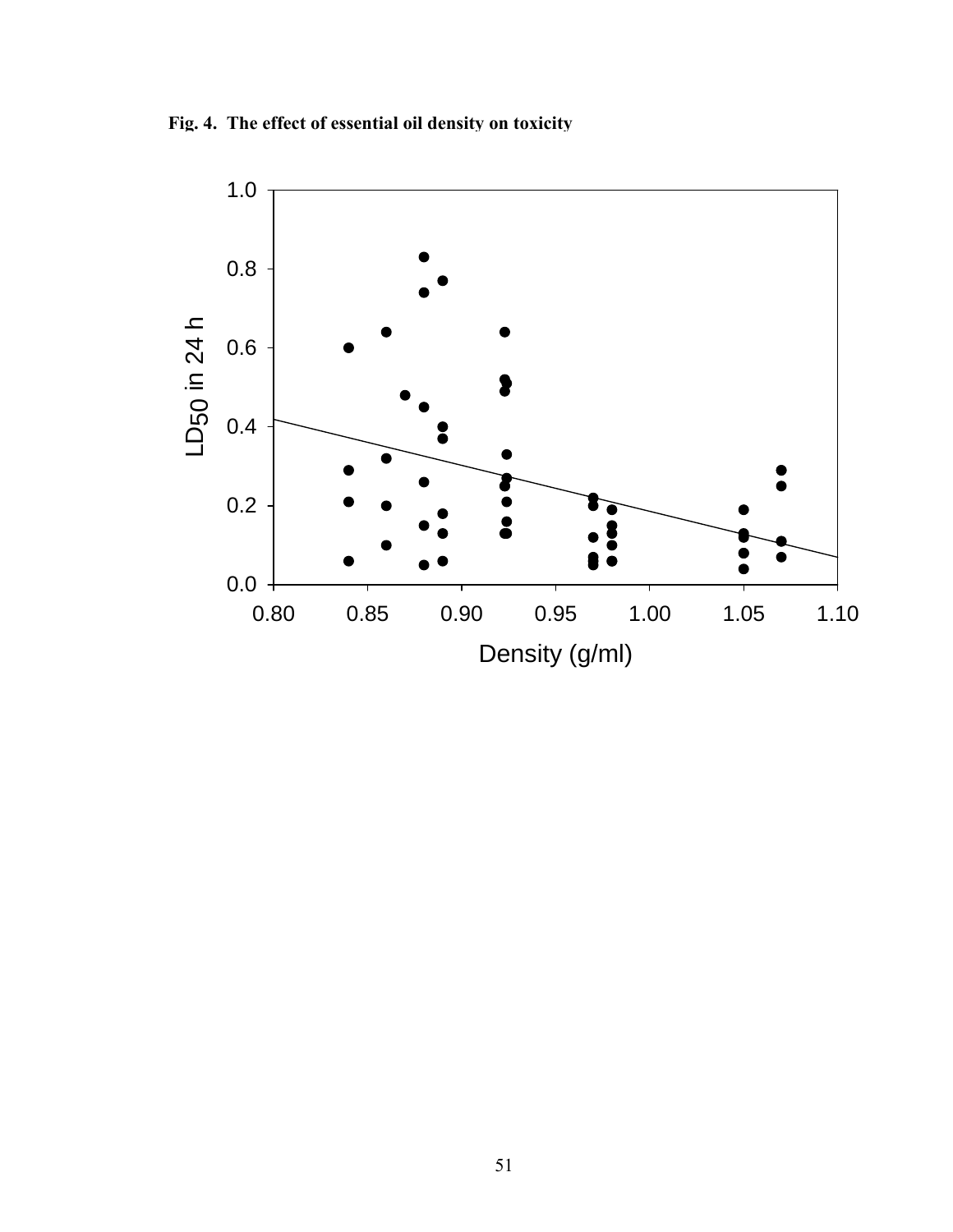**Fig. 4. The effect of essential oil density on toxicity**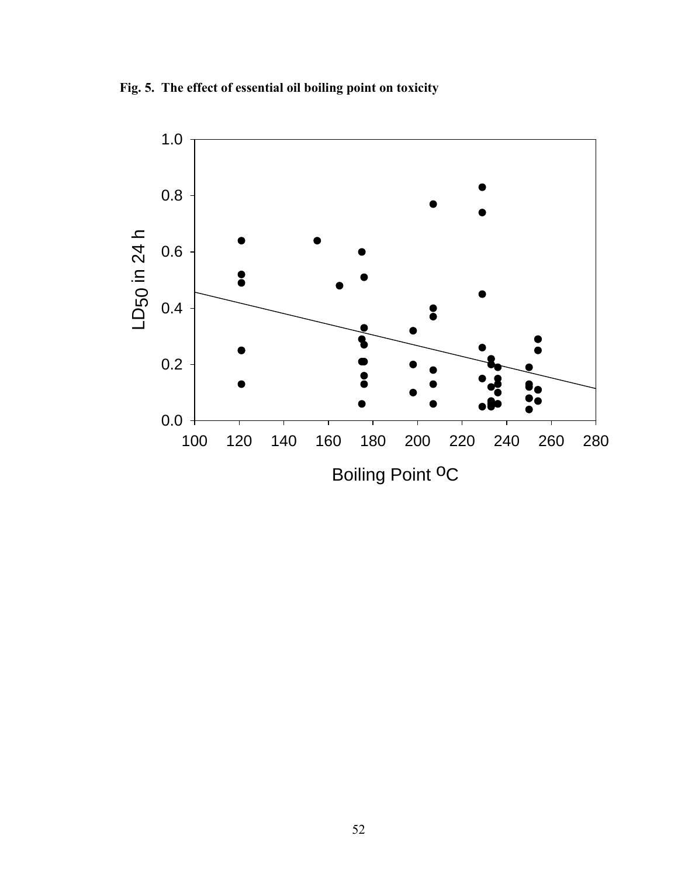**Fig. 5. The effect of essential oil boiling point on toxicity**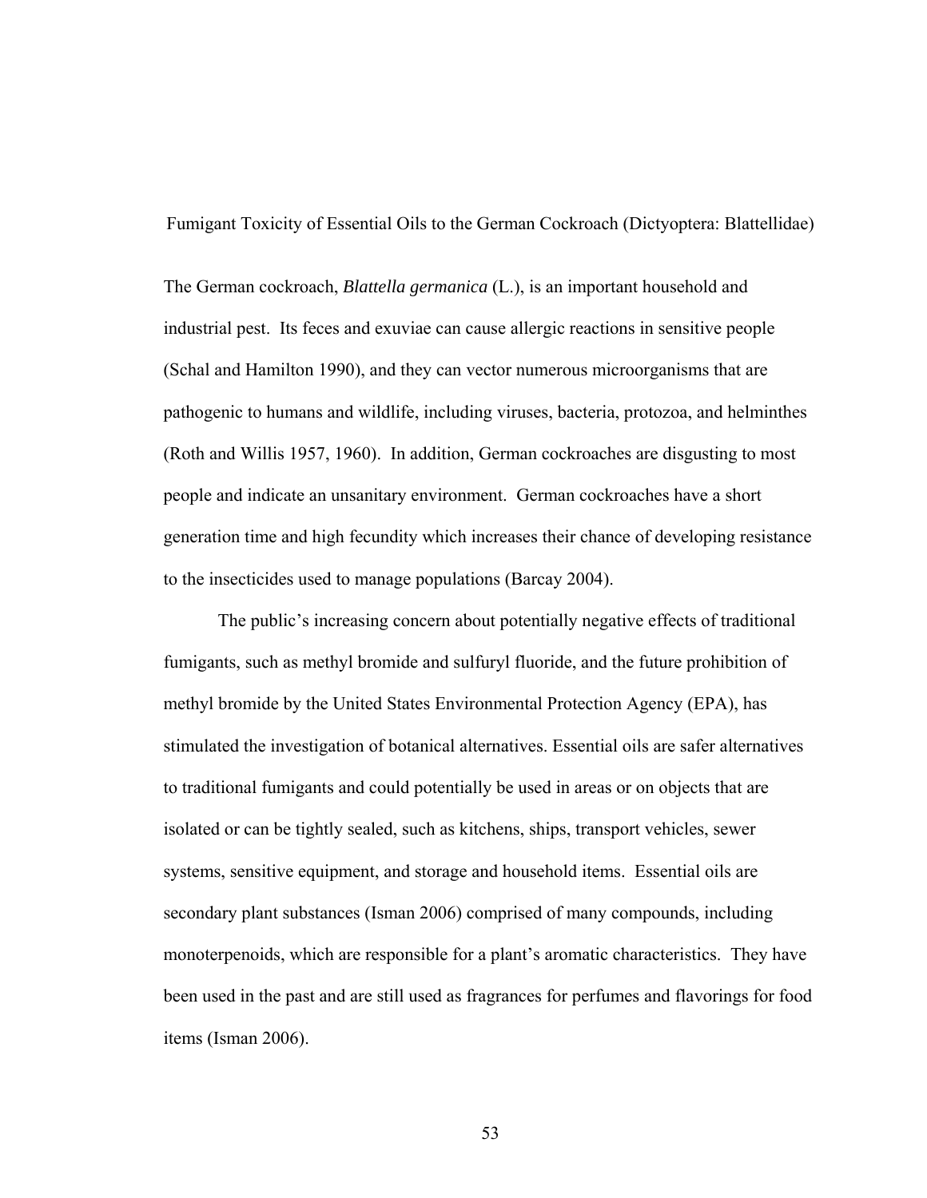# Fumigant Toxicity of Essential Oils to the German Cockroach (Dictyoptera: Blattellidae)

The German cockroach, *Blattella germanica* (L.), is an important household and industrial pest. Its feces and exuviae can cause allergic reactions in sensitive people (Schal and Hamilton 1990), and they can vector numerous microorganisms that are pathogenic to humans and wildlife, including viruses, bacteria, protozoa, and helminthes (Roth and Willis 1957, 1960). In addition, German cockroaches are disgusting to most people and indicate an unsanitary environment. German cockroaches have a short generation time and high fecundity which increases their chance of developing resistance to the insecticides used to manage populations (Barcay 2004).

The public's increasing concern about potentially negative effects of traditional fumigants, such as methyl bromide and sulfuryl fluoride, and the future prohibition of methyl bromide by the United States Environmental Protection Agency (EPA), has stimulated the investigation of botanical alternatives. Essential oils are safer alternatives to traditional fumigants and could potentially be used in areas or on objects that are isolated or can be tightly sealed, such as kitchens, ships, transport vehicles, sewer systems, sensitive equipment, and storage and household items. Essential oils are secondary plant substances (Isman 2006) comprised of many compounds, including monoterpenoids, which are responsible for a plant's aromatic characteristics. They have been used in the past and are still used as fragrances for perfumes and flavorings for food items (Isman 2006).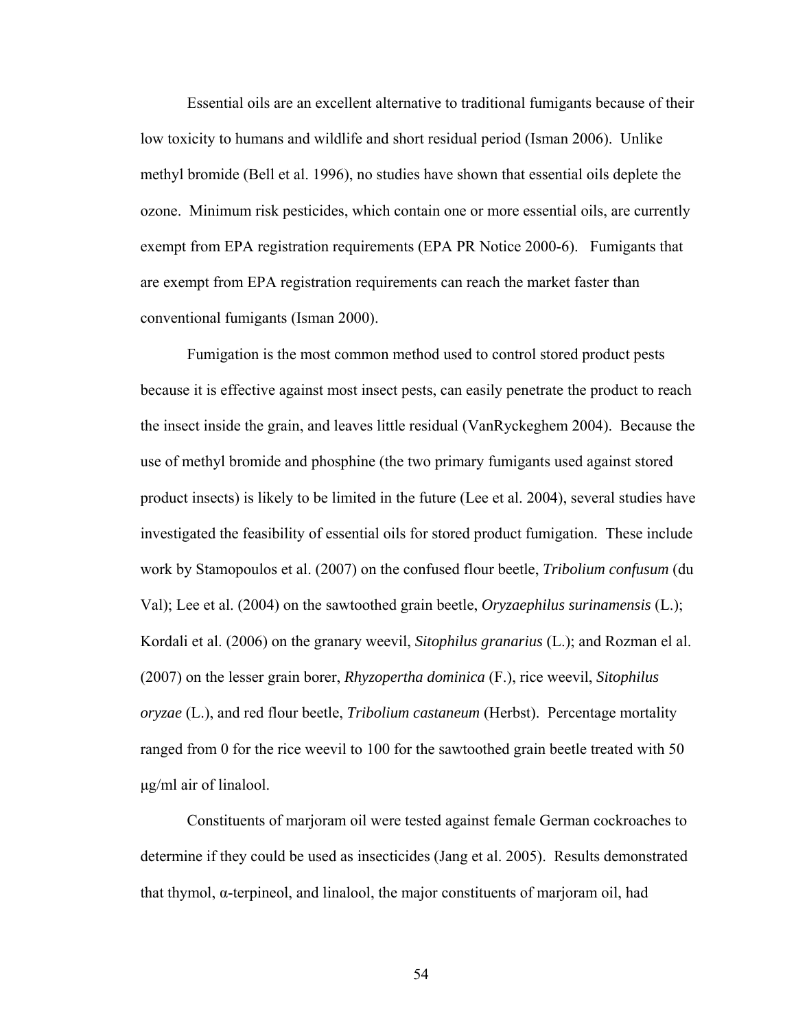Essential oils are an excellent alternative to traditional fumigants because of their low toxicity to humans and wildlife and short residual period (Isman 2006). Unlike methyl bromide (Bell et al. 1996), no studies have shown that essential oils deplete the ozone. Minimum risk pesticides, which contain one or more essential oils, are currently exempt from EPA registration requirements (EPA PR Notice 2000-6). Fumigants that are exempt from EPA registration requirements can reach the market faster than conventional fumigants (Isman 2000).

Fumigation is the most common method used to control stored product pests because it is effective against most insect pests, can easily penetrate the product to reach the insect inside the grain, and leaves little residual (VanRyckeghem 2004). Because the use of methyl bromide and phosphine (the two primary fumigants used against stored product insects) is likely to be limited in the future (Lee et al. 2004), several studies have investigated the feasibility of essential oils for stored product fumigation. These include work by Stamopoulos et al. (2007) on the confused flour beetle, *Tribolium confusum* (du Val); Lee et al. (2004) on the sawtoothed grain beetle, *Oryzaephilus surinamensis* (L.); Kordali et al. (2006) on the granary weevil, *Sitophilus granarius* (L.); and Rozman el al. (2007) on the lesser grain borer, *Rhyzopertha dominica* (F.), rice weevil, *Sitophilus oryzae* (L.), and red flour beetle, *Tribolium castaneum* (Herbst). Percentage mortality ranged from 0 for the rice weevil to 100 for the sawtoothed grain beetle treated with 50 μg/ml air of linalool.

Constituents of marjoram oil were tested against female German cockroaches to determine if they could be used as insecticides (Jang et al. 2005). Results demonstrated that thymol, α-terpineol, and linalool, the major constituents of marjoram oil, had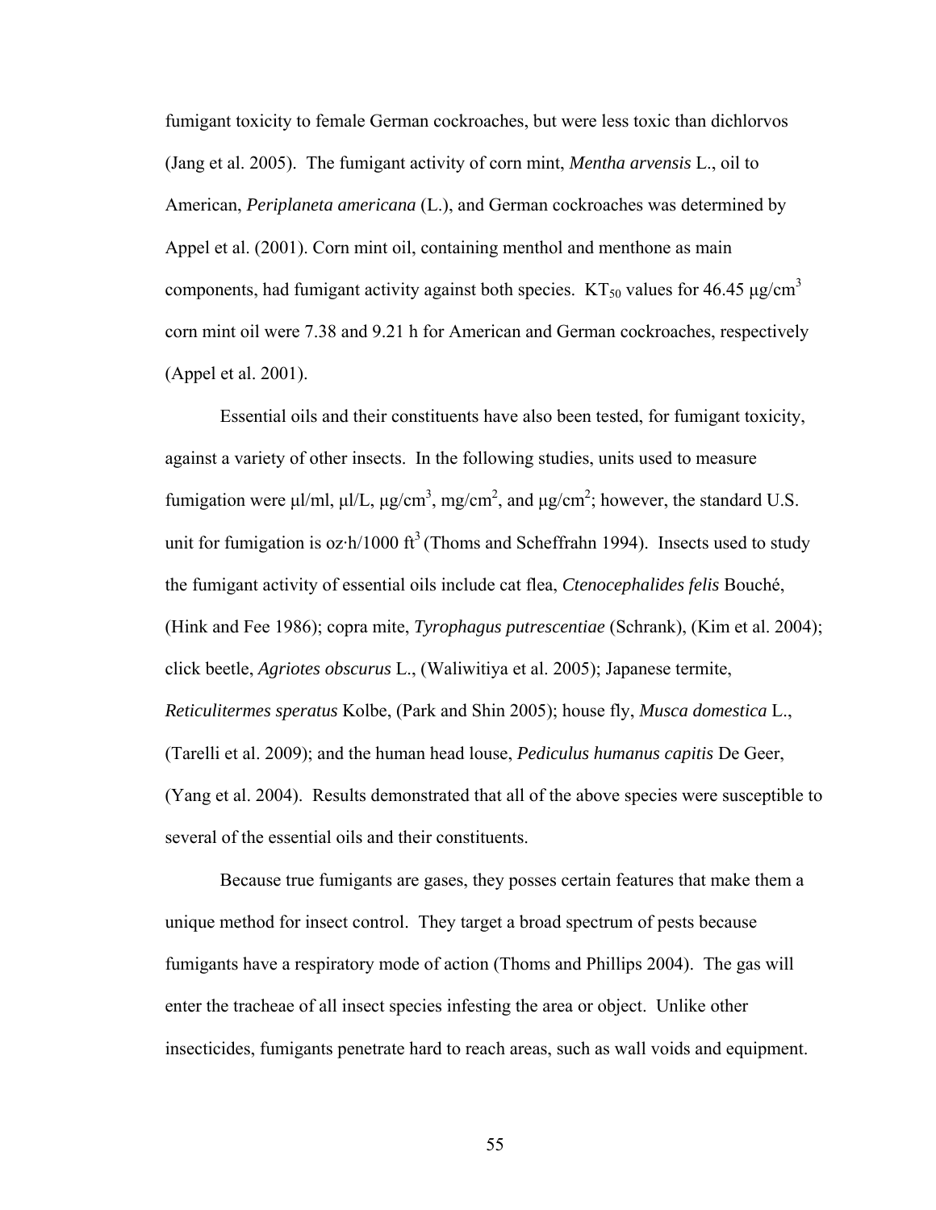fumigant toxicity to female German cockroaches, but were less toxic than dichlorvos (Jang et al. 2005). The fumigant activity of corn mint, *Mentha arvensis* L., oil to American, *Periplaneta americana* (L.), and German cockroaches was determined by Appel et al. (2001). Corn mint oil, containing menthol and menthone as main components, had fumigant activity against both species. $KT_{50}$ values for 46.45 μg/$cm^3$ corn mint oil were 7.38 and 9.21 h for American and German cockroaches, respectively (Appel et al. 2001).

Essential oils and their constituents have also been tested, for fumigant toxicity, against a variety of other insects. In the following studies, units used to measure fumigation were μl/ml, μl/L, μg/$cm^3$, mg/$cm^2$, and μg/$cm^2$; however, the standard U.S. unit for fumigation is oz·h/1000 $ft^3$ (Thoms and Scheffrahn 1994). Insects used to study the fumigant activity of essential oils include cat flea, *Ctenocephalides felis* Bouché, (Hink and Fee 1986); copra mite, *Tyrophagus putrescentiae* (Schrank), (Kim et al. 2004); click beetle, *Agriotes obscurus* L., (Waliwitiya et al. 2005); Japanese termite, *Reticulitermes speratus* Kolbe, (Park and Shin 2005); house fly, *Musca domestica* L., (Tarelli et al. 2009); and the human head louse, *Pediculus humanus capitis* De Geer, (Yang et al. 2004). Results demonstrated that all of the above species were susceptible to several of the essential oils and their constituents.

Because true fumigants are gases, they posses certain features that make them a unique method for insect control. They target a broad spectrum of pests because fumigants have a respiratory mode of action (Thoms and Phillips 2004). The gas will enter the tracheae of all insect species infesting the area or object. Unlike other insecticides, fumigants penetrate hard to reach areas, such as wall voids and equipment.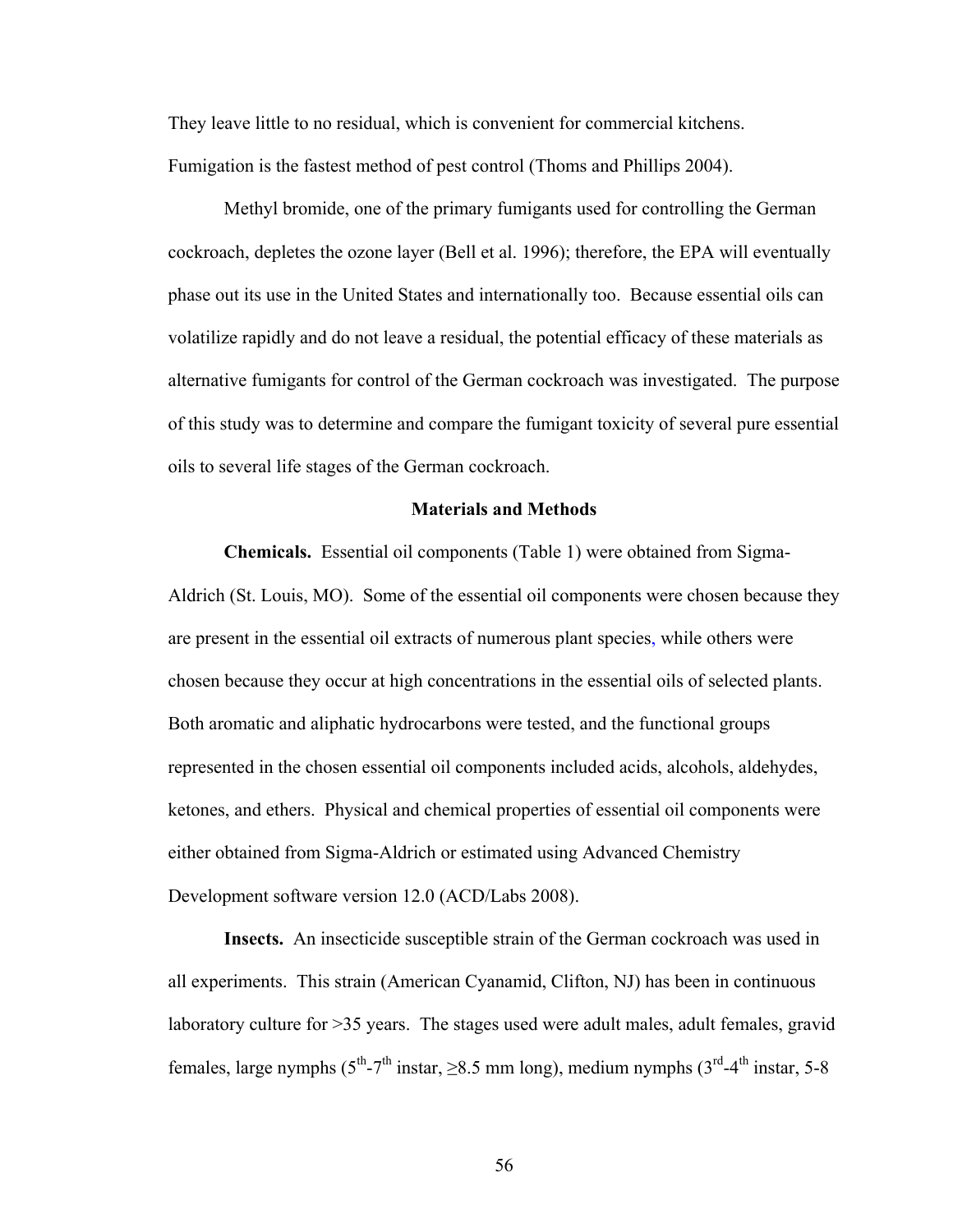They leave little to no residual, which is convenient for commercial kitchens. Fumigation is the fastest method of pest control (Thoms and Phillips 2004).

Methyl bromide, one of the primary fumigants used for controlling the German cockroach, depletes the ozone layer (Bell et al. 1996); therefore, the EPA will eventually phase out its use in the United States and internationally too. Because essential oils can volatilize rapidly and do not leave a residual, the potential efficacy of these materials as alternative fumigants for control of the German cockroach was investigated. The purpose of this study was to determine and compare the fumigant toxicity of several pure essential oils to several life stages of the German cockroach.

## Materials and Methods

**Chemicals.** Essential oil components (Table 1) were obtained from Sigma-Aldrich (St. Louis, MO). Some of the essential oil components were chosen because they are present in the essential oil extracts of numerous plant species, while others were chosen because they occur at high concentrations in the essential oils of selected plants. Both aromatic and aliphatic hydrocarbons were tested, and the functional groups represented in the chosen essential oil components included acids, alcohols, aldehydes, ketones, and ethers. Physical and chemical properties of essential oil components were either obtained from Sigma-Aldrich or estimated using Advanced Chemistry Development software version 12.0 (ACD/Labs 2008).

**Insects.** An insecticide susceptible strain of the German cockroach was used in all experiments. This strain (American Cyanamid, Clifton, NJ) has been in continuous laboratory culture for >35 years. The stages used were adult males, adult females, gravid females, large nymphs ($5^{th}$-$7^{th}$ instar, ≥8.5 mm long), medium nymphs ($3^{rd}$-$4^{th}$ instar, 5-8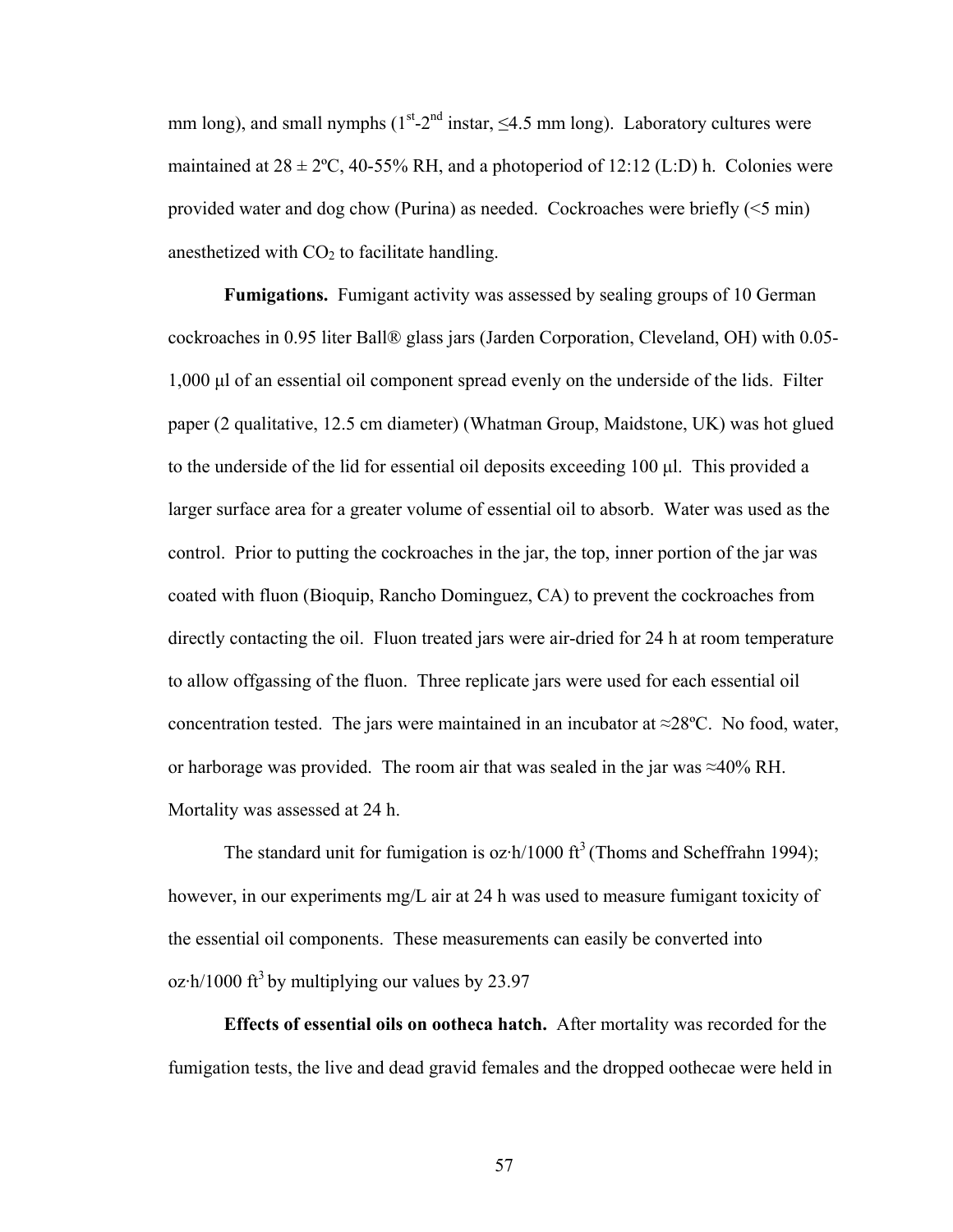mm long), and small nymphs ($1^{st}$-$2^{nd}$ instar, ≤4.5 mm long). Laboratory cultures were maintained at 28 ± 2ºC, 40-55% RH, and a photoperiod of 12:12 (L:D) h. Colonies were provided water and dog chow (Purina) as needed. Cockroaches were briefly (<5 min) anesthetized with $CO_2$ to facilitate handling.

**Fumigations.** Fumigant activity was assessed by sealing groups of 10 German cockroaches in 0.95 liter Ball® glass jars (Jarden Corporation, Cleveland, OH) with 0.05-1,000 µl of an essential oil component spread evenly on the underside of the lids. Filter paper (2 qualitative, 12.5 cm diameter) (Whatman Group, Maidstone, UK) was hot glued to the underside of the lid for essential oil deposits exceeding 100 µl. This provided a larger surface area for a greater volume of essential oil to absorb. Water was used as the control. Prior to putting the cockroaches in the jar, the top, inner portion of the jar was coated with fluon (Bioquip, Rancho Dominguez, CA) to prevent the cockroaches from directly contacting the oil. Fluon treated jars were air-dried for 24 h at room temperature to allow offgassing of the fluon. Three replicate jars were used for each essential oil concentration tested. The jars were maintained in an incubator at ≈28ºC. No food, water, or harborage was provided. The room air that was sealed in the jar was ≈40% RH. Mortality was assessed at 24 h.

The standard unit for fumigation is oz·h/1000 $ft^3$ (Thoms and Scheffrahn 1994); however, in our experiments mg/L air at 24 h was used to measure fumigant toxicity of the essential oil components. These measurements can easily be converted into oz·h/1000 $ft^3$ by multiplying our values by 23.97

**Effects of essential oils on ootheca hatch.** After mortality was recorded for the fumigation tests, the live and dead gravid females and the dropped oothecae were held in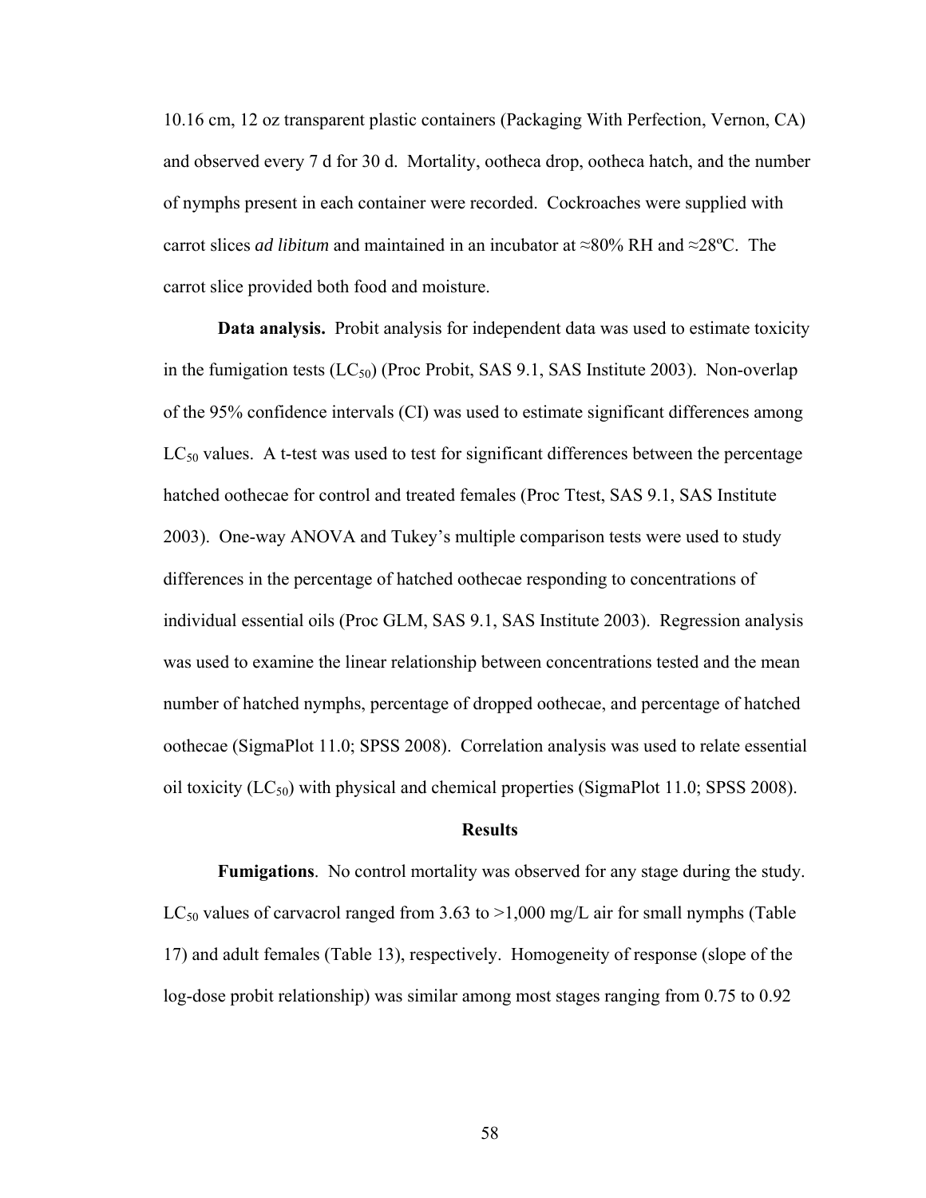10.16 cm, 12 oz transparent plastic containers (Packaging With Perfection, Vernon, CA) and observed every 7 d for 30 d. Mortality, ootheca drop, ootheca hatch, and the number of nymphs present in each container were recorded. Cockroaches were supplied with carrot slices *ad libitum* and maintained in an incubator at ≈80% RH and ≈28ºC. The carrot slice provided both food and moisture.

**Data analysis.** Probit analysis for independent data was used to estimate toxicity in the fumigation tests ($LC_{50}$) (Proc Probit, SAS 9.1, SAS Institute 2003). Non-overlap of the 95% confidence intervals (CI) was used to estimate significant differences among $LC_{50}$ values. A t-test was used to test for significant differences between the percentage hatched oothecae for control and treated females (Proc Ttest, SAS 9.1, SAS Institute 2003). One-way ANOVA and Tukey's multiple comparison tests were used to study differences in the percentage of hatched oothecae responding to concentrations of individual essential oils (Proc GLM, SAS 9.1, SAS Institute 2003). Regression analysis was used to examine the linear relationship between concentrations tested and the mean number of hatched nymphs, percentage of dropped oothecae, and percentage of hatched oothecae (SigmaPlot 11.0; SPSS 2008). Correlation analysis was used to relate essential oil toxicity ($LC_{50}$) with physical and chemical properties (SigmaPlot 11.0; SPSS 2008).

## Results

**Fumigations**. No control mortality was observed for any stage during the study. $LC_{50}$ values of carvacrol ranged from 3.63 to >1,000 mg/L air for small nymphs (Table 17) and adult females (Table 13), respectively. Homogeneity of response (slope of the log-dose probit relationship) was similar among most stages ranging from 0.75 to 0.92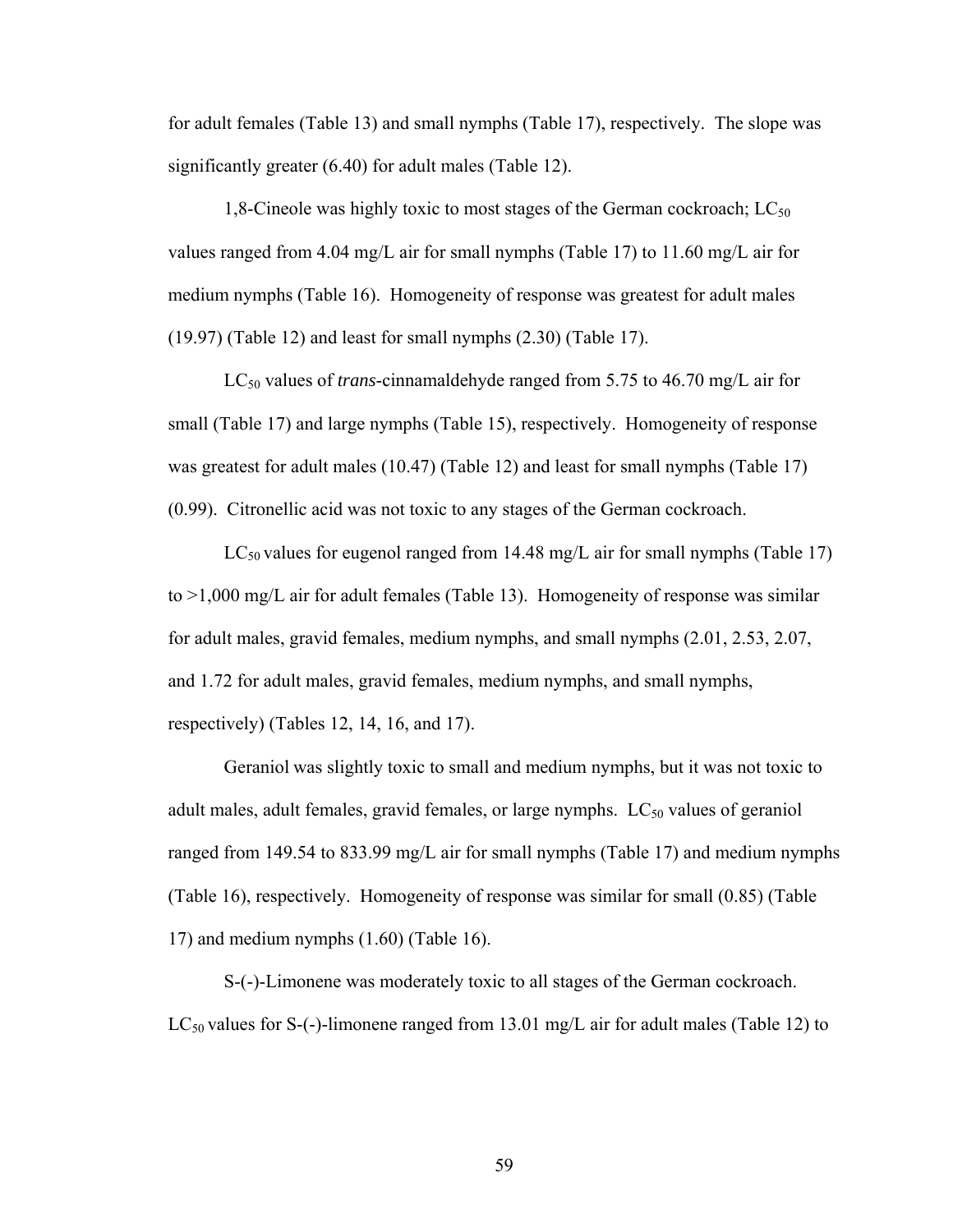for adult females (Table 13) and small nymphs (Table 17), respectively. The slope was significantly greater (6.40) for adult males (Table 12).

1,8-Cineole was highly toxic to most stages of the German cockroach; $LC_{50}$ values ranged from 4.04 mg/L air for small nymphs (Table 17) to 11.60 mg/L air for medium nymphs (Table 16). Homogeneity of response was greatest for adult males (19.97) (Table 12) and least for small nymphs (2.30) (Table 17).

$LC_{50}$ values of *trans*-cinnamaldehyde ranged from 5.75 to 46.70 mg/L air for small (Table 17) and large nymphs (Table 15), respectively. Homogeneity of response was greatest for adult males (10.47) (Table 12) and least for small nymphs (Table 17) (0.99). Citronellic acid was not toxic to any stages of the German cockroach.

$LC_{50}$ values for eugenol ranged from 14.48 mg/L air for small nymphs (Table 17) to >1,000 mg/L air for adult females (Table 13). Homogeneity of response was similar for adult males, gravid females, medium nymphs, and small nymphs (2.01, 2.53, 2.07, and 1.72 for adult males, gravid females, medium nymphs, and small nymphs, respectively) (Tables 12, 14, 16, and 17).

Geraniol was slightly toxic to small and medium nymphs, but it was not toxic to adult males, adult females, gravid females, or large nymphs. $LC_{50}$ values of geraniol ranged from 149.54 to 833.99 mg/L air for small nymphs (Table 17) and medium nymphs (Table 16), respectively. Homogeneity of response was similar for small (0.85) (Table 17) and medium nymphs (1.60) (Table 16).

S-(-)-Limonene was moderately toxic to all stages of the German cockroach. $LC_{50}$ values for S-(-)-limonene ranged from 13.01 mg/L air for adult males (Table 12) to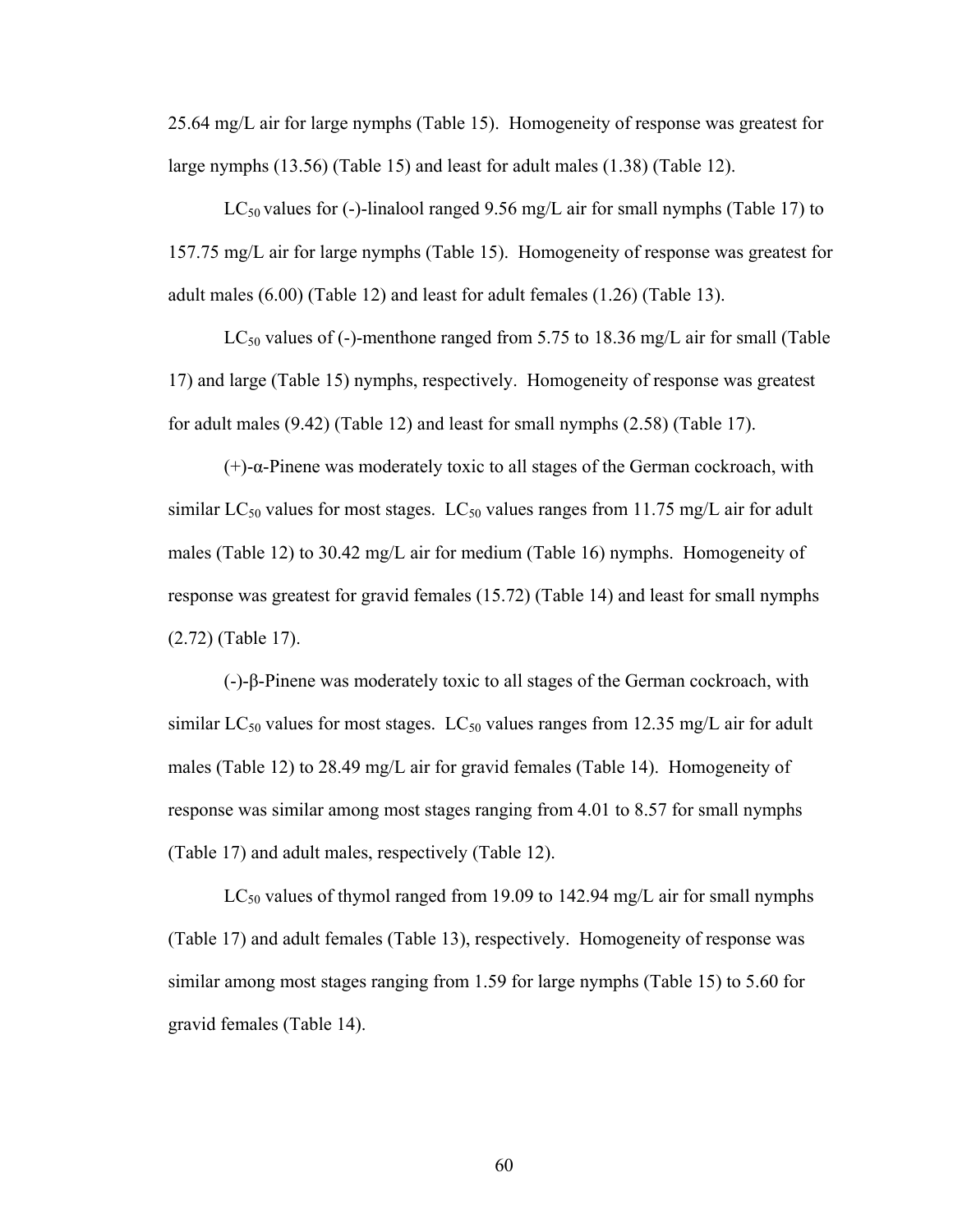25.64 mg/L air for large nymphs (Table 15). Homogeneity of response was greatest for large nymphs (13.56) (Table 15) and least for adult males (1.38) (Table 12).

$LC_{50}$ values for (-)-linalool ranged 9.56 mg/L air for small nymphs (Table 17) to 157.75 mg/L air for large nymphs (Table 15). Homogeneity of response was greatest for adult males (6.00) (Table 12) and least for adult females (1.26) (Table 13).

$LC_{50}$ values of (-)-menthone ranged from 5.75 to 18.36 mg/L air for small (Table 17) and large (Table 15) nymphs, respectively. Homogeneity of response was greatest for adult males (9.42) (Table 12) and least for small nymphs (2.58) (Table 17).

(+)-α-Pinene was moderately toxic to all stages of the German cockroach, with similar $LC_{50}$ values for most stages. $LC_{50}$ values ranges from 11.75 mg/L air for adult males (Table 12) to 30.42 mg/L air for medium (Table 16) nymphs. Homogeneity of response was greatest for gravid females (15.72) (Table 14) and least for small nymphs (2.72) (Table 17).

(-)-β-Pinene was moderately toxic to all stages of the German cockroach, with similar $LC_{50}$ values for most stages. $LC_{50}$ values ranges from 12.35 mg/L air for adult males (Table 12) to 28.49 mg/L air for gravid females (Table 14). Homogeneity of response was similar among most stages ranging from 4.01 to 8.57 for small nymphs (Table 17) and adult males, respectively (Table 12).

$LC_{50}$ values of thymol ranged from 19.09 to 142.94 mg/L air for small nymphs (Table 17) and adult females (Table 13), respectively. Homogeneity of response was similar among most stages ranging from 1.59 for large nymphs (Table 15) to 5.60 for gravid females (Table 14).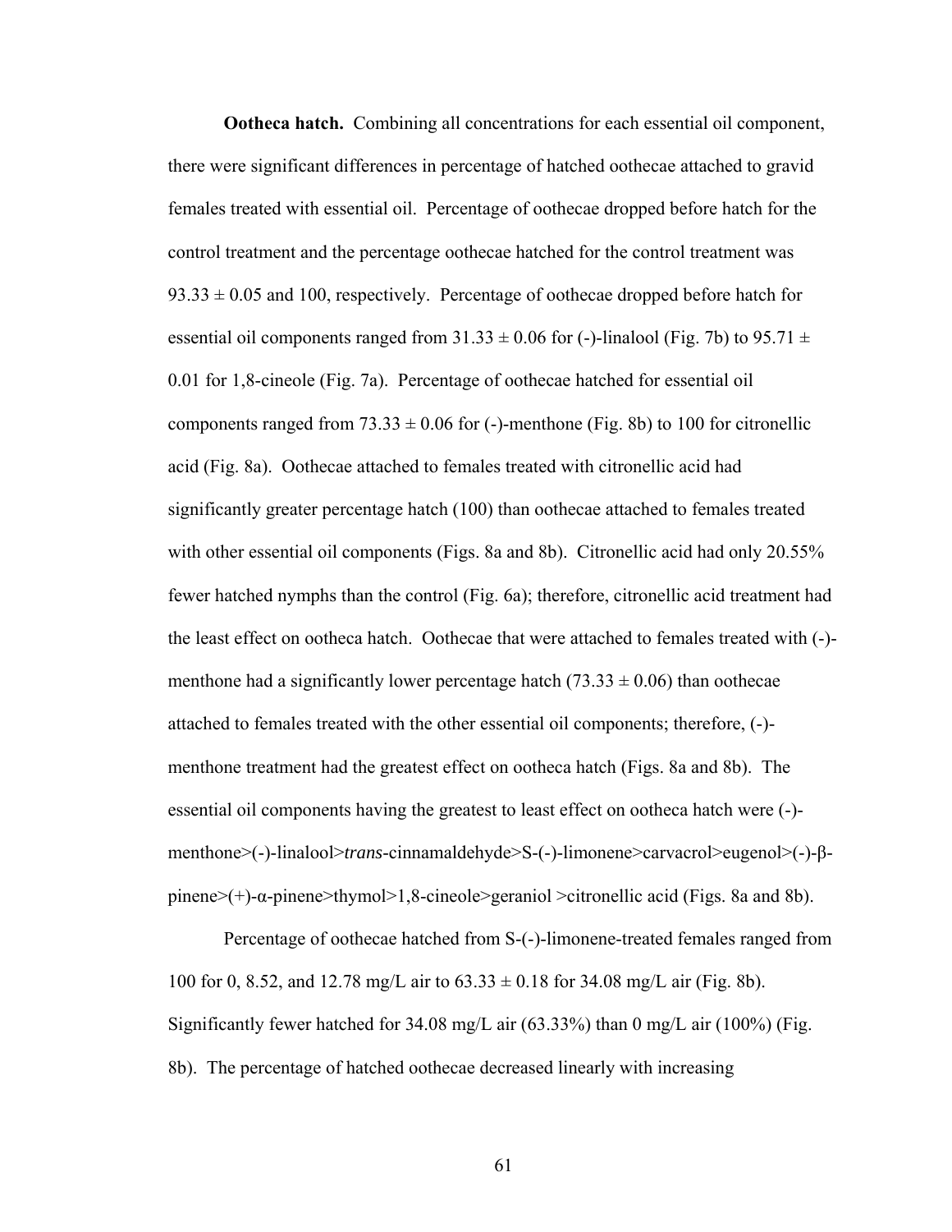**Ootheca hatch.** Combining all concentrations for each essential oil component, there were significant differences in percentage of hatched oothecae attached to gravid females treated with essential oil. Percentage of oothecae dropped before hatch for the control treatment and the percentage oothecae hatched for the control treatment was $93.33 \pm 0.05$ and 100, respectively. Percentage of oothecae dropped before hatch for essential oil components ranged from $31.33 \pm 0.06$ for (-)-linalool (Fig. 7b) to $95.71 \pm 0.01$ for 1,8-cineole (Fig. 7a). Percentage of oothecae hatched for essential oil components ranged from $73.33 \pm 0.06$ for (-)-menthone (Fig. 8b) to 100 for citronellic acid (Fig. 8a). Oothecae attached to females treated with citronellic acid had significantly greater percentage hatch (100) than oothecae attached to females treated with other essential oil components (Figs. 8a and 8b). Citronellic acid had only 20.55% fewer hatched nymphs than the control (Fig. 6a); therefore, citronellic acid treatment had the least effect on ootheca hatch. Oothecae that were attached to females treated with (-)-menthone had a significantly lower percentage hatch ($73.33 \pm 0.06$) than oothecae attached to females treated with the other essential oil components; therefore, (-)-menthone treatment had the greatest effect on ootheca hatch (Figs. 8a and 8b). The essential oil components having the greatest to least effect on ootheca hatch were (-)-menthone>(-)-linalool>*trans*-cinnamaldehyde>S-(-)-limonene>carvacrol>eugenol>(-)-β-pinene>(+)-α-pinene>thymol>1,8-cineole>geraniol >citronellic acid (Figs. 8a and 8b).

Percentage of oothecae hatched from S-(-)-limonene-treated females ranged from 100 for 0, 8.52, and 12.78 mg/L air to $63.33 \pm 0.18$ for 34.08 mg/L air (Fig. 8b). Significantly fewer hatched for 34.08 mg/L air (63.33%) than 0 mg/L air (100%) (Fig. 8b). The percentage of hatched oothecae decreased linearly with increasing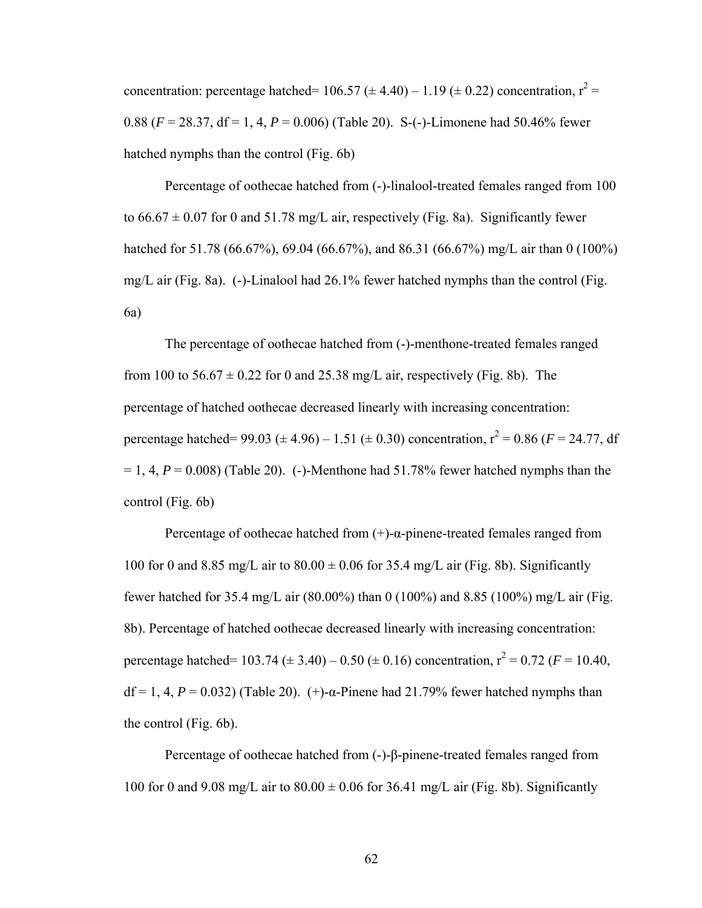concentration: percentage hatched= 106.57 (± 4.40) – 1.19 (± 0.22) concentration, $r^2$ = 0.88 ($F$ = 28.37, df = 1, 4, $P$ = 0.006) (Table 20). S-(-)-Limonene had 50.46% fewer hatched nymphs than the control (Fig. 6b)

Percentage of oothecae hatched from (-)-linalool-treated females ranged from 100 to 66.67 ± 0.07 for 0 and 51.78 mg/L air, respectively (Fig. 8a). Significantly fewer hatched for 51.78 (66.67%), 69.04 (66.67%), and 86.31 (66.67%) mg/L air than 0 (100%) mg/L air (Fig. 8a). (-)-Linalool had 26.1% fewer hatched nymphs than the control (Fig. 6a)

The percentage of oothecae hatched from (-)-menthone-treated females ranged from 100 to 56.67 ± 0.22 for 0 and 25.38 mg/L air, respectively (Fig. 8b). The percentage of hatched oothecae decreased linearly with increasing concentration: percentage hatched= 99.03 (± 4.96) – 1.51 (± 0.30) concentration, $r^2$ = 0.86 ($F$ = 24.77, df = 1, 4, $P$ = 0.008) (Table 20). (-)-Menthone had 51.78% fewer hatched nymphs than the control (Fig. 6b)

Percentage of oothecae hatched from (+)-α-pinene-treated females ranged from 100 for 0 and 8.85 mg/L air to 80.00 ± 0.06 for 35.4 mg/L air (Fig. 8b). Significantly fewer hatched for 35.4 mg/L air (80.00%) than 0 (100%) and 8.85 (100%) mg/L air (Fig. 8b). Percentage of hatched oothecae decreased linearly with increasing concentration: percentage hatched= 103.74 (± 3.40) – 0.50 (± 0.16) concentration, $r^2$ = 0.72 ($F$ = 10.40, df = 1, 4, $P$ = 0.032) (Table 20). (+)-α-Pinene had 21.79% fewer hatched nymphs than the control (Fig. 6b).

Percentage of oothecae hatched from (-)-β-pinene-treated females ranged from 100 for 0 and 9.08 mg/L air to 80.00 ± 0.06 for 36.41 mg/L air (Fig. 8b). Significantly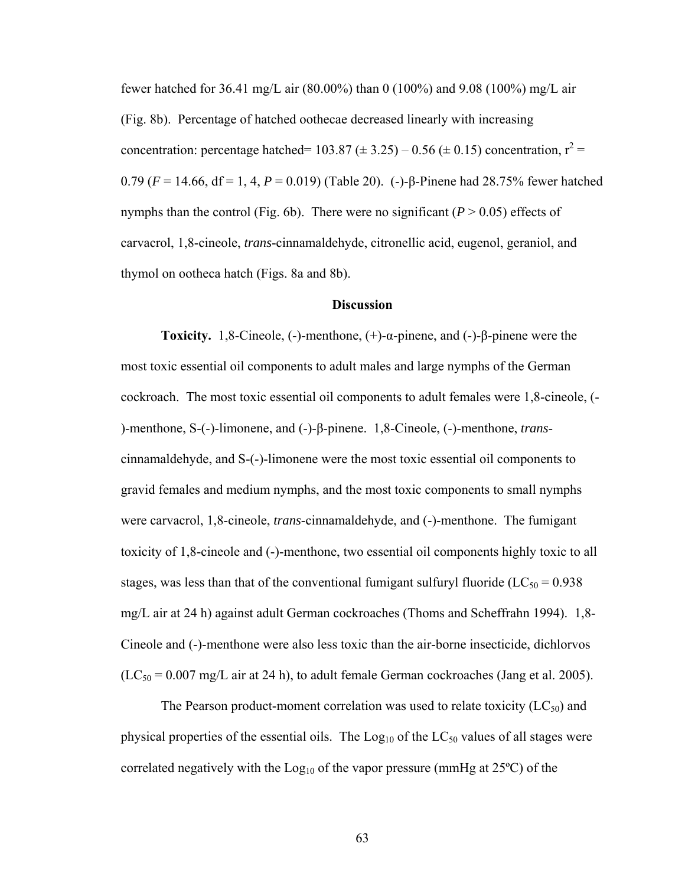fewer hatched for 36.41 mg/L air (80.00%) than 0 (100%) and 9.08 (100%) mg/L air (Fig. 8b). Percentage of hatched oothecae decreased linearly with increasing concentration: percentage hatched= 103.87 (± 3.25) – 0.56 (± 0.15) concentration, $r^2 = 0.79$ ($F = 14.66$, df = 1, 4, $P = 0.019$) (Table 20). (-)-β-Pinene had 28.75% fewer hatched nymphs than the control (Fig. 6b). There were no significant ($P > 0.05$) effects of carvacrol, 1,8-cineole, *trans*-cinnamaldehyde, citronellic acid, eugenol, geraniol, and thymol on ootheca hatch (Figs. 8a and 8b).

## Discussion

**Toxicity.** 1,8-Cineole, (-)-menthone, (+)-α-pinene, and (-)-β-pinene were the most toxic essential oil components to adult males and large nymphs of the German cockroach. The most toxic essential oil components to adult females were 1,8-cineole, (-)-menthone, S-(-)-limonene, and (-)-β-pinene. 1,8-Cineole, (-)-menthone, *trans*-cinnamaldehyde, and S-(-)-limonene were the most toxic essential oil components to gravid females and medium nymphs, and the most toxic components to small nymphs were carvacrol, 1,8-cineole, *trans*-cinnamaldehyde, and (-)-menthone. The fumigant toxicity of 1,8-cineole and (-)-menthone, two essential oil components highly toxic to all stages, was less than that of the conventional fumigant sulfuryl fluoride ($LC_{50} = 0.938$ mg/L air at 24 h) against adult German cockroaches (Thoms and Scheffrahn 1994). 1,8-Cineole and (-)-menthone were also less toxic than the air-borne insecticide, dichlorvos ($LC_{50} = 0.007$ mg/L air at 24 h), to adult female German cockroaches (Jang et al. 2005).

The Pearson product-moment correlation was used to relate toxicity ($LC_{50}$) and physical properties of the essential oils. The $Log_{10}$ of the $LC_{50}$ values of all stages were correlated negatively with the $Log_{10}$ of the vapor pressure (mmHg at 25ºC) of the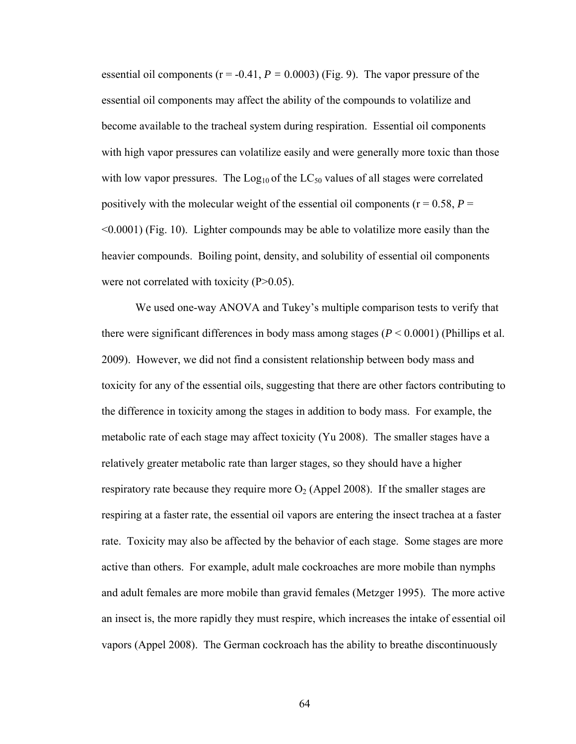essential oil components (r = -0.41, $P$ = 0.0003) (Fig. 9). The vapor pressure of the essential oil components may affect the ability of the compounds to volatilize and become available to the tracheal system during respiration. Essential oil components with high vapor pressures can volatilize easily and were generally more toxic than those with low vapor pressures. The $Log_{10}$ of the $LC_{50}$ values of all stages were correlated positively with the molecular weight of the essential oil components (r = 0.58, $P$ = <0.0001) (Fig. 10). Lighter compounds may be able to volatilize more easily than the heavier compounds. Boiling point, density, and solubility of essential oil components were not correlated with toxicity (P>0.05).

We used one-way ANOVA and Tukey's multiple comparison tests to verify that there were significant differences in body mass among stages ($P$ < 0.0001) (Phillips et al. 2009). However, we did not find a consistent relationship between body mass and toxicity for any of the essential oils, suggesting that there are other factors contributing to the difference in toxicity among the stages in addition to body mass. For example, the metabolic rate of each stage may affect toxicity (Yu 2008). The smaller stages have a relatively greater metabolic rate than larger stages, so they should have a higher respiratory rate because they require more $O_2$ (Appel 2008). If the smaller stages are respiring at a faster rate, the essential oil vapors are entering the insect trachea at a faster rate. Toxicity may also be affected by the behavior of each stage. Some stages are more active than others. For example, adult male cockroaches are more mobile than nymphs and adult females are more mobile than gravid females (Metzger 1995). The more active an insect is, the more rapidly they must respire, which increases the intake of essential oil vapors (Appel 2008). The German cockroach has the ability to breathe discontinuously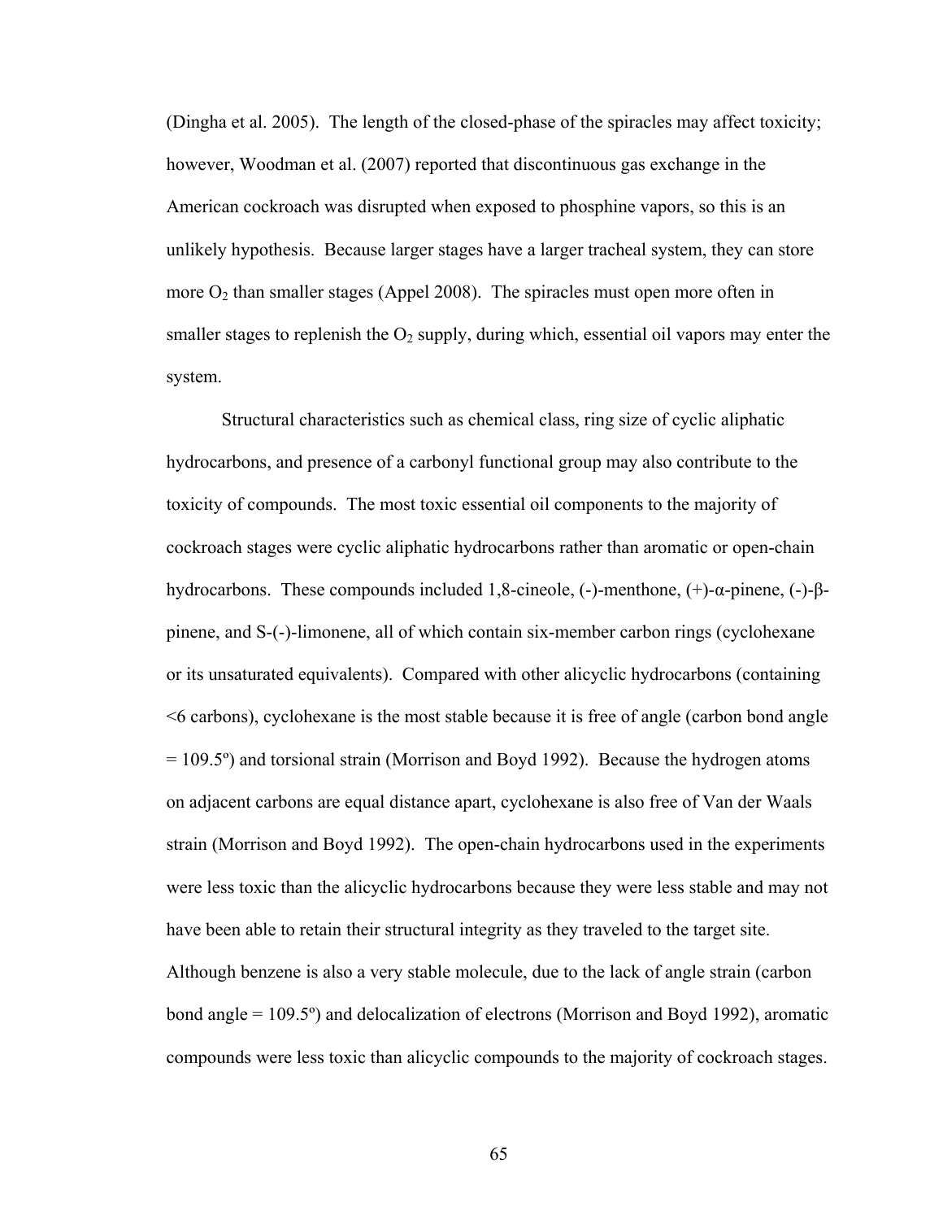(Dingha et al. 2005). The length of the closed-phase of the spiracles may affect toxicity; however, Woodman et al. (2007) reported that discontinuous gas exchange in the American cockroach was disrupted when exposed to phosphine vapors, so this is an unlikely hypothesis. Because larger stages have a larger tracheal system, they can store more $O_2$ than smaller stages (Appel 2008). The spiracles must open more often in smaller stages to replenish the $O_2$ supply, during which, essential oil vapors may enter the system.

Structural characteristics such as chemical class, ring size of cyclic aliphatic hydrocarbons, and presence of a carbonyl functional group may also contribute to the toxicity of compounds. The most toxic essential oil components to the majority of cockroach stages were cyclic aliphatic hydrocarbons rather than aromatic or open-chain hydrocarbons. These compounds included 1,8-cineole, (-)-menthone, (+)-α-pinene, (-)-β-pinene, and S-(-)-limonene, all of which contain six-member carbon rings (cyclohexane or its unsaturated equivalents). Compared with other alicyclic hydrocarbons (containing <6 carbons), cyclohexane is the most stable because it is free of angle (carbon bond angle = 109.5º) and torsional strain (Morrison and Boyd 1992). Because the hydrogen atoms on adjacent carbons are equal distance apart, cyclohexane is also free of Van der Waals strain (Morrison and Boyd 1992). The open-chain hydrocarbons used in the experiments were less toxic than the alicyclic hydrocarbons because they were less stable and may not have been able to retain their structural integrity as they traveled to the target site. Although benzene is also a very stable molecule, due to the lack of angle strain (carbon bond angle = 109.5º) and delocalization of electrons (Morrison and Boyd 1992), aromatic compounds were less toxic than alicyclic compounds to the majority of cockroach stages.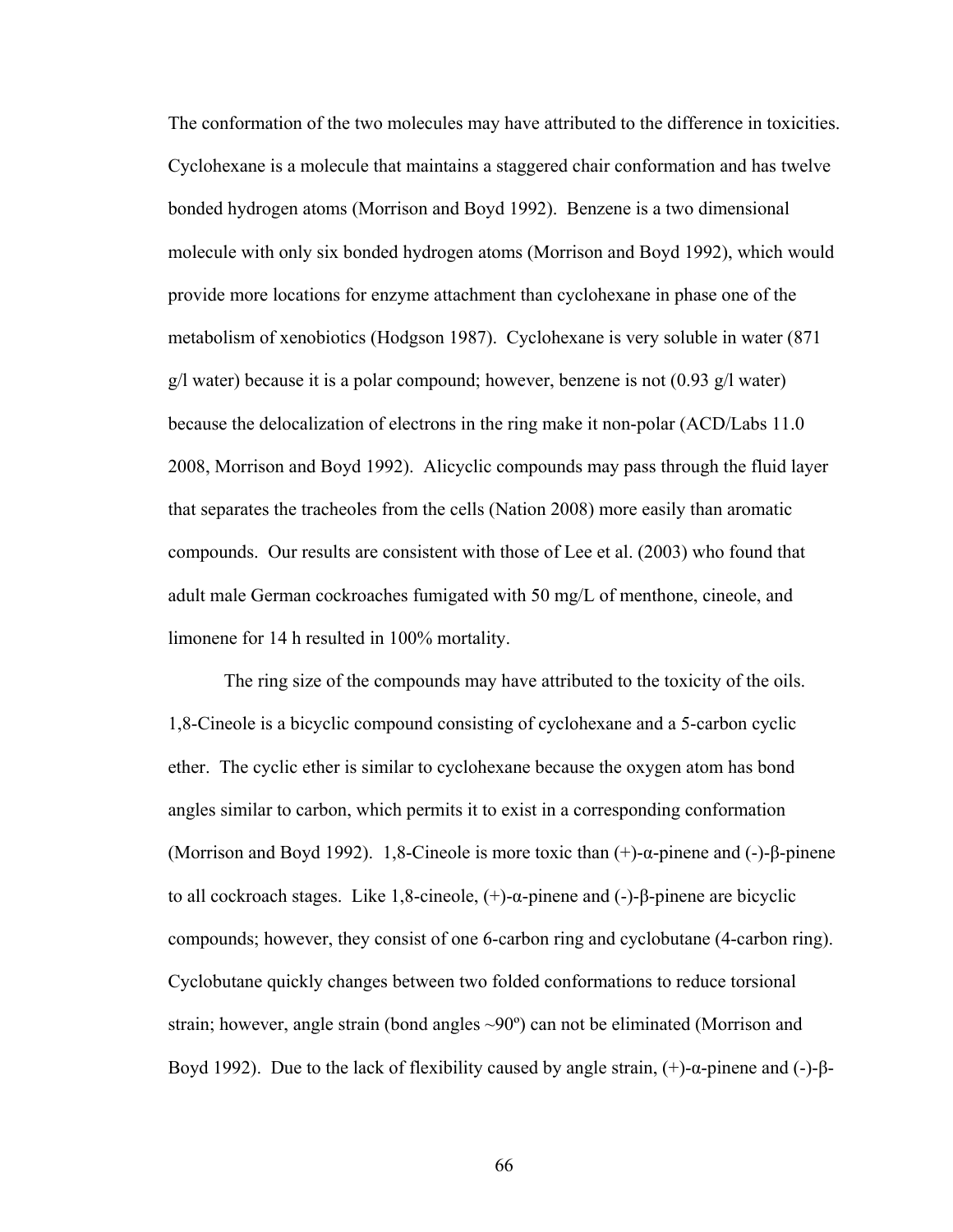The conformation of the two molecules may have attributed to the difference in toxicities. Cyclohexane is a molecule that maintains a staggered chair conformation and has twelve bonded hydrogen atoms (Morrison and Boyd 1992). Benzene is a two dimensional molecule with only six bonded hydrogen atoms (Morrison and Boyd 1992), which would provide more locations for enzyme attachment than cyclohexane in phase one of the metabolism of xenobiotics (Hodgson 1987). Cyclohexane is very soluble in water (871 g/l water) because it is a polar compound; however, benzene is not (0.93 g/l water) because the delocalization of electrons in the ring make it non-polar (ACD/Labs 11.0 2008, Morrison and Boyd 1992). Alicyclic compounds may pass through the fluid layer that separates the tracheoles from the cells (Nation 2008) more easily than aromatic compounds. Our results are consistent with those of Lee et al. (2003) who found that adult male German cockroaches fumigated with 50 mg/L of menthone, cineole, and limonene for 14 h resulted in 100% mortality.

The ring size of the compounds may have attributed to the toxicity of the oils. 1,8-Cineole is a bicyclic compound consisting of cyclohexane and a 5-carbon cyclic ether. The cyclic ether is similar to cyclohexane because the oxygen atom has bond angles similar to carbon, which permits it to exist in a corresponding conformation (Morrison and Boyd 1992). 1,8-Cineole is more toxic than (+)-α-pinene and (-)-β-pinene to all cockroach stages. Like 1,8-cineole, (+)-α-pinene and (-)-β-pinene are bicyclic compounds; however, they consist of one 6-carbon ring and cyclobutane (4-carbon ring). Cyclobutane quickly changes between two folded conformations to reduce torsional strain; however, angle strain (bond angles ~90º) can not be eliminated (Morrison and Boyd 1992). Due to the lack of flexibility caused by angle strain, (+)-α-pinene and (-)-β-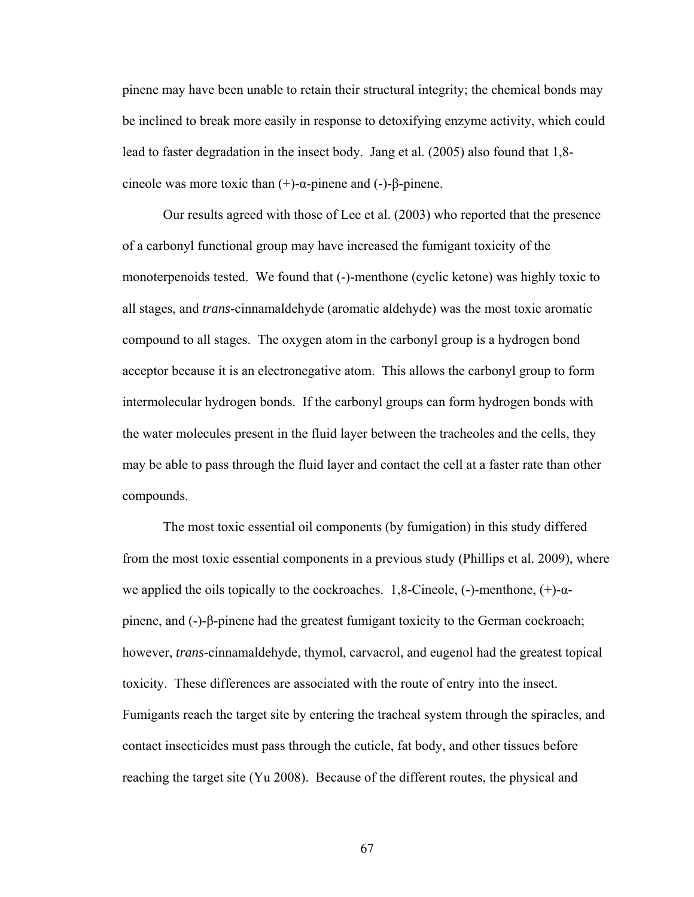pinene may have been unable to retain their structural integrity; the chemical bonds may be inclined to break more easily in response to detoxifying enzyme activity, which could lead to faster degradation in the insect body. Jang et al. (2005) also found that 1,8-cineole was more toxic than (+)-α-pinene and (-)-β-pinene.

Our results agreed with those of Lee et al. (2003) who reported that the presence of a carbonyl functional group may have increased the fumigant toxicity of the monoterpenoids tested. We found that (-)-menthone (cyclic ketone) was highly toxic to all stages, and *trans*-cinnamaldehyde (aromatic aldehyde) was the most toxic aromatic compound to all stages. The oxygen atom in the carbonyl group is a hydrogen bond acceptor because it is an electronegative atom. This allows the carbonyl group to form intermolecular hydrogen bonds. If the carbonyl groups can form hydrogen bonds with the water molecules present in the fluid layer between the tracheoles and the cells, they may be able to pass through the fluid layer and contact the cell at a faster rate than other compounds.

The most toxic essential oil components (by fumigation) in this study differed from the most toxic essential components in a previous study (Phillips et al. 2009), where we applied the oils topically to the cockroaches. 1,8-Cineole, (-)-menthone, (+)-α-pinene, and (-)-β-pinene had the greatest fumigant toxicity to the German cockroach; however, *trans*-cinnamaldehyde, thymol, carvacrol, and eugenol had the greatest topical toxicity. These differences are associated with the route of entry into the insect. Fumigants reach the target site by entering the tracheal system through the spiracles, and contact insecticides must pass through the cuticle, fat body, and other tissues before reaching the target site (Yu 2008). Because of the different routes, the physical and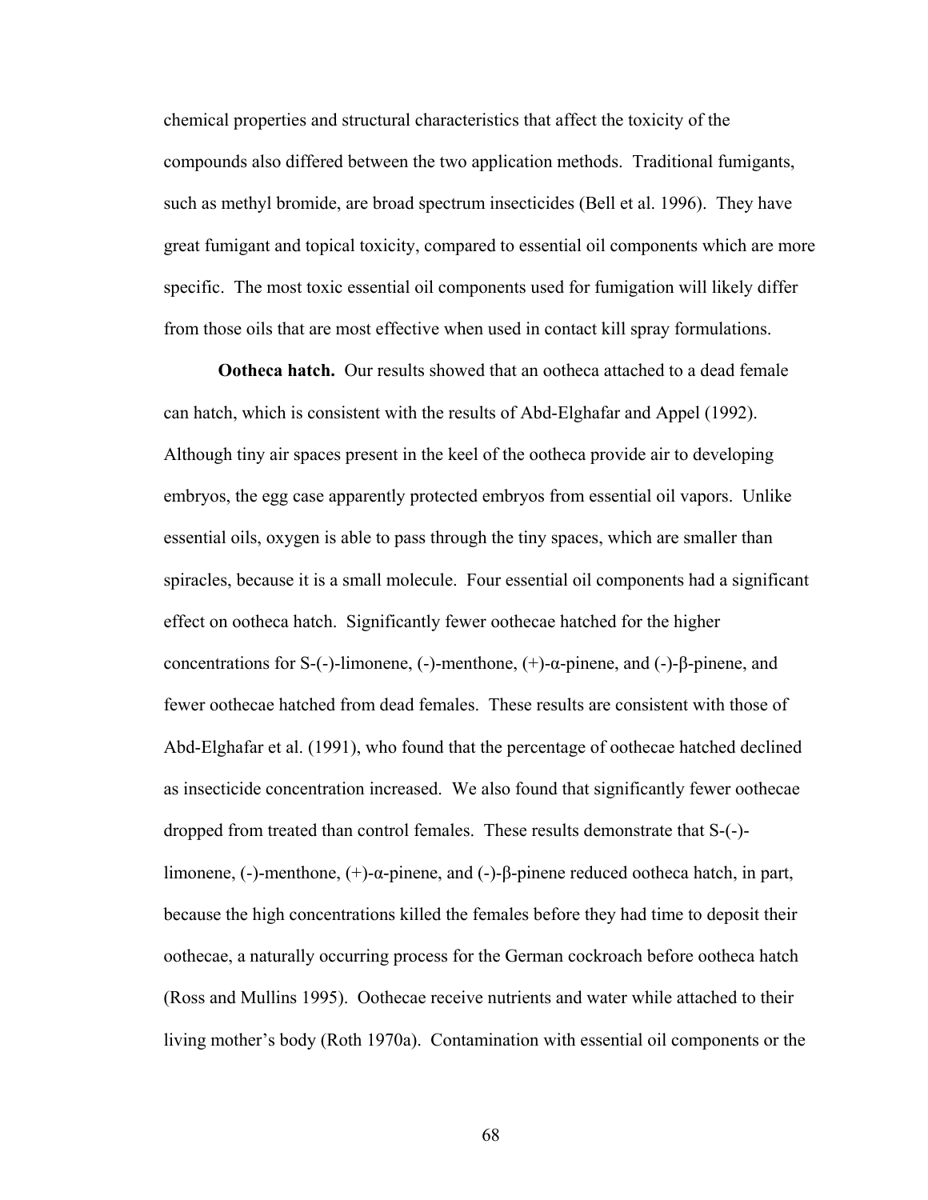chemical properties and structural characteristics that affect the toxicity of the compounds also differed between the two application methods. Traditional fumigants, such as methyl bromide, are broad spectrum insecticides (Bell et al. 1996). They have great fumigant and topical toxicity, compared to essential oil components which are more specific. The most toxic essential oil components used for fumigation will likely differ from those oils that are most effective when used in contact kill spray formulations.

**Ootheca hatch.** Our results showed that an ootheca attached to a dead female can hatch, which is consistent with the results of Abd-Elghafar and Appel (1992). Although tiny air spaces present in the keel of the ootheca provide air to developing embryos, the egg case apparently protected embryos from essential oil vapors. Unlike essential oils, oxygen is able to pass through the tiny spaces, which are smaller than spiracles, because it is a small molecule. Four essential oil components had a significant effect on ootheca hatch. Significantly fewer oothecae hatched for the higher concentrations for S-(-)-limonene, (-)-menthone, (+)-α-pinene, and (-)-β-pinene, and fewer oothecae hatched from dead females. These results are consistent with those of Abd-Elghafar et al. (1991), who found that the percentage of oothecae hatched declined as insecticide concentration increased. We also found that significantly fewer oothecae dropped from treated than control females. These results demonstrate that S-(-)-limonene, (-)-menthone, (+)-α-pinene, and (-)-β-pinene reduced ootheca hatch, in part, because the high concentrations killed the females before they had time to deposit their oothecae, a naturally occurring process for the German cockroach before ootheca hatch (Ross and Mullins 1995). Oothecae receive nutrients and water while attached to their living mother's body (Roth 1970a). Contamination with essential oil components or the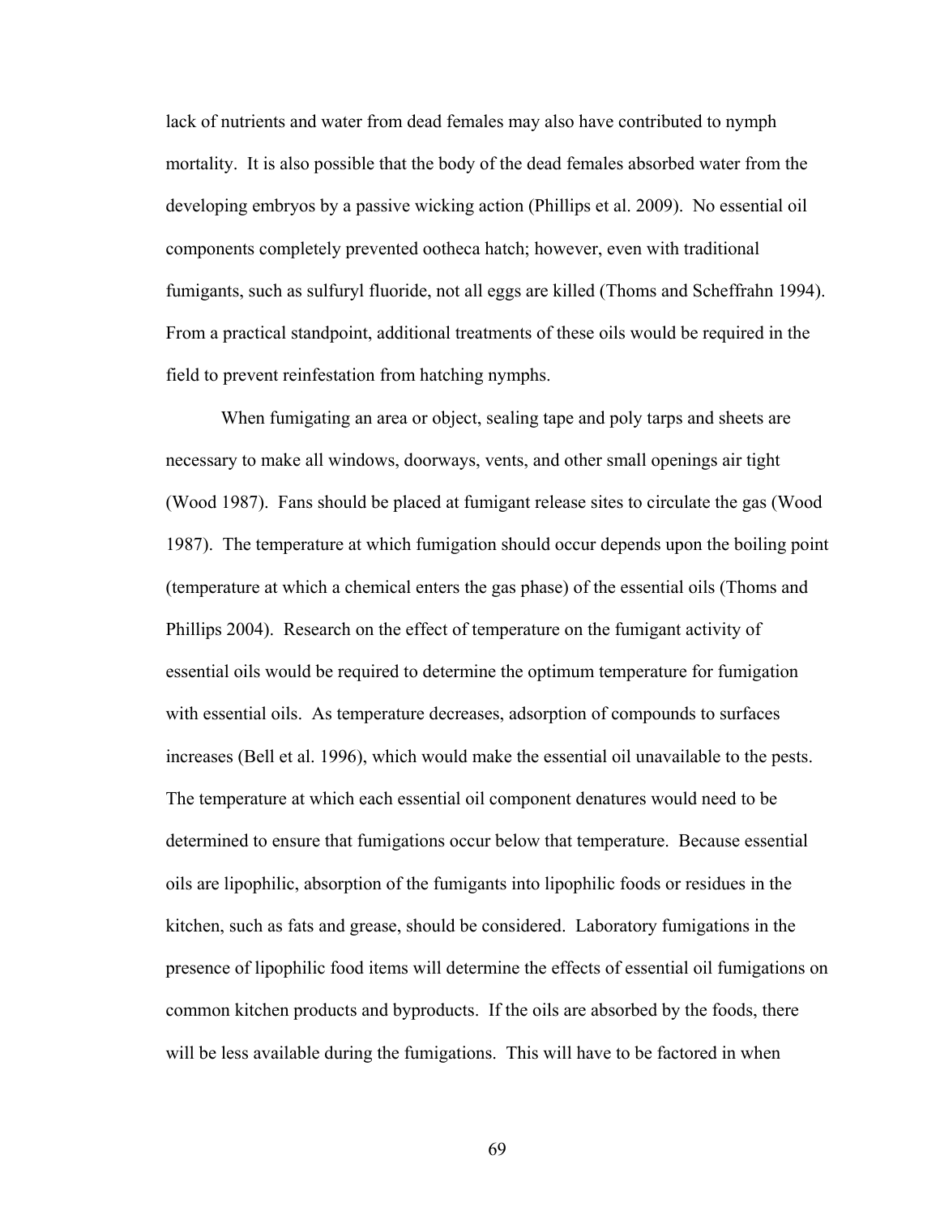lack of nutrients and water from dead females may also have contributed to nymph mortality. It is also possible that the body of the dead females absorbed water from the developing embryos by a passive wicking action (Phillips et al. 2009). No essential oil components completely prevented ootheca hatch; however, even with traditional fumigants, such as sulfuryl fluoride, not all eggs are killed (Thoms and Scheffrahn 1994). From a practical standpoint, additional treatments of these oils would be required in the field to prevent reinfestation from hatching nymphs.

When fumigating an area or object, sealing tape and poly tarps and sheets are necessary to make all windows, doorways, vents, and other small openings air tight (Wood 1987). Fans should be placed at fumigant release sites to circulate the gas (Wood 1987). The temperature at which fumigation should occur depends upon the boiling point (temperature at which a chemical enters the gas phase) of the essential oils (Thoms and Phillips 2004). Research on the effect of temperature on the fumigant activity of essential oils would be required to determine the optimum temperature for fumigation with essential oils. As temperature decreases, adsorption of compounds to surfaces increases (Bell et al. 1996), which would make the essential oil unavailable to the pests. The temperature at which each essential oil component denatures would need to be determined to ensure that fumigations occur below that temperature. Because essential oils are lipophilic, absorption of the fumigants into lipophilic foods or residues in the kitchen, such as fats and grease, should be considered. Laboratory fumigations in the presence of lipophilic food items will determine the effects of essential oil fumigations on common kitchen products and byproducts. If the oils are absorbed by the foods, there will be less available during the fumigations. This will have to be factored in when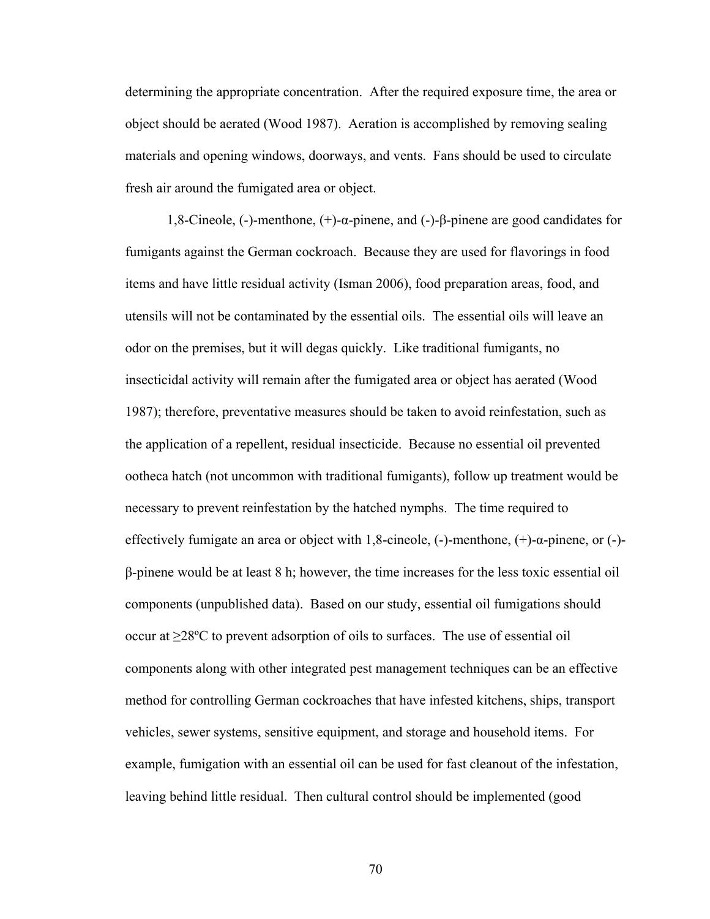determining the appropriate concentration. After the required exposure time, the area or object should be aerated (Wood 1987). Aeration is accomplished by removing sealing materials and opening windows, doorways, and vents. Fans should be used to circulate fresh air around the fumigated area or object.

1,8-Cineole, (-)-menthone, (+)-α-pinene, and (-)-β-pinene are good candidates for fumigants against the German cockroach. Because they are used for flavorings in food items and have little residual activity (Isman 2006), food preparation areas, food, and utensils will not be contaminated by the essential oils. The essential oils will leave an odor on the premises, but it will degas quickly. Like traditional fumigants, no insecticidal activity will remain after the fumigated area or object has aerated (Wood 1987); therefore, preventative measures should be taken to avoid reinfestation, such as the application of a repellent, residual insecticide. Because no essential oil prevented ootheca hatch (not uncommon with traditional fumigants), follow up treatment would be necessary to prevent reinfestation by the hatched nymphs. The time required to effectively fumigate an area or object with 1,8-cineole, (-)-menthone, (+)-α-pinene, or (-)-β-pinene would be at least 8 h; however, the time increases for the less toxic essential oil components (unpublished data). Based on our study, essential oil fumigations should occur at ≥28ºC to prevent adsorption of oils to surfaces. The use of essential oil components along with other integrated pest management techniques can be an effective method for controlling German cockroaches that have infested kitchens, ships, transport vehicles, sewer systems, sensitive equipment, and storage and household items. For example, fumigation with an essential oil can be used for fast cleanout of the infestation, leaving behind little residual. Then cultural control should be implemented (good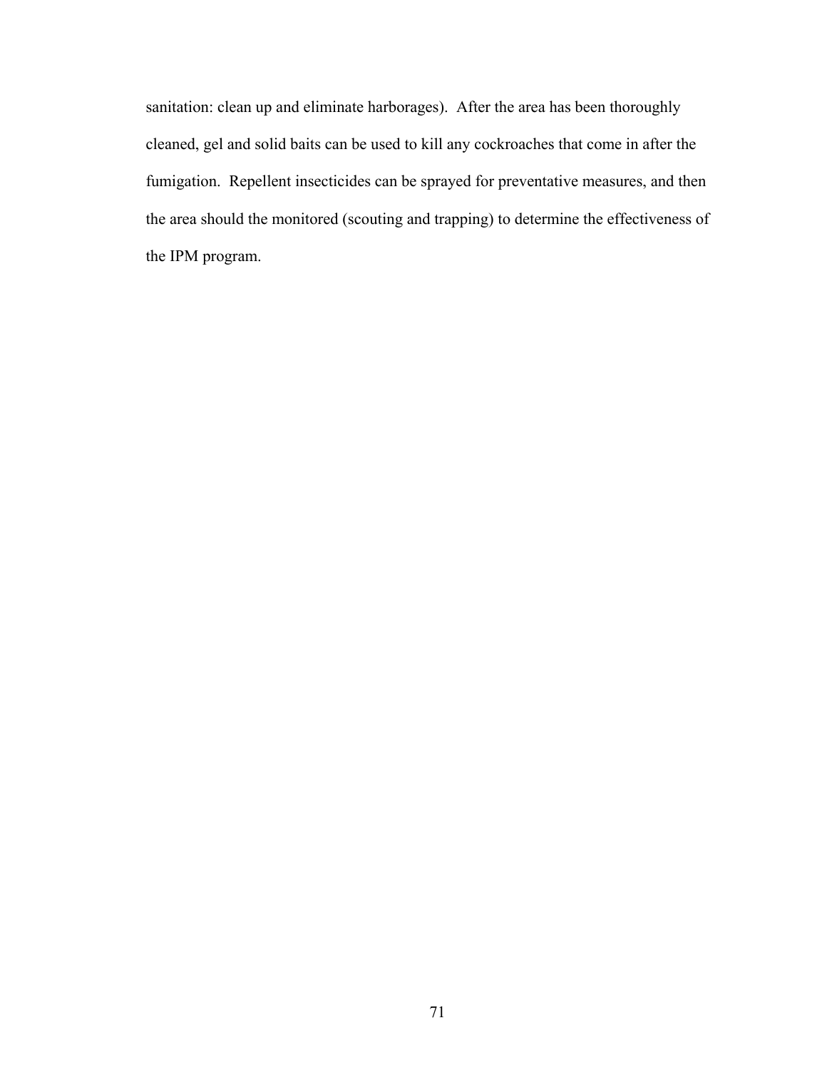sanitation: clean up and eliminate harborages). After the area has been thoroughly cleaned, gel and solid baits can be used to kill any cockroaches that come in after the fumigation. Repellent insecticides can be sprayed for preventative measures, and then the area should the monitored (scouting and trapping) to determine the effectiveness of the IPM program.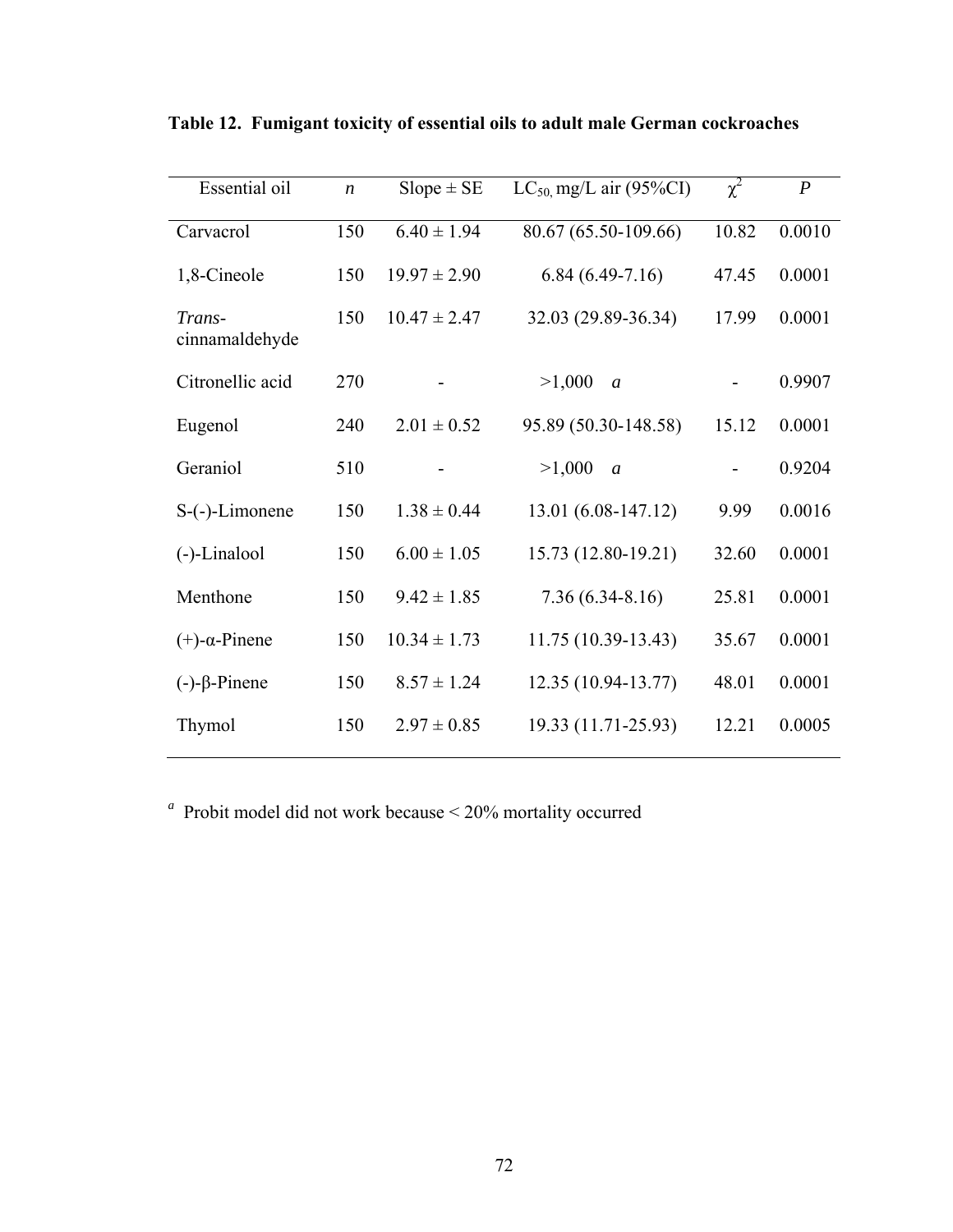**Table 12. Fumigant toxicity of essential oils to adult male German cockroaches**

| Essential oil | *n* | Slope ± SE | $LC_{50}$, mg/L air (95%CI) | $\chi^2$ | *P* |
|---|---|---|---|---|---|
| Carvacrol | 150 | 6.40 ± 1.94 | 80.67 (65.50-109.66) | 10.82 | 0.0010 |
| 1,8-Cineole | 150 | 19.97 ± 2.90 | 6.84 (6.49-7.16) | 47.45 | 0.0001 |
| *Trans*-cinnamaldehyde | 150 | 10.47 ± 2.47 | 32.03 (29.89-36.34) | 17.99 | 0.0001 |
| Citronellic acid | 270 | - | >1,000 [a] | - | 0.9907 |
| Eugenol | 240 | 2.01 ± 0.52 | 95.89 (50.30-148.58) | 15.12 | 0.0001 |
| Geraniol | 510 | - | >1,000 [a] | - | 0.9204 |
| S-(-)-Limonene | 150 | 1.38 ± 0.44 | 13.01 (6.08-147.12) | 9.99 | 0.0016 |
| (-)-Linalool | 150 | 6.00 ± 1.05 | 15.73 (12.80-19.21) | 32.60 | 0.0001 |
| Menthone | 150 | 9.42 ± 1.85 | 7.36 (6.34-8.16) | 25.81 | 0.0001 |
| (+)-α-Pinene | 150 | 10.34 ± 1.73 | 11.75 (10.39-13.43) | 35.67 | 0.0001 |
| (-)-β-Pinene | 150 | 8.57 ± 1.24 | 12.35 (10.94-13.77) | 48.01 | 0.0001 |
| Thymol | 150 | 2.97 ± 0.85 | 19.33 (11.71-25.93) | 12.21 | 0.0005 |

[a] Probit model did not work because < 20% mortality occurred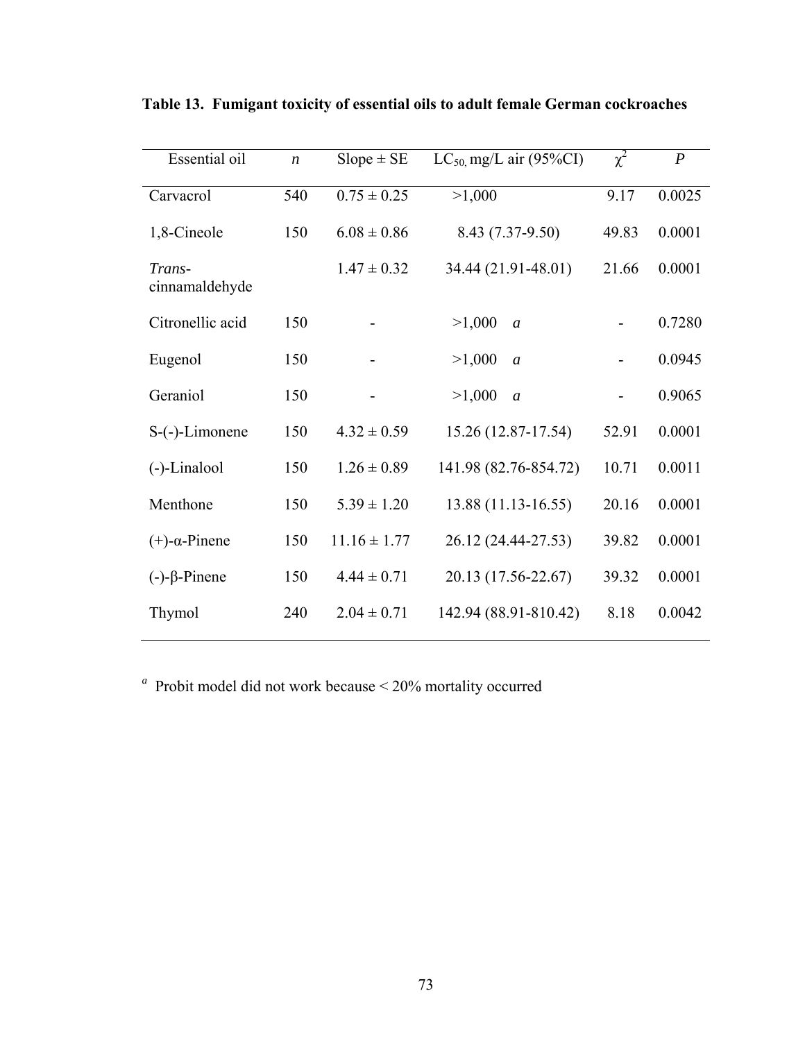**Table 13. Fumigant toxicity of essential oils to adult female German cockroaches**

| Essential oil | *n* | Slope ± SE | $LC_{50}$, mg/L air (95%CI) | $\chi^2$ | *P* |
|---|---|---|---|---|---|
| Carvacrol | 540 | 0.75 ± 0.25 | >1,000 | 9.17 | 0.0025 |
| 1,8-Cineole | 150 | 6.08 ± 0.86 | 8.43 (7.37-9.50) | 49.83 | 0.0001 |
| *Trans*-cinnamaldehyde | | 1.47 ± 0.32 | 34.44 (21.91-48.01) | 21.66 | 0.0001 |
| Citronellic acid | 150 | - | >1,000 *a* | - | 0.7280 |
| Eugenol | 150 | - | >1,000 *a* | - | 0.0945 |
| Geraniol | 150 | - | >1,000 *a* | - | 0.9065 |
| S-(-)-Limonene | 150 | 4.32 ± 0.59 | 15.26 (12.87-17.54) | 52.91 | 0.0001 |
| (-)-Linalool | 150 | 1.26 ± 0.89 | 141.98 (82.76-854.72) | 10.71 | 0.0011 |
| Menthone | 150 | 5.39 ± 1.20 | 13.88 (11.13-16.55) | 20.16 | 0.0001 |
| (+)-α-Pinene | 150 | 11.16 ± 1.77 | 26.12 (24.44-27.53) | 39.82 | 0.0001 |
| (-)-β-Pinene | 150 | 4.44 ± 0.71 | 20.13 (17.56-22.67) | 39.32 | 0.0001 |
| Thymol | 240 | 2.04 ± 0.71 | 142.94 (88.91-810.42) | 8.18 | 0.0042 |

[a] Probit model did not work because < 20% mortality occurred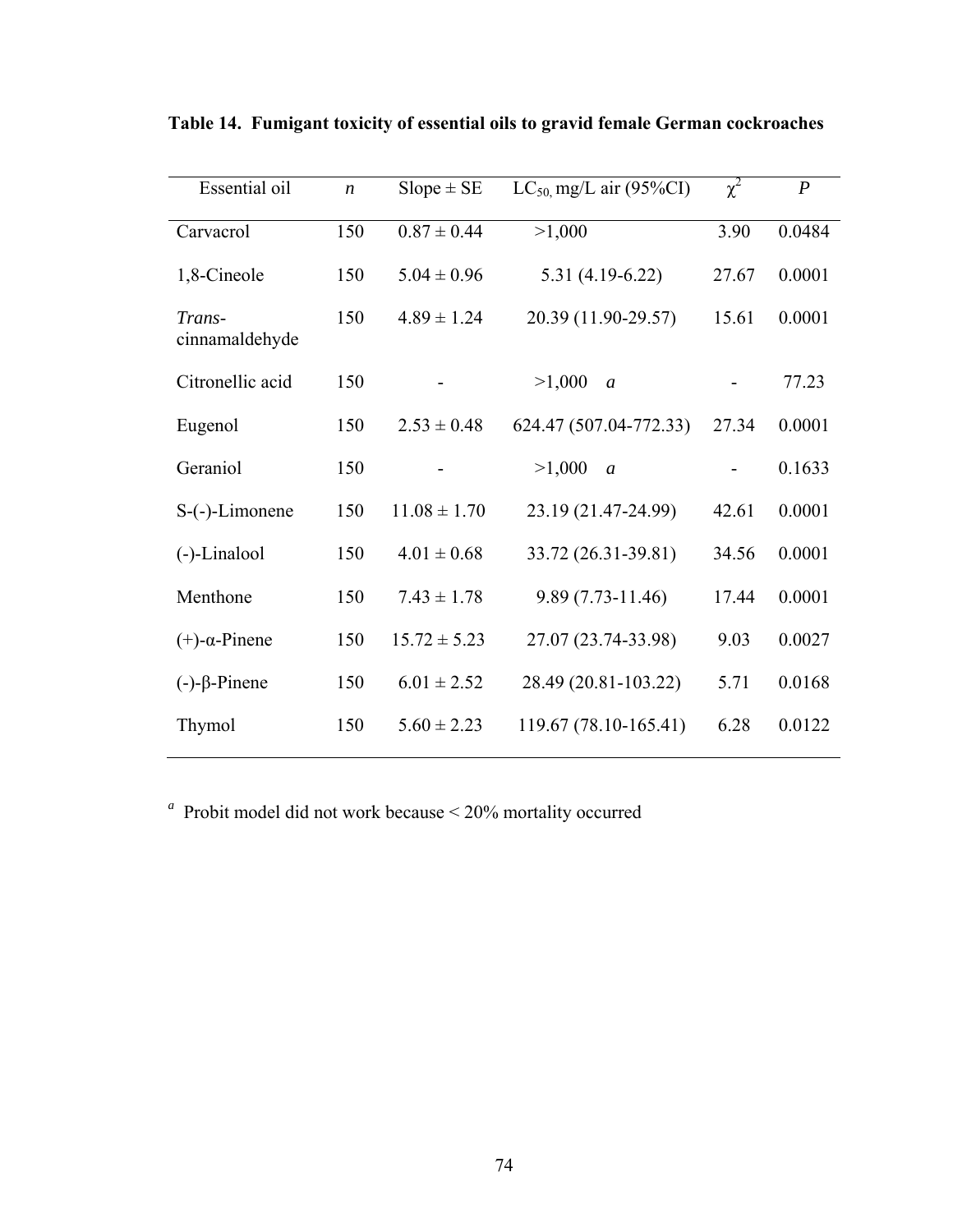**Table 14. Fumigant toxicity of essential oils to gravid female German cockroaches**

| Essential oil | *n* | Slope ± SE | $LC_{50}$, mg/L air (95%CI) | $\chi^2$ | *P* |
|---|---|---|---|---|---|
| Carvacrol | 150 | 0.87 ± 0.44 | >1,000 | 3.90 | 0.0484 |
| 1,8-Cineole | 150 | 5.04 ± 0.96 | 5.31 (4.19-6.22) | 27.67 | 0.0001 |
| *Trans*-cinnamaldehyde | 150 | 4.89 ± 1.24 | 20.39 (11.90-29.57) | 15.61 | 0.0001 |
| Citronellic acid | 150 | - | >1,000 [a] | - | 77.23 |
| Eugenol | 150 | 2.53 ± 0.48 | 624.47 (507.04-772.33) | 27.34 | 0.0001 |
| Geraniol | 150 | - | >1,000 [a] | - | 0.1633 |
| S-(-)-Limonene | 150 | 11.08 ± 1.70 | 23.19 (21.47-24.99) | 42.61 | 0.0001 |
| (-)-Linalool | 150 | 4.01 ± 0.68 | 33.72 (26.31-39.81) | 34.56 | 0.0001 |
| Menthone | 150 | 7.43 ± 1.78 | 9.89 (7.73-11.46) | 17.44 | 0.0001 |
| (+)-α-Pinene | 150 | 15.72 ± 5.23 | 27.07 (23.74-33.98) | 9.03 | 0.0027 |
| (-)-β-Pinene | 150 | 6.01 ± 2.52 | 28.49 (20.81-103.22) | 5.71 | 0.0168 |
| Thymol | 150 | 5.60 ± 2.23 | 119.67 (78.10-165.41) | 6.28 | 0.0122 |

[a] Probit model did not work because < 20% mortality occurred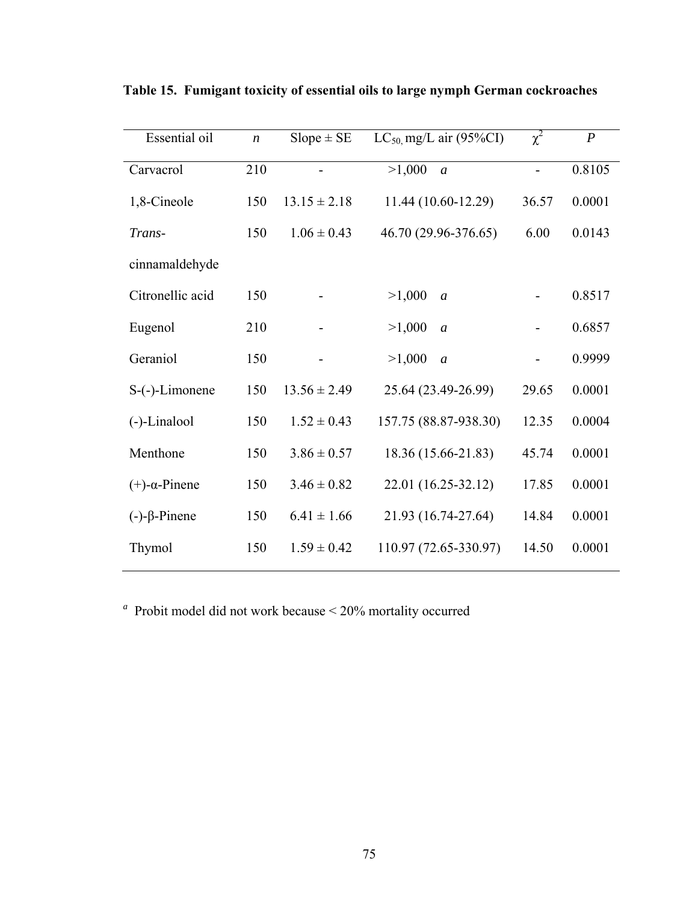**Table 15. Fumigant toxicity of essential oils to large nymph German cockroaches**

| Essential oil | *n* | Slope ± SE | $LC_{50,}$ mg/L air (95%CI) | $\chi^2$ | *P* |
|---|---|---|---|---|---|
| Carvacrol | 210 | - | >1,000 *a* | - | 0.8105 |
| 1,8-Cineole | 150 | 13.15 ± 2.18 | 11.44 (10.60-12.29) | 36.57 | 0.0001 |
| *Trans*-cinnamaldehyde | 150 | 1.06 ± 0.43 | 46.70 (29.96-376.65) | 6.00 | 0.0143 |
| Citronellic acid | 150 | - | >1,000 *a* | - | 0.8517 |
| Eugenol | 210 | - | >1,000 *a* | - | 0.6857 |
| Geraniol | 150 | - | >1,000 *a* | - | 0.9999 |
| S-(-)-Limonene | 150 | 13.56 ± 2.49 | 25.64 (23.49-26.99) | 29.65 | 0.0001 |
| (-)-Linalool | 150 | 1.52 ± 0.43 | 157.75 (88.87-938.30) | 12.35 | 0.0004 |
| Menthone | 150 | 3.86 ± 0.57 | 18.36 (15.66-21.83) | 45.74 | 0.0001 |
| (+)-α-Pinene | 150 | 3.46 ± 0.82 | 22.01 (16.25-32.12) | 17.85 | 0.0001 |
| (-)-β-Pinene | 150 | 6.41 ± 1.66 | 21.93 (16.74-27.64) | 14.84 | 0.0001 |
| Thymol | 150 | 1.59 ± 0.42 | 110.97 (72.65-330.97) | 14.50 | 0.0001 |

[a] Probit model did not work because < 20% mortality occurred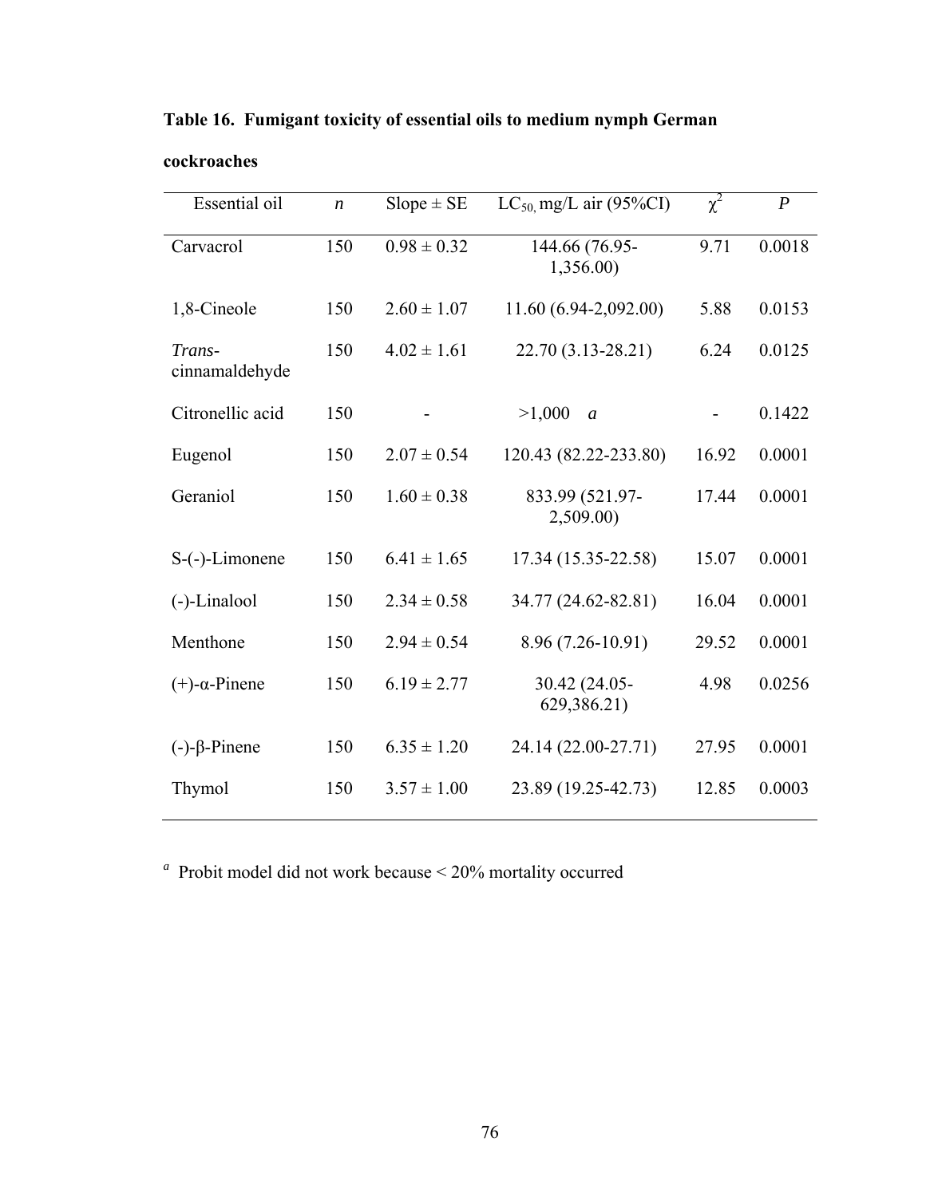**Table 16. Fumigant toxicity of essential oils to medium nymph German cockroaches**

| Essential oil | *n* | Slope ± SE | $LC_{50,}$ mg/L air (95%CI) | $\chi^2$ | *P* |
|---|---|---|---|---|---|
| Carvacrol | 150 | 0.98 ± 0.32 | 144.66 (76.95-1,356.00) | 9.71 | 0.0018 |
| 1,8-Cineole | 150 | 2.60 ± 1.07 | 11.60 (6.94-2,092.00) | 5.88 | 0.0153 |
| *Trans*-cinnamaldehyde | 150 | 4.02 ± 1.61 | 22.70 (3.13-28.21) | 6.24 | 0.0125 |
| Citronellic acid | 150 | - | >1,000 *a* | - | 0.1422 |
| Eugenol | 150 | 2.07 ± 0.54 | 120.43 (82.22-233.80) | 16.92 | 0.0001 |
| Geraniol | 150 | 1.60 ± 0.38 | 833.99 (521.97-2,509.00) | 17.44 | 0.0001 |
| S-(-)-Limonene | 150 | 6.41 ± 1.65 | 17.34 (15.35-22.58) | 15.07 | 0.0001 |
| (-)-Linalool | 150 | 2.34 ± 0.58 | 34.77 (24.62-82.81) | 16.04 | 0.0001 |
| Menthone | 150 | 2.94 ± 0.54 | 8.96 (7.26-10.91) | 29.52 | 0.0001 |
| (+)-α-Pinene | 150 | 6.19 ± 2.77 | 30.42 (24.05-629,386.21) | 4.98 | 0.0256 |
| (-)-β-Pinene | 150 | 6.35 ± 1.20 | 24.14 (22.00-27.71) | 27.95 | 0.0001 |
| Thymol | 150 | 3.57 ± 1.00 | 23.89 (19.25-42.73) | 12.85 | 0.0003 |

[a] Probit model did not work because < 20% mortality occurred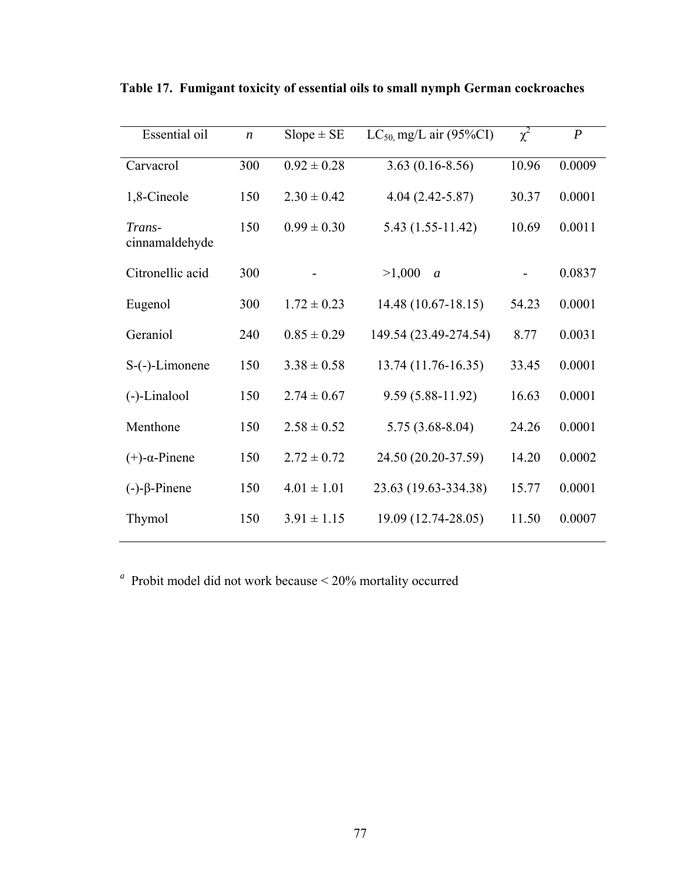**Table 17. Fumigant toxicity of essential oils to small nymph German cockroaches**

| Essential oil | *n* | Slope ± SE | $LC_{50}$, mg/L air (95%CI) | $\chi^2$ | *P* |
|---|---|---|---|---|---|
| Carvacrol | 300 | 0.92 ± 0.28 | 3.63 (0.16-8.56) | 10.96 | 0.0009 |
| 1,8-Cineole | 150 | 2.30 ± 0.42 | 4.04 (2.42-5.87) | 30.37 | 0.0001 |
| *Trans*-cinnamaldehyde | 150 | 0.99 ± 0.30 | 5.43 (1.55-11.42) | 10.69 | 0.0011 |
| Citronellic acid | 300 | - | >1,000 [a] | - | 0.0837 |
| Eugenol | 300 | 1.72 ± 0.23 | 14.48 (10.67-18.15) | 54.23 | 0.0001 |
| Geraniol | 240 | 0.85 ± 0.29 | 149.54 (23.49-274.54) | 8.77 | 0.0031 |
| S-(-)-Limonene | 150 | 3.38 ± 0.58 | 13.74 (11.76-16.35) | 33.45 | 0.0001 |
| (-)-Linalool | 150 | 2.74 ± 0.67 | 9.59 (5.88-11.92) | 16.63 | 0.0001 |
| Menthone | 150 | 2.58 ± 0.52 | 5.75 (3.68-8.04) | 24.26 | 0.0001 |
| (+)-α-Pinene | 150 | 2.72 ± 0.72 | 24.50 (20.20-37.59) | 14.20 | 0.0002 |
| (-)-β-Pinene | 150 | 4.01 ± 1.01 | 23.63 (19.63-334.38) | 15.77 | 0.0001 |
| Thymol | 150 | 3.91 ± 1.15 | 19.09 (12.74-28.05) | 11.50 | 0.0007 |

[a] Probit model did not work because < 20% mortality occurred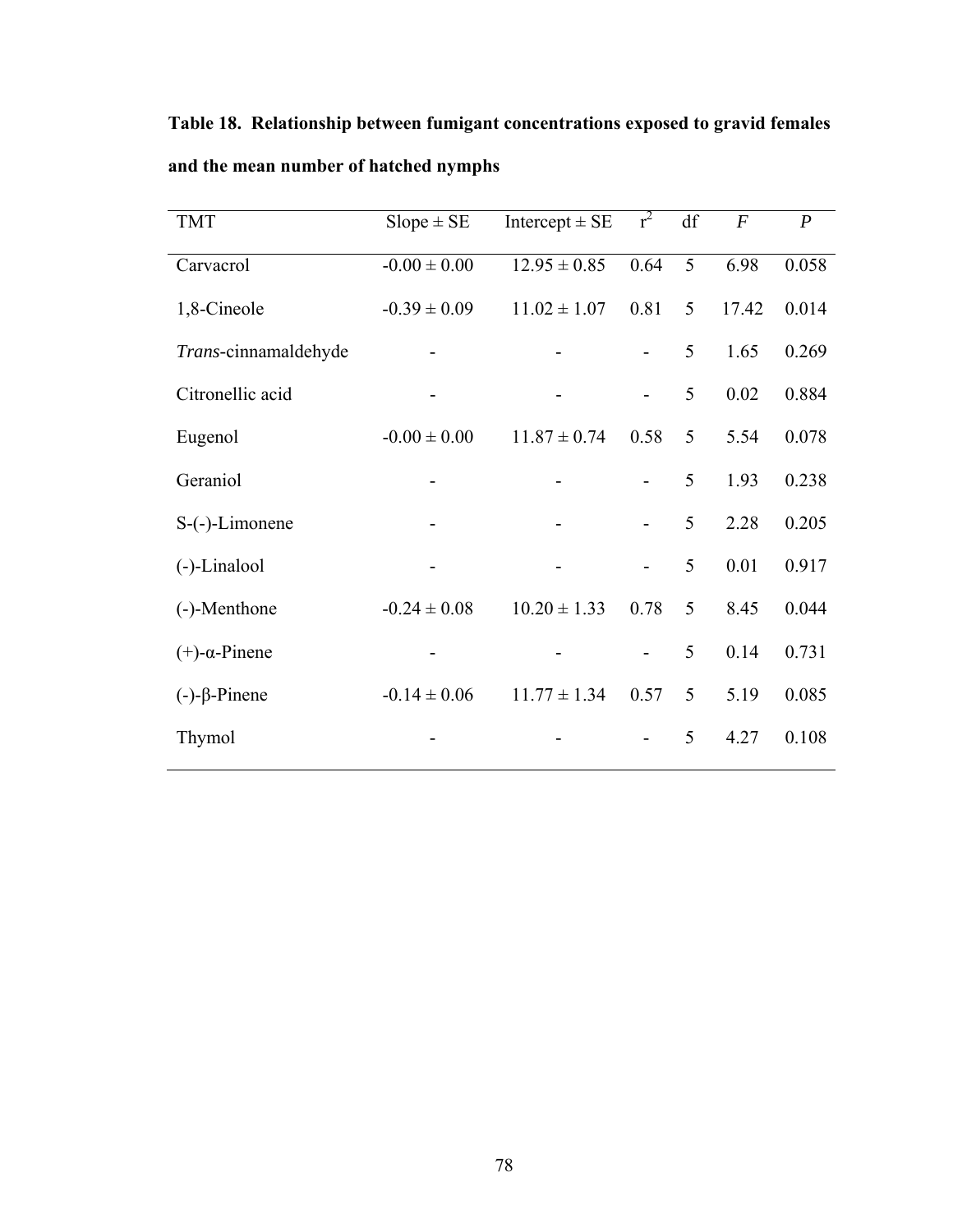**Table 18. Relationship between fumigant concentrations exposed to gravid females and the mean number of hatched nymphs**

| TMT | Slope ± SE | Intercept ± SE | $r^2$ | df | $F$ | $P$ |
|---|---|---|---|---|---|---|
| Carvacrol | -0.00 ± 0.00 | 12.95 ± 0.85 | 0.64 | 5 | 6.98 | 0.058 |
| 1,8-Cineole | -0.39 ± 0.09 | 11.02 ± 1.07 | 0.81 | 5 | 17.42 | 0.014 |
| *Trans*-cinnamaldehyde | - | - | - | 5 | 1.65 | 0.269 |
| Citronellic acid | - | - | - | 5 | 0.02 | 0.884 |
| Eugenol | -0.00 ± 0.00 | 11.87 ± 0.74 | 0.58 | 5 | 5.54 | 0.078 |
| Geraniol | - | - | - | 5 | 1.93 | 0.238 |
| S-(-)-Limonene | - | - | - | 5 | 2.28 | 0.205 |
| (-)-Linalool | - | - | - | 5 | 0.01 | 0.917 |
| (-)-Menthone | -0.24 ± 0.08 | 10.20 ± 1.33 | 0.78 | 5 | 8.45 | 0.044 |
| (+)-α-Pinene | - | - | - | 5 | 0.14 | 0.731 |
| (-)-β-Pinene | -0.14 ± 0.06 | 11.77 ± 1.34 | 0.57 | 5 | 5.19 | 0.085 |
| Thymol | - | - | - | 5 | 4.27 | 0.108 |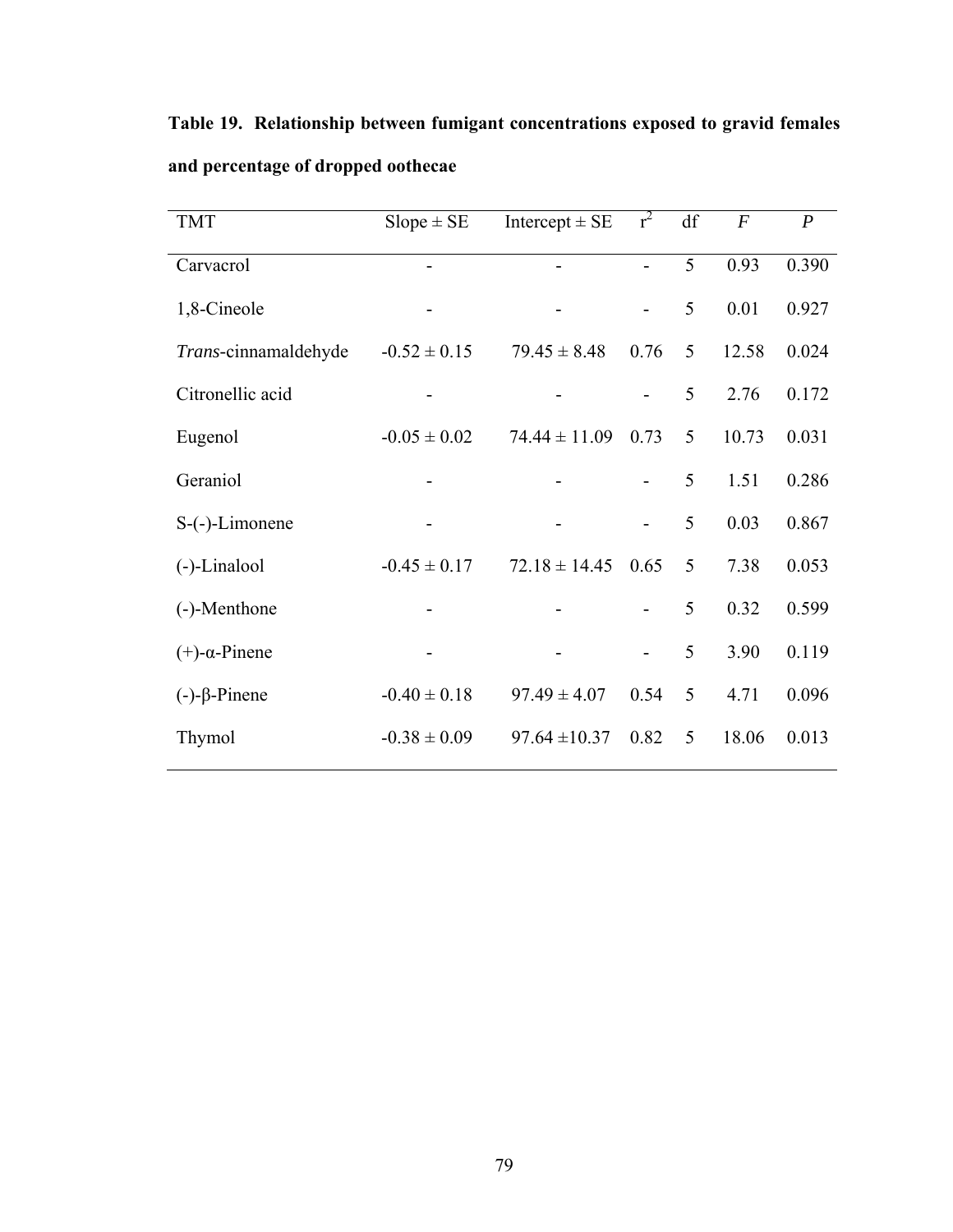**Table 19. Relationship between fumigant concentrations exposed to gravid females and percentage of dropped oothecae**

| TMT | Slope ± SE | Intercept ± SE | $r^2$ | df | *F* | *P* |
|---|---|---|---|---|---|---|
| Carvacrol | - | - | - | 5 | 0.93 | 0.390 |
| 1,8-Cineole | - | - | - | 5 | 0.01 | 0.927 |
| *Trans*-cinnamaldehyde | -0.52 ± 0.15 | 79.45 ± 8.48 | 0.76 | 5 | 12.58 | 0.024 |
| Citronellic acid | - | - | - | 5 | 2.76 | 0.172 |
| Eugenol | -0.05 ± 0.02 | 74.44 ± 11.09 | 0.73 | 5 | 10.73 | 0.031 |
| Geraniol | - | - | - | 5 | 1.51 | 0.286 |
| S-(-)-Limonene | - | - | - | 5 | 0.03 | 0.867 |
| (-)-Linalool | -0.45 ± 0.17 | 72.18 ± 14.45 | 0.65 | 5 | 7.38 | 0.053 |
| (-)-Menthone | - | - | - | 5 | 0.32 | 0.599 |
| (+)-α-Pinene | - | - | - | 5 | 3.90 | 0.119 |
| (-)-β-Pinene | -0.40 ± 0.18 | 97.49 ± 4.07 | 0.54 | 5 | 4.71 | 0.096 |
| Thymol | -0.38 ± 0.09 | 97.64 ±10.37 | 0.82 | 5 | 18.06 | 0.013 |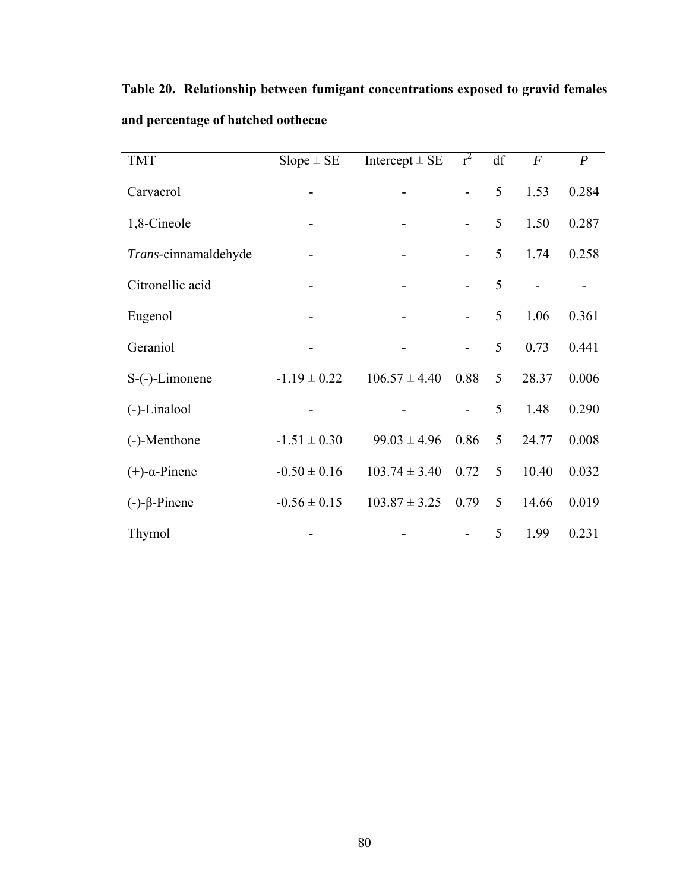**Table 20. Relationship between fumigant concentrations exposed to gravid females and percentage of hatched oothecae**

| TMT | Slope ± SE | Intercept ± SE | $r^2$ | df | *F* | *P* |
|---|---|---|---|---|---|---|
| Carvacrol | - | - | - | 5 | 1.53 | 0.284 |
| 1,8-Cineole | - | - | - | 5 | 1.50 | 0.287 |
| *Trans*-cinnamaldehyde | - | - | - | 5 | 1.74 | 0.258 |
| Citronellic acid | - | - | - | 5 | - | - |
| Eugenol | - | - | - | 5 | 1.06 | 0.361 |
| Geraniol | - | - | - | 5 | 0.73 | 0.441 |
| S-(-)-Limonene | -1.19 ± 0.22 | 106.57 ± 4.40 | 0.88 | 5 | 28.37 | 0.006 |
| (-)-Linalool | - | - | - | 5 | 1.48 | 0.290 |
| (-)-Menthone | -1.51 ± 0.30 | 99.03 ± 4.96 | 0.86 | 5 | 24.77 | 0.008 |
| (+)-α-Pinene | -0.50 ± 0.16 | 103.74 ± 3.40 | 0.72 | 5 | 10.40 | 0.032 |
| (-)-β-Pinene | -0.56 ± 0.15 | 103.87 ± 3.25 | 0.79 | 5 | 14.66 | 0.019 |
| Thymol | - | - | - | 5 | 1.99 | 0.231 |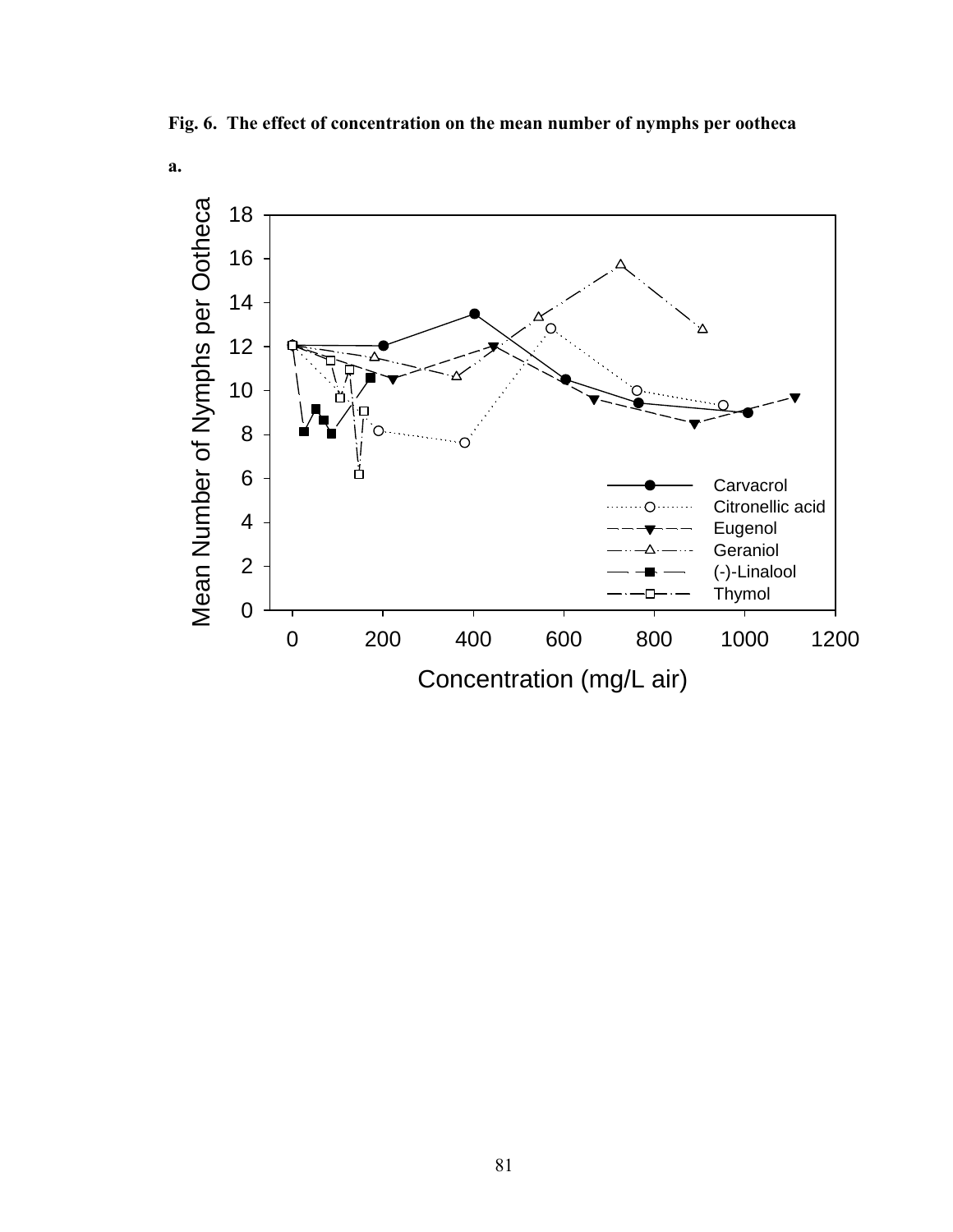**Fig. 6. The effect of concentration on the mean number of nymphs per ootheca**

**a.**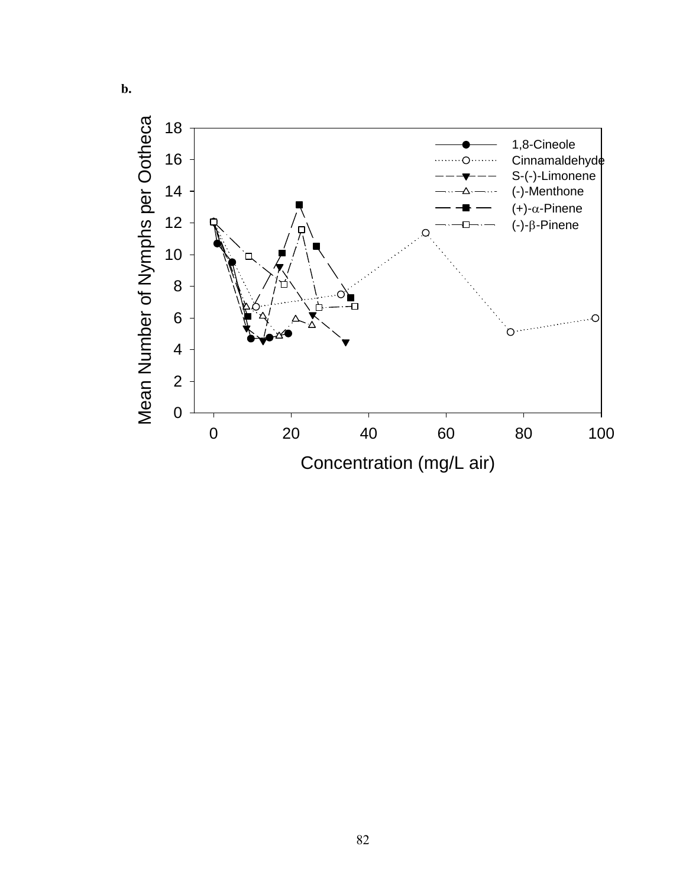b.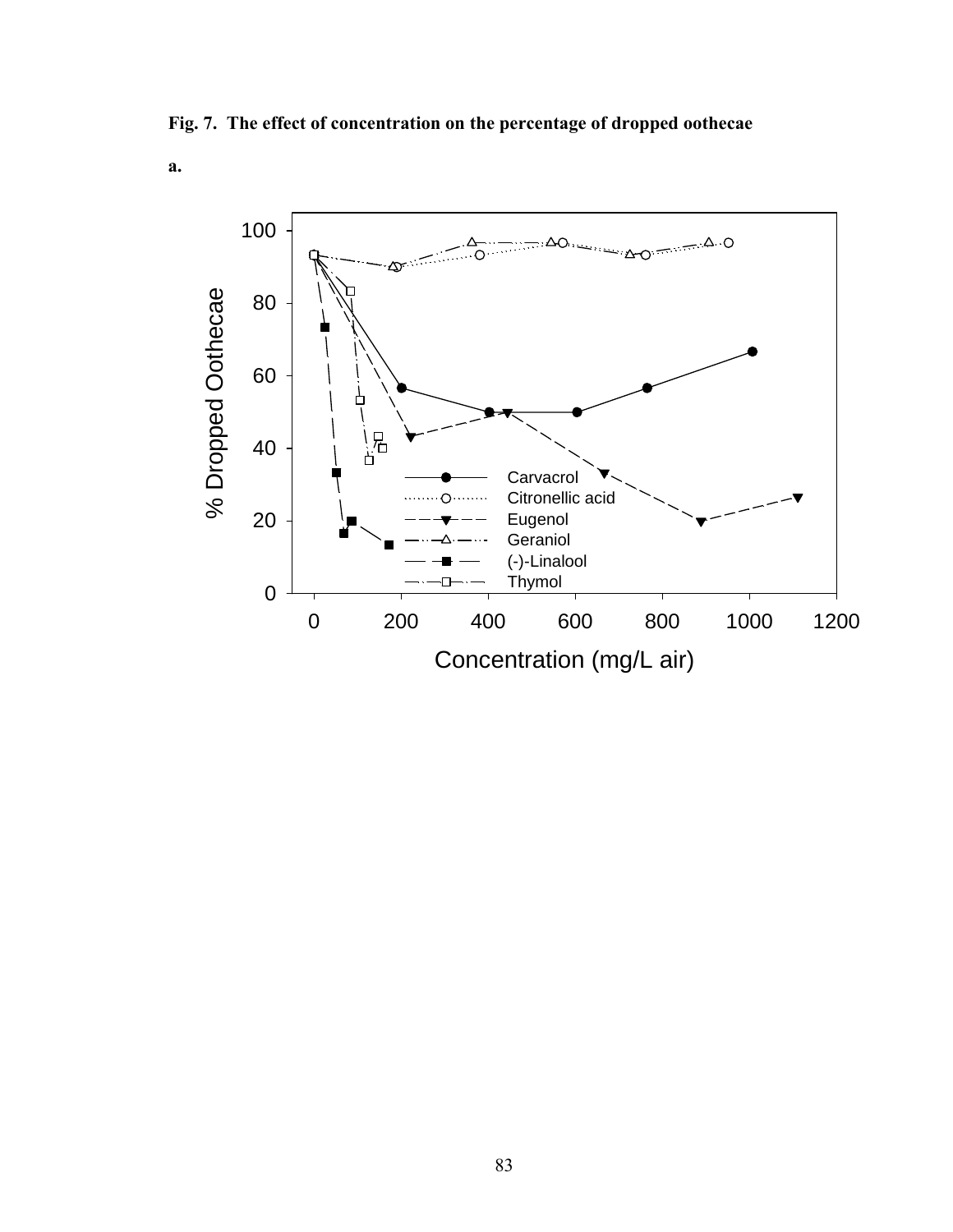**Fig. 7. The effect of concentration on the percentage of dropped oothecae**

**a.**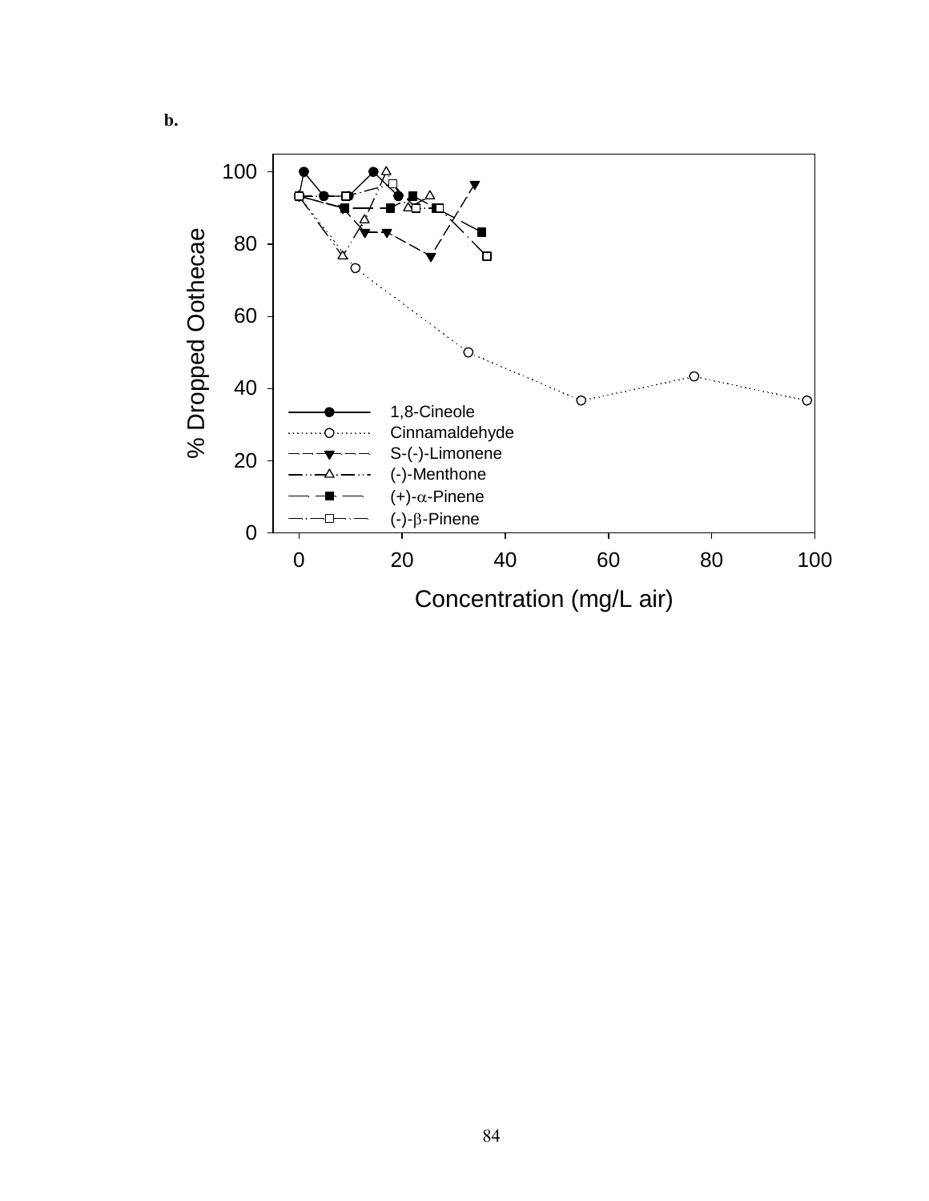**b.**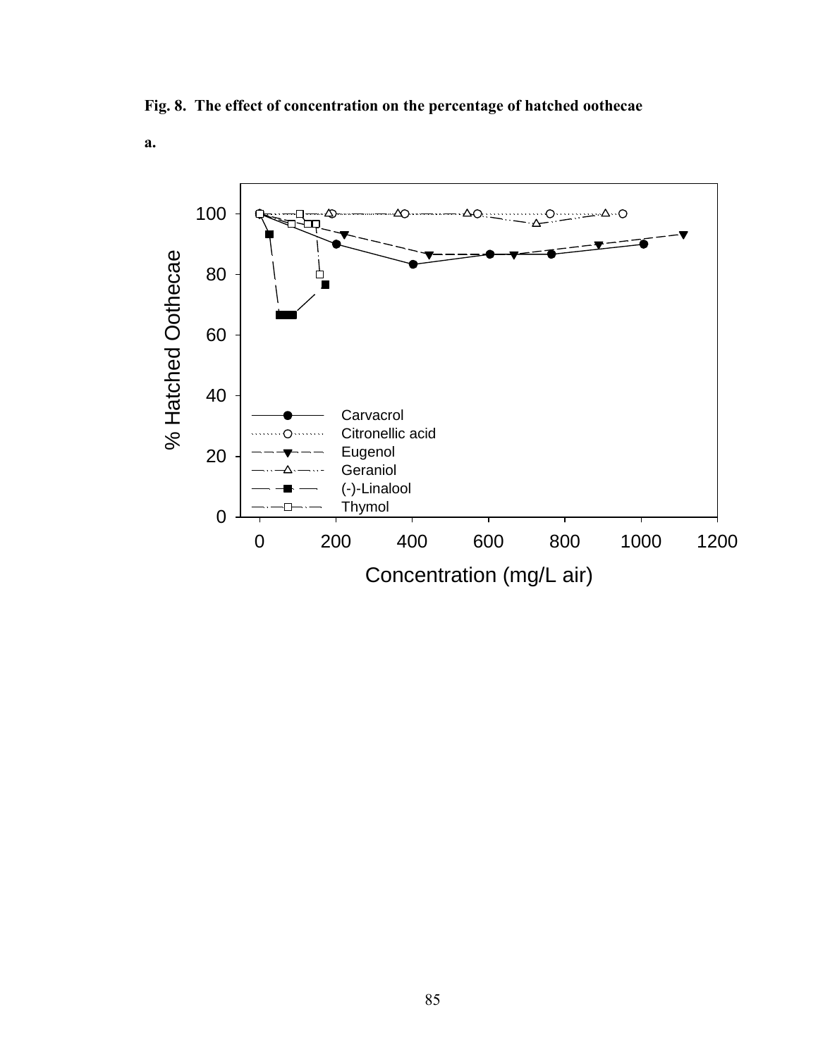**Fig. 8. The effect of concentration on the percentage of hatched oothecae**

**a.**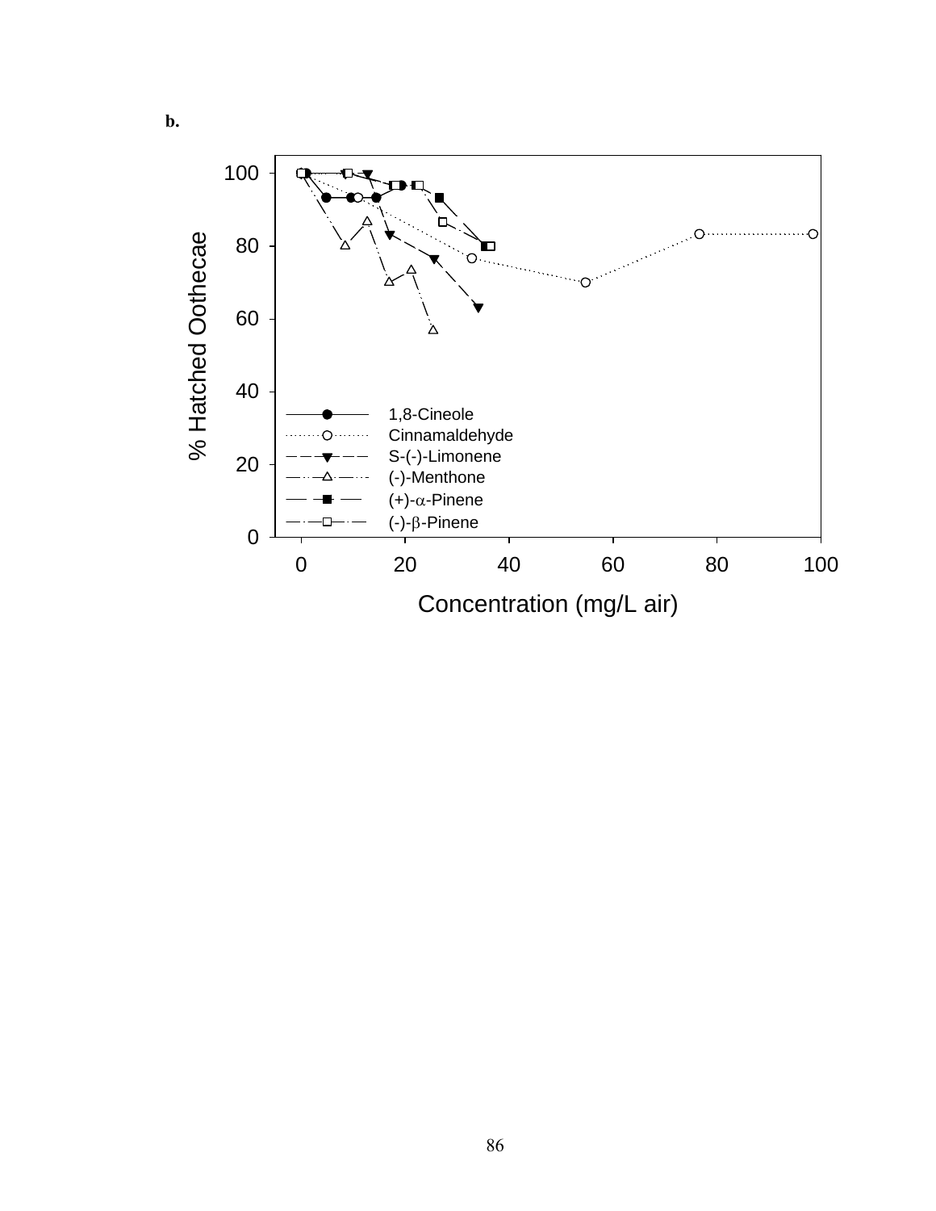**b.**

% Hatched Oothecae

Concentration (mg/L air)

- 1,8-Cineole
- Cinnamaldehyde
- S-(-)-Limonene
- (-)-Menthone
- (+)-$\alpha$-Pinene
- (-)-$\beta$-Pinene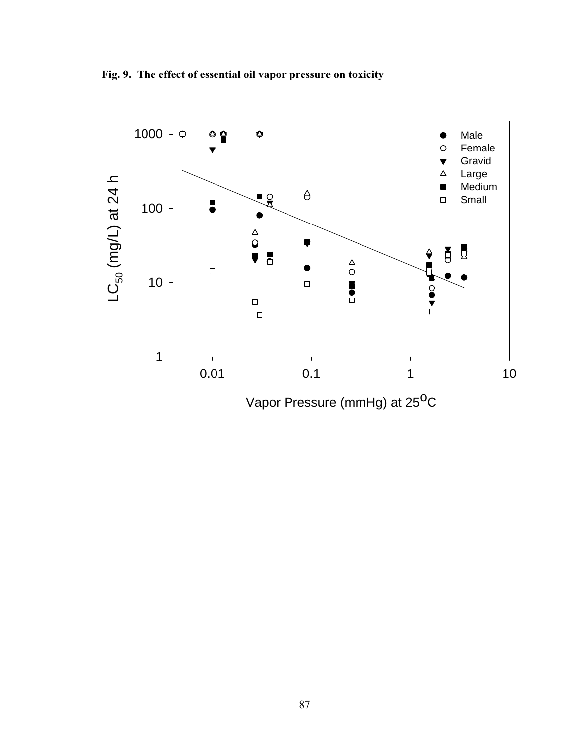**Fig. 9. The effect of essential oil vapor pressure on toxicity**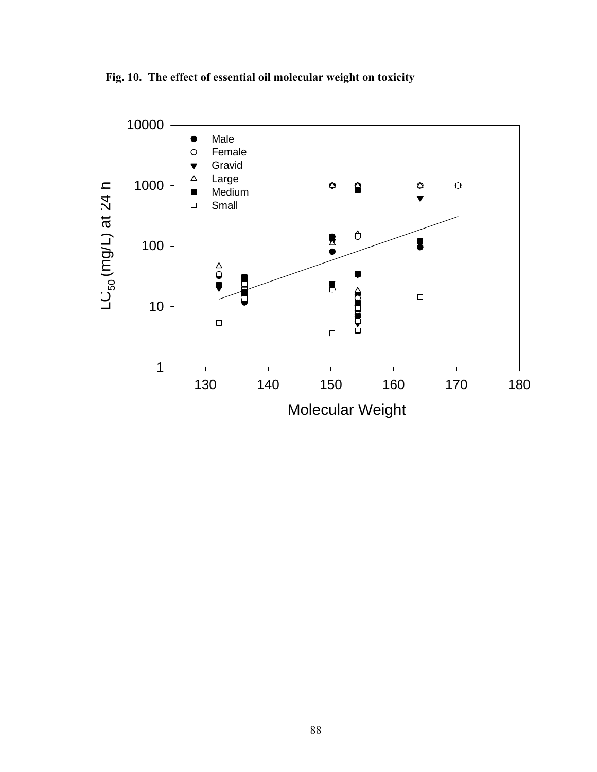**Fig. 10. The effect of essential oil molecular weight on toxicity**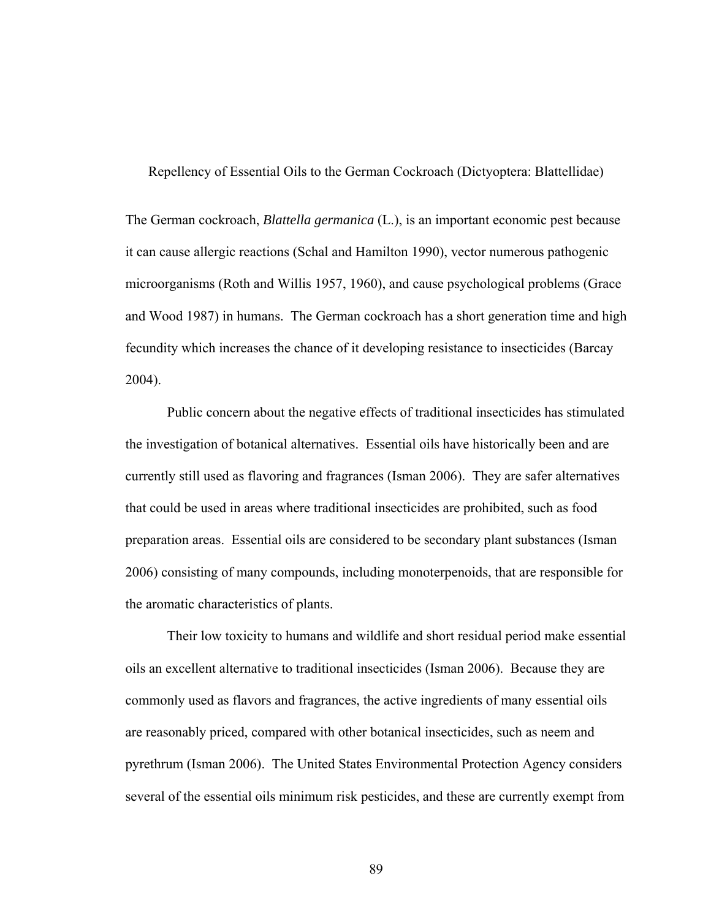# Repellency of Essential Oils to the German Cockroach (Dictyoptera: Blattellidae)

The German cockroach, *Blattella germanica* (L.), is an important economic pest because it can cause allergic reactions (Schal and Hamilton 1990), vector numerous pathogenic microorganisms (Roth and Willis 1957, 1960), and cause psychological problems (Grace and Wood 1987) in humans. The German cockroach has a short generation time and high fecundity which increases the chance of it developing resistance to insecticides (Barcay 2004).

Public concern about the negative effects of traditional insecticides has stimulated the investigation of botanical alternatives. Essential oils have historically been and are currently still used as flavoring and fragrances (Isman 2006). They are safer alternatives that could be used in areas where traditional insecticides are prohibited, such as food preparation areas. Essential oils are considered to be secondary plant substances (Isman 2006) consisting of many compounds, including monoterpenoids, that are responsible for the aromatic characteristics of plants.

Their low toxicity to humans and wildlife and short residual period make essential oils an excellent alternative to traditional insecticides (Isman 2006). Because they are commonly used as flavors and fragrances, the active ingredients of many essential oils are reasonably priced, compared with other botanical insecticides, such as neem and pyrethrum (Isman 2006). The United States Environmental Protection Agency considers several of the essential oils minimum risk pesticides, and these are currently exempt from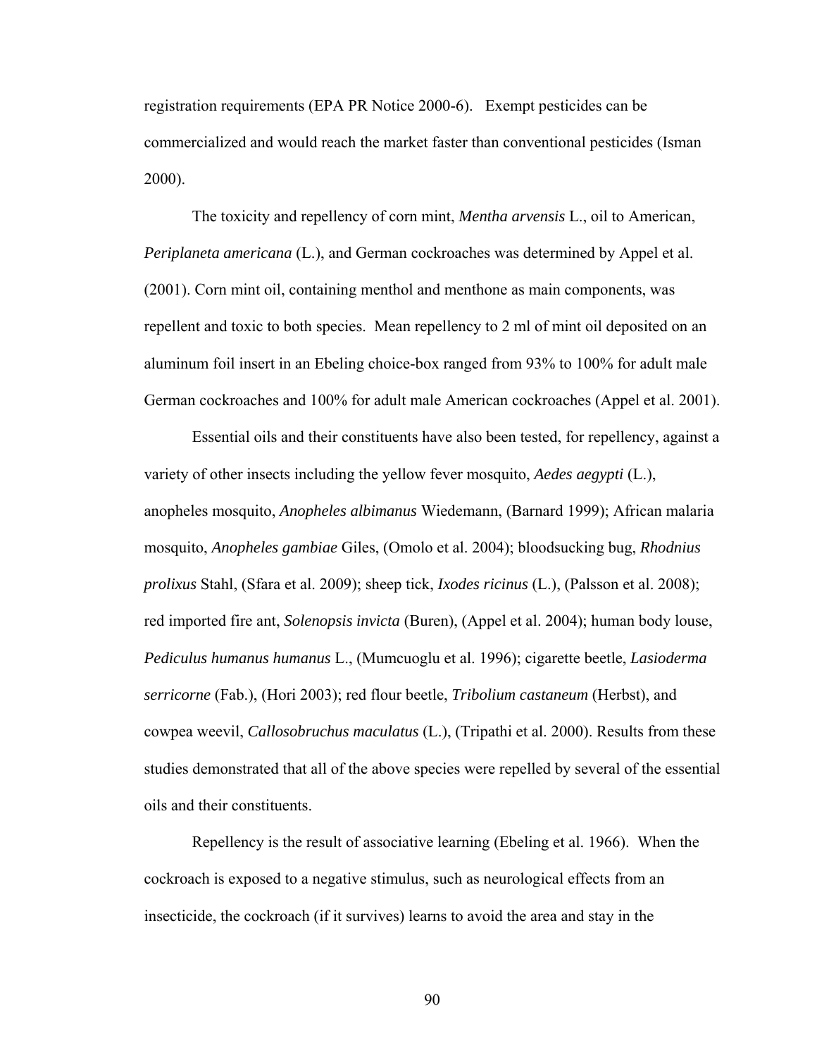registration requirements (EPA PR Notice 2000-6). Exempt pesticides can be commercialized and would reach the market faster than conventional pesticides (Isman 2000).

The toxicity and repellency of corn mint, *Mentha arvensis* L., oil to American, *Periplaneta americana* (L.), and German cockroaches was determined by Appel et al. (2001). Corn mint oil, containing menthol and menthone as main components, was repellent and toxic to both species. Mean repellency to 2 ml of mint oil deposited on an aluminum foil insert in an Ebeling choice-box ranged from 93% to 100% for adult male German cockroaches and 100% for adult male American cockroaches (Appel et al. 2001).

Essential oils and their constituents have also been tested, for repellency, against a variety of other insects including the yellow fever mosquito, *Aedes aegypti* (L.), anopheles mosquito, *Anopheles albimanus* Wiedemann, (Barnard 1999); African malaria mosquito, *Anopheles gambiae* Giles, (Omolo et al. 2004); bloodsucking bug, *Rhodnius prolixus* Stahl, (Sfara et al. 2009); sheep tick, *Ixodes ricinus* (L.), (Palsson et al. 2008); red imported fire ant, *Solenopsis invicta* (Buren), (Appel et al. 2004); human body louse, *Pediculus humanus humanus* L., (Mumcuoglu et al. 1996); cigarette beetle, *Lasioderma serricorne* (Fab.), (Hori 2003); red flour beetle, *Tribolium castaneum* (Herbst), and cowpea weevil, *Callosobruchus maculatus* (L.), (Tripathi et al. 2000). Results from these studies demonstrated that all of the above species were repelled by several of the essential oils and their constituents.

Repellency is the result of associative learning (Ebeling et al. 1966). When the cockroach is exposed to a negative stimulus, such as neurological effects from an insecticide, the cockroach (if it survives) learns to avoid the area and stay in the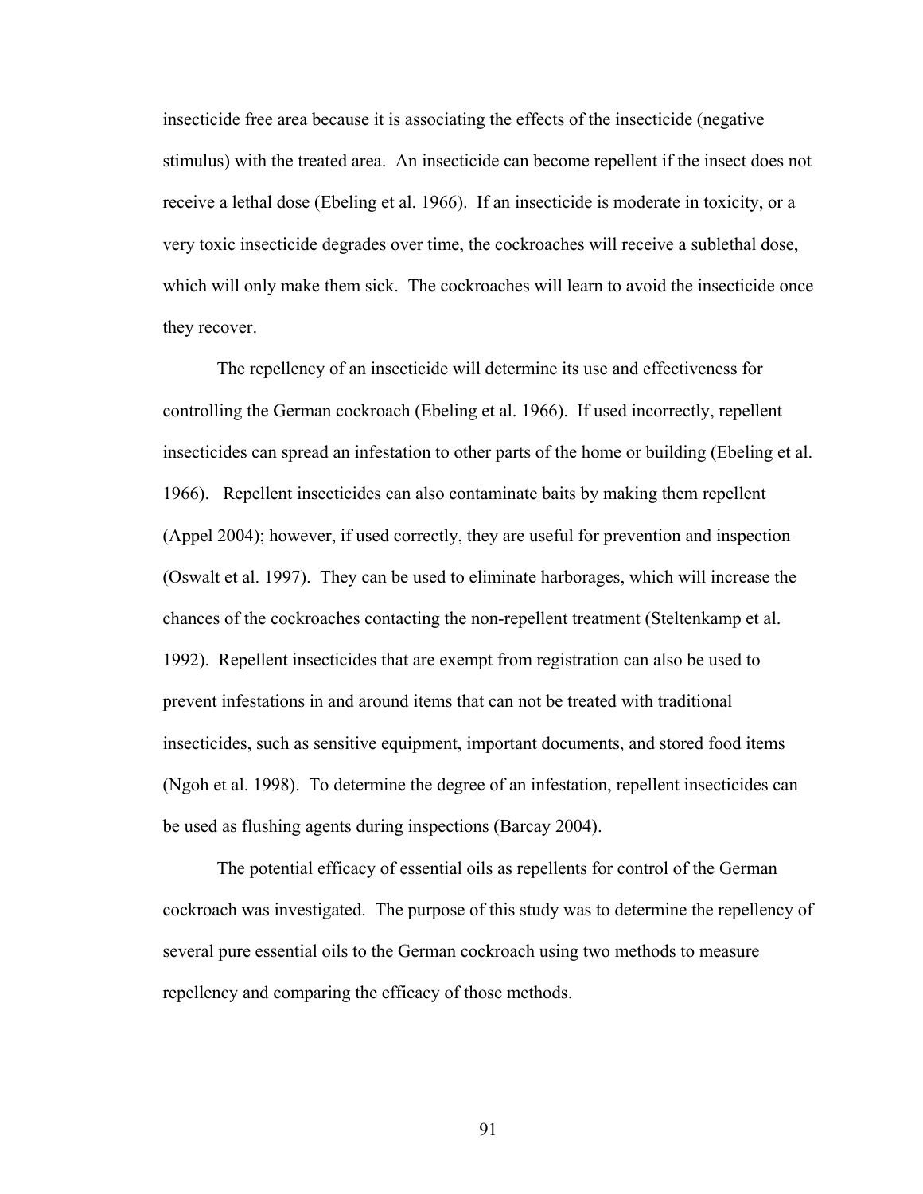insecticide free area because it is associating the effects of the insecticide (negative stimulus) with the treated area. An insecticide can become repellent if the insect does not receive a lethal dose (Ebeling et al. 1966). If an insecticide is moderate in toxicity, or a very toxic insecticide degrades over time, the cockroaches will receive a sublethal dose, which will only make them sick. The cockroaches will learn to avoid the insecticide once they recover.

The repellency of an insecticide will determine its use and effectiveness for controlling the German cockroach (Ebeling et al. 1966). If used incorrectly, repellent insecticides can spread an infestation to other parts of the home or building (Ebeling et al. 1966). Repellent insecticides can also contaminate baits by making them repellent (Appel 2004); however, if used correctly, they are useful for prevention and inspection (Oswalt et al. 1997). They can be used to eliminate harborages, which will increase the chances of the cockroaches contacting the non-repellent treatment (Steltenkamp et al. 1992). Repellent insecticides that are exempt from registration can also be used to prevent infestations in and around items that can not be treated with traditional insecticides, such as sensitive equipment, important documents, and stored food items (Ngoh et al. 1998). To determine the degree of an infestation, repellent insecticides can be used as flushing agents during inspections (Barcay 2004).

The potential efficacy of essential oils as repellents for control of the German cockroach was investigated. The purpose of this study was to determine the repellency of several pure essential oils to the German cockroach using two methods to measure repellency and comparing the efficacy of those methods.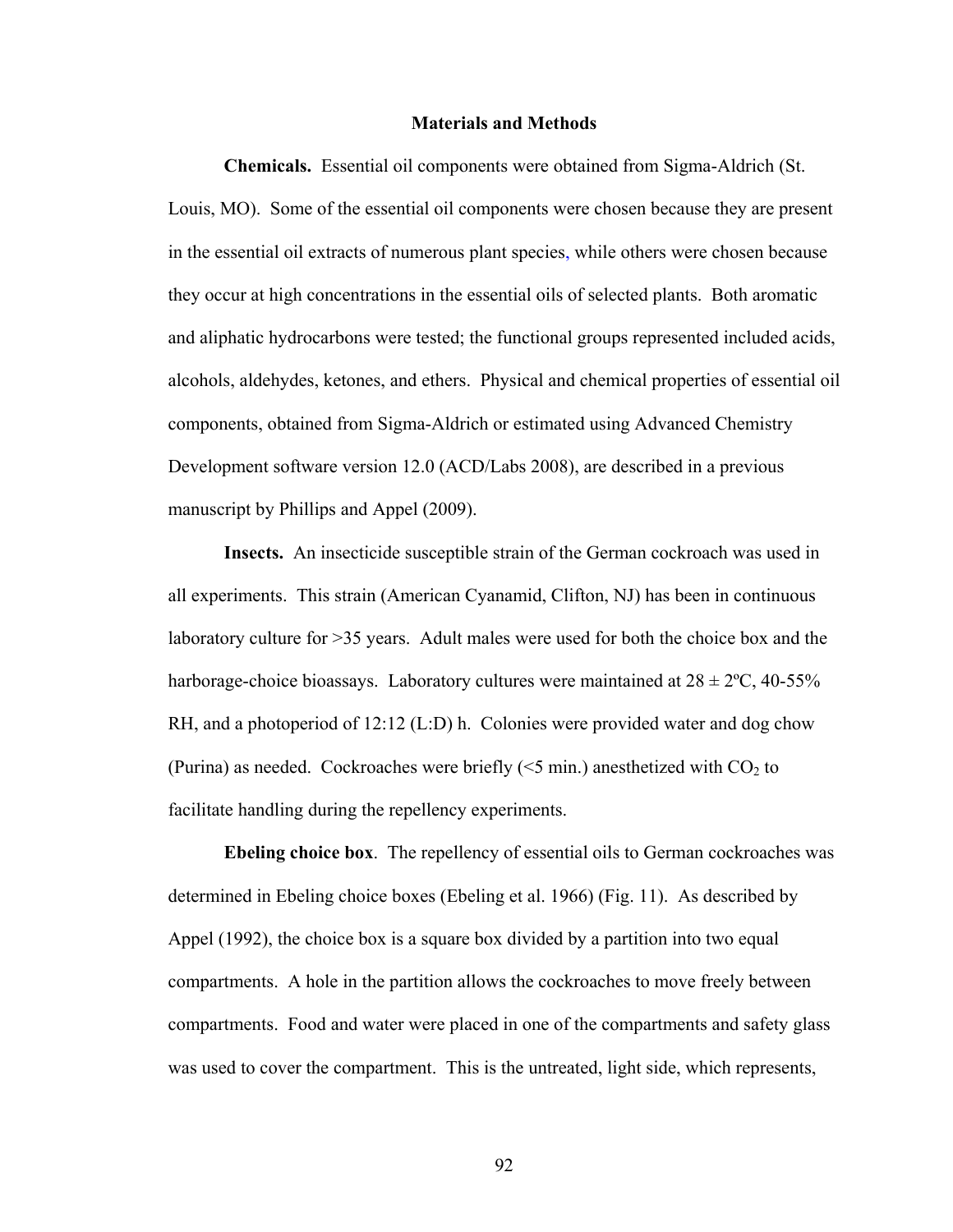## Materials and Methods

**Chemicals.** Essential oil components were obtained from Sigma-Aldrich (St. Louis, MO). Some of the essential oil components were chosen because they are present in the essential oil extracts of numerous plant species, while others were chosen because they occur at high concentrations in the essential oils of selected plants. Both aromatic and aliphatic hydrocarbons were tested; the functional groups represented included acids, alcohols, aldehydes, ketones, and ethers. Physical and chemical properties of essential oil components, obtained from Sigma-Aldrich or estimated using Advanced Chemistry Development software version 12.0 (ACD/Labs 2008), are described in a previous manuscript by Phillips and Appel (2009).

**Insects.** An insecticide susceptible strain of the German cockroach was used in all experiments. This strain (American Cyanamid, Clifton, NJ) has been in continuous laboratory culture for >35 years. Adult males were used for both the choice box and the harborage-choice bioassays. Laboratory cultures were maintained at 28 ± 2ºC, 40-55% RH, and a photoperiod of 12:12 (L:D) h. Colonies were provided water and dog chow (Purina) as needed. Cockroaches were briefly (<5 min.) anesthetized with $CO_2$ to facilitate handling during the repellency experiments.

**Ebeling choice box**. The repellency of essential oils to German cockroaches was determined in Ebeling choice boxes (Ebeling et al. 1966) (Fig. 11). As described by Appel (1992), the choice box is a square box divided by a partition into two equal compartments. A hole in the partition allows the cockroaches to move freely between compartments. Food and water were placed in one of the compartments and safety glass was used to cover the compartment. This is the untreated, light side, which represents,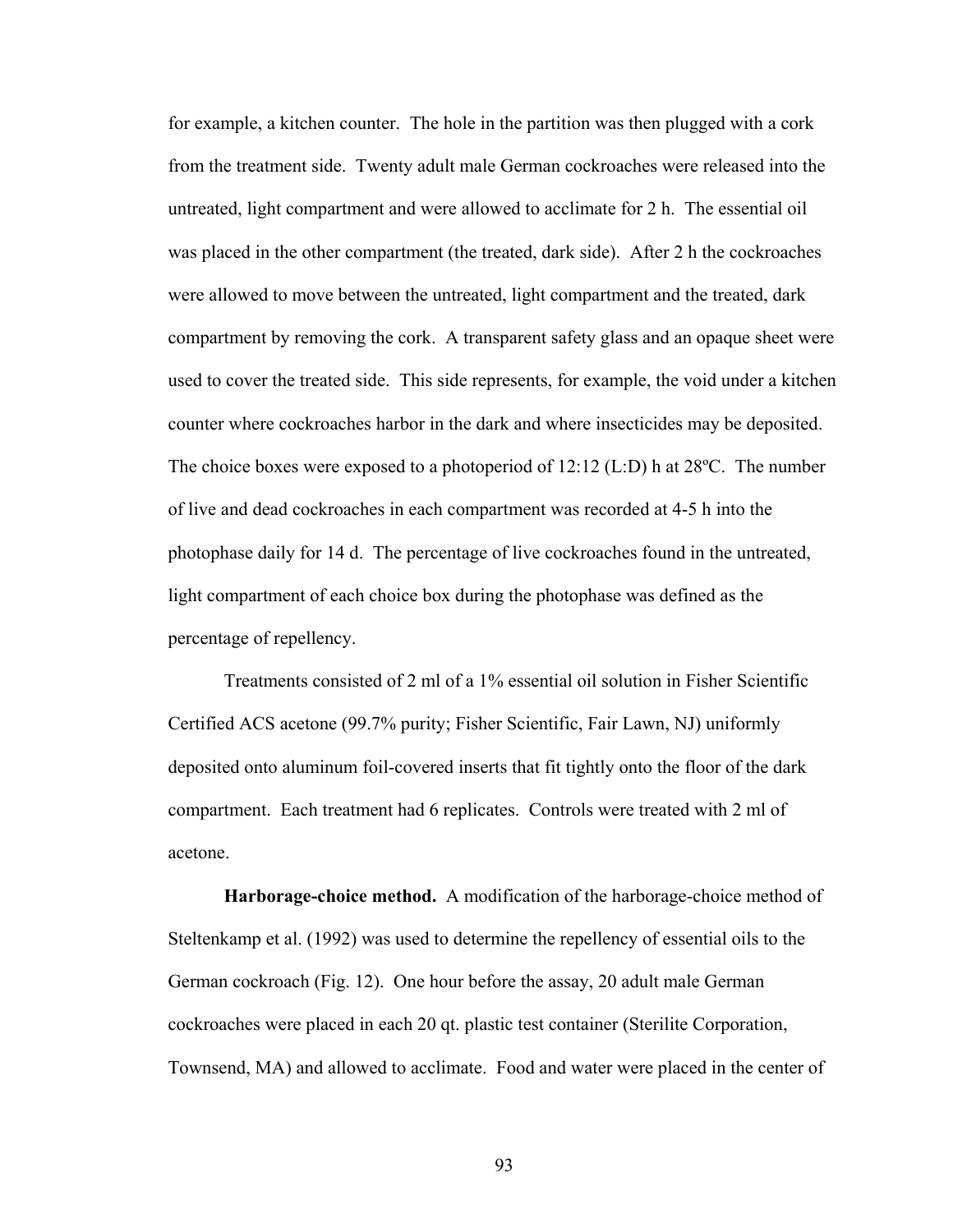for example, a kitchen counter. The hole in the partition was then plugged with a cork from the treatment side. Twenty adult male German cockroaches were released into the untreated, light compartment and were allowed to acclimate for 2 h. The essential oil was placed in the other compartment (the treated, dark side). After 2 h the cockroaches were allowed to move between the untreated, light compartment and the treated, dark compartment by removing the cork. A transparent safety glass and an opaque sheet were used to cover the treated side. This side represents, for example, the void under a kitchen counter where cockroaches harbor in the dark and where insecticides may be deposited. The choice boxes were exposed to a photoperiod of 12:12 (L:D) h at 28ºC. The number of live and dead cockroaches in each compartment was recorded at 4-5 h into the photophase daily for 14 d. The percentage of live cockroaches found in the untreated, light compartment of each choice box during the photophase was defined as the percentage of repellency.

Treatments consisted of 2 ml of a 1% essential oil solution in Fisher Scientific Certified ACS acetone (99.7% purity; Fisher Scientific, Fair Lawn, NJ) uniformly deposited onto aluminum foil-covered inserts that fit tightly onto the floor of the dark compartment. Each treatment had 6 replicates. Controls were treated with 2 ml of acetone.

**Harborage-choice method.** A modification of the harborage-choice method of Steltenkamp et al. (1992) was used to determine the repellency of essential oils to the German cockroach (Fig. 12). One hour before the assay, 20 adult male German cockroaches were placed in each 20 qt. plastic test container (Sterilite Corporation, Townsend, MA) and allowed to acclimate. Food and water were placed in the center of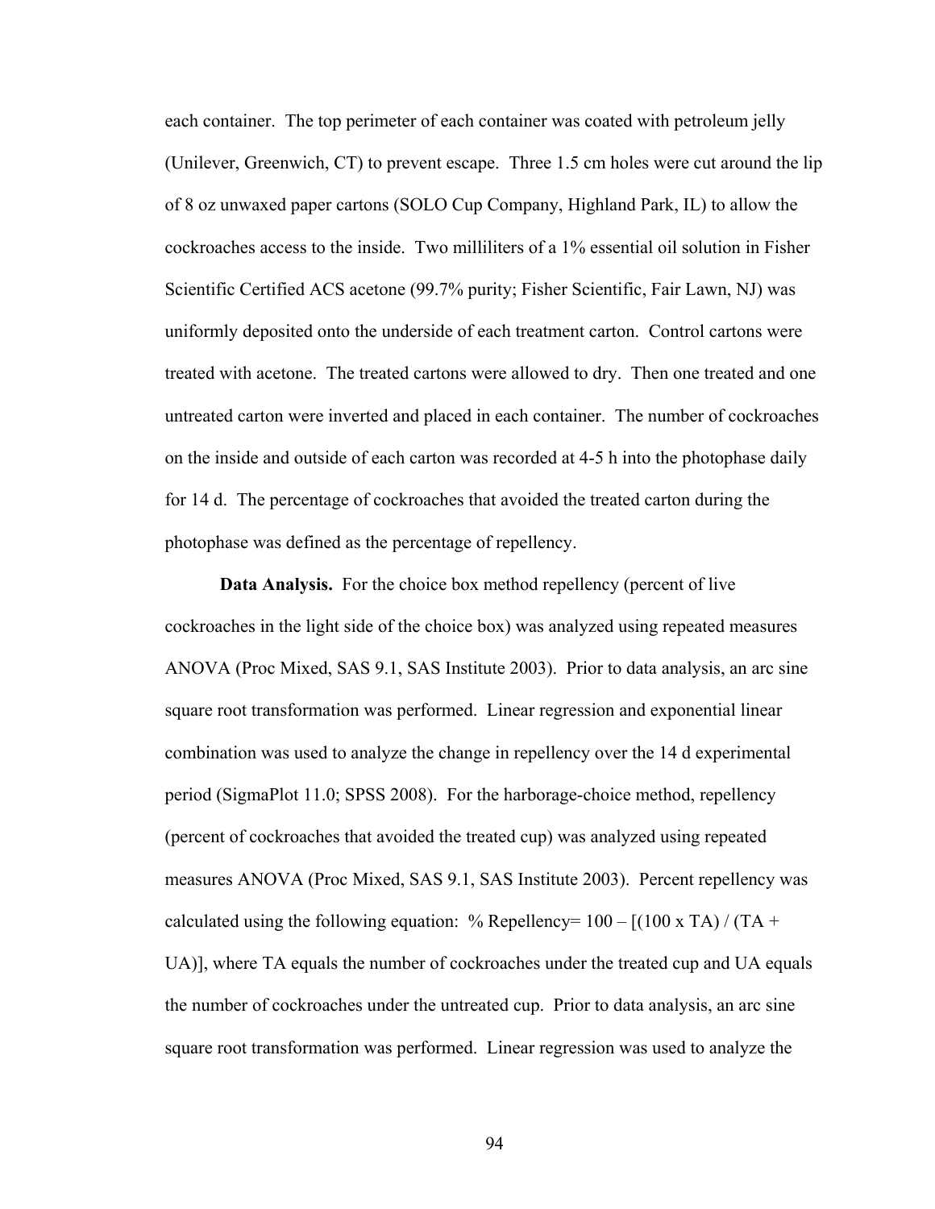each container. The top perimeter of each container was coated with petroleum jelly (Unilever, Greenwich, CT) to prevent escape. Three 1.5 cm holes were cut around the lip of 8 oz unwaxed paper cartons (SOLO Cup Company, Highland Park, IL) to allow the cockroaches access to the inside. Two milliliters of a 1% essential oil solution in Fisher Scientific Certified ACS acetone (99.7% purity; Fisher Scientific, Fair Lawn, NJ) was uniformly deposited onto the underside of each treatment carton. Control cartons were treated with acetone. The treated cartons were allowed to dry. Then one treated and one untreated carton were inverted and placed in each container. The number of cockroaches on the inside and outside of each carton was recorded at 4-5 h into the photophase daily for 14 d. The percentage of cockroaches that avoided the treated carton during the photophase was defined as the percentage of repellency.

**Data Analysis.** For the choice box method repellency (percent of live cockroaches in the light side of the choice box) was analyzed using repeated measures ANOVA (Proc Mixed, SAS 9.1, SAS Institute 2003). Prior to data analysis, an arc sine square root transformation was performed. Linear regression and exponential linear combination was used to analyze the change in repellency over the 14 d experimental period (SigmaPlot 11.0; SPSS 2008). For the harborage-choice method, repellency (percent of cockroaches that avoided the treated cup) was analyzed using repeated measures ANOVA (Proc Mixed, SAS 9.1, SAS Institute 2003). Percent repellency was calculated using the following equation: % Repellency= $100 - [(100 \times TA) / (TA + UA)]$, where TA equals the number of cockroaches under the treated cup and UA equals the number of cockroaches under the untreated cup. Prior to data analysis, an arc sine square root transformation was performed. Linear regression was used to analyze the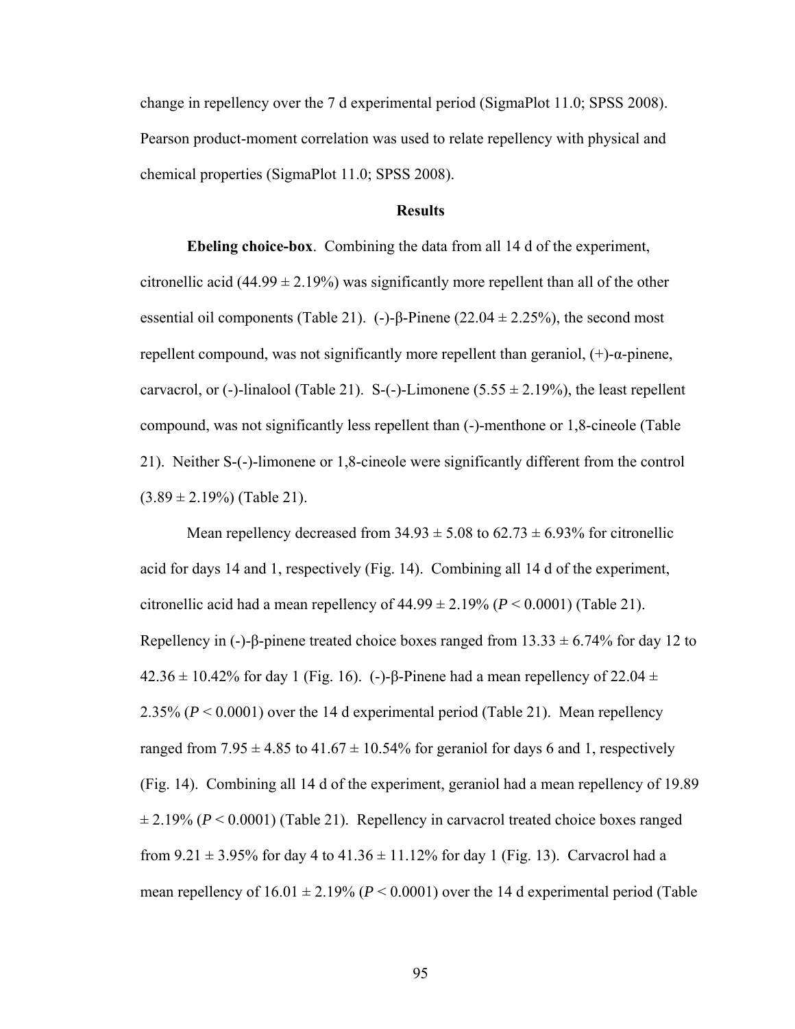change in repellency over the 7 d experimental period (SigmaPlot 11.0; SPSS 2008). Pearson product-moment correlation was used to relate repellency with physical and chemical properties (SigmaPlot 11.0; SPSS 2008).

## Results

**Ebeling choice-box**. Combining the data from all 14 d of the experiment, citronellic acid (44.99 ± 2.19%) was significantly more repellent than all of the other essential oil components (Table 21). (-)-β-Pinene (22.04 ± 2.25%), the second most repellent compound, was not significantly more repellent than geraniol, (+)-α-pinene, carvacrol, or (-)-linalool (Table 21). S-(-)-Limonene (5.55 ± 2.19%), the least repellent compound, was not significantly less repellent than (-)-menthone or 1,8-cineole (Table 21). Neither S-(-)-limonene or 1,8-cineole were significantly different from the control (3.89 ± 2.19%) (Table 21).

Mean repellency decreased from 34.93 ± 5.08 to 62.73 ± 6.93% for citronellic acid for days 14 and 1, respectively (Fig. 14). Combining all 14 d of the experiment, citronellic acid had a mean repellency of 44.99 ± 2.19% ($P < 0.0001$) (Table 21). Repellency in (-)-β-pinene treated choice boxes ranged from 13.33 ± 6.74% for day 12 to 42.36 ± 10.42% for day 1 (Fig. 16). (-)-β-Pinene had a mean repellency of 22.04 ± 2.35% ($P < 0.0001$) over the 14 d experimental period (Table 21). Mean repellency ranged from 7.95 ± 4.85 to 41.67 ± 10.54% for geraniol for days 6 and 1, respectively (Fig. 14). Combining all 14 d of the experiment, geraniol had a mean repellency of 19.89 ± 2.19% ($P < 0.0001$) (Table 21). Repellency in carvacrol treated choice boxes ranged from 9.21 ± 3.95% for day 4 to 41.36 ± 11.12% for day 1 (Fig. 13). Carvacrol had a mean repellency of 16.01 ± 2.19% ($P < 0.0001$) over the 14 d experimental period (Table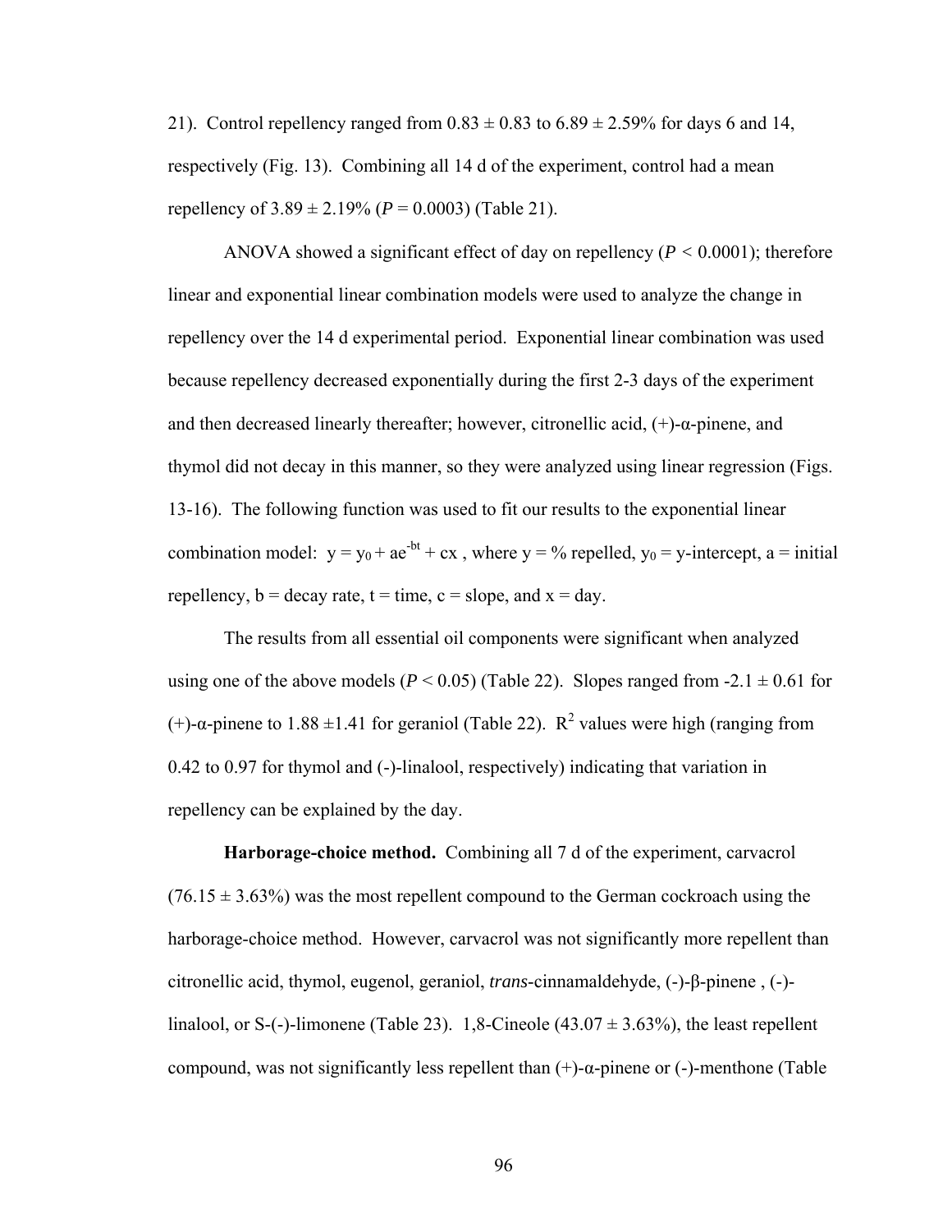21). Control repellency ranged from 0.83 ± 0.83 to 6.89 ± 2.59% for days 6 and 14, respectively (Fig. 13). Combining all 14 d of the experiment, control had a mean repellency of 3.89 ± 2.19% ($P = 0.0003$) (Table 21).

ANOVA showed a significant effect of day on repellency ($P < 0.0001$); therefore linear and exponential linear combination models were used to analyze the change in repellency over the 14 d experimental period. Exponential linear combination was used because repellency decreased exponentially during the first 2-3 days of the experiment and then decreased linearly thereafter; however, citronellic acid, (+)-α-pinene, and thymol did not decay in this manner, so they were analyzed using linear regression (Figs. 13-16). The following function was used to fit our results to the exponential linear combination model: $y = y_0 + ae^{-bt} + cx$ , where y = % repelled, $y_0$ = y-intercept, a = initial repellency, b = decay rate, t = time, c = slope, and x = day.

The results from all essential oil components were significant when analyzed using one of the above models ($P < 0.05$) (Table 22). Slopes ranged from -2.1 ± 0.61 for (+)-α-pinene to 1.88 ±1.41 for geraniol (Table 22). $R^2$ values were high (ranging from 0.42 to 0.97 for thymol and (-)-linalool, respectively) indicating that variation in repellency can be explained by the day.

**Harborage-choice method.** Combining all 7 d of the experiment, carvacrol (76.15 ± 3.63%) was the most repellent compound to the German cockroach using the harborage-choice method. However, carvacrol was not significantly more repellent than citronellic acid, thymol, eugenol, geraniol, *trans*-cinnamaldehyde, (-)-β-pinene , (-)-linalool, or S-(-)-limonene (Table 23). 1,8-Cineole (43.07 ± 3.63%), the least repellent compound, was not significantly less repellent than (+)-α-pinene or (-)-menthone (Table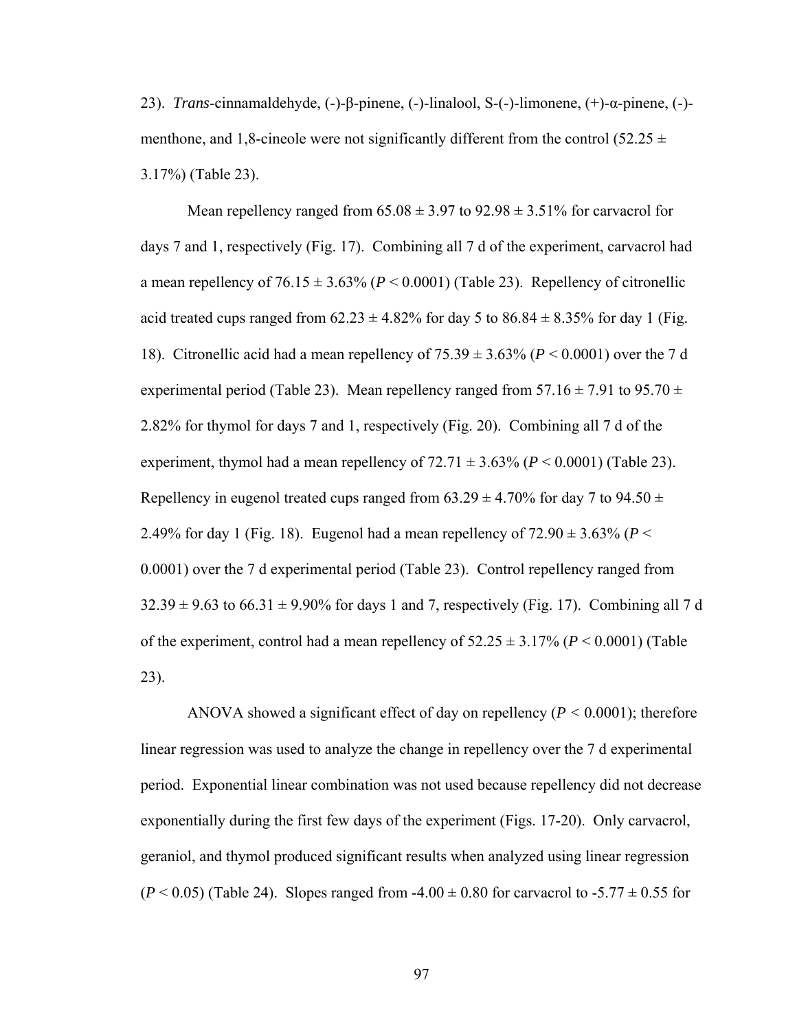23). *Trans*-cinnamaldehyde, (-)-β-pinene, (-)-linalool, S-(-)-limonene, (+)-α-pinene, (-)-menthone, and 1,8-cineole were not significantly different from the control (52.25 ± 3.17%) (Table 23).

Mean repellency ranged from 65.08 ± 3.97 to 92.98 ± 3.51% for carvacrol for days 7 and 1, respectively (Fig. 17). Combining all 7 d of the experiment, carvacrol had a mean repellency of 76.15 ± 3.63% ($P < 0.0001$) (Table 23). Repellency of citronellic acid treated cups ranged from 62.23 ± 4.82% for day 5 to 86.84 ± 8.35% for day 1 (Fig. 18). Citronellic acid had a mean repellency of 75.39 ± 3.63% ($P < 0.0001$) over the 7 d experimental period (Table 23). Mean repellency ranged from 57.16 ± 7.91 to 95.70 ± 2.82% for thymol for days 7 and 1, respectively (Fig. 20). Combining all 7 d of the experiment, thymol had a mean repellency of 72.71 ± 3.63% ($P < 0.0001$) (Table 23). Repellency in eugenol treated cups ranged from 63.29 ± 4.70% for day 7 to 94.50 ± 2.49% for day 1 (Fig. 18). Eugenol had a mean repellency of 72.90 ± 3.63% ($P < 0.0001$) over the 7 d experimental period (Table 23). Control repellency ranged from 32.39 ± 9.63 to 66.31 ± 9.90% for days 1 and 7, respectively (Fig. 17). Combining all 7 d of the experiment, control had a mean repellency of 52.25 ± 3.17% ($P < 0.0001$) (Table 23).

ANOVA showed a significant effect of day on repellency ($P < 0.0001$); therefore linear regression was used to analyze the change in repellency over the 7 d experimental period. Exponential linear combination was not used because repellency did not decrease exponentially during the first few days of the experiment (Figs. 17-20). Only carvacrol, geraniol, and thymol produced significant results when analyzed using linear regression ($P < 0.05$) (Table 24). Slopes ranged from -4.00 ± 0.80 for carvacrol to -5.77 ± 0.55 for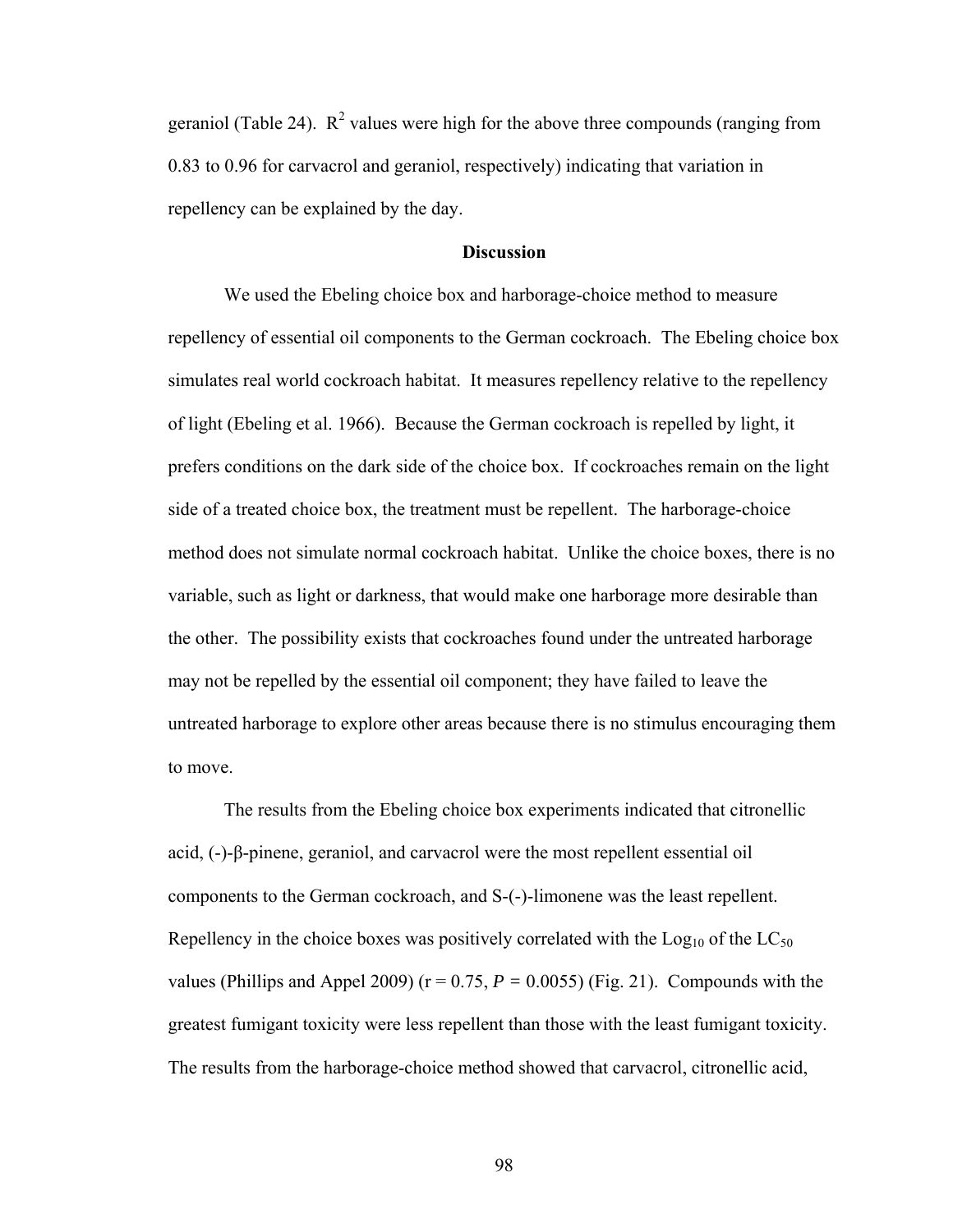geraniol (Table 24). $R^2$ values were high for the above three compounds (ranging from 0.83 to 0.96 for carvacrol and geraniol, respectively) indicating that variation in repellency can be explained by the day.

## Discussion

We used the Ebeling choice box and harborage-choice method to measure repellency of essential oil components to the German cockroach. The Ebeling choice box simulates real world cockroach habitat. It measures repellency relative to the repellency of light (Ebeling et al. 1966). Because the German cockroach is repelled by light, it prefers conditions on the dark side of the choice box. If cockroaches remain on the light side of a treated choice box, the treatment must be repellent. The harborage-choice method does not simulate normal cockroach habitat. Unlike the choice boxes, there is no variable, such as light or darkness, that would make one harborage more desirable than the other. The possibility exists that cockroaches found under the untreated harborage may not be repelled by the essential oil component; they have failed to leave the untreated harborage to explore other areas because there is no stimulus encouraging them to move.

The results from the Ebeling choice box experiments indicated that citronellic acid, (-)-β-pinene, geraniol, and carvacrol were the most repellent essential oil components to the German cockroach, and S-(-)-limonene was the least repellent. Repellency in the choice boxes was positively correlated with the $\mathrm{Log}_{10}$ of the $LC_{50}$ values (Phillips and Appel 2009) ($r = 0.75$, $P = 0.0055$) (Fig. 21). Compounds with the greatest fumigant toxicity were less repellent than those with the least fumigant toxicity. The results from the harborage-choice method showed that carvacrol, citronellic acid,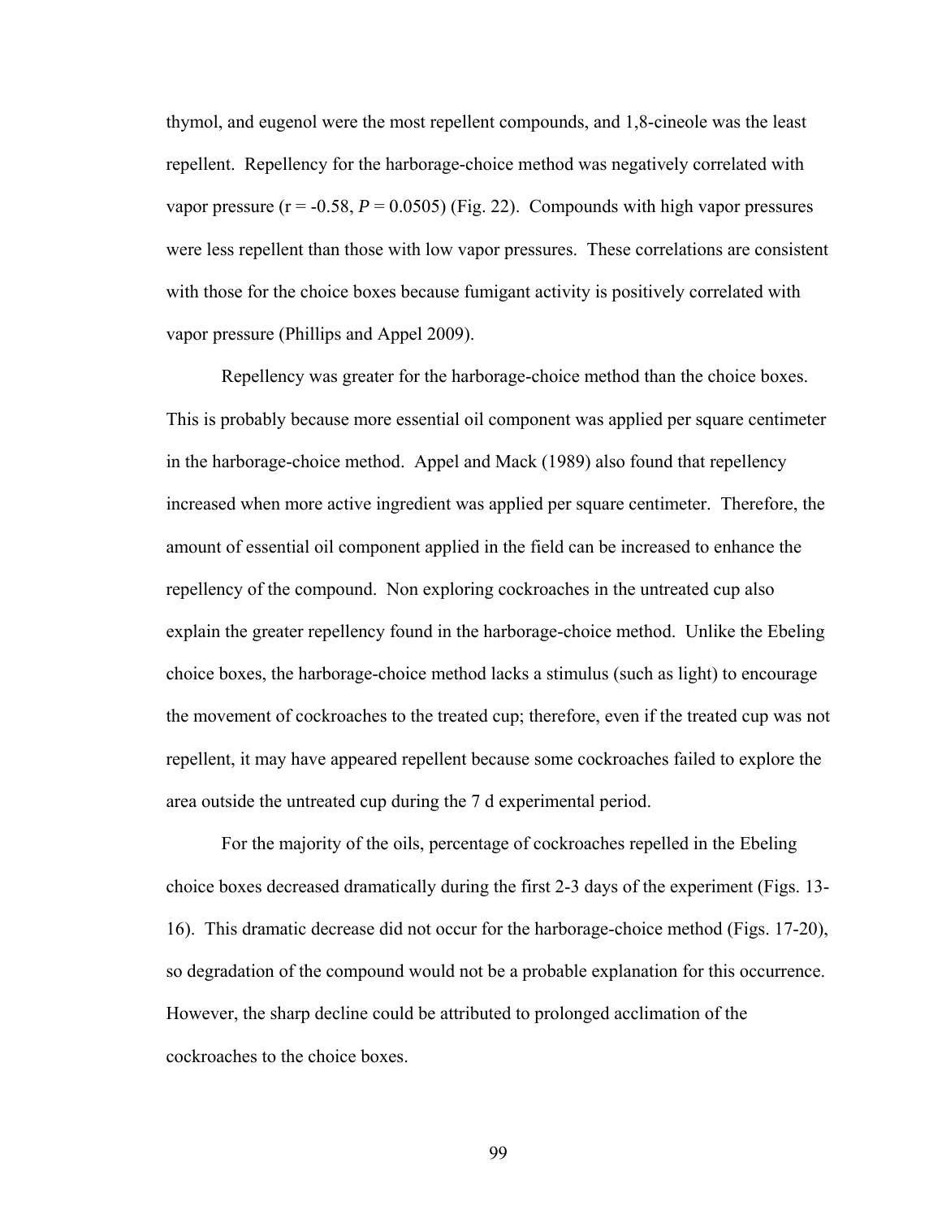thymol, and eugenol were the most repellent compounds, and 1,8-cineole was the least repellent. Repellency for the harborage-choice method was negatively correlated with vapor pressure ($r = -0.58$, $P = 0.0505$) (Fig. 22). Compounds with high vapor pressures were less repellent than those with low vapor pressures. These correlations are consistent with those for the choice boxes because fumigant activity is positively correlated with vapor pressure (Phillips and Appel 2009).

Repellency was greater for the harborage-choice method than the choice boxes. This is probably because more essential oil component was applied per square centimeter in the harborage-choice method. Appel and Mack (1989) also found that repellency increased when more active ingredient was applied per square centimeter. Therefore, the amount of essential oil component applied in the field can be increased to enhance the repellency of the compound. Non exploring cockroaches in the untreated cup also explain the greater repellency found in the harborage-choice method. Unlike the Ebeling choice boxes, the harborage-choice method lacks a stimulus (such as light) to encourage the movement of cockroaches to the treated cup; therefore, even if the treated cup was not repellent, it may have appeared repellent because some cockroaches failed to explore the area outside the untreated cup during the 7 d experimental period.

For the majority of the oils, percentage of cockroaches repelled in the Ebeling choice boxes decreased dramatically during the first 2-3 days of the experiment (Figs. 13-16). This dramatic decrease did not occur for the harborage-choice method (Figs. 17-20), so degradation of the compound would not be a probable explanation for this occurrence. However, the sharp decline could be attributed to prolonged acclimation of the cockroaches to the choice boxes.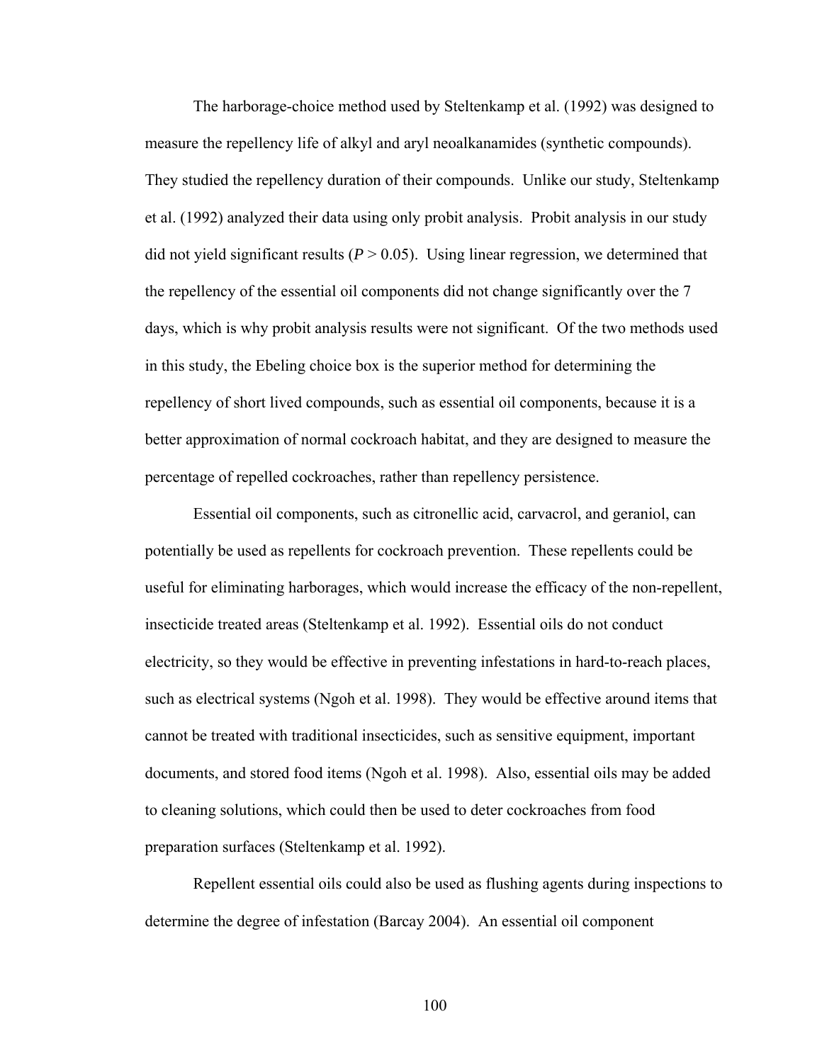The harborage-choice method used by Steltenkamp et al. (1992) was designed to measure the repellency life of alkyl and aryl neoalkanamides (synthetic compounds). They studied the repellency duration of their compounds. Unlike our study, Steltenkamp et al. (1992) analyzed their data using only probit analysis. Probit analysis in our study did not yield significant results ($P > 0.05$). Using linear regression, we determined that the repellency of the essential oil components did not change significantly over the 7 days, which is why probit analysis results were not significant. Of the two methods used in this study, the Ebeling choice box is the superior method for determining the repellency of short lived compounds, such as essential oil components, because it is a better approximation of normal cockroach habitat, and they are designed to measure the percentage of repelled cockroaches, rather than repellency persistence.

Essential oil components, such as citronellic acid, carvacrol, and geraniol, can potentially be used as repellents for cockroach prevention. These repellents could be useful for eliminating harborages, which would increase the efficacy of the non-repellent, insecticide treated areas (Steltenkamp et al. 1992). Essential oils do not conduct electricity, so they would be effective in preventing infestations in hard-to-reach places, such as electrical systems (Ngoh et al. 1998). They would be effective around items that cannot be treated with traditional insecticides, such as sensitive equipment, important documents, and stored food items (Ngoh et al. 1998). Also, essential oils may be added to cleaning solutions, which could then be used to deter cockroaches from food preparation surfaces (Steltenkamp et al. 1992).

Repellent essential oils could also be used as flushing agents during inspections to determine the degree of infestation (Barcay 2004). An essential oil component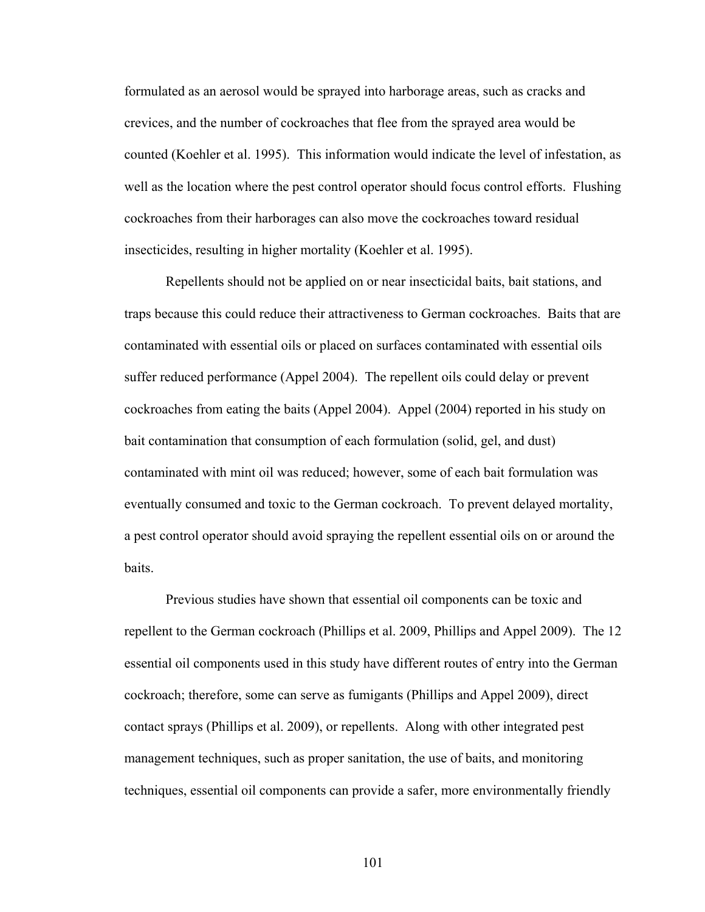formulated as an aerosol would be sprayed into harborage areas, such as cracks and crevices, and the number of cockroaches that flee from the sprayed area would be counted (Koehler et al. 1995). This information would indicate the level of infestation, as well as the location where the pest control operator should focus control efforts. Flushing cockroaches from their harborages can also move the cockroaches toward residual insecticides, resulting in higher mortality (Koehler et al. 1995).

Repellents should not be applied on or near insecticidal baits, bait stations, and traps because this could reduce their attractiveness to German cockroaches. Baits that are contaminated with essential oils or placed on surfaces contaminated with essential oils suffer reduced performance (Appel 2004). The repellent oils could delay or prevent cockroaches from eating the baits (Appel 2004). Appel (2004) reported in his study on bait contamination that consumption of each formulation (solid, gel, and dust) contaminated with mint oil was reduced; however, some of each bait formulation was eventually consumed and toxic to the German cockroach. To prevent delayed mortality, a pest control operator should avoid spraying the repellent essential oils on or around the baits.

Previous studies have shown that essential oil components can be toxic and repellent to the German cockroach (Phillips et al. 2009, Phillips and Appel 2009). The 12 essential oil components used in this study have different routes of entry into the German cockroach; therefore, some can serve as fumigants (Phillips and Appel 2009), direct contact sprays (Phillips et al. 2009), or repellents. Along with other integrated pest management techniques, such as proper sanitation, the use of baits, and monitoring techniques, essential oil components can provide a safer, more environmentally friendly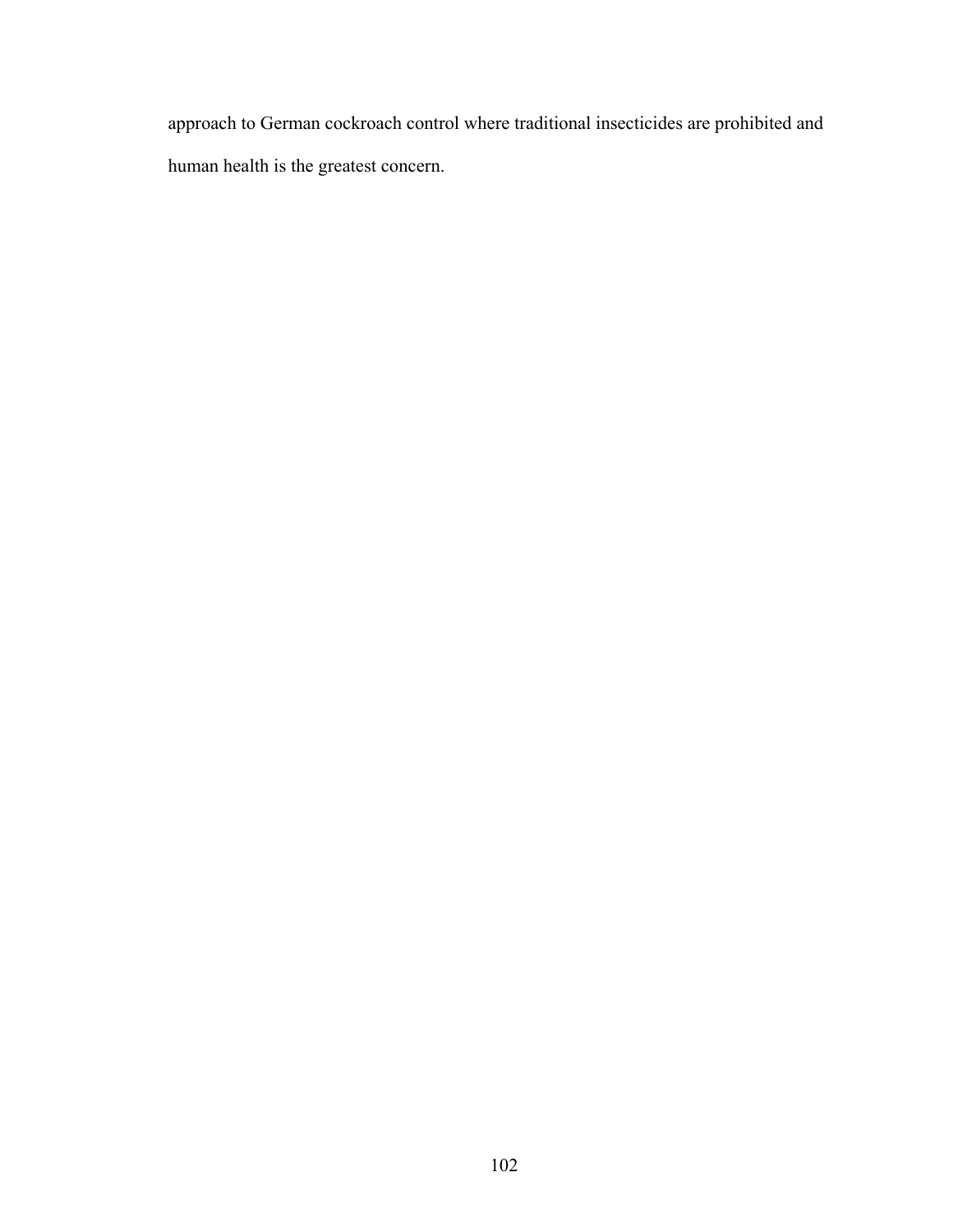approach to German cockroach control where traditional insecticides are prohibited and human health is the greatest concern.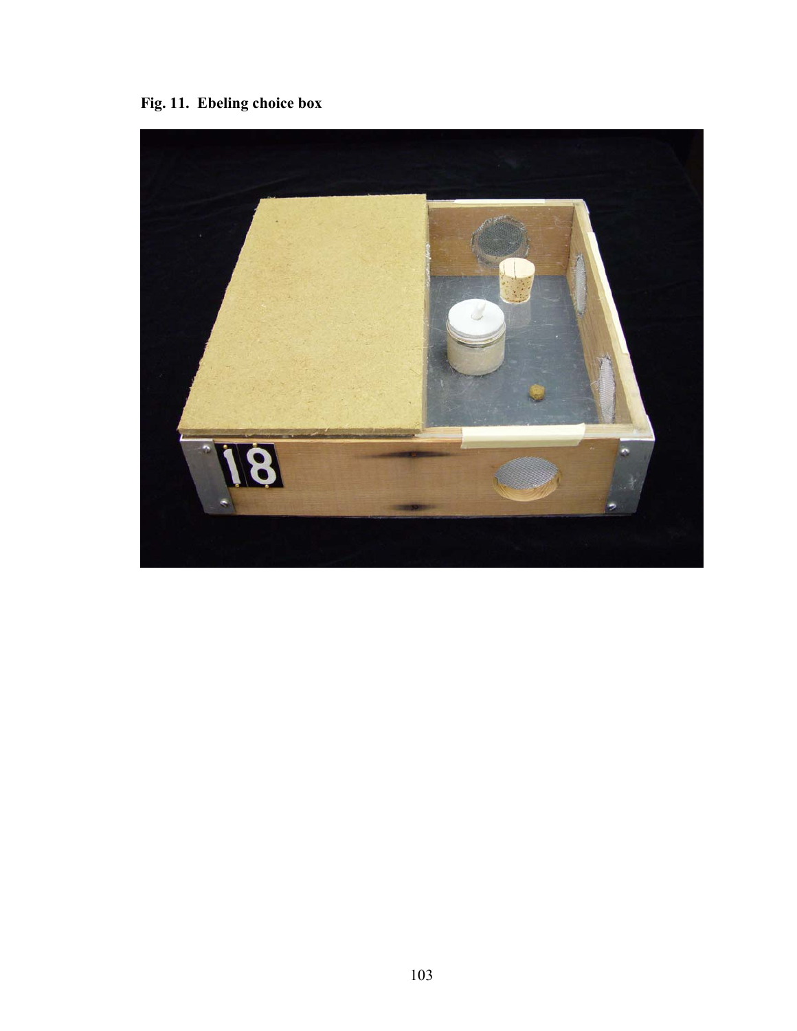**Fig. 11. Ebeling choice box**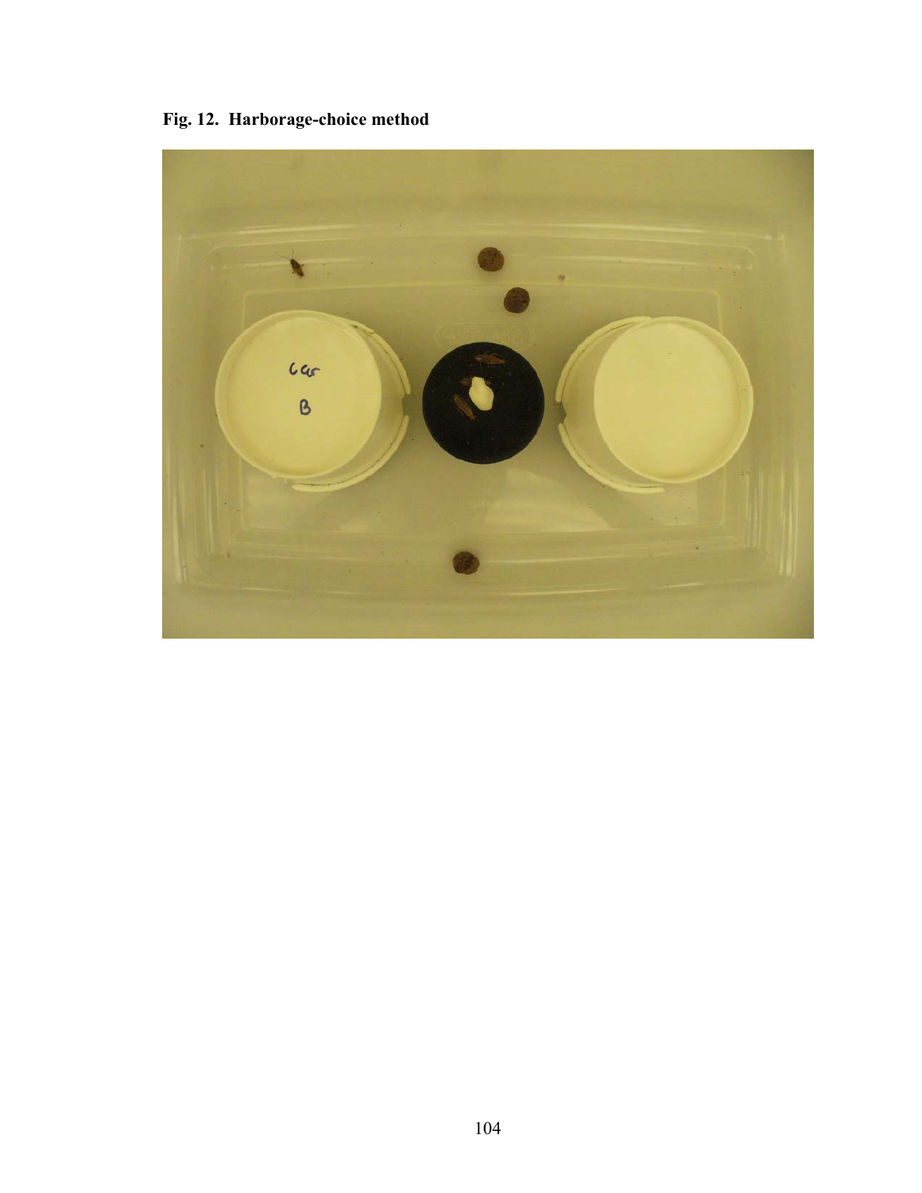**Fig. 12. Harborage-choice method**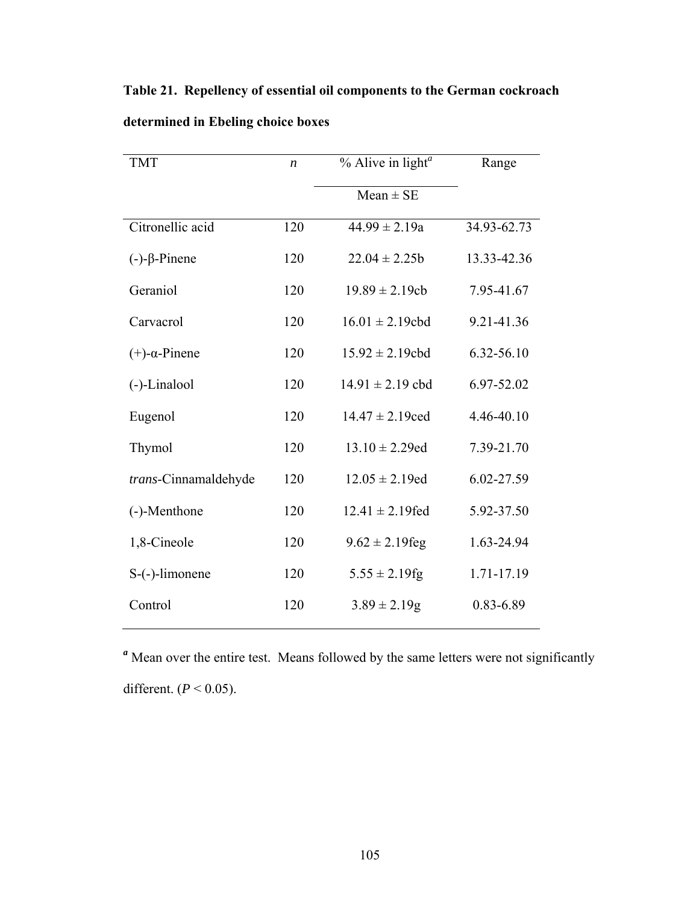**Table 21. Repellency of essential oil components to the German cockroach determined in Ebeling choice boxes**

| TMT | *n* | % Alive in light[a] | Range |
|---|---|---|---|
| | | Mean ± SE | |
| Citronellic acid | 120 | 44.99 ± 2.19a | 34.93-62.73 |
| (-)-β-Pinene | 120 | 22.04 ± 2.25b | 13.33-42.36 |
| Geraniol | 120 | 19.89 ± 2.19cb | 7.95-41.67 |
| Carvacrol | 120 | 16.01 ± 2.19cbd | 9.21-41.36 |
| (+)-α-Pinene | 120 | 15.92 ± 2.19cbd | 6.32-56.10 |
| (-)-Linalool | 120 | 14.91 ± 2.19 cbd | 6.97-52.02 |
| Eugenol | 120 | 14.47 ± 2.19ced | 4.46-40.10 |
| Thymol | 120 | 13.10 ± 2.29ed | 7.39-21.70 |
| *trans*-Cinnamaldehyde | 120 | 12.05 ± 2.19ed | 6.02-27.59 |
| (-)-Menthone | 120 | 12.41 ± 2.19fed | 5.92-37.50 |
| 1,8-Cineole | 120 | 9.62 ± 2.19feg | 1.63-24.94 |
| S-(-)-limonene | 120 | 5.55 ± 2.19fg | 1.71-17.19 |
| Control | 120 | 3.89 ± 2.19g | 0.83-6.89 |

[a] Mean over the entire test. Means followed by the same letters were not significantly different. ($P < 0.05$).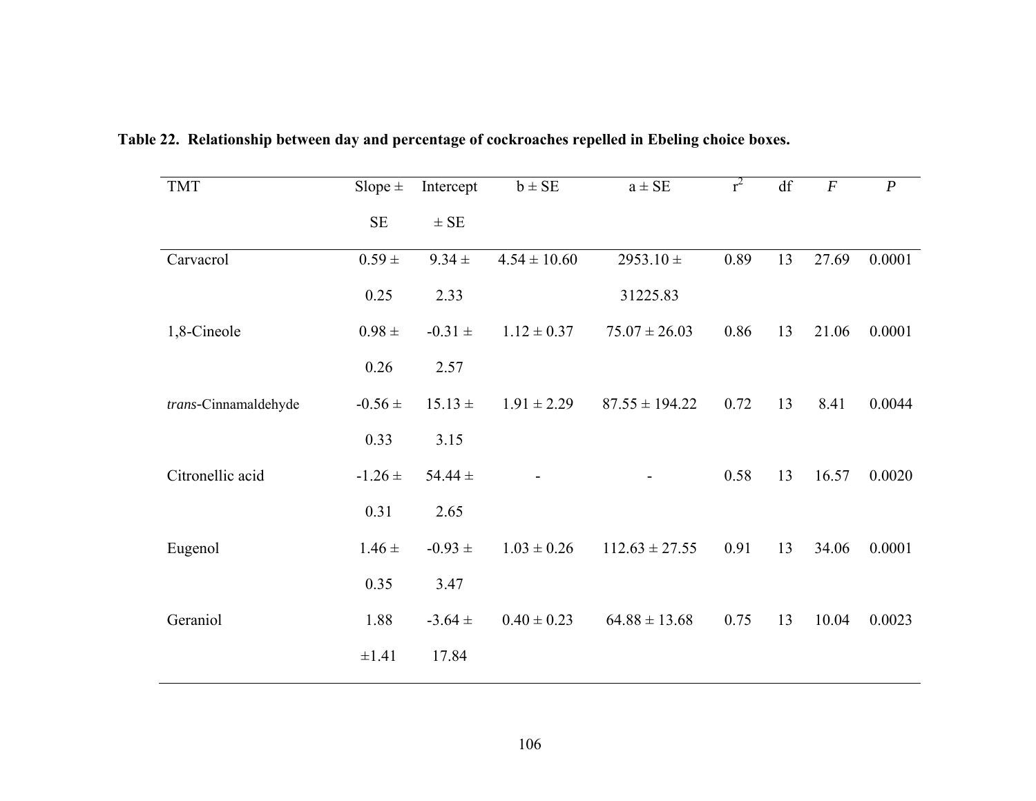**Table 22. Relationship between day and percentage of cockroaches repelled in Ebeling choice boxes.**

| TMT | Slope ± SE | Intercept ± SE | b ± SE | a ± SE | $r^2$ | df | *F* | *P* |
|---|---|---|---|---|---|---|---|---|
| Carvacrol | 0.59 ± 0.25 | 9.34 ± 2.33 | 4.54 ± 10.60 | 2953.10 ± 31225.83 | 0.89 | 13 | 27.69 | 0.0001 |
| 1,8-Cineole | 0.98 ± 0.26 | -0.31 ± 2.57 | 1.12 ± 0.37 | 75.07 ± 26.03 | 0.86 | 13 | 21.06 | 0.0001 |
| *trans*-Cinnamaldehyde | -0.56 ± 0.33 | 15.13 ± 3.15 | 1.91 ± 2.29 | 87.55 ± 194.22 | 0.72 | 13 | 8.41 | 0.0044 |
| Citronellic acid | -1.26 ± 0.31 | 54.44 ± 2.65 | - | - | 0.58 | 13 | 16.57 | 0.0020 |
| Eugenol | 1.46 ± 0.35 | -0.93 ± 3.47 | 1.03 ± 0.26 | 112.63 ± 27.55 | 0.91 | 13 | 34.06 | 0.0001 |
| Geraniol | 1.88 ±1.41 | -3.64 ± 17.84 | 0.40 ± 0.23 | 64.88 ± 13.68 | 0.75 | 13 | 10.04 | 0.0023 |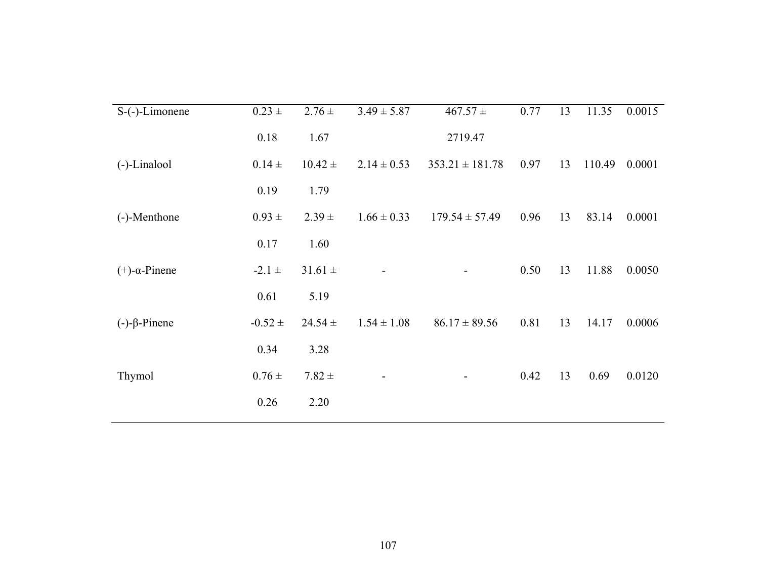| | | | | | | | | |
|---|---|---|---|---|---|---|---|---|
| S-(-)-Limonene | 0.23 ± 0.18 | 2.76 ± 1.67 | 3.49 ± 5.87 | 467.57 ± 2719.47 | 0.77 | 13 | 11.35 | 0.0015 |
| (-)-Linalool | 0.14 ± 0.19 | 10.42 ± 1.79 | 2.14 ± 0.53 | 353.21 ± 181.78 | 0.97 | 13 | 110.49 | 0.0001 |
| (-)-Menthone | 0.93 ± 0.17 | 2.39 ± 1.60 | 1.66 ± 0.33 | 179.54 ± 57.49 | 0.96 | 13 | 83.14 | 0.0001 |
| (+)-α-Pinene | -2.1 ± 0.61 | 31.61 ± 5.19 | - | - | 0.50 | 13 | 11.88 | 0.0050 |
| (-)-β-Pinene | -0.52 ± 0.34 | 24.54 ± 3.28 | 1.54 ± 1.08 | 86.17 ± 89.56 | 0.81 | 13 | 14.17 | 0.0006 |
| Thymol | 0.76 ± 0.26 | 7.82 ± 2.20 | - | - | 0.42 | 13 | 0.69 | 0.0120 |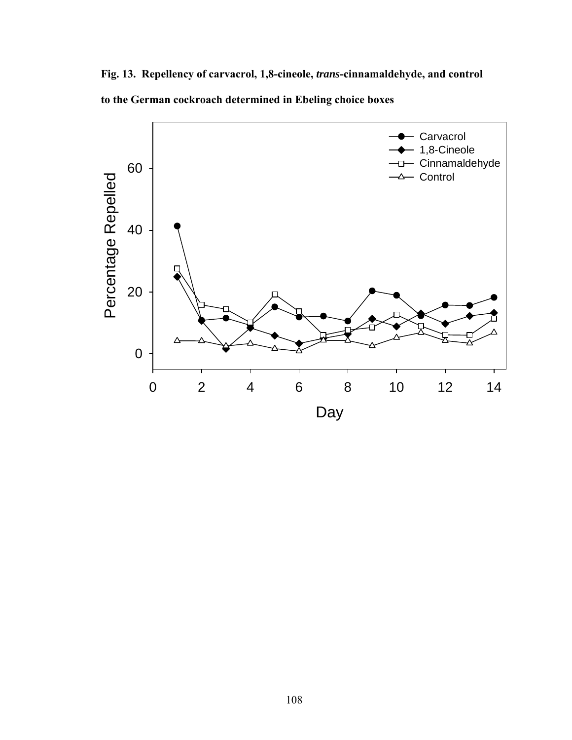**Fig. 13. Repellency of carvacrol, 1,8-cineole, *trans*-cinnamaldehyde, and control to the German cockroach determined in Ebeling choice boxes**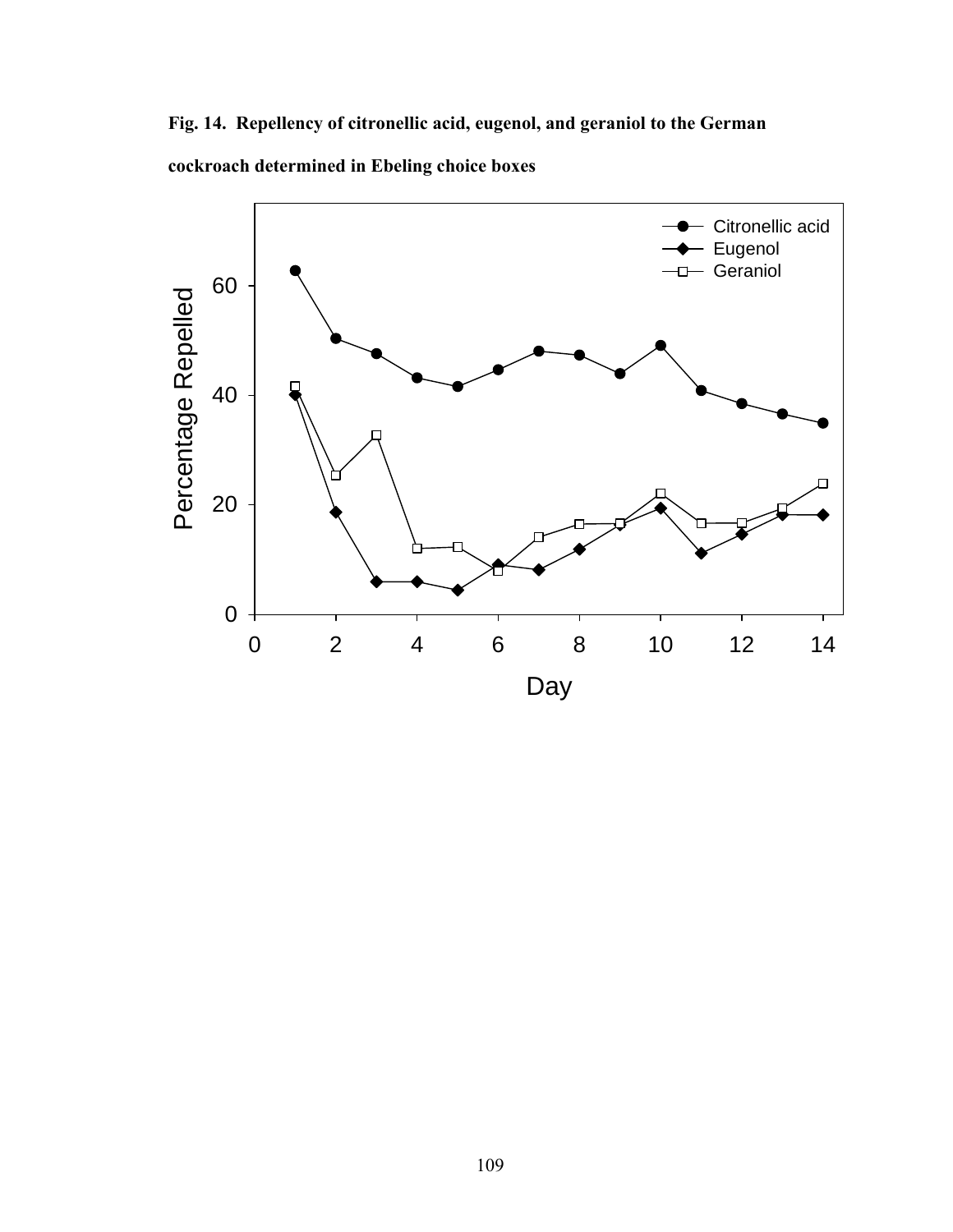**Fig. 14. Repellency of citronellic acid, eugenol, and geraniol to the German cockroach determined in Ebeling choice boxes**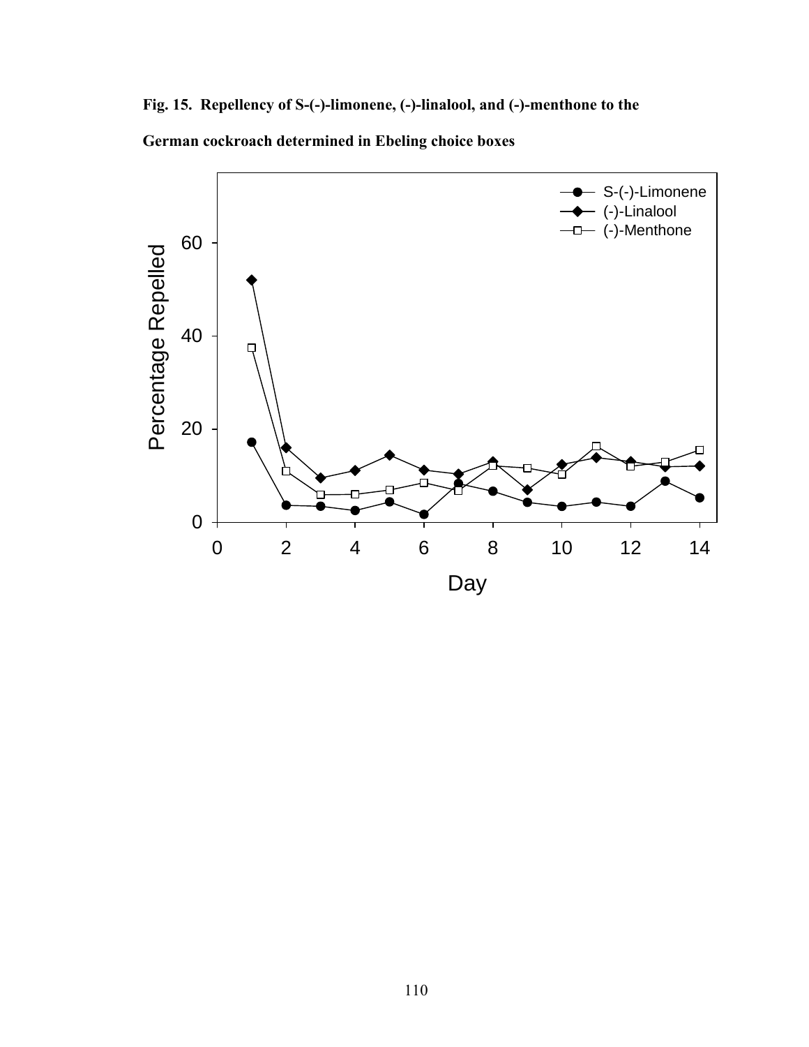**Fig. 15. Repellency of S-(-)-limonene, (-)-linalool, and (-)-menthone to the German cockroach determined in Ebeling choice boxes**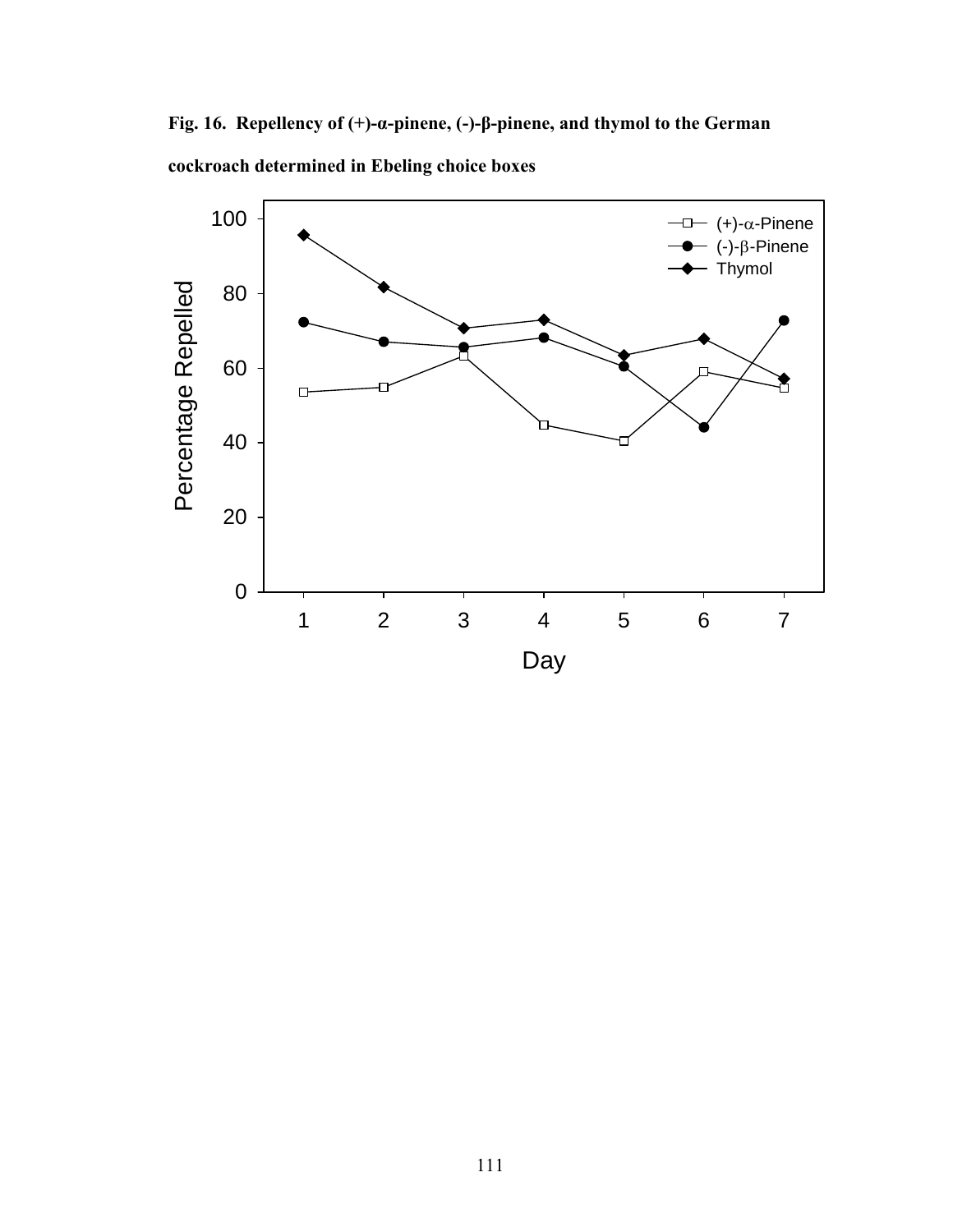**Fig. 16. Repellency of (+)-α-pinene, (-)-β-pinene, and thymol to the German cockroach determined in Ebeling choice boxes**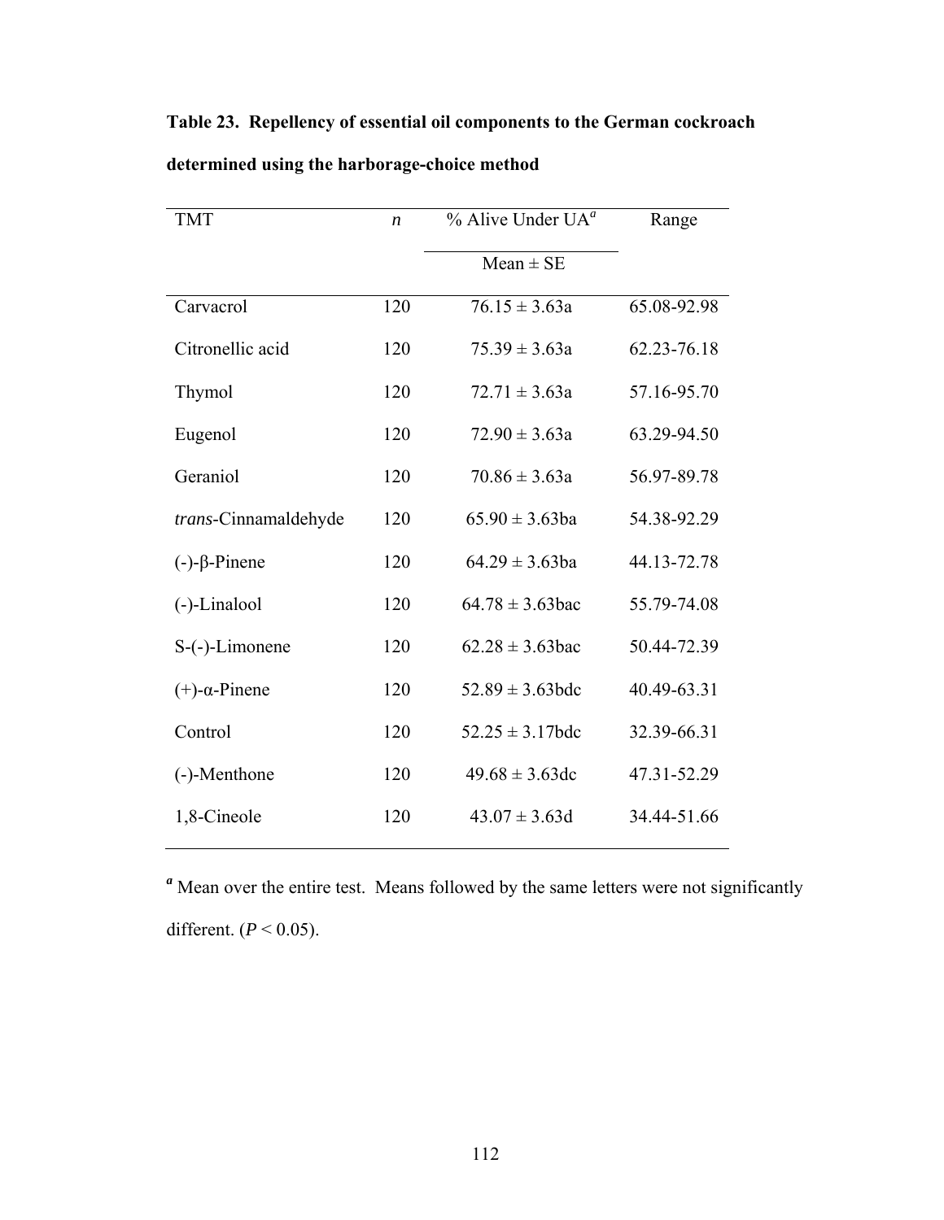**Table 23. Repellency of essential oil components to the German cockroach determined using the harborage-choice method**

| TMT | $n$ | % Alive Under UA[a] | Range |
|---|---|---|---|
| | | Mean ± SE | |
| Carvacrol | 120 | 76.15 ± 3.63a | 65.08-92.98 |
| Citronellic acid | 120 | 75.39 ± 3.63a | 62.23-76.18 |
| Thymol | 120 | 72.71 ± 3.63a | 57.16-95.70 |
| Eugenol | 120 | 72.90 ± 3.63a | 63.29-94.50 |
| Geraniol | 120 | 70.86 ± 3.63a | 56.97-89.78 |
| *trans*-Cinnamaldehyde | 120 | 65.90 ± 3.63ba | 54.38-92.29 |
| (-)-β-Pinene | 120 | 64.29 ± 3.63ba | 44.13-72.78 |
| (-)-Linalool | 120 | 64.78 ± 3.63bac | 55.79-74.08 |
| S-(-)-Limonene | 120 | 62.28 ± 3.63bac | 50.44-72.39 |
| (+)-α-Pinene | 120 | 52.89 ± 3.63bdc | 40.49-63.31 |
| Control | 120 | 52.25 ± 3.17bdc | 32.39-66.31 |
| (-)-Menthone | 120 | 49.68 ± 3.63dc | 47.31-52.29 |
| 1,8-Cineole | 120 | 43.07 ± 3.63d | 34.44-51.66 |

[a] Mean over the entire test. Means followed by the same letters were not significantly different. ($P < 0.05$).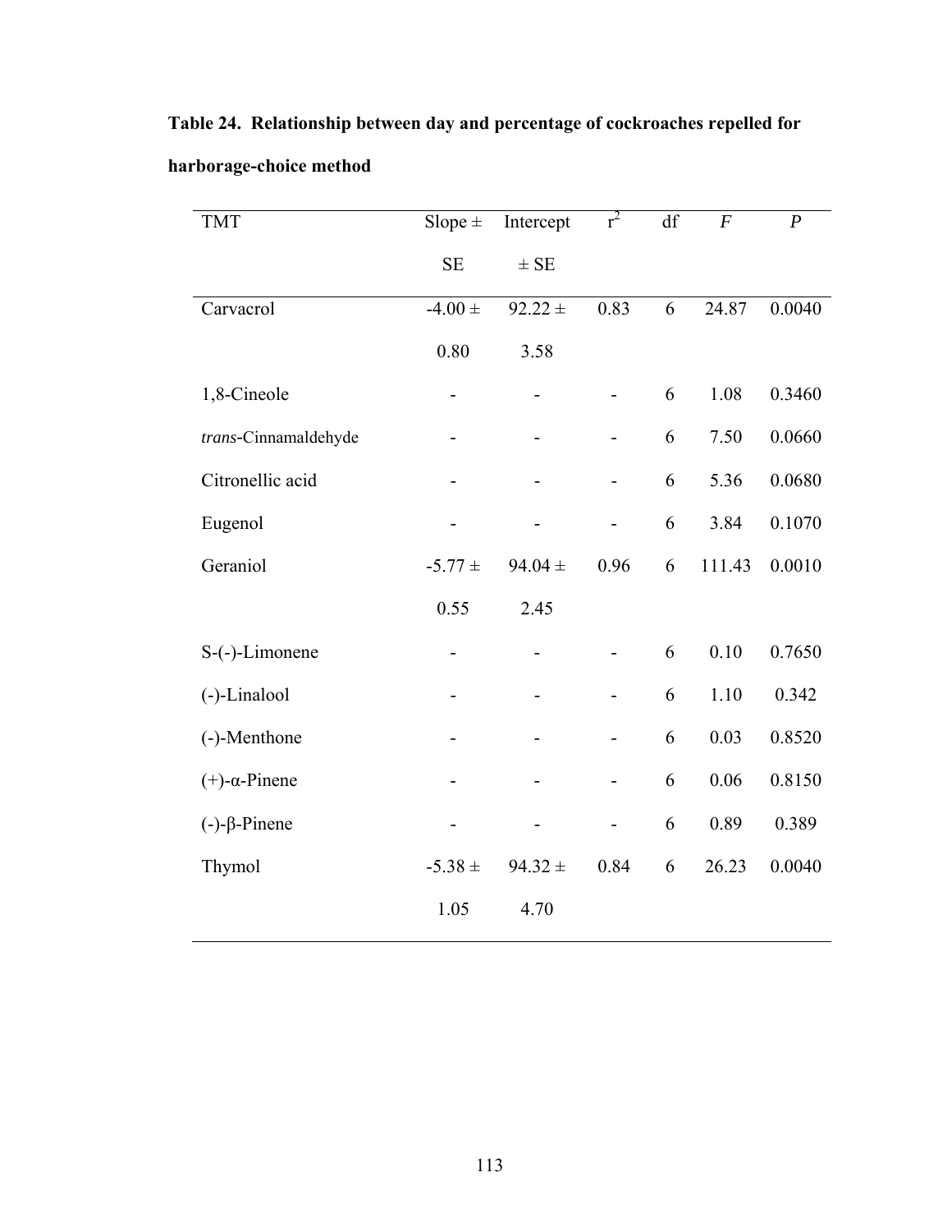**Table 24. Relationship between day and percentage of cockroaches repelled for harborage-choice method**

| TMT | Slope ± SE | Intercept ± SE | $r^2$ | df | *F* | *P* |
|---|---|---|---|---|---|---|
| Carvacrol | -4.00 ± 0.80 | 92.22 ± 3.58 | 0.83 | 6 | 24.87 | 0.0040 |
| 1,8-Cineole | - | - | - | 6 | 1.08 | 0.3460 |
| *trans*-Cinnamaldehyde | - | - | - | 6 | 7.50 | 0.0660 |
| Citronellic acid | - | - | - | 6 | 5.36 | 0.0680 |
| Eugenol | - | - | - | 6 | 3.84 | 0.1070 |
| Geraniol | -5.77 ± 0.55 | 94.04 ± 2.45 | 0.96 | 6 | 111.43 | 0.0010 |
| S-(-)-Limonene | - | - | - | 6 | 0.10 | 0.7650 |
| (-)-Linalool | - | - | - | 6 | 1.10 | 0.342 |
| (-)-Menthone | - | - | - | 6 | 0.03 | 0.8520 |
| (+)-α-Pinene | - | - | - | 6 | 0.06 | 0.8150 |
| (-)-β-Pinene | - | - | - | 6 | 0.89 | 0.389 |
| Thymol | -5.38 ± 1.05 | 94.32 ± 4.70 | 0.84 | 6 | 26.23 | 0.0040 |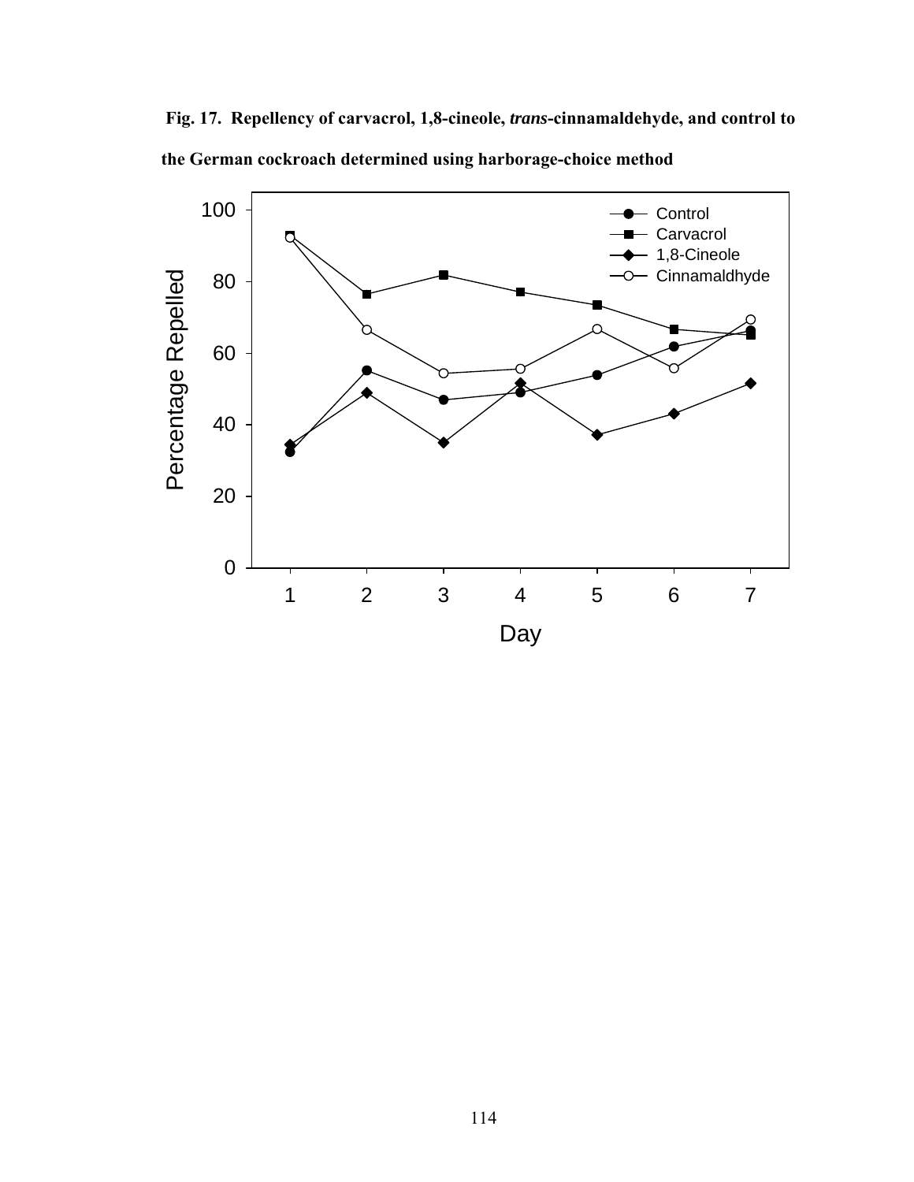**Fig. 17. Repellency of carvacrol, 1,8-cineole, *trans*-cinnamaldehyde, and control to the German cockroach determined using harborage-choice method**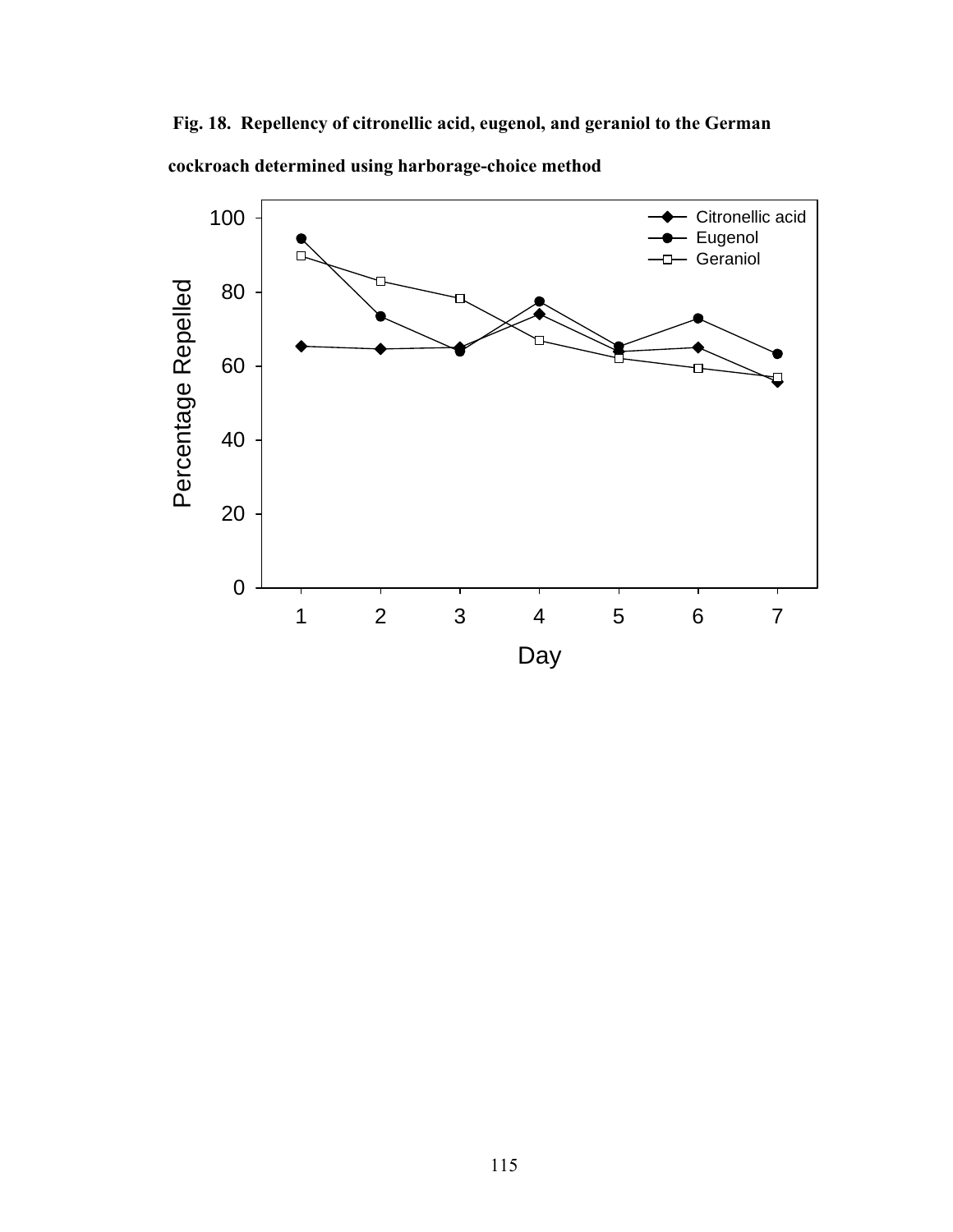**Fig. 18. Repellency of citronellic acid, eugenol, and geraniol to the German cockroach determined using harborage-choice method**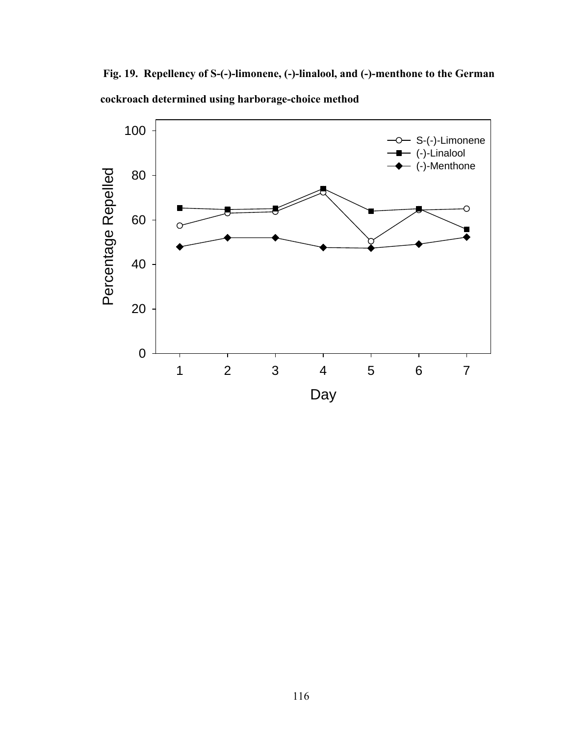**Fig. 19. Repellency of S-(-)-limonene, (-)-linalool, and (-)-menthone to the German cockroach determined using harborage-choice method**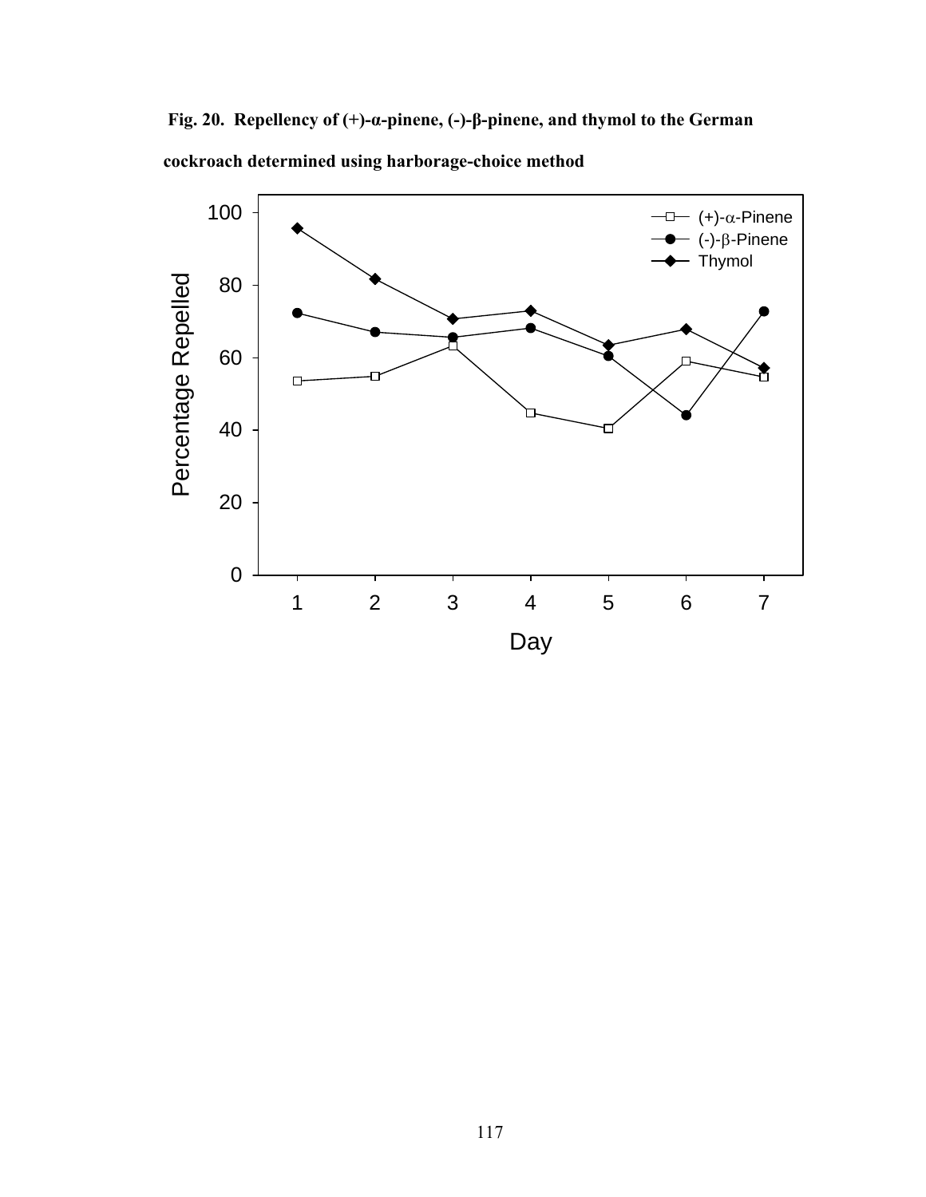**Fig. 20. Repellency of (+)-α-pinene, (-)-β-pinene, and thymol to the German cockroach determined using harborage-choice method**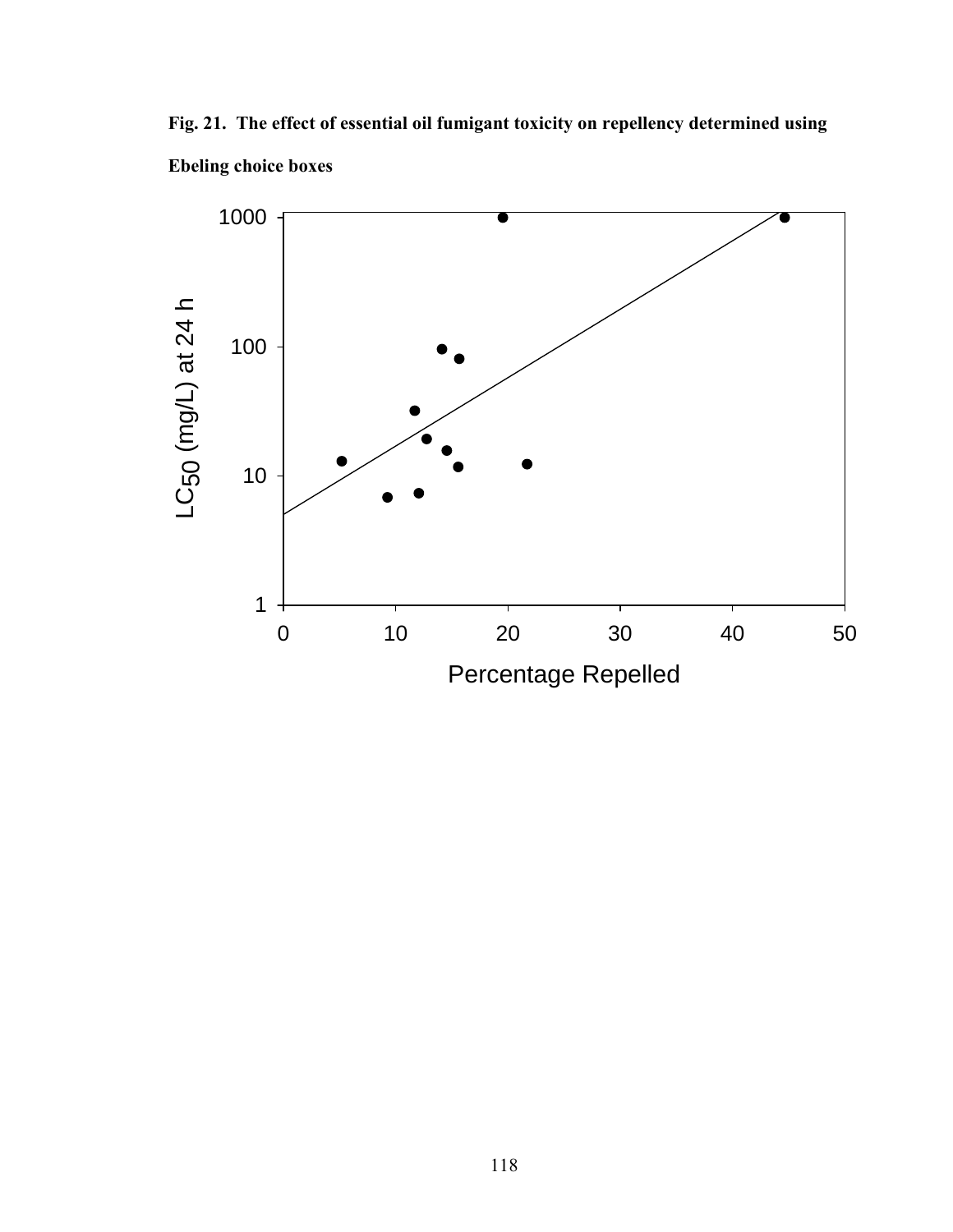**Fig. 21. The effect of essential oil fumigant toxicity on repellency determined using Ebeling choice boxes**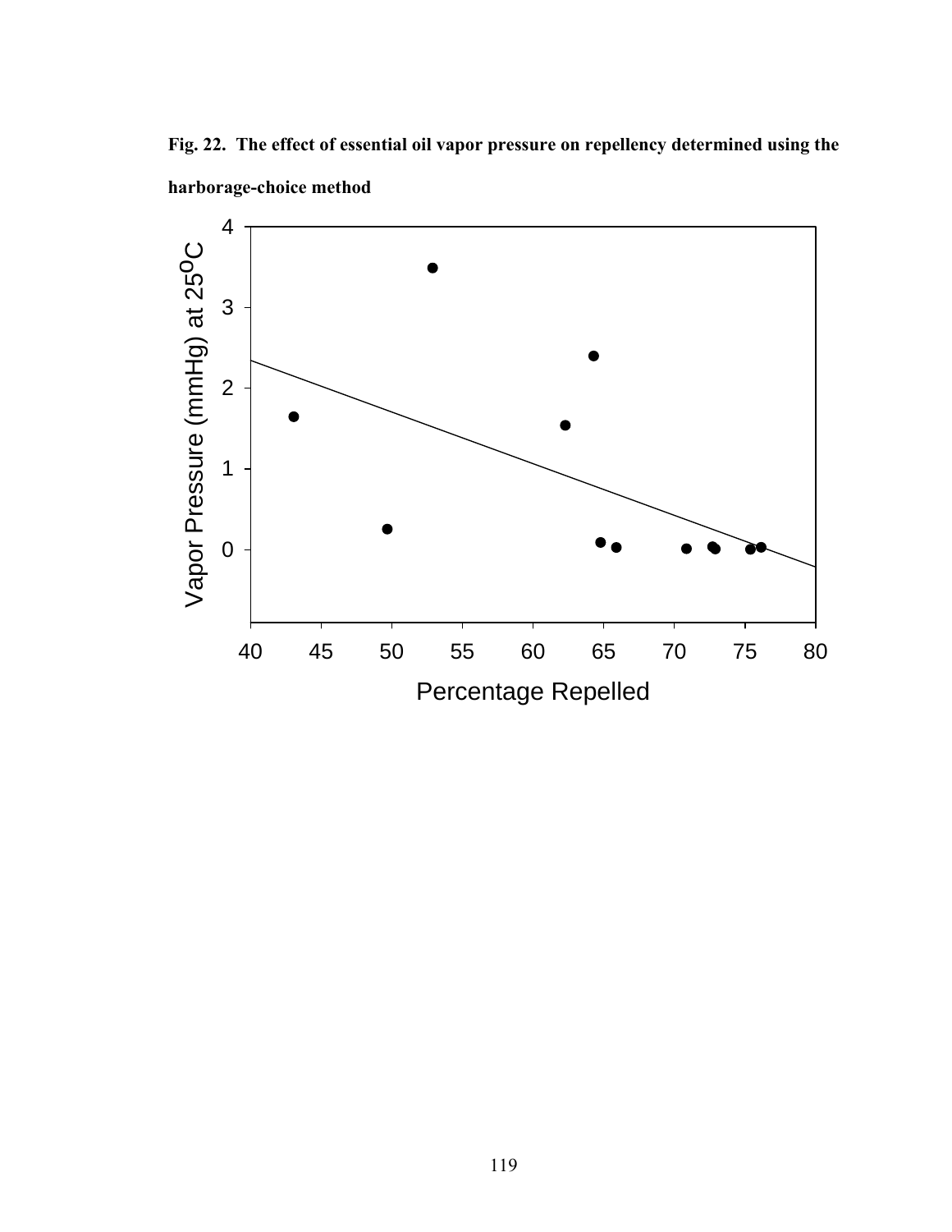**Fig. 22. The effect of essential oil vapor pressure on repellency determined using the harborage-choice method**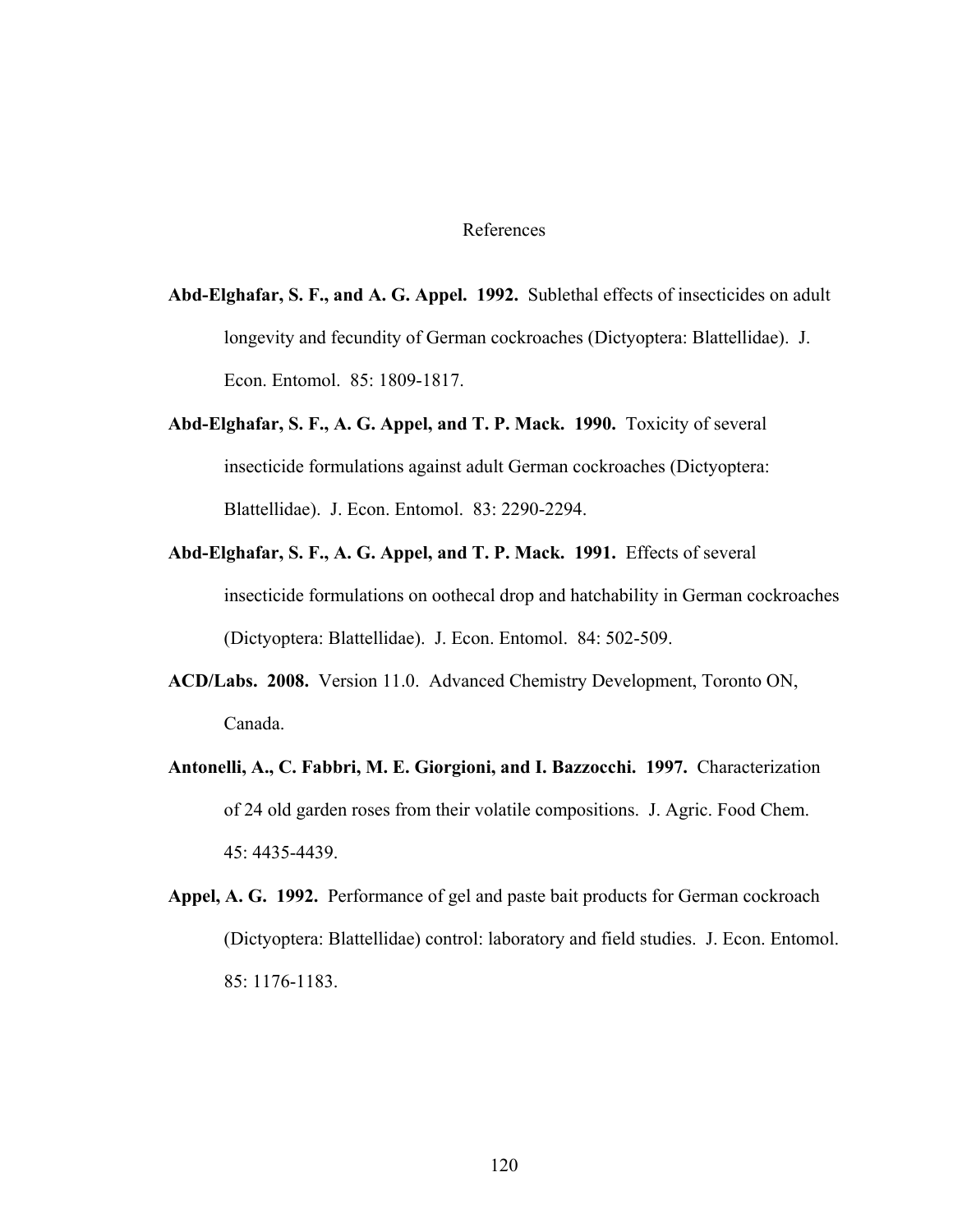# References

**Abd-Elghafar, S. F., and A. G. Appel. 1992.** Sublethal effects of insecticides on adult longevity and fecundity of German cockroaches (Dictyoptera: Blattellidae). J. Econ. Entomol. 85: 1809-1817.

**Abd-Elghafar, S. F., A. G. Appel, and T. P. Mack. 1990.** Toxicity of several insecticide formulations against adult German cockroaches (Dictyoptera: Blattellidae). J. Econ. Entomol. 83: 2290-2294.

**Abd-Elghafar, S. F., A. G. Appel, and T. P. Mack. 1991.** Effects of several insecticide formulations on oothecal drop and hatchability in German cockroaches (Dictyoptera: Blattellidae). J. Econ. Entomol. 84: 502-509.

**ACD/Labs. 2008.** Version 11.0. Advanced Chemistry Development, Toronto ON, Canada.

**Antonelli, A., C. Fabbri, M. E. Giorgioni, and I. Bazzocchi. 1997.** Characterization of 24 old garden roses from their volatile compositions. J. Agric. Food Chem. 45: 4435-4439.

**Appel, A. G. 1992.** Performance of gel and paste bait products for German cockroach (Dictyoptera: Blattellidae) control: laboratory and field studies. J. Econ. Entomol. 85: 1176-1183.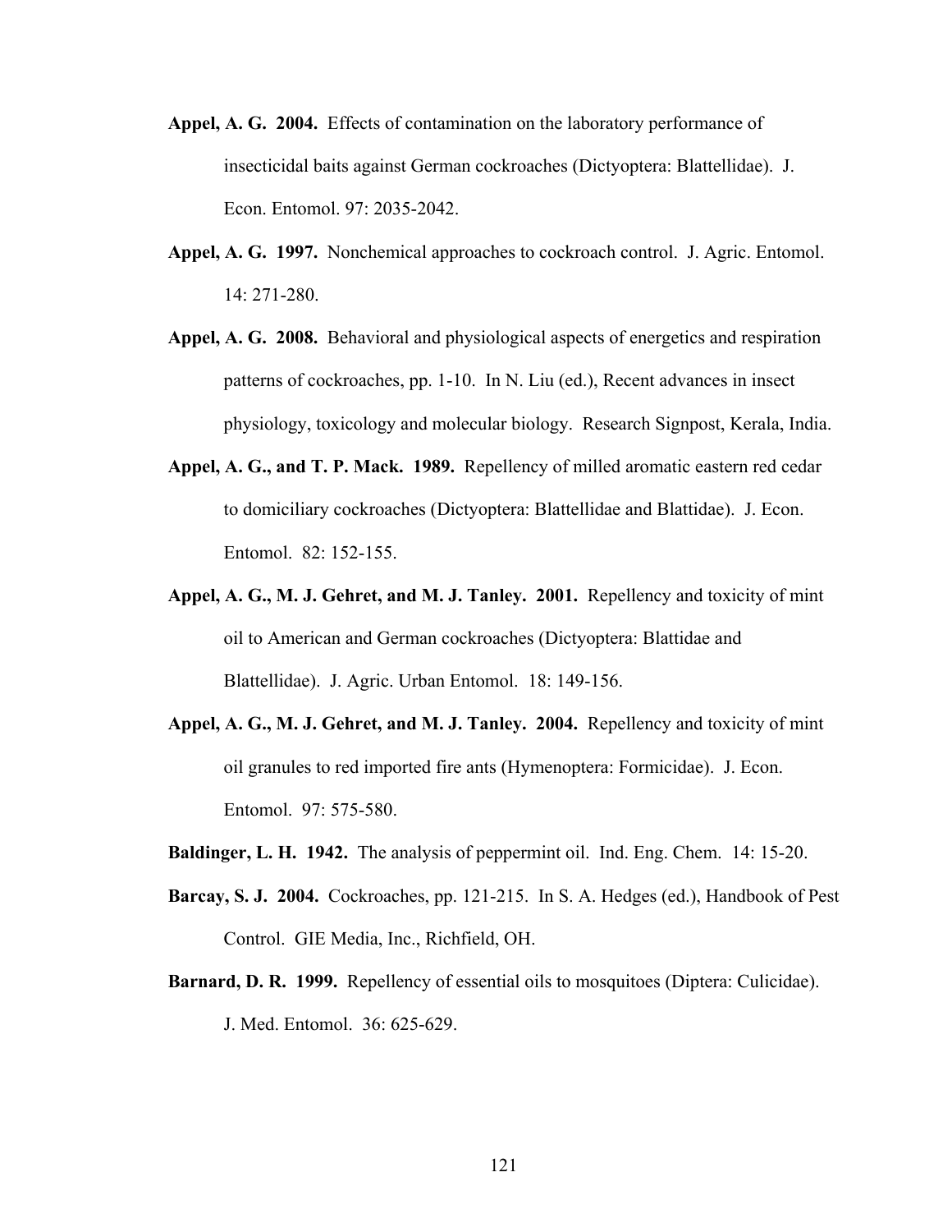**Appel, A. G. 2004.** Effects of contamination on the laboratory performance of insecticidal baits against German cockroaches (Dictyoptera: Blattellidae). J. Econ. Entomol. 97: 2035-2042.

**Appel, A. G. 1997.** Nonchemical approaches to cockroach control. J. Agric. Entomol. 14: 271-280.

**Appel, A. G. 2008.** Behavioral and physiological aspects of energetics and respiration patterns of cockroaches, pp. 1-10. In N. Liu (ed.), Recent advances in insect physiology, toxicology and molecular biology. Research Signpost, Kerala, India.

**Appel, A. G., and T. P. Mack. 1989.** Repellency of milled aromatic eastern red cedar to domiciliary cockroaches (Dictyoptera: Blattellidae and Blattidae). J. Econ. Entomol. 82: 152-155.

**Appel, A. G., M. J. Gehret, and M. J. Tanley. 2001.** Repellency and toxicity of mint oil to American and German cockroaches (Dictyoptera: Blattidae and Blattellidae). J. Agric. Urban Entomol. 18: 149-156.

**Appel, A. G., M. J. Gehret, and M. J. Tanley. 2004.** Repellency and toxicity of mint oil granules to red imported fire ants (Hymenoptera: Formicidae). J. Econ. Entomol. 97: 575-580.

**Baldinger, L. H. 1942.** The analysis of peppermint oil. Ind. Eng. Chem. 14: 15-20.

**Barcay, S. J. 2004.** Cockroaches, pp. 121-215. In S. A. Hedges (ed.), Handbook of Pest Control. GIE Media, Inc., Richfield, OH.

**Barnard, D. R. 1999.** Repellency of essential oils to mosquitoes (Diptera: Culicidae). J. Med. Entomol. 36: 625-629.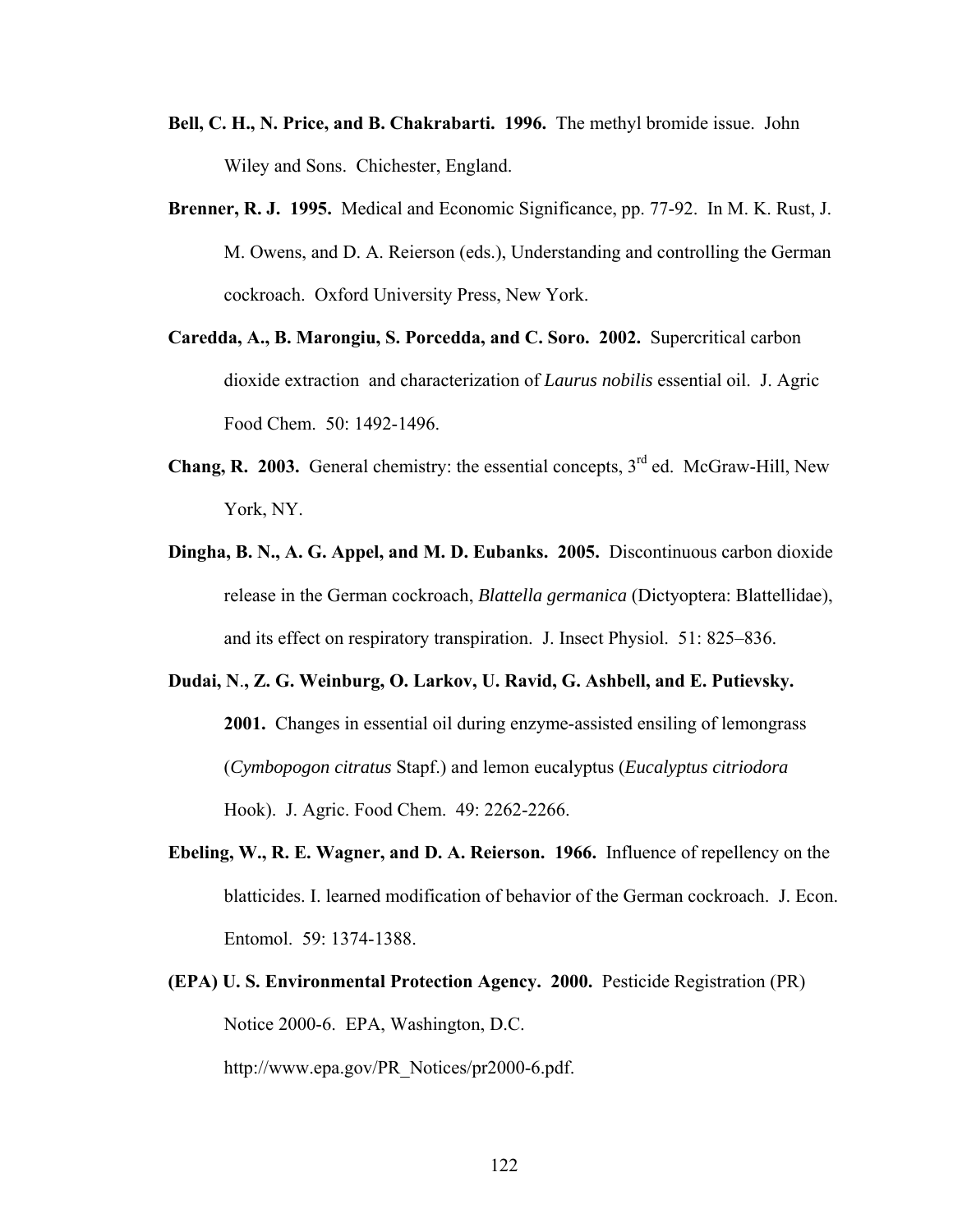**Bell, C. H., N. Price, and B. Chakrabarti. 1996.** The methyl bromide issue. John Wiley and Sons. Chichester, England.

**Brenner, R. J. 1995.** Medical and Economic Significance, pp. 77-92. In M. K. Rust, J. M. Owens, and D. A. Reierson (eds.), Understanding and controlling the German cockroach. Oxford University Press, New York.

**Caredda, A., B. Marongiu, S. Porcedda, and C. Soro. 2002.** Supercritical carbon dioxide extraction and characterization of *Laurus nobilis* essential oil. J. Agric Food Chem. 50: 1492-1496.

**Chang, R. 2003.** General chemistry: the essential concepts, 3rd ed. McGraw-Hill, New York, NY.

**Dingha, B. N., A. G. Appel, and M. D. Eubanks. 2005.** Discontinuous carbon dioxide release in the German cockroach, *Blattella germanica* (Dictyoptera: Blattellidae), and its effect on respiratory transpiration. J. Insect Physiol. 51: 825–836.

**Dudai, N., Z. G. Weinburg, O. Larkov, U. Ravid, G. Ashbell, and E. Putievsky. 2001.** Changes in essential oil during enzyme-assisted ensiling of lemongrass (*Cymbopogon citratus* Stapf.) and lemon eucalyptus (*Eucalyptus citriodora* Hook). J. Agric. Food Chem. 49: 2262-2266.

**Ebeling, W., R. E. Wagner, and D. A. Reierson. 1966.** Influence of repellency on the blatticides. I. learned modification of behavior of the German cockroach. J. Econ. Entomol. 59: 1374-1388.

**(EPA) U. S. Environmental Protection Agency. 2000.** Pesticide Registration (PR) Notice 2000-6. EPA, Washington, D.C. http://www.epa.gov/PR_Notices/pr2000-6.pdf.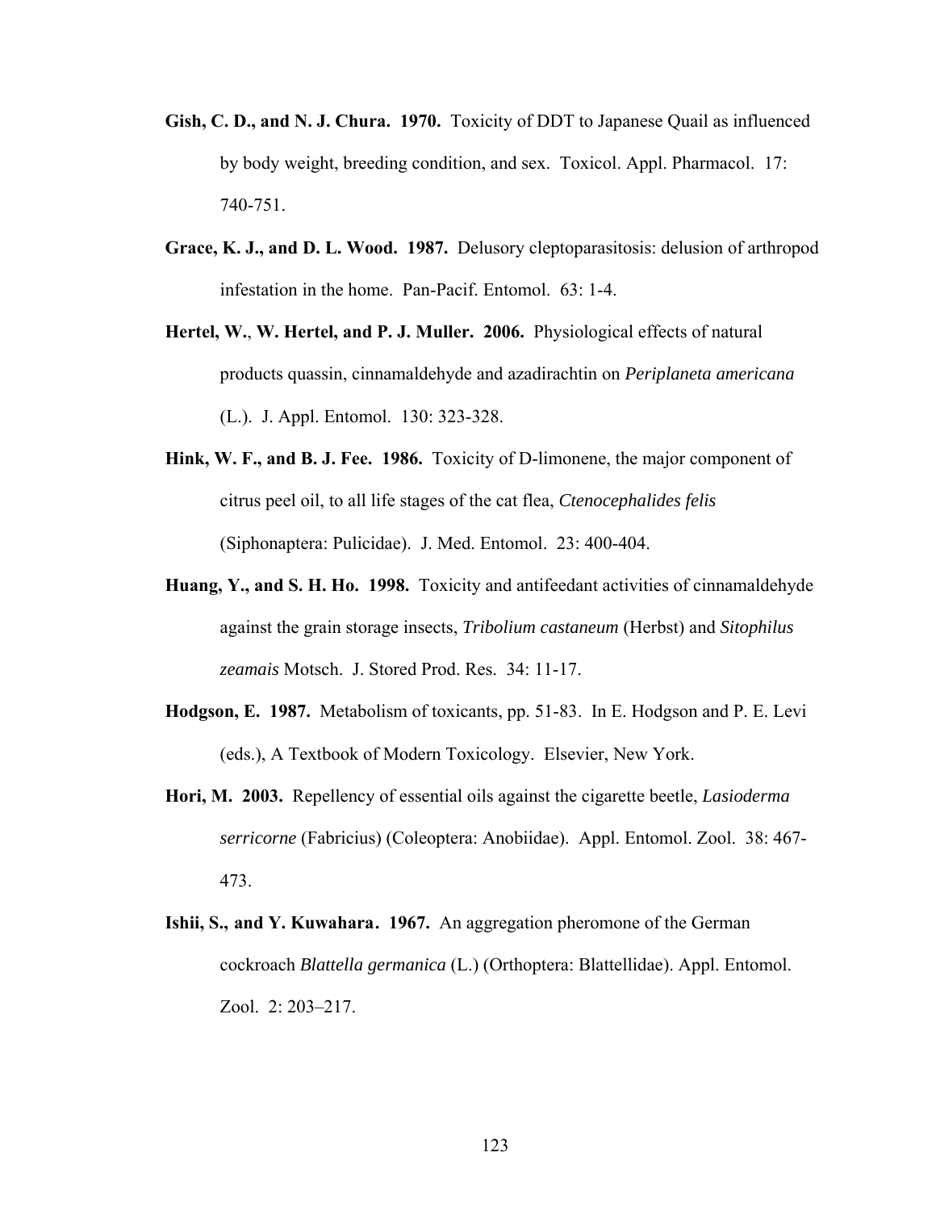**Gish, C. D., and N. J. Chura. 1970.** Toxicity of DDT to Japanese Quail as influenced by body weight, breeding condition, and sex. Toxicol. Appl. Pharmacol. 17: 740-751.

**Grace, K. J., and D. L. Wood. 1987.** Delusory cleptoparasitosis: delusion of arthropod infestation in the home. Pan-Pacif. Entomol. 63: 1-4.

**Hertel, W., W. Hertel, and P. J. Muller. 2006.** Physiological effects of natural products quassin, cinnamaldehyde and azadirachtin on *Periplaneta americana* (L.). J. Appl. Entomol. 130: 323-328.

**Hink, W. F., and B. J. Fee. 1986.** Toxicity of D-limonene, the major component of citrus peel oil, to all life stages of the cat flea, *Ctenocephalides felis* (Siphonaptera: Pulicidae). J. Med. Entomol. 23: 400-404.

**Huang, Y., and S. H. Ho. 1998.** Toxicity and antifeedant activities of cinnamaldehyde against the grain storage insects, *Tribolium castaneum* (Herbst) and *Sitophilus zeamais* Motsch. J. Stored Prod. Res. 34: 11-17.

**Hodgson, E. 1987.** Metabolism of toxicants, pp. 51-83. In E. Hodgson and P. E. Levi (eds.), A Textbook of Modern Toxicology. Elsevier, New York.

**Hori, M. 2003.** Repellency of essential oils against the cigarette beetle, *Lasioderma serricorne* (Fabricius) (Coleoptera: Anobiidae). Appl. Entomol. Zool. 38: 467-473.

**Ishii, S., and Y. Kuwahara. 1967.** An aggregation pheromone of the German cockroach *Blattella germanica* (L.) (Orthoptera: Blattellidae). Appl. Entomol. Zool. 2: 203–217.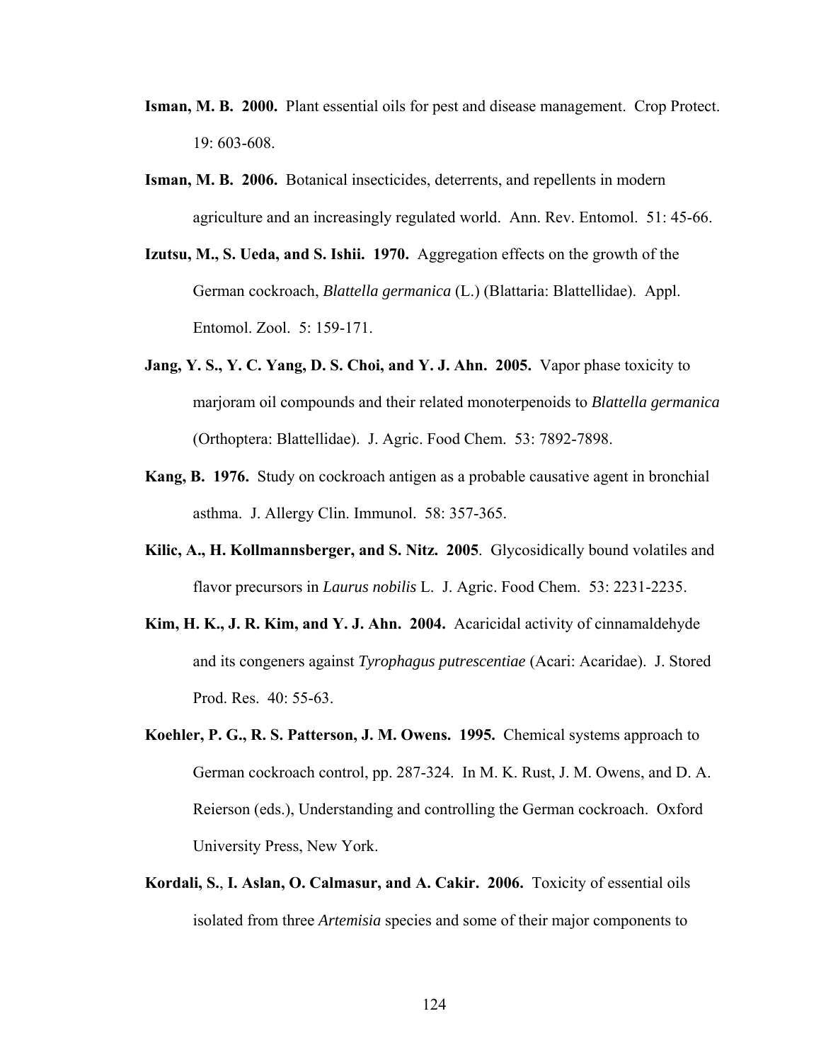**Isman, M. B. 2000.** Plant essential oils for pest and disease management. Crop Protect. 19: 603-608.

**Isman, M. B. 2006.** Botanical insecticides, deterrents, and repellents in modern agriculture and an increasingly regulated world. Ann. Rev. Entomol. 51: 45-66.

**Izutsu, M., S. Ueda, and S. Ishii. 1970.** Aggregation effects on the growth of the German cockroach, *Blattella germanica* (L.) (Blattaria: Blattellidae). Appl. Entomol. Zool. 5: 159-171.

**Jang, Y. S., Y. C. Yang, D. S. Choi, and Y. J. Ahn. 2005.** Vapor phase toxicity to marjoram oil compounds and their related monoterpenoids to *Blattella germanica* (Orthoptera: Blattellidae). J. Agric. Food Chem. 53: 7892-7898.

**Kang, B. 1976.** Study on cockroach antigen as a probable causative agent in bronchial asthma. J. Allergy Clin. Immunol. 58: 357-365.

**Kilic, A., H. Kollmannsberger, and S. Nitz. 2005**. Glycosidically bound volatiles and flavor precursors in *Laurus nobilis* L. J. Agric. Food Chem. 53: 2231-2235.

**Kim, H. K., J. R. Kim, and Y. J. Ahn. 2004.** Acaricidal activity of cinnamaldehyde and its congeners against *Tyrophagus putrescentiae* (Acari: Acaridae). J. Stored Prod. Res. 40: 55-63.

**Koehler, P. G., R. S. Patterson, J. M. Owens. 1995.** Chemical systems approach to German cockroach control, pp. 287-324. In M. K. Rust, J. M. Owens, and D. A. Reierson (eds.), Understanding and controlling the German cockroach. Oxford University Press, New York.

**Kordali, S.**, **I. Aslan, O. Calmasur, and A. Cakir. 2006.** Toxicity of essential oils isolated from three *Artemisia* species and some of their major components to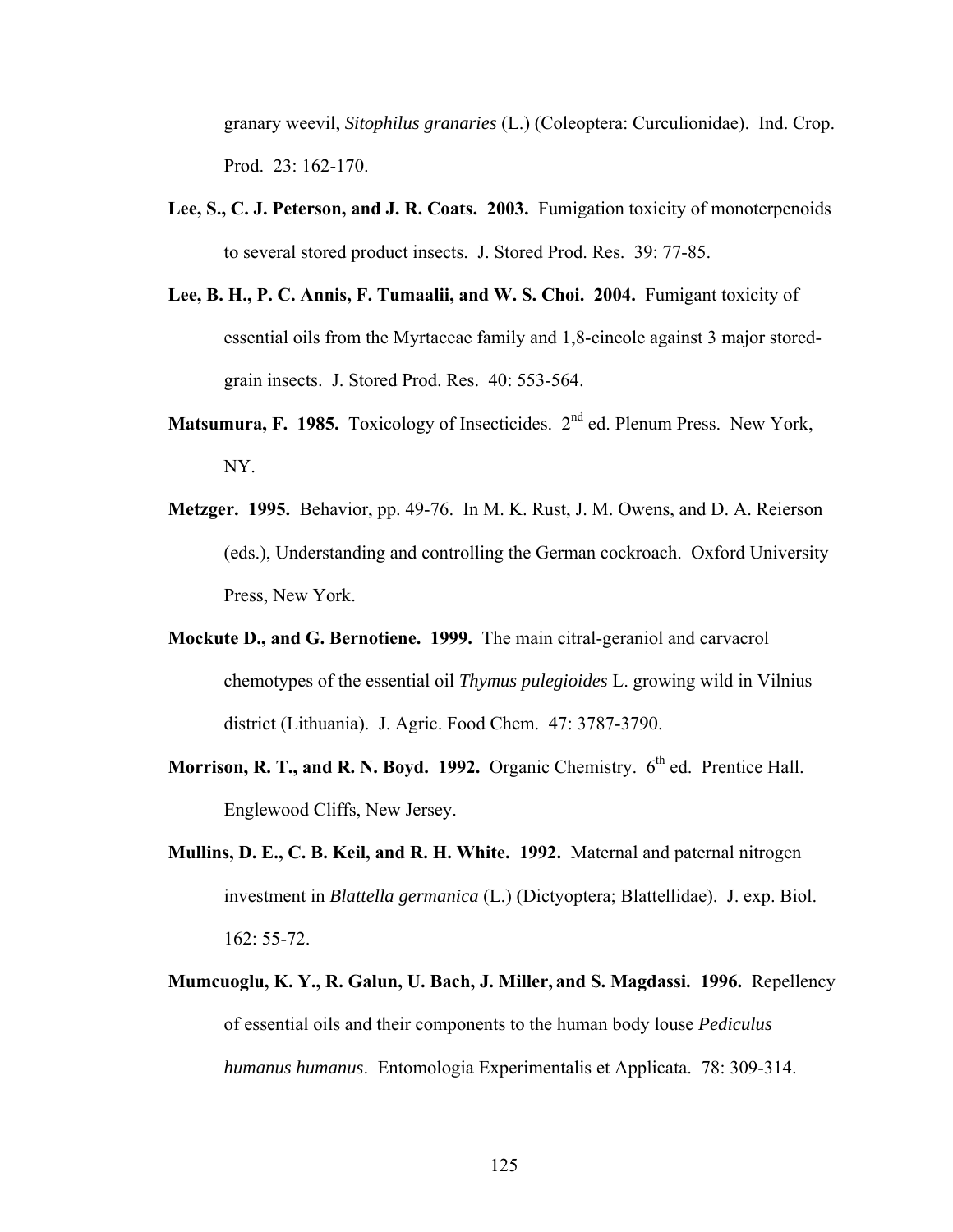granary weevil, *Sitophilus granaries* (L.) (Coleoptera: Curculionidae). Ind. Crop. Prod. 23: 162-170.

**Lee, S., C. J. Peterson, and J. R. Coats. 2003.** Fumigation toxicity of monoterpenoids to several stored product insects. J. Stored Prod. Res. 39: 77-85.

**Lee, B. H., P. C. Annis, F. Tumaalii, and W. S. Choi. 2004.** Fumigant toxicity of essential oils from the Myrtaceae family and 1,8-cineole against 3 major stored-grain insects. J. Stored Prod. Res. 40: 553-564.

**Matsumura, F. 1985.** Toxicology of Insecticides. 2nd ed. Plenum Press. New York, NY.

**Metzger. 1995.** Behavior, pp. 49-76. In M. K. Rust, J. M. Owens, and D. A. Reierson (eds.), Understanding and controlling the German cockroach. Oxford University Press, New York.

**Mockute D., and G. Bernotiene. 1999.** The main citral-geraniol and carvacrol chemotypes of the essential oil *Thymus pulegioides* L. growing wild in Vilnius district (Lithuania). J. Agric. Food Chem. 47: 3787-3790.

**Morrison, R. T., and R. N. Boyd. 1992.** Organic Chemistry. 6th ed. Prentice Hall. Englewood Cliffs, New Jersey.

**Mullins, D. E., C. B. Keil, and R. H. White. 1992.** Maternal and paternal nitrogen investment in *Blattella germanica* (L.) (Dictyoptera; Blattellidae). J. exp. Biol. 162: 55-72.

**Mumcuoglu, K. Y., R. Galun, U. Bach, J. Miller, and S. Magdassi. 1996.** Repellency of essential oils and their components to the human body louse *Pediculus humanus humanus*. Entomologia Experimentalis et Applicata. 78: 309-314.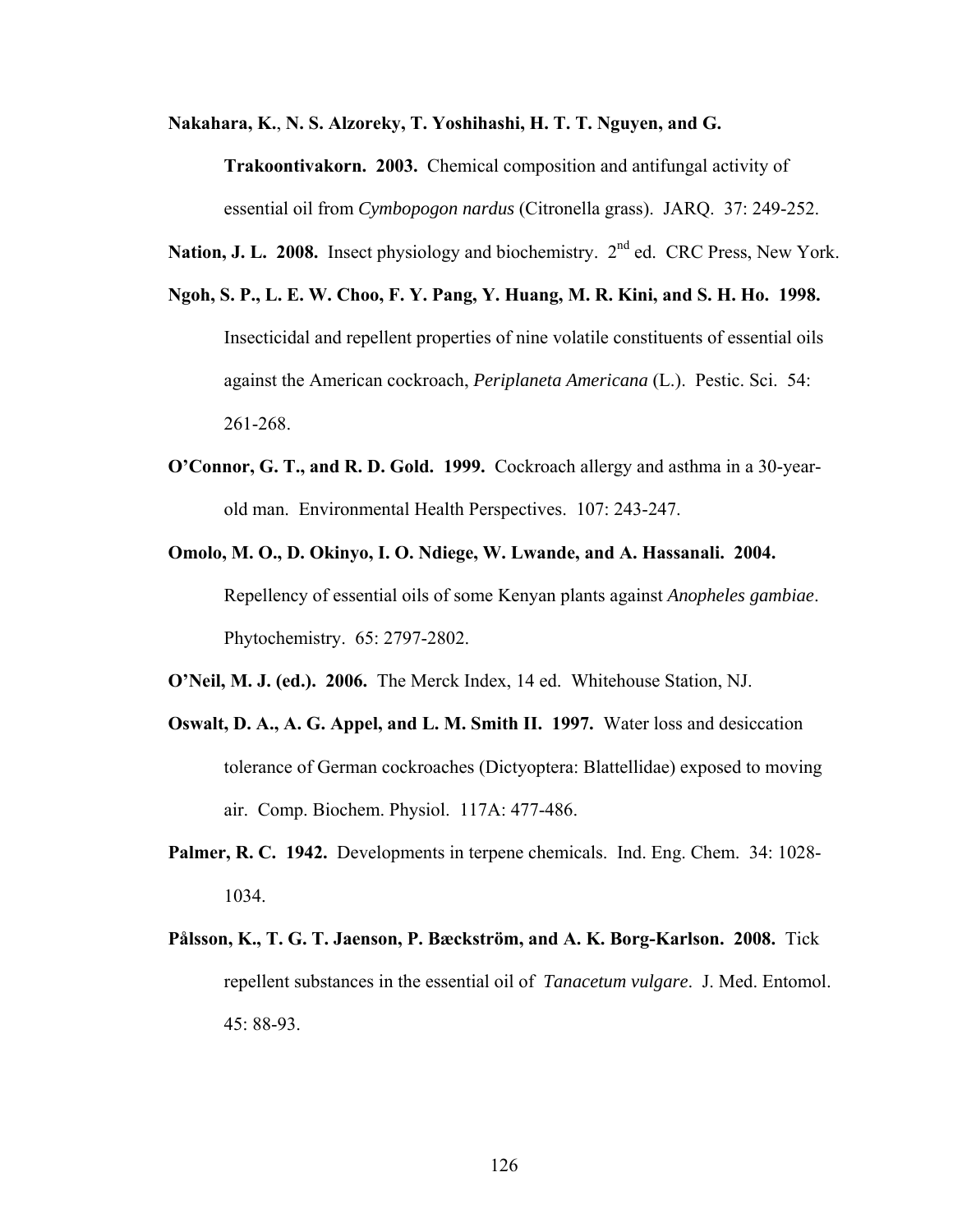**Nakahara, K., N. S. Alzoreky, T. Yoshihashi, H. T. T. Nguyen, and G. Trakoontivakorn. 2003.** Chemical composition and antifungal activity of essential oil from *Cymbopogon nardus* (Citronella grass). JARQ. 37: 249-252.

**Nation, J. L. 2008.** Insect physiology and biochemistry. 2nd ed. CRC Press, New York.

**Ngoh, S. P., L. E. W. Choo, F. Y. Pang, Y. Huang, M. R. Kini, and S. H. Ho. 1998.** Insecticidal and repellent properties of nine volatile constituents of essential oils against the American cockroach, *Periplaneta Americana* (L.). Pestic. Sci. 54: 261-268.

**O'Connor, G. T., and R. D. Gold. 1999.** Cockroach allergy and asthma in a 30-year-old man. Environmental Health Perspectives. 107: 243-247.

**Omolo, M. O., D. Okinyo, I. O. Ndiege, W. Lwande, and A. Hassanali. 2004.** Repellency of essential oils of some Kenyan plants against *Anopheles gambiae*. Phytochemistry. 65: 2797-2802.

**O'Neil, M. J. (ed.). 2006.** The Merck Index, 14 ed. Whitehouse Station, NJ.

**Oswalt, D. A., A. G. Appel, and L. M. Smith II. 1997.** Water loss and desiccation tolerance of German cockroaches (Dictyoptera: Blattellidae) exposed to moving air. Comp. Biochem. Physiol. 117A: 477-486.

**Palmer, R. C. 1942.** Developments in terpene chemicals. Ind. Eng. Chem. 34: 1028-1034.

**Pålsson, K., T. G. T. Jaenson, P. Bæckström, and A. K. Borg-Karlson. 2008.** Tick repellent substances in the essential oil of *Tanacetum vulgare*. J. Med. Entomol. 45: 88-93.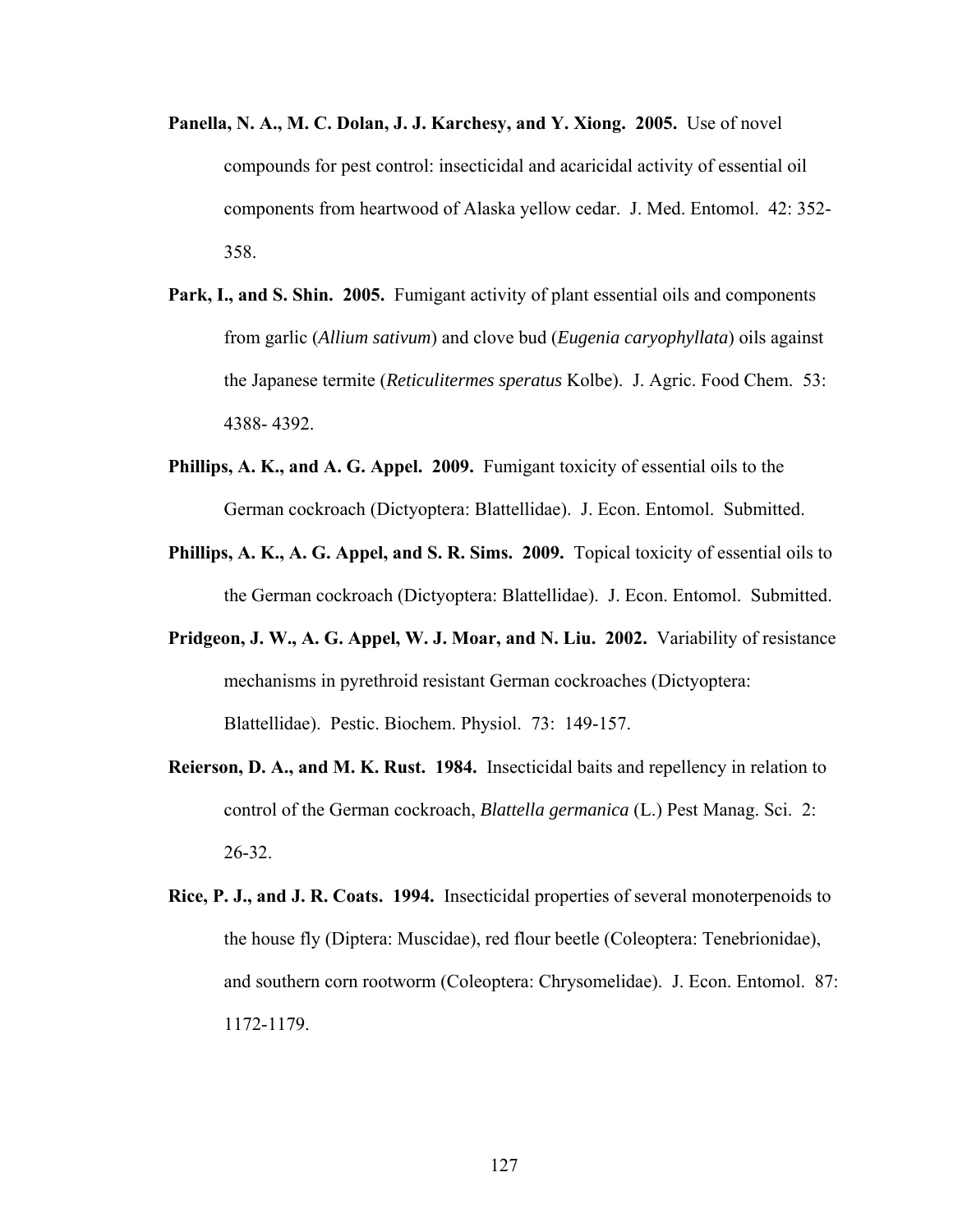**Panella, N. A., M. C. Dolan, J. J. Karchesy, and Y. Xiong. 2005.** Use of novel compounds for pest control: insecticidal and acaricidal activity of essential oil components from heartwood of Alaska yellow cedar. J. Med. Entomol. 42: 352-358.

**Park, I., and S. Shin. 2005.** Fumigant activity of plant essential oils and components from garlic (*Allium sativum*) and clove bud (*Eugenia caryophyllata*) oils against the Japanese termite (*Reticulitermes speratus* Kolbe). J. Agric. Food Chem. 53: 4388- 4392.

**Phillips, A. K., and A. G. Appel. 2009.** Fumigant toxicity of essential oils to the German cockroach (Dictyoptera: Blattellidae). J. Econ. Entomol. Submitted.

**Phillips, A. K., A. G. Appel, and S. R. Sims. 2009.** Topical toxicity of essential oils to the German cockroach (Dictyoptera: Blattellidae). J. Econ. Entomol. Submitted.

**Pridgeon, J. W., A. G. Appel, W. J. Moar, and N. Liu. 2002.** Variability of resistance mechanisms in pyrethroid resistant German cockroaches (Dictyoptera: Blattellidae). Pestic. Biochem. Physiol. 73: 149-157.

**Reierson, D. A., and M. K. Rust. 1984.** Insecticidal baits and repellency in relation to control of the German cockroach, *Blattella germanica* (L.) Pest Manag. Sci. 2: 26-32.

**Rice, P. J., and J. R. Coats. 1994.** Insecticidal properties of several monoterpenoids to the house fly (Diptera: Muscidae), red flour beetle (Coleoptera: Tenebrionidae), and southern corn rootworm (Coleoptera: Chrysomelidae). J. Econ. Entomol. 87: 1172-1179.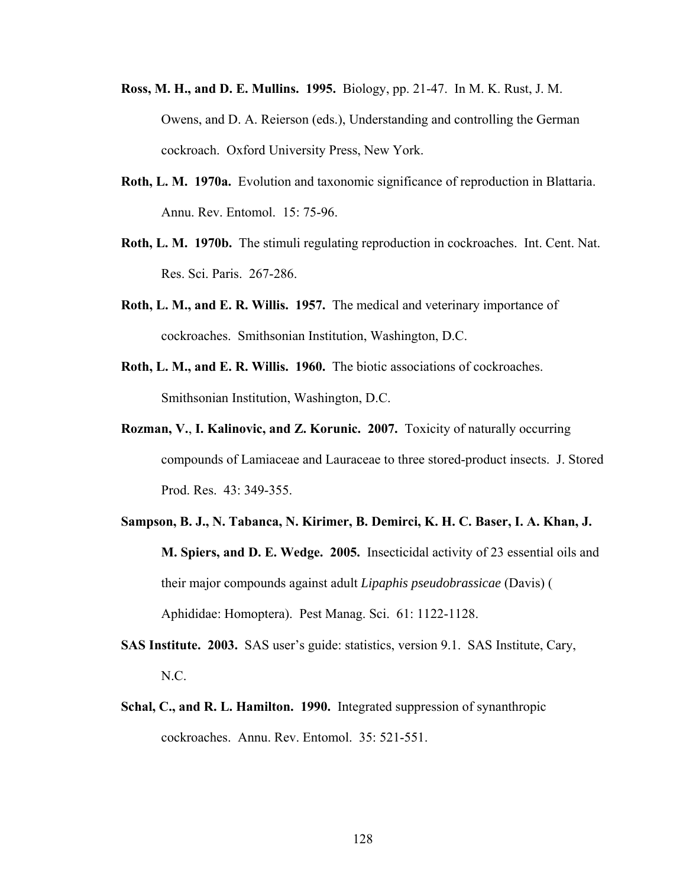**Ross, M. H., and D. E. Mullins. 1995.** Biology, pp. 21-47. In M. K. Rust, J. M. Owens, and D. A. Reierson (eds.), Understanding and controlling the German cockroach. Oxford University Press, New York.

**Roth, L. M. 1970a.** Evolution and taxonomic significance of reproduction in Blattaria. Annu. Rev. Entomol. 15: 75-96.

**Roth, L. M. 1970b.** The stimuli regulating reproduction in cockroaches. Int. Cent. Nat. Res. Sci. Paris. 267-286.

**Roth, L. M., and E. R. Willis. 1957.** The medical and veterinary importance of cockroaches. Smithsonian Institution, Washington, D.C.

**Roth, L. M., and E. R. Willis. 1960.** The biotic associations of cockroaches. Smithsonian Institution, Washington, D.C.

**Rozman, V., I. Kalinovic, and Z. Korunic. 2007.** Toxicity of naturally occurring compounds of Lamiaceae and Lauraceae to three stored-product insects. J. Stored Prod. Res. 43: 349-355.

**Sampson, B. J., N. Tabanca, N. Kirimer, B. Demirci, K. H. C. Baser, I. A. Khan, J. M. Spiers, and D. E. Wedge. 2005.** Insecticidal activity of 23 essential oils and their major compounds against adult *Lipaphis pseudobrassicae* (Davis) ( Aphididae: Homoptera). Pest Manag. Sci. 61: 1122-1128.

**SAS Institute. 2003.** SAS user's guide: statistics, version 9.1. SAS Institute, Cary, N.C.

**Schal, C., and R. L. Hamilton. 1990.** Integrated suppression of synanthropic cockroaches. Annu. Rev. Entomol. 35: 521-551.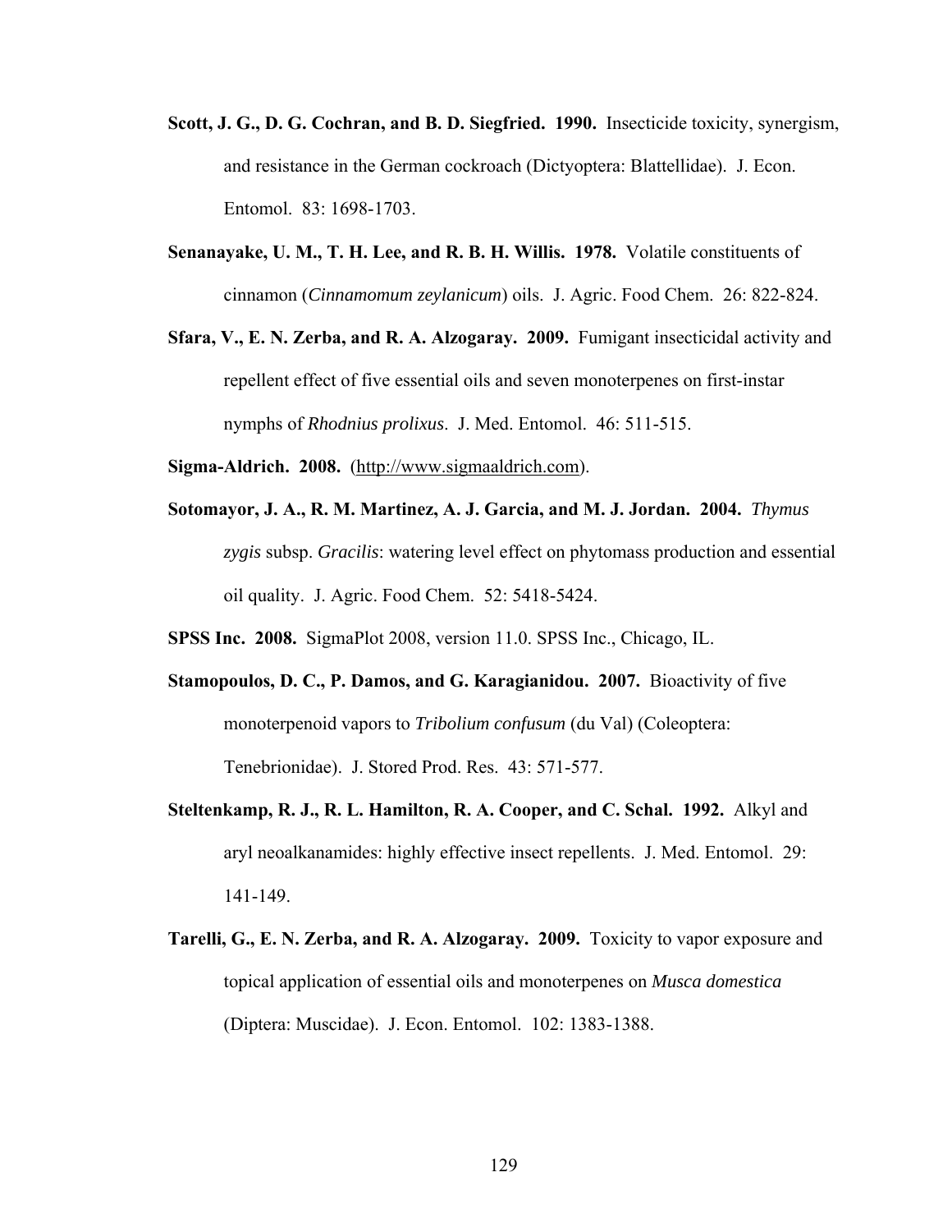**Scott, J. G., D. G. Cochran, and B. D. Siegfried. 1990.** Insecticide toxicity, synergism, and resistance in the German cockroach (Dictyoptera: Blattellidae). J. Econ. Entomol. 83: 1698-1703.

**Senanayake, U. M., T. H. Lee, and R. B. H. Willis. 1978.** Volatile constituents of cinnamon (*Cinnamomum zeylanicum*) oils. J. Agric. Food Chem. 26: 822-824.

**Sfara, V., E. N. Zerba, and R. A. Alzogaray. 2009.** Fumigant insecticidal activity and repellent effect of five essential oils and seven monoterpenes on first-instar nymphs of *Rhodnius prolixus*. J. Med. Entomol. 46: 511-515.

**Sigma-Aldrich. 2008.** (http://www.sigmaaldrich.com).

**Sotomayor, J. A., R. M. Martinez, A. J. Garcia, and M. J. Jordan. 2004.** *Thymus zygis* subsp. *Gracilis*: watering level effect on phytomass production and essential oil quality. J. Agric. Food Chem. 52: 5418-5424.

**SPSS Inc. 2008.** SigmaPlot 2008, version 11.0. SPSS Inc., Chicago, IL.

**Stamopoulos, D. C., P. Damos, and G. Karagianidou. 2007.** Bioactivity of five monoterpenoid vapors to *Tribolium confusum* (du Val) (Coleoptera: Tenebrionidae). J. Stored Prod. Res. 43: 571-577.

**Steltenkamp, R. J., R. L. Hamilton, R. A. Cooper, and C. Schal. 1992.** Alkyl and aryl neoalkanamides: highly effective insect repellents. J. Med. Entomol. 29: 141-149.

**Tarelli, G., E. N. Zerba, and R. A. Alzogaray. 2009.** Toxicity to vapor exposure and topical application of essential oils and monoterpenes on *Musca domestica* (Diptera: Muscidae). J. Econ. Entomol. 102: 1383-1388.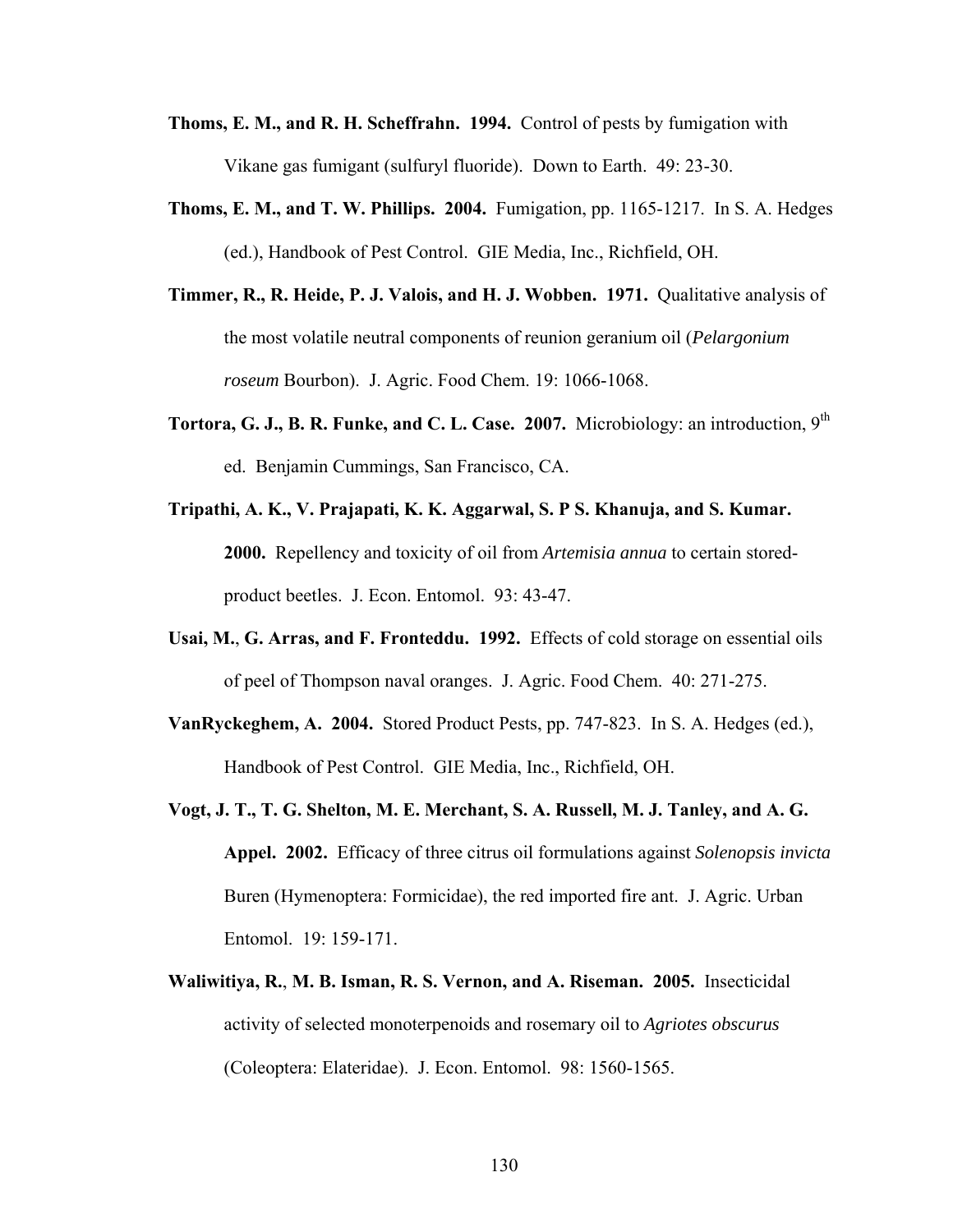**Thoms, E. M., and R. H. Scheffrahn. 1994.** Control of pests by fumigation with Vikane gas fumigant (sulfuryl fluoride). Down to Earth. 49: 23-30.

**Thoms, E. M., and T. W. Phillips. 2004.** Fumigation, pp. 1165-1217. In S. A. Hedges (ed.), Handbook of Pest Control. GIE Media, Inc., Richfield, OH.

**Timmer, R., R. Heide, P. J. Valois, and H. J. Wobben. 1971.** Qualitative analysis of the most volatile neutral components of reunion geranium oil (*Pelargonium roseum* Bourbon). J. Agric. Food Chem. 19: 1066-1068.

**Tortora, G. J., B. R. Funke, and C. L. Case. 2007.** Microbiology: an introduction, 9th ed. Benjamin Cummings, San Francisco, CA.

**Tripathi, A. K., V. Prajapati, K. K. Aggarwal, S. P S. Khanuja, and S. Kumar. 2000.** Repellency and toxicity of oil from *Artemisia annua* to certain stored-product beetles. J. Econ. Entomol. 93: 43-47.

**Usai, M.**, **G. Arras, and F. Fronteddu. 1992.** Effects of cold storage on essential oils of peel of Thompson naval oranges. J. Agric. Food Chem. 40: 271-275.

**VanRyckeghem, A. 2004.** Stored Product Pests, pp. 747-823. In S. A. Hedges (ed.), Handbook of Pest Control. GIE Media, Inc., Richfield, OH.

**Vogt, J. T., T. G. Shelton, M. E. Merchant, S. A. Russell, M. J. Tanley, and A. G. Appel. 2002.** Efficacy of three citrus oil formulations against *Solenopsis invicta* Buren (Hymenoptera: Formicidae), the red imported fire ant. J. Agric. Urban Entomol. 19: 159-171.

**Waliwitiya, R.**, **M. B. Isman, R. S. Vernon, and A. Riseman. 2005.** Insecticidal activity of selected monoterpenoids and rosemary oil to *Agriotes obscurus* (Coleoptera: Elateridae). J. Econ. Entomol. 98: 1560-1565.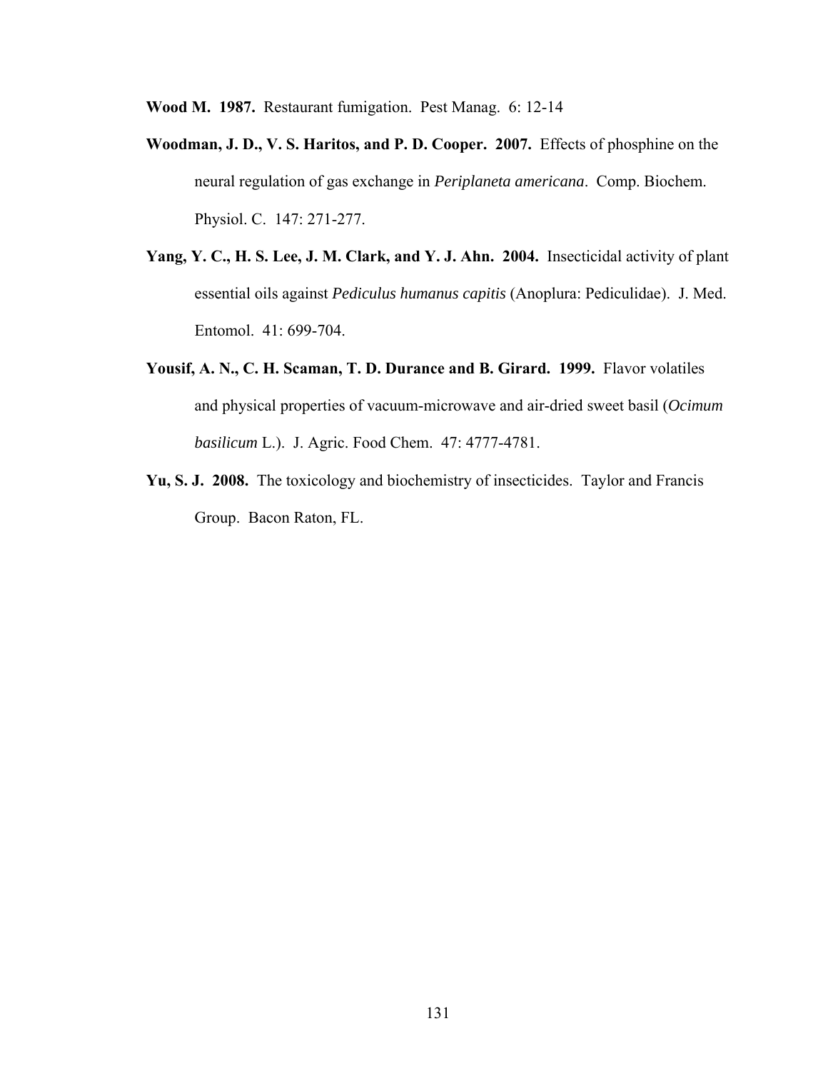**Wood M. 1987.** Restaurant fumigation. Pest Manag. 6: 12-14

**Woodman, J. D., V. S. Haritos, and P. D. Cooper. 2007.** Effects of phosphine on the neural regulation of gas exchange in *Periplaneta americana*. Comp. Biochem. Physiol. C. 147: 271-277.

**Yang, Y. C., H. S. Lee, J. M. Clark, and Y. J. Ahn. 2004.** Insecticidal activity of plant essential oils against *Pediculus humanus capitis* (Anoplura: Pediculidae). J. Med. Entomol. 41: 699-704.

**Yousif, A. N., C. H. Scaman, T. D. Durance and B. Girard. 1999.** Flavor volatiles and physical properties of vacuum-microwave and air-dried sweet basil (*Ocimum basilicum* L.). J. Agric. Food Chem. 47: 4777-4781.

**Yu, S. J. 2008.** The toxicology and biochemistry of insecticides. Taylor and Francis Group. Bacon Raton, FL.